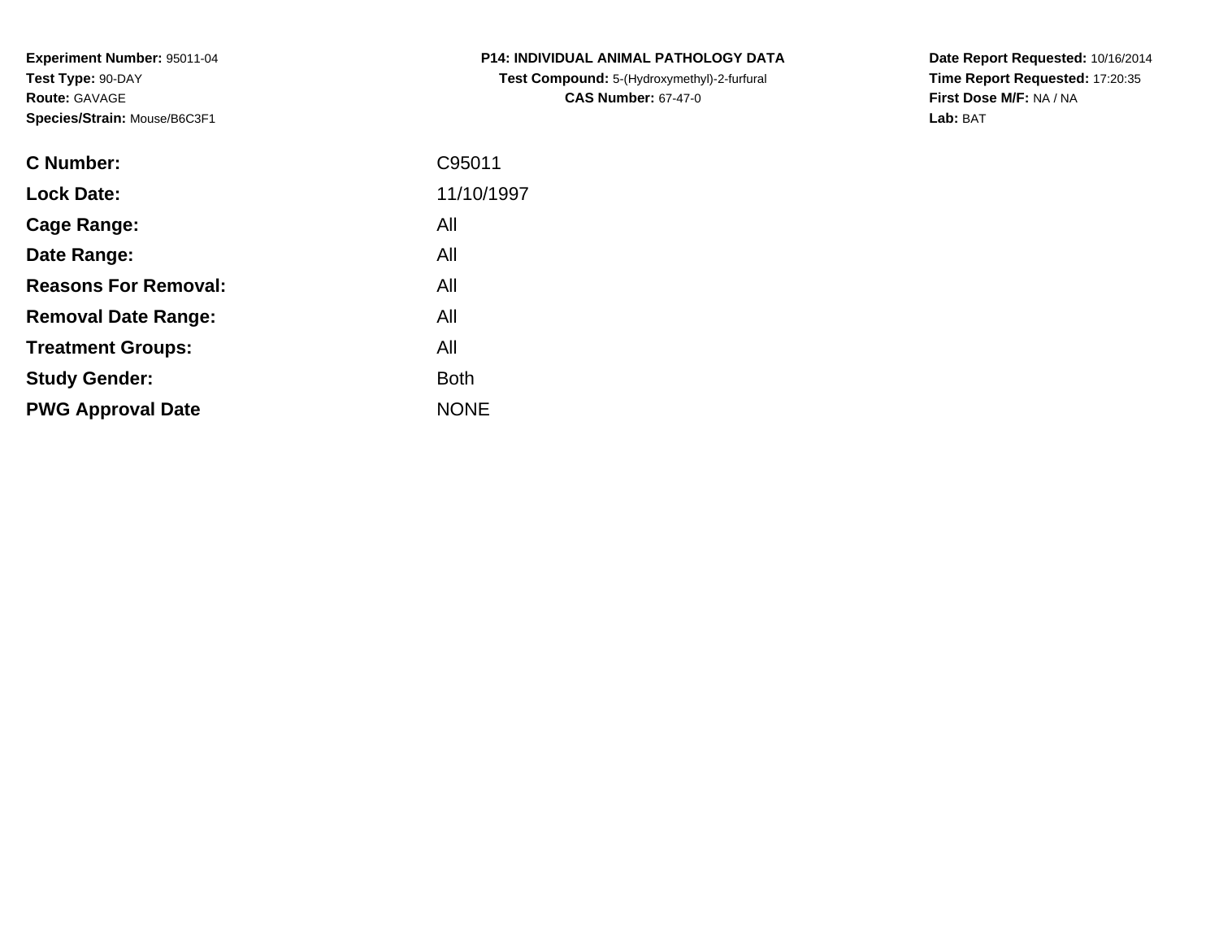**Experiment Number:** 95011-04
**Test Type:** 90-DAY
**Route:** GAVAGE
**Species/Strain:** Mouse/B6C3F1

**P14: INDIVIDUAL ANIMAL PATHOLOGY DATA**
**Test Compound:** 5-(Hydroxymethyl)-2-furfural
**CAS Number:** 67-47-0

**Date Report Requested:** 10/16/2014
**Time Report Requested:** 17:20:35
**First Dose M/F:** NA / NA
**Lab:** BAT

| | |
|---|---|
| **C Number:** | C95011 |
| **Lock Date:** | 11/10/1997 |
| **Cage Range:** | All |
| **Date Range:** | All |
| **Reasons For Removal:** | All |
| **Removal Date Range:** | All |
| **Treatment Groups:** | All |
| **Study Gender:** | Both |
| **PWG Approval Date** | NONE |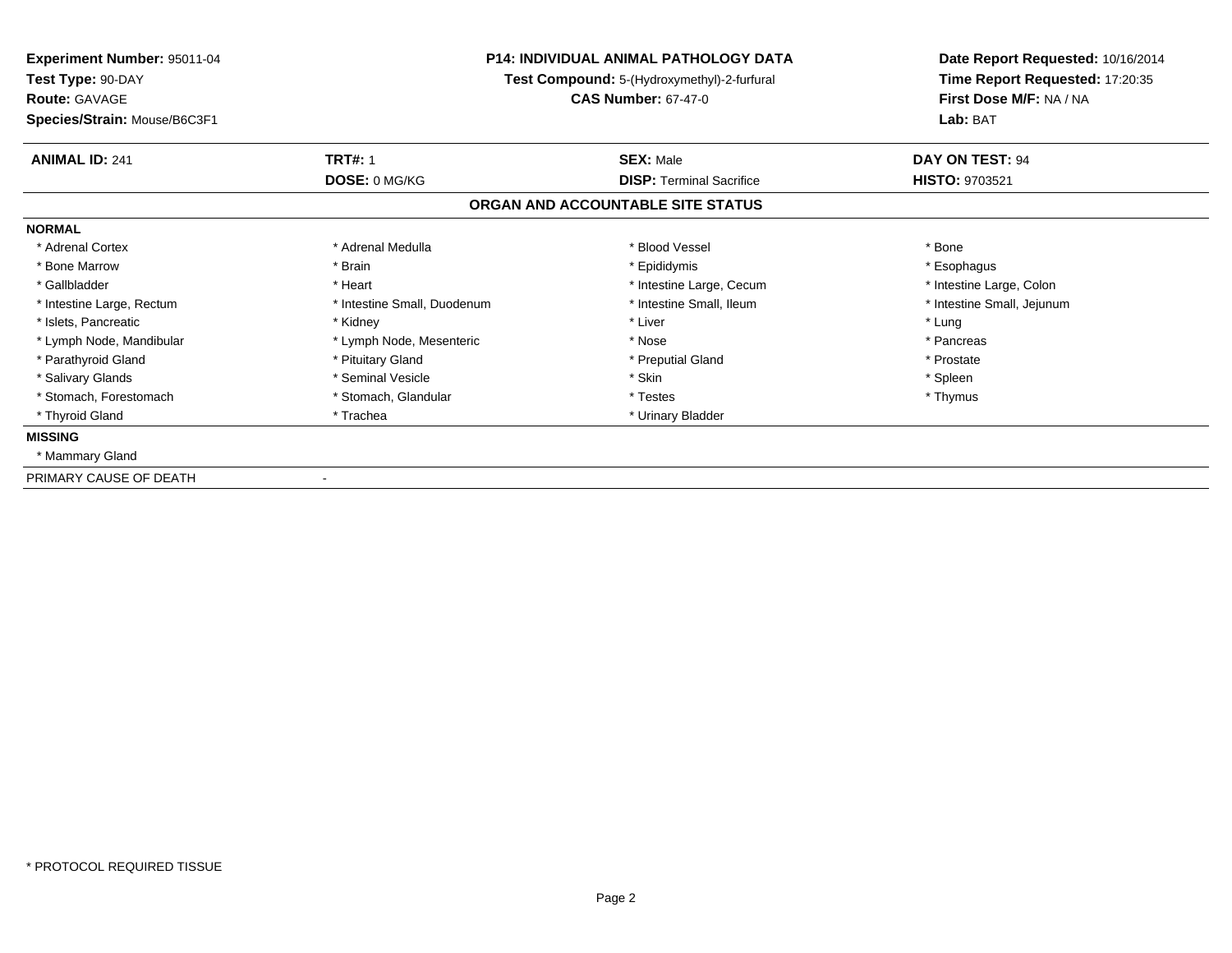**Experiment Number:** 95011-04
**Test Type:** 90-DAY
**Route:** GAVAGE
**Species/Strain:** Mouse/B6C3F1

**P14: INDIVIDUAL ANIMAL PATHOLOGY DATA**
**Test Compound:** 5-(Hydroxymethyl)-2-furfural
**CAS Number:** 67-47-0

**Date Report Requested:** 10/16/2014
**Time Report Requested:** 17:20:35
**First Dose M/F:** NA / NA
**Lab:** BAT

| **ANIMAL ID:** 241 | **TRT#:** 1 | **SEX:** Male | **DAY ON TEST:** 94 |
|---|---|---|---|
| | **DOSE:** 0 MG/KG | **DISP:** Terminal Sacrifice | **HISTO:** 9703521 |

## ORGAN AND ACCOUNTABLE SITE STATUS

**NORMAL**

| | | | |
|---|---|---|---|
| * Adrenal Cortex | * Adrenal Medulla | * Blood Vessel | * Bone |
| * Bone Marrow | * Brain | * Epididymis | * Esophagus |
| * Gallbladder | * Heart | * Intestine Large, Cecum | * Intestine Large, Colon |
| * Intestine Large, Rectum | * Intestine Small, Duodenum | * Intestine Small, Ileum | * Intestine Small, Jejunum |
| * Islets, Pancreatic | * Kidney | * Liver | * Lung |
| * Lymph Node, Mandibular | * Lymph Node, Mesenteric | * Nose | * Pancreas |
| * Parathyroid Gland | * Pituitary Gland | * Preputial Gland | * Prostate |
| * Salivary Glands | * Seminal Vesicle | * Skin | * Spleen |
| * Stomach, Forestomach | * Stomach, Glandular | * Testes | * Thymus |
| * Thyroid Gland | * Trachea | * Urinary Bladder | |

**MISSING**

* Mammary Gland

PRIMARY CAUSE OF DEATH -

* PROTOCOL REQUIRED TISSUE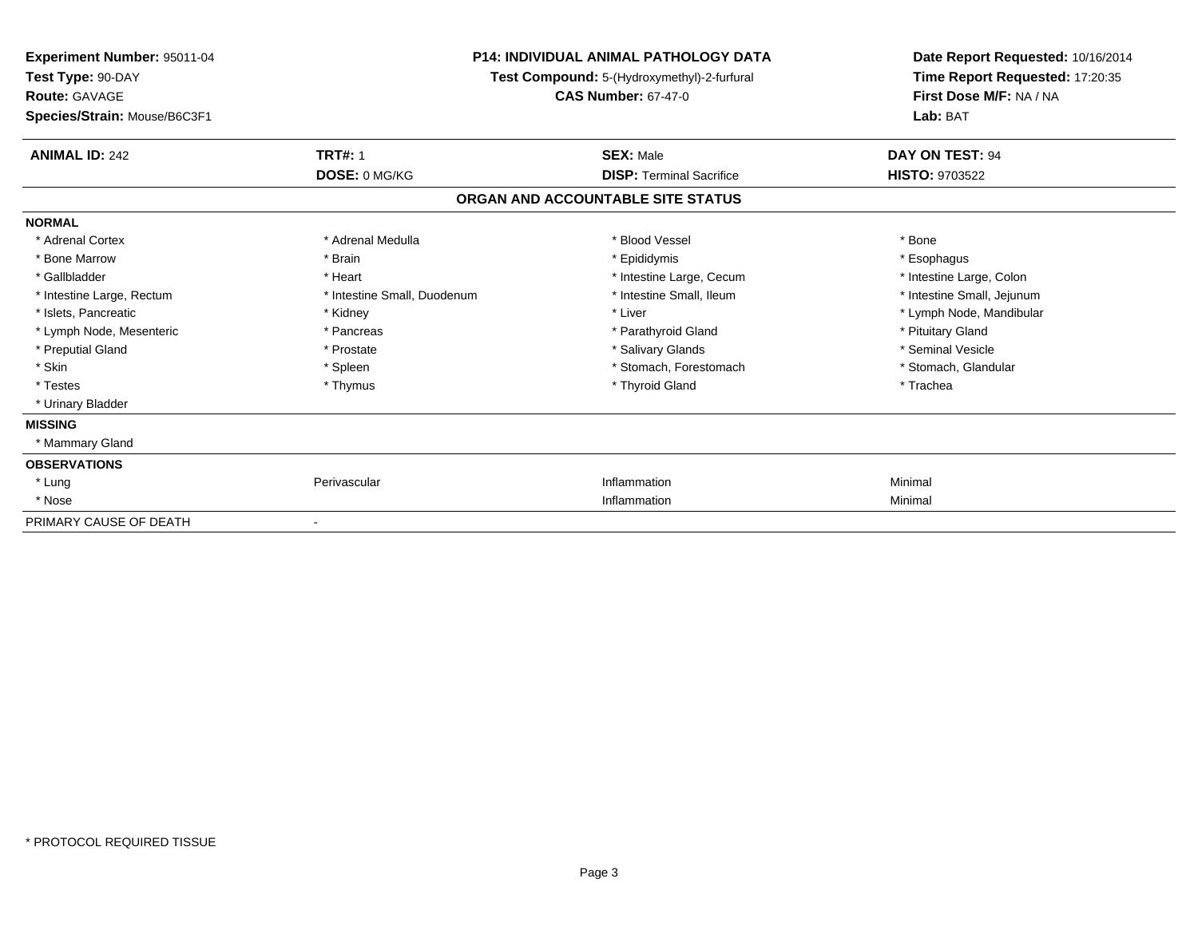**Experiment Number:** 95011-04
**Test Type:** 90-DAY
**Route:** GAVAGE
**Species/Strain:** Mouse/B6C3F1

**P14: INDIVIDUAL ANIMAL PATHOLOGY DATA**
**Test Compound:** 5-(Hydroxymethyl)-2-furfural
**CAS Number:** 67-47-0

**Date Report Requested:** 10/16/2014
**Time Report Requested:** 17:20:35
**First Dose M/F:** NA / NA
**Lab:** BAT

| **ANIMAL ID:** 242 | **TRT#:** 1 | **SEX:** Male | **DAY ON TEST:** 94 |
|---|---|---|---|
| | **DOSE:** 0 MG/KG | **DISP:** Terminal Sacrifice | **HISTO:** 9703522 |

## ORGAN AND ACCOUNTABLE SITE STATUS

| | | | |
|---|---|---|---|
| **NORMAL** | | | |
| * Adrenal Cortex | * Adrenal Medulla | * Blood Vessel | * Bone |
| * Bone Marrow | * Brain | * Epididymis | * Esophagus |
| * Gallbladder | * Heart | * Intestine Large, Cecum | * Intestine Large, Colon |
| * Intestine Large, Rectum | * Intestine Small, Duodenum | * Intestine Small, Ileum | * Intestine Small, Jejunum |
| * Islets, Pancreatic | * Kidney | * Liver | * Lymph Node, Mandibular |
| * Lymph Node, Mesenteric | * Pancreas | * Parathyroid Gland | * Pituitary Gland |
| * Preputial Gland | * Prostate | * Salivary Glands | * Seminal Vesicle |
| * Skin | * Spleen | * Stomach, Forestomach | * Stomach, Glandular |
| * Testes | * Thymus | * Thyroid Gland | * Trachea |
| * Urinary Bladder | | | |
| **MISSING** | | | |
| * Mammary Gland | | | |
| **OBSERVATIONS** | | | |
| * Lung | Perivascular | Inflammation | Minimal |
| * Nose | | Inflammation | Minimal |
| PRIMARY CAUSE OF DEATH | - | | |

\* PROTOCOL REQUIRED TISSUE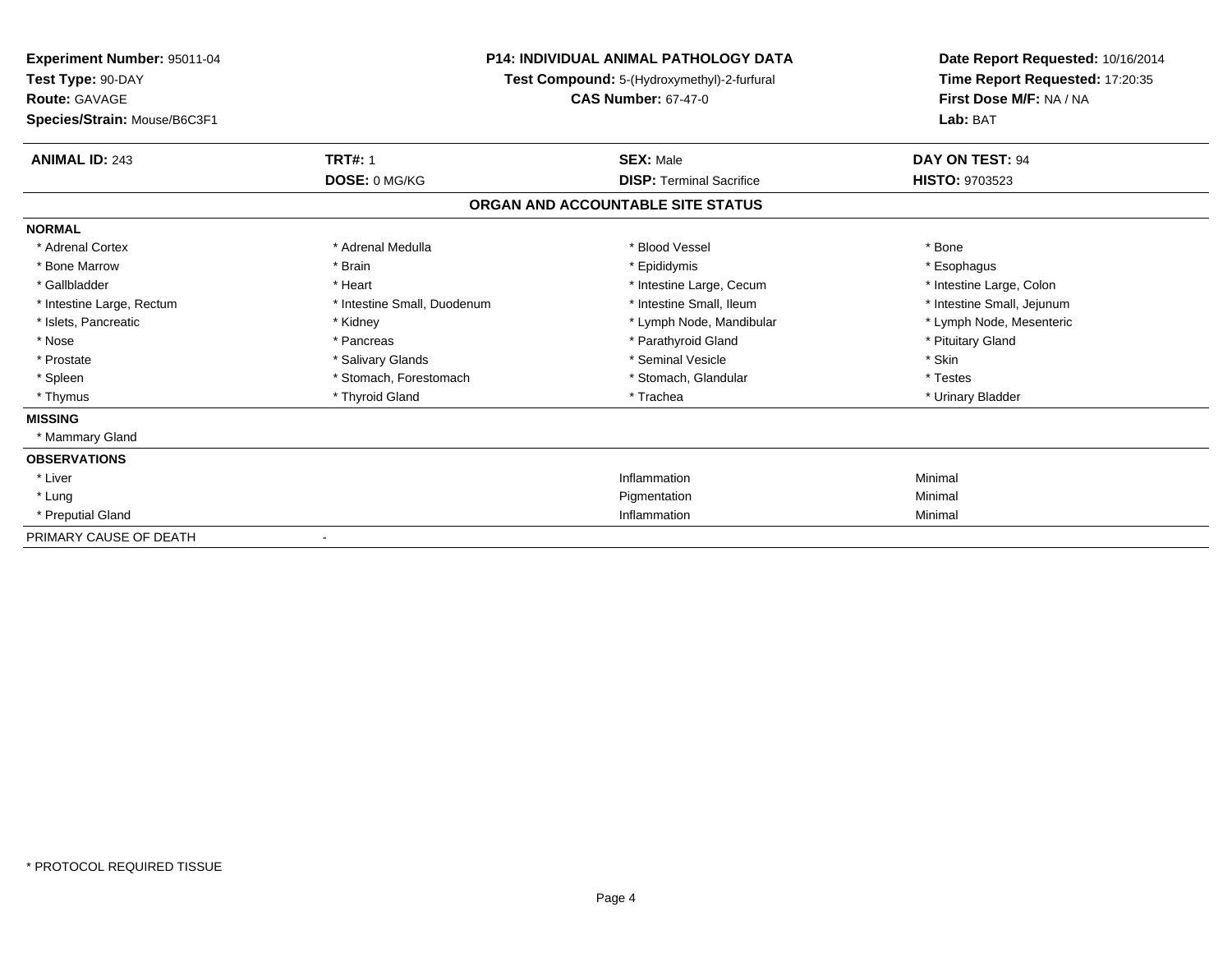**Experiment Number:** 95011-04
**Test Type:** 90-DAY
**Route:** GAVAGE
**Species/Strain:** Mouse/B6C3F1

**P14: INDIVIDUAL ANIMAL PATHOLOGY DATA**
**Test Compound:** 5-(Hydroxymethyl)-2-furfural
**CAS Number:** 67-47-0

**Date Report Requested:** 10/16/2014
**Time Report Requested:** 17:20:35
**First Dose M/F:** NA / NA
**Lab:** BAT

| **ANIMAL ID:** 243 | **TRT#:** 1 | **SEX:** Male | **DAY ON TEST:** 94 |
|---|---|---|---|
| | **DOSE:** 0 MG/KG | **DISP:** Terminal Sacrifice | **HISTO:** 9703523 |

**ORGAN AND ACCOUNTABLE SITE STATUS**

**NORMAL**

| | | | |
|---|---|---|---|
| * Adrenal Cortex | * Adrenal Medulla | * Blood Vessel | * Bone |
| * Bone Marrow | * Brain | * Epididymis | * Esophagus |
| * Gallbladder | * Heart | * Intestine Large, Cecum | * Intestine Large, Colon |
| * Intestine Large, Rectum | * Intestine Small, Duodenum | * Intestine Small, Ileum | * Intestine Small, Jejunum |
| * Islets, Pancreatic | * Kidney | * Lymph Node, Mandibular | * Lymph Node, Mesenteric |
| * Nose | * Pancreas | * Parathyroid Gland | * Pituitary Gland |
| * Prostate | * Salivary Glands | * Seminal Vesicle | * Skin |
| * Spleen | * Stomach, Forestomach | * Stomach, Glandular | * Testes |
| * Thymus | * Thyroid Gland | * Trachea | * Urinary Bladder |

**MISSING**

* Mammary Gland

**OBSERVATIONS**

| | | |
|---|---|---|
| * Liver | Inflammation | Minimal |
| * Lung | Pigmentation | Minimal |
| * Preputial Gland | Inflammation | Minimal |

PRIMARY CAUSE OF DEATH -

* PROTOCOL REQUIRED TISSUE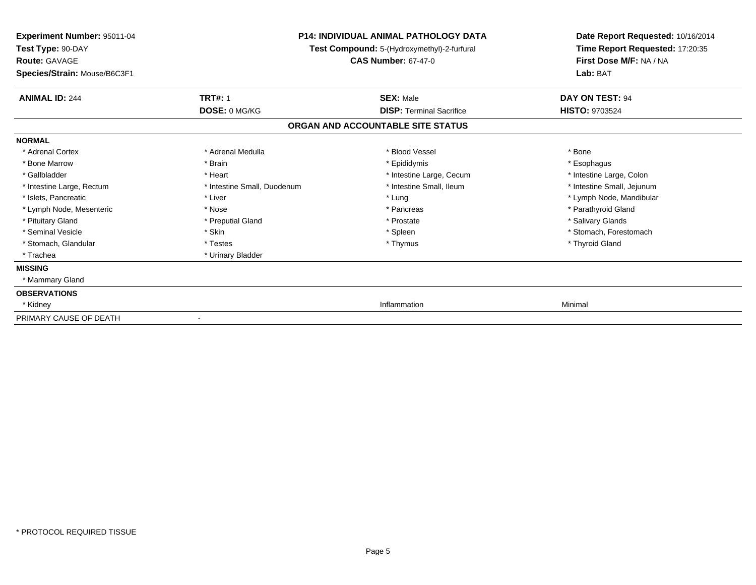**Experiment Number:** 95011-04
**Test Type:** 90-DAY
**Route:** GAVAGE
**Species/Strain:** Mouse/B6C3F1

**P14: INDIVIDUAL ANIMAL PATHOLOGY DATA**
**Test Compound:** 5-(Hydroxymethyl)-2-furfural
**CAS Number:** 67-47-0

**Date Report Requested:** 10/16/2014
**Time Report Requested:** 17:20:35
**First Dose M/F:** NA / NA
**Lab:** BAT

| **ANIMAL ID:** 244 | **TRT#:** 1 | **SEX:** Male | **DAY ON TEST:** 94 |
|---|---|---|---|
| | **DOSE:** 0 MG/KG | **DISP:** Terminal Sacrifice | **HISTO:** 9703524 |

## ORGAN AND ACCOUNTABLE SITE STATUS

**NORMAL**

| | | | |
|---|---|---|---|
| * Adrenal Cortex | * Adrenal Medulla | * Blood Vessel | * Bone |
| * Bone Marrow | * Brain | * Epididymis | * Esophagus |
| * Gallbladder | * Heart | * Intestine Large, Cecum | * Intestine Large, Colon |
| * Intestine Large, Rectum | * Intestine Small, Duodenum | * Intestine Small, Ileum | * Intestine Small, Jejunum |
| * Islets, Pancreatic | * Liver | * Lung | * Lymph Node, Mandibular |
| * Lymph Node, Mesenteric | * Nose | * Pancreas | * Parathyroid Gland |
| * Pituitary Gland | * Preputial Gland | * Prostate | * Salivary Glands |
| * Seminal Vesicle | * Skin | * Spleen | * Stomach, Forestomach |
| * Stomach, Glandular | * Testes | * Thymus | * Thyroid Gland |
| * Trachea | * Urinary Bladder | | |

**MISSING**

* Mammary Gland

**OBSERVATIONS**

| | | | |
|---|---|---|---|
| * Kidney | | Inflammation | Minimal |

PRIMARY CAUSE OF DEATH -

* PROTOCOL REQUIRED TISSUE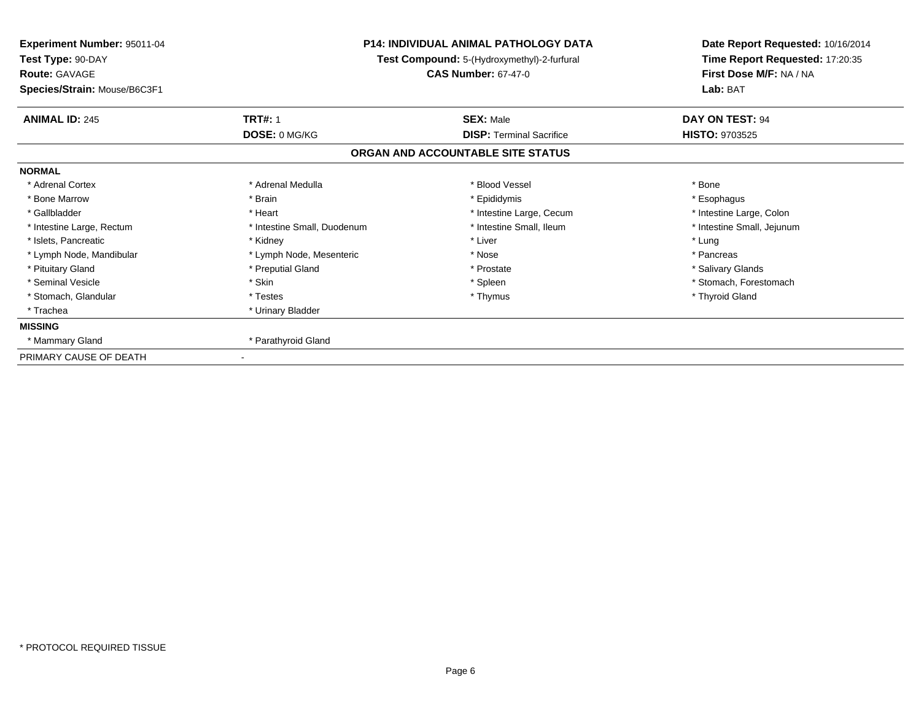**Experiment Number:** 95011-04
**Test Type:** 90-DAY
**Route:** GAVAGE
**Species/Strain:** Mouse/B6C3F1

**P14: INDIVIDUAL ANIMAL PATHOLOGY DATA**
**Test Compound:** 5-(Hydroxymethyl)-2-furfural
**CAS Number:** 67-47-0

**Date Report Requested:** 10/16/2014
**Time Report Requested:** 17:20:35
**First Dose M/F:** NA / NA
**Lab:** BAT

| **ANIMAL ID:** 245 | **TRT#:** 1 | **SEX:** Male | **DAY ON TEST:** 94 |
|---|---|---|---|
| | **DOSE:** 0 MG/KG | **DISP:** Terminal Sacrifice | **HISTO:** 9703525 |

## ORGAN AND ACCOUNTABLE SITE STATUS

**NORMAL**

| | | | |
|---|---|---|---|
| * Adrenal Cortex | * Adrenal Medulla | * Blood Vessel | * Bone |
| * Bone Marrow | * Brain | * Epididymis | * Esophagus |
| * Gallbladder | * Heart | * Intestine Large, Cecum | * Intestine Large, Colon |
| * Intestine Large, Rectum | * Intestine Small, Duodenum | * Intestine Small, Ileum | * Intestine Small, Jejunum |
| * Islets, Pancreatic | * Kidney | * Liver | * Lung |
| * Lymph Node, Mandibular | * Lymph Node, Mesenteric | * Nose | * Pancreas |
| * Pituitary Gland | * Preputial Gland | * Prostate | * Salivary Glands |
| * Seminal Vesicle | * Skin | * Spleen | * Stomach, Forestomach |
| * Stomach, Glandular | * Testes | * Thymus | * Thyroid Gland |
| * Trachea | * Urinary Bladder | | |

**MISSING**

| | |
|---|---|
| * Mammary Gland | * Parathyroid Gland |

PRIMARY CAUSE OF DEATH -

* PROTOCOL REQUIRED TISSUE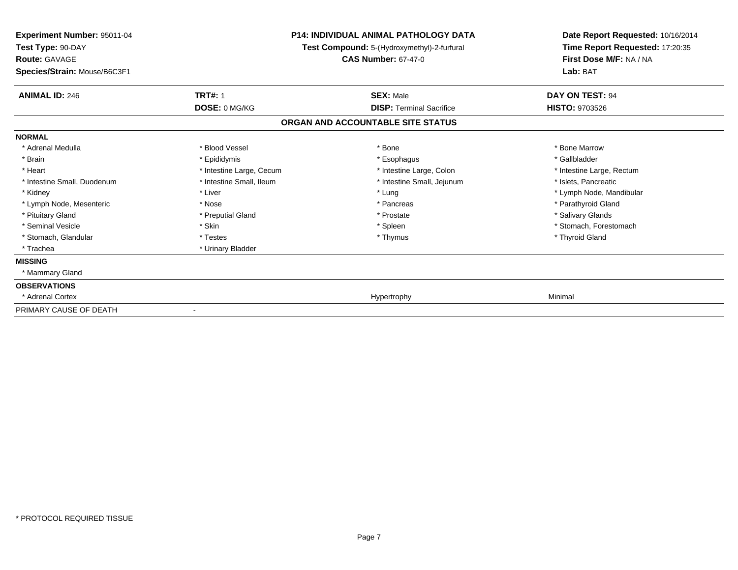**Experiment Number:** 95011-04
**Test Type:** 90-DAY
**Route:** GAVAGE
**Species/Strain:** Mouse/B6C3F1

**P14: INDIVIDUAL ANIMAL PATHOLOGY DATA**
**Test Compound:** 5-(Hydroxymethyl)-2-furfural
**CAS Number:** 67-47-0

**Date Report Requested:** 10/16/2014
**Time Report Requested:** 17:20:35
**First Dose M/F:** NA / NA
**Lab:** BAT

| **ANIMAL ID:** 246 | **TRT#:** 1 | **SEX:** Male | **DAY ON TEST:** 94 |
|---|---|---|---|
| | **DOSE:** 0 MG/KG | **DISP:** Terminal Sacrifice | **HISTO:** 9703526 |

## ORGAN AND ACCOUNTABLE SITE STATUS

**NORMAL**

| | | | |
|---|---|---|---|
| * Adrenal Medulla | * Blood Vessel | * Bone | * Bone Marrow |
| * Brain | * Epididymis | * Esophagus | * Gallbladder |
| * Heart | * Intestine Large, Cecum | * Intestine Large, Colon | * Intestine Large, Rectum |
| * Intestine Small, Duodenum | * Intestine Small, Ileum | * Intestine Small, Jejunum | * Islets, Pancreatic |
| * Kidney | * Liver | * Lung | * Lymph Node, Mandibular |
| * Lymph Node, Mesenteric | * Nose | * Pancreas | * Parathyroid Gland |
| * Pituitary Gland | * Preputial Gland | * Prostate | * Salivary Glands |
| * Seminal Vesicle | * Skin | * Spleen | * Stomach, Forestomach |
| * Stomach, Glandular | * Testes | * Thymus | * Thyroid Gland |
| * Trachea | * Urinary Bladder | | |

**MISSING**

* Mammary Gland

**OBSERVATIONS**

| | | | |
|---|---|---|---|
| * Adrenal Cortex | | Hypertrophy | Minimal |

PRIMARY CAUSE OF DEATH -

* PROTOCOL REQUIRED TISSUE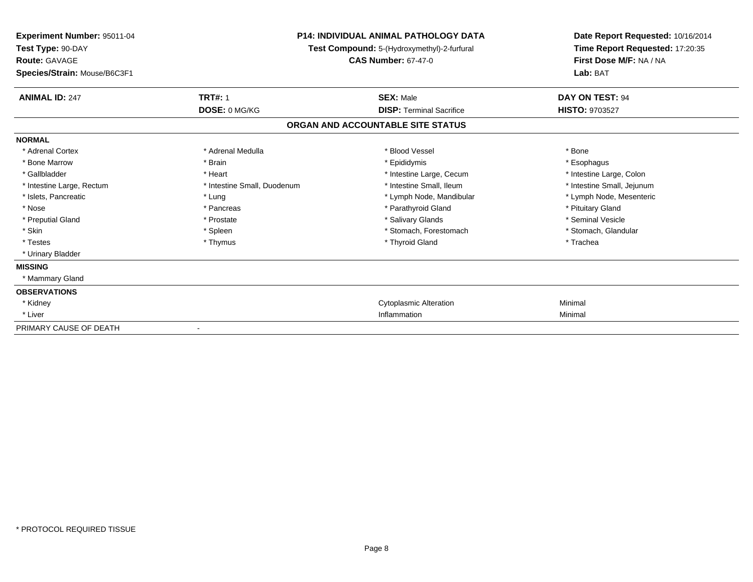**Experiment Number:** 95011-04
**Test Type:** 90-DAY
**Route:** GAVAGE
**Species/Strain:** Mouse/B6C3F1

**P14: INDIVIDUAL ANIMAL PATHOLOGY DATA**
**Test Compound:** 5-(Hydroxymethyl)-2-furfural
**CAS Number:** 67-47-0

**Date Report Requested:** 10/16/2014
**Time Report Requested:** 17:20:35
**First Dose M/F:** NA / NA
**Lab:** BAT

| **ANIMAL ID:** 247 | **TRT#:** 1 | **SEX:** Male | **DAY ON TEST:** 94 |
|---|---|---|---|
| | **DOSE:** 0 MG/KG | **DISP:** Terminal Sacrifice | **HISTO:** 9703527 |

## ORGAN AND ACCOUNTABLE SITE STATUS

**NORMAL**

| | | | |
|---|---|---|---|
| * Adrenal Cortex | * Adrenal Medulla | * Blood Vessel | * Bone |
| * Bone Marrow | * Brain | * Epididymis | * Esophagus |
| * Gallbladder | * Heart | * Intestine Large, Cecum | * Intestine Large, Colon |
| * Intestine Large, Rectum | * Intestine Small, Duodenum | * Intestine Small, Ileum | * Intestine Small, Jejunum |
| * Islets, Pancreatic | * Lung | * Lymph Node, Mandibular | * Lymph Node, Mesenteric |
| * Nose | * Pancreas | * Parathyroid Gland | * Pituitary Gland |
| * Preputial Gland | * Prostate | * Salivary Glands | * Seminal Vesicle |
| * Skin | * Spleen | * Stomach, Forestomach | * Stomach, Glandular |
| * Testes | * Thymus | * Thyroid Gland | * Trachea |
| * Urinary Bladder | | | |

**MISSING**

* Mammary Gland

**OBSERVATIONS**

| | | |
|---|---|---|
| * Kidney | Cytoplasmic Alteration | Minimal |
| * Liver | Inflammation | Minimal |

PRIMARY CAUSE OF DEATH -

\* PROTOCOL REQUIRED TISSUE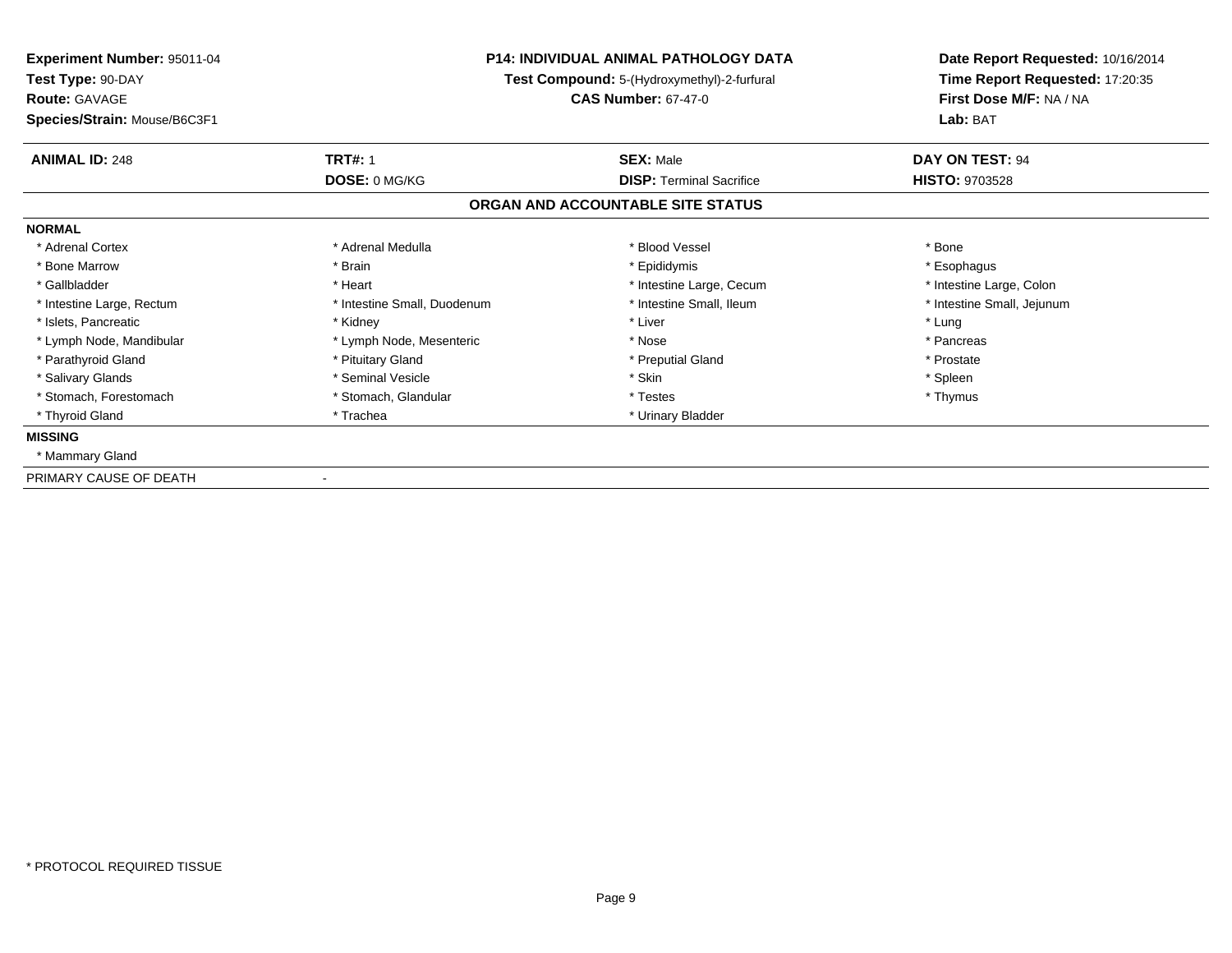**Experiment Number:** 95011-04
**Test Type:** 90-DAY
**Route:** GAVAGE
**Species/Strain:** Mouse/B6C3F1

**P14: INDIVIDUAL ANIMAL PATHOLOGY DATA**
**Test Compound:** 5-(Hydroxymethyl)-2-furfural
**CAS Number:** 67-47-0

**Date Report Requested:** 10/16/2014
**Time Report Requested:** 17:20:35
**First Dose M/F:** NA / NA
**Lab:** BAT

| **ANIMAL ID:** 248 | **TRT#:** 1 | **SEX:** Male | **DAY ON TEST:** 94 |
|---|---|---|---|
| | **DOSE:** 0 MG/KG | **DISP:** Terminal Sacrifice | **HISTO:** 9703528 |

## ORGAN AND ACCOUNTABLE SITE STATUS

**NORMAL**

| | | | |
|---|---|---|---|
| * Adrenal Cortex | * Adrenal Medulla | * Blood Vessel | * Bone |
| * Bone Marrow | * Brain | * Epididymis | * Esophagus |
| * Gallbladder | * Heart | * Intestine Large, Cecum | * Intestine Large, Colon |
| * Intestine Large, Rectum | * Intestine Small, Duodenum | * Intestine Small, Ileum | * Intestine Small, Jejunum |
| * Islets, Pancreatic | * Kidney | * Liver | * Lung |
| * Lymph Node, Mandibular | * Lymph Node, Mesenteric | * Nose | * Pancreas |
| * Parathyroid Gland | * Pituitary Gland | * Preputial Gland | * Prostate |
| * Salivary Glands | * Seminal Vesicle | * Skin | * Spleen |
| * Stomach, Forestomach | * Stomach, Glandular | * Testes | * Thymus |
| * Thyroid Gland | * Trachea | * Urinary Bladder | |

**MISSING**

* Mammary Gland

PRIMARY CAUSE OF DEATH -

* PROTOCOL REQUIRED TISSUE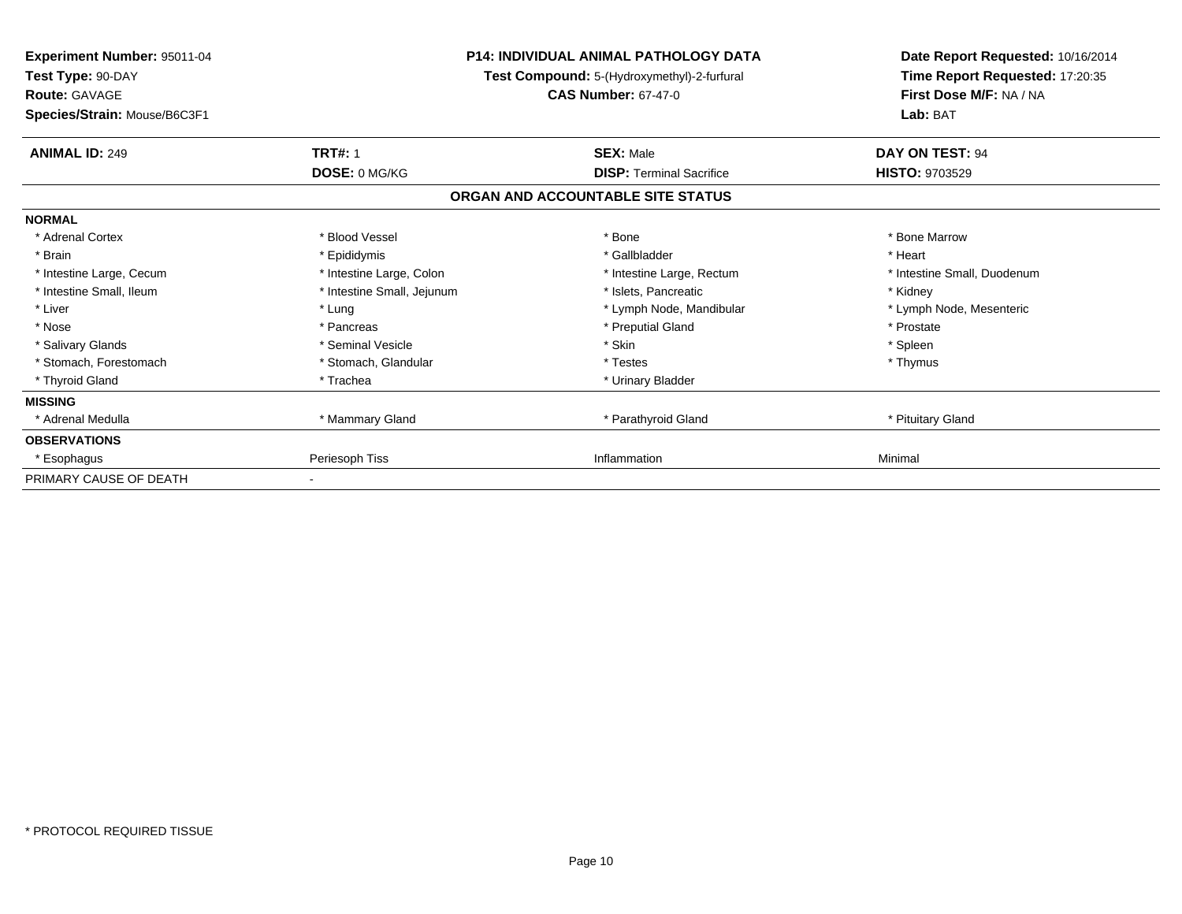**Experiment Number:** 95011-04
**Test Type:** 90-DAY
**Route:** GAVAGE
**Species/Strain:** Mouse/B6C3F1

**P14: INDIVIDUAL ANIMAL PATHOLOGY DATA**
**Test Compound:** 5-(Hydroxymethyl)-2-furfural
**CAS Number:** 67-47-0

**Date Report Requested:** 10/16/2014
**Time Report Requested:** 17:20:35
**First Dose M/F:** NA / NA
**Lab:** BAT

| **ANIMAL ID:** 249 | **TRT#:** 1 | **SEX:** Male | **DAY ON TEST:** 94 |
|---|---|---|---|
| | **DOSE:** 0 MG/KG | **DISP:** Terminal Sacrifice | **HISTO:** 9703529 |

**ORGAN AND ACCOUNTABLE SITE STATUS**

| | | | |
|---|---|---|---|
| **NORMAL** | | | |
| * Adrenal Cortex | * Blood Vessel | * Bone | * Bone Marrow |
| * Brain | * Epididymis | * Gallbladder | * Heart |
| * Intestine Large, Cecum | * Intestine Large, Colon | * Intestine Large, Rectum | * Intestine Small, Duodenum |
| * Intestine Small, Ileum | * Intestine Small, Jejunum | * Islets, Pancreatic | * Kidney |
| * Liver | * Lung | * Lymph Node, Mandibular | * Lymph Node, Mesenteric |
| * Nose | * Pancreas | * Preputial Gland | * Prostate |
| * Salivary Glands | * Seminal Vesicle | * Skin | * Spleen |
| * Stomach, Forestomach | * Stomach, Glandular | * Testes | * Thymus |
| * Thyroid Gland | * Trachea | * Urinary Bladder | |
| **MISSING** | | | |
| * Adrenal Medulla | * Mammary Gland | * Parathyroid Gland | * Pituitary Gland |
| **OBSERVATIONS** | | | |
| * Esophagus | Periesoph Tiss | Inflammation | Minimal |
| PRIMARY CAUSE OF DEATH | - | | |

* PROTOCOL REQUIRED TISSUE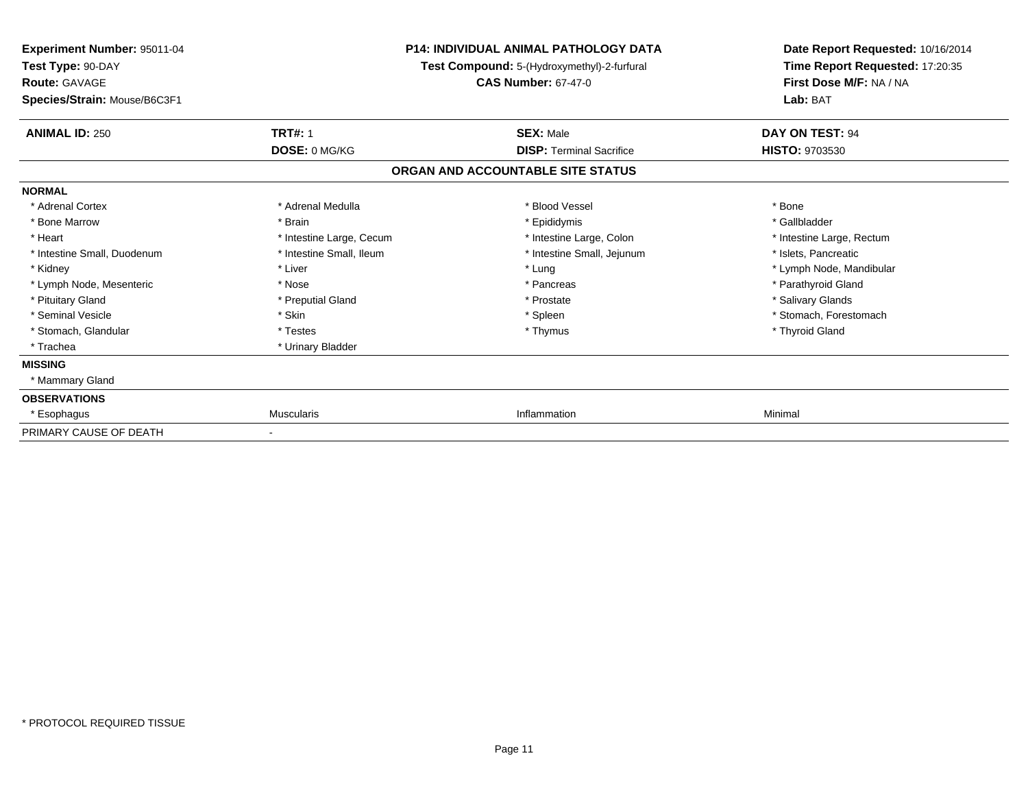**Experiment Number:** 95011-04
**Test Type:** 90-DAY
**Route:** GAVAGE
**Species/Strain:** Mouse/B6C3F1

**P14: INDIVIDUAL ANIMAL PATHOLOGY DATA**
**Test Compound:** 5-(Hydroxymethyl)-2-furfural
**CAS Number:** 67-47-0

**Date Report Requested:** 10/16/2014
**Time Report Requested:** 17:20:35
**First Dose M/F:** NA / NA
**Lab:** BAT

| **ANIMAL ID:** 250 | **TRT#:** 1 | **SEX:** Male | **DAY ON TEST:** 94 |
|---|---|---|---|
| | **DOSE:** 0 MG/KG | **DISP:** Terminal Sacrifice | **HISTO:** 9703530 |

## ORGAN AND ACCOUNTABLE SITE STATUS

| | | | |
|---|---|---|---|
| **NORMAL** | | | |
| * Adrenal Cortex | * Adrenal Medulla | * Blood Vessel | * Bone |
| * Bone Marrow | * Brain | * Epididymis | * Gallbladder |
| * Heart | * Intestine Large, Cecum | * Intestine Large, Colon | * Intestine Large, Rectum |
| * Intestine Small, Duodenum | * Intestine Small, Ileum | * Intestine Small, Jejunum | * Islets, Pancreatic |
| * Kidney | * Liver | * Lung | * Lymph Node, Mandibular |
| * Lymph Node, Mesenteric | * Nose | * Pancreas | * Parathyroid Gland |
| * Pituitary Gland | * Preputial Gland | * Prostate | * Salivary Glands |
| * Seminal Vesicle | * Skin | * Spleen | * Stomach, Forestomach |
| * Stomach, Glandular | * Testes | * Thymus | * Thyroid Gland |
| * Trachea | * Urinary Bladder | | |
| **MISSING** | | | |
| * Mammary Gland | | | |
| **OBSERVATIONS** | | | |
| * Esophagus | Muscularis | Inflammation | Minimal |
| PRIMARY CAUSE OF DEATH | - | | |

* PROTOCOL REQUIRED TISSUE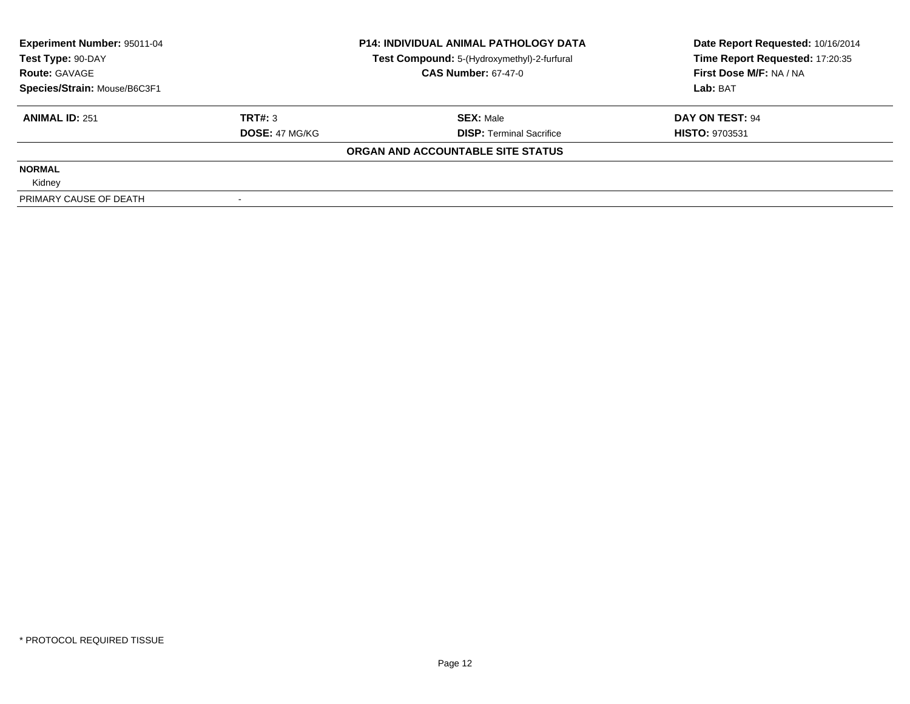| Experiment Number: 95011-04 | P14: INDIVIDUAL ANIMAL PATHOLOGY DATA | Date Report Requested: 10/16/2014 |
|---|---|---|
| Test Type: 90-DAY | Test Compound: 5-(Hydroxymethyl)-2-furfural | Time Report Requested: 17:20:35 |
| Route: GAVAGE | CAS Number: 67-47-0 | First Dose M/F: NA / NA |
| Species/Strain: Mouse/B6C3F1 | | Lab: BAT |

| ANIMAL ID: 251 | TRT#: 3 | SEX: Male | DAY ON TEST: 94 |
|---|---|---|---|
| | DOSE: 47 MG/KG | DISP: Terminal Sacrifice | HISTO: 9703531 |

**ORGAN AND ACCOUNTABLE SITE STATUS**

| | |
|---|---|
| **NORMAL** | |
| Kidney | |
| PRIMARY CAUSE OF DEATH | - |

* PROTOCOL REQUIRED TISSUE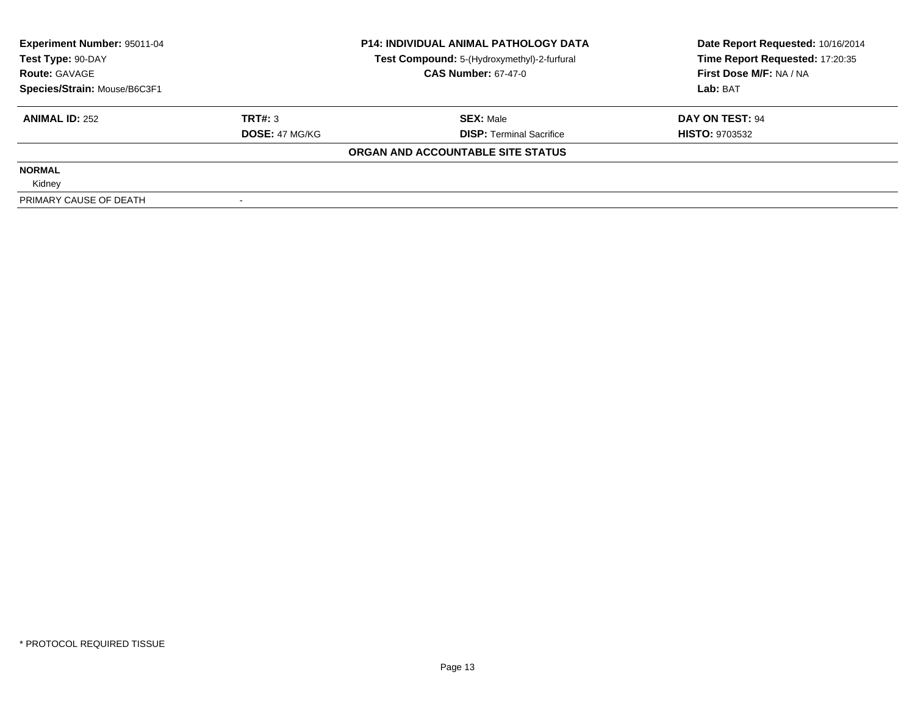| **Experiment Number:** 95011-04 | **P14: INDIVIDUAL ANIMAL PATHOLOGY DATA** | **Date Report Requested:** 10/16/2014 |
|---|---|---|
| **Test Type:** 90-DAY | **Test Compound:** 5-(Hydroxymethyl)-2-furfural | **Time Report Requested:** 17:20:35 |
| **Route:** GAVAGE | **CAS Number:** 67-47-0 | **First Dose M/F:** NA / NA |
| **Species/Strain:** Mouse/B6C3F1 | | **Lab:** BAT |

| **ANIMAL ID:** 252 | **TRT#:** 3 | **SEX:** Male | **DAY ON TEST:** 94 |
|---|---|---|---|
| | **DOSE:** 47 MG/KG | **DISP:** Terminal Sacrifice | **HISTO:** 9703532 |

**ORGAN AND ACCOUNTABLE SITE STATUS**

| | |
|---|---|
| **NORMAL** | |
| Kidney | |
| PRIMARY CAUSE OF DEATH | - |

* PROTOCOL REQUIRED TISSUE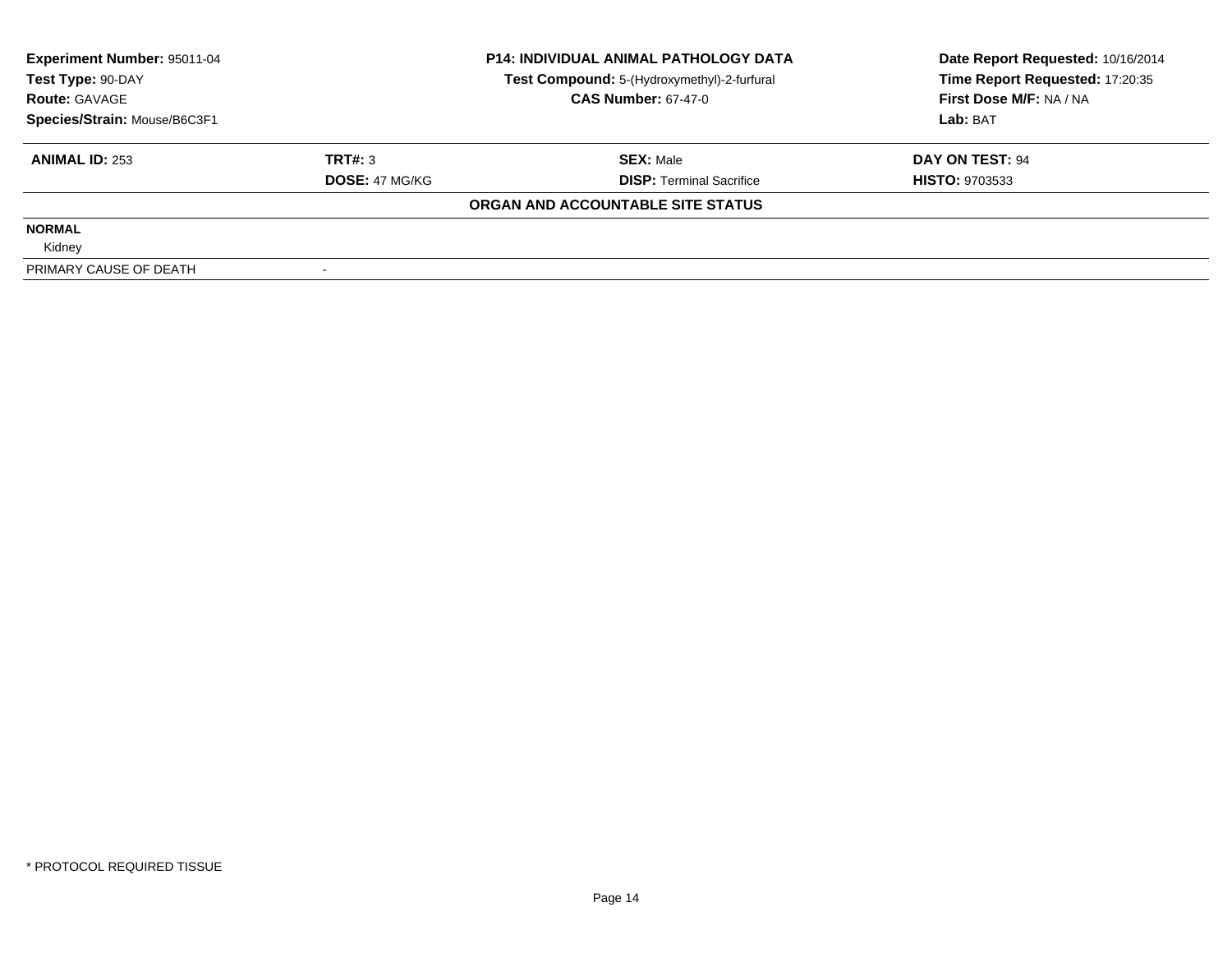**Experiment Number:** 95011-04
**Test Type:** 90-DAY
**Route:** GAVAGE
**Species/Strain:** Mouse/B6C3F1

**P14: INDIVIDUAL ANIMAL PATHOLOGY DATA**
**Test Compound:** 5-(Hydroxymethyl)-2-furfural
**CAS Number:** 67-47-0

**Date Report Requested:** 10/16/2014
**Time Report Requested:** 17:20:35
**First Dose M/F:** NA / NA
**Lab:** BAT

| **ANIMAL ID:** 253 | **TRT#:** 3 | **SEX:** Male | **DAY ON TEST:** 94 |
|---|---|---|---|
| | **DOSE:** 47 MG/KG | **DISP:** Terminal Sacrifice | **HISTO:** 9703533 |

**ORGAN AND ACCOUNTABLE SITE STATUS**

| | |
|---|---|
| **NORMAL** | |
| Kidney | |
| PRIMARY CAUSE OF DEATH | - |

* PROTOCOL REQUIRED TISSUE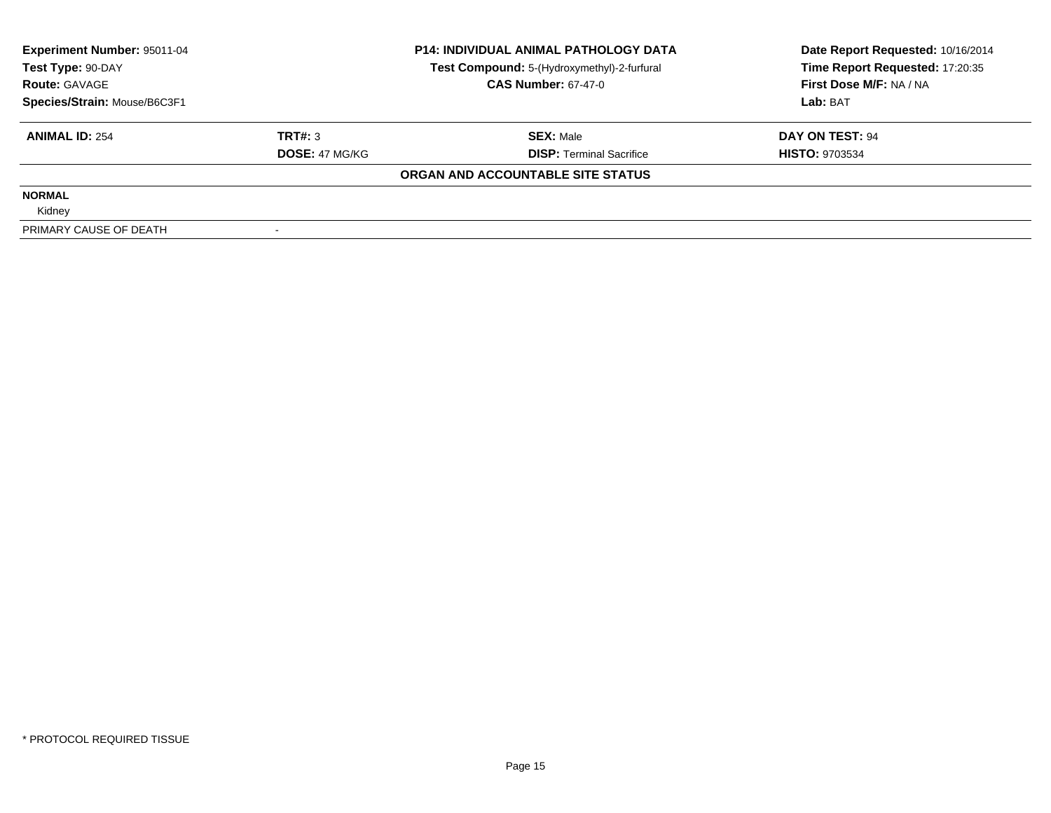| **Experiment Number:** 95011-04 | **P14: INDIVIDUAL ANIMAL PATHOLOGY DATA** | **Date Report Requested:** 10/16/2014 |
|---|---|---|
| **Test Type:** 90-DAY | **Test Compound:** 5-(Hydroxymethyl)-2-furfural | **Time Report Requested:** 17:20:35 |
| **Route:** GAVAGE | **CAS Number:** 67-47-0 | **First Dose M/F:** NA / NA |
| **Species/Strain:** Mouse/B6C3F1 | | **Lab:** BAT |

| **ANIMAL ID:** 254 | **TRT#:** 3 | **SEX:** Male | **DAY ON TEST:** 94 |
|---|---|---|---|
| | **DOSE:** 47 MG/KG | **DISP:** Terminal Sacrifice | **HISTO:** 9703534 |

**ORGAN AND ACCOUNTABLE SITE STATUS**

| | |
|---|---|
| **NORMAL** | |
| Kidney | |
| PRIMARY CAUSE OF DEATH | - |

* PROTOCOL REQUIRED TISSUE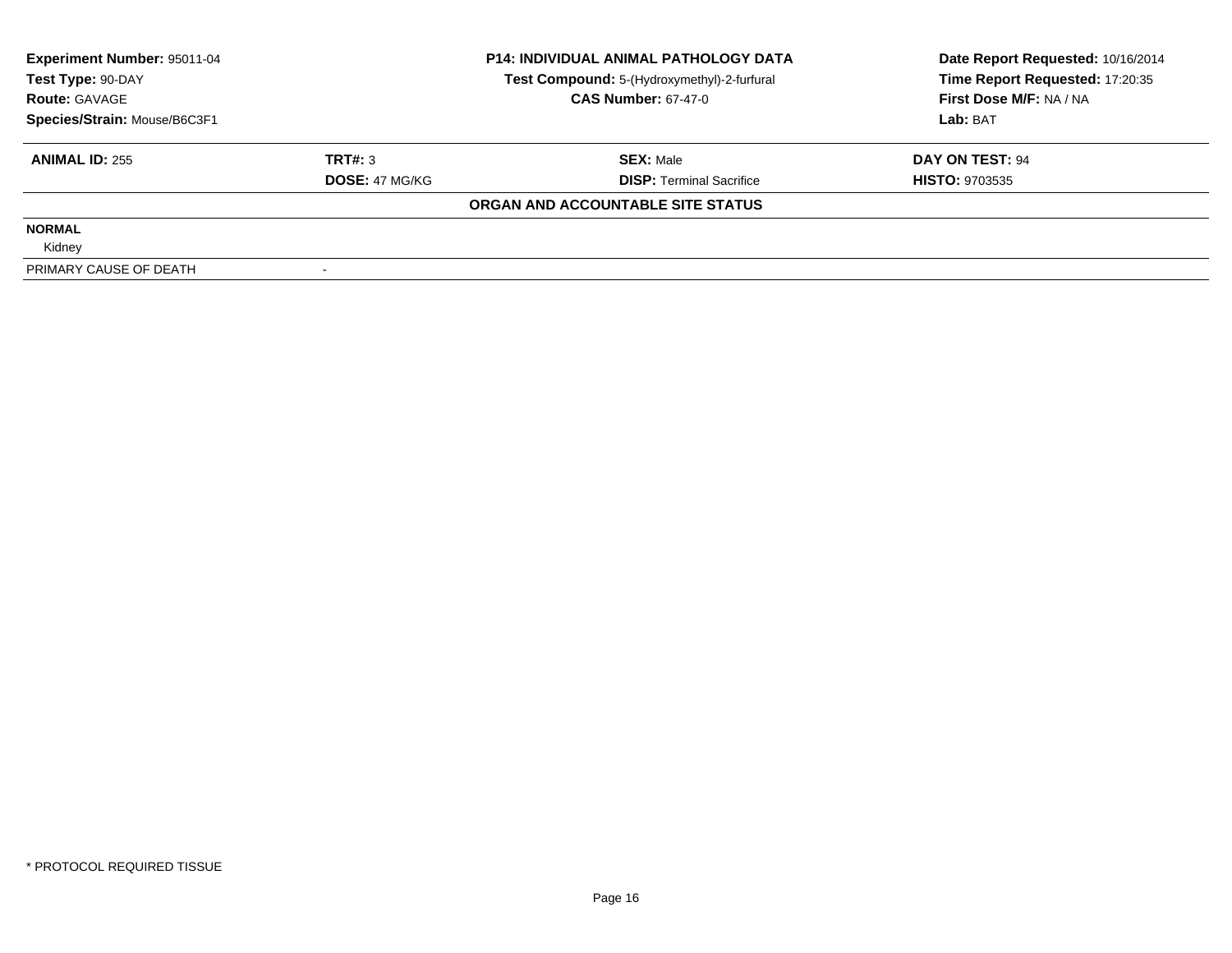**Experiment Number:** 95011-04
**Test Type:** 90-DAY
**Route:** GAVAGE
**Species/Strain:** Mouse/B6C3F1

**P14: INDIVIDUAL ANIMAL PATHOLOGY DATA**
**Test Compound:** 5-(Hydroxymethyl)-2-furfural
**CAS Number:** 67-47-0

**Date Report Requested:** 10/16/2014
**Time Report Requested:** 17:20:35
**First Dose M/F:** NA / NA
**Lab:** BAT

| **ANIMAL ID:** 255 | **TRT#:** 3 | **SEX:** Male | **DAY ON TEST:** 94 |
|---|---|---|---|
| | **DOSE:** 47 MG/KG | **DISP:** Terminal Sacrifice | **HISTO:** 9703535 |

**ORGAN AND ACCOUNTABLE SITE STATUS**

**NORMAL**

Kidney

PRIMARY CAUSE OF DEATH -

\* PROTOCOL REQUIRED TISSUE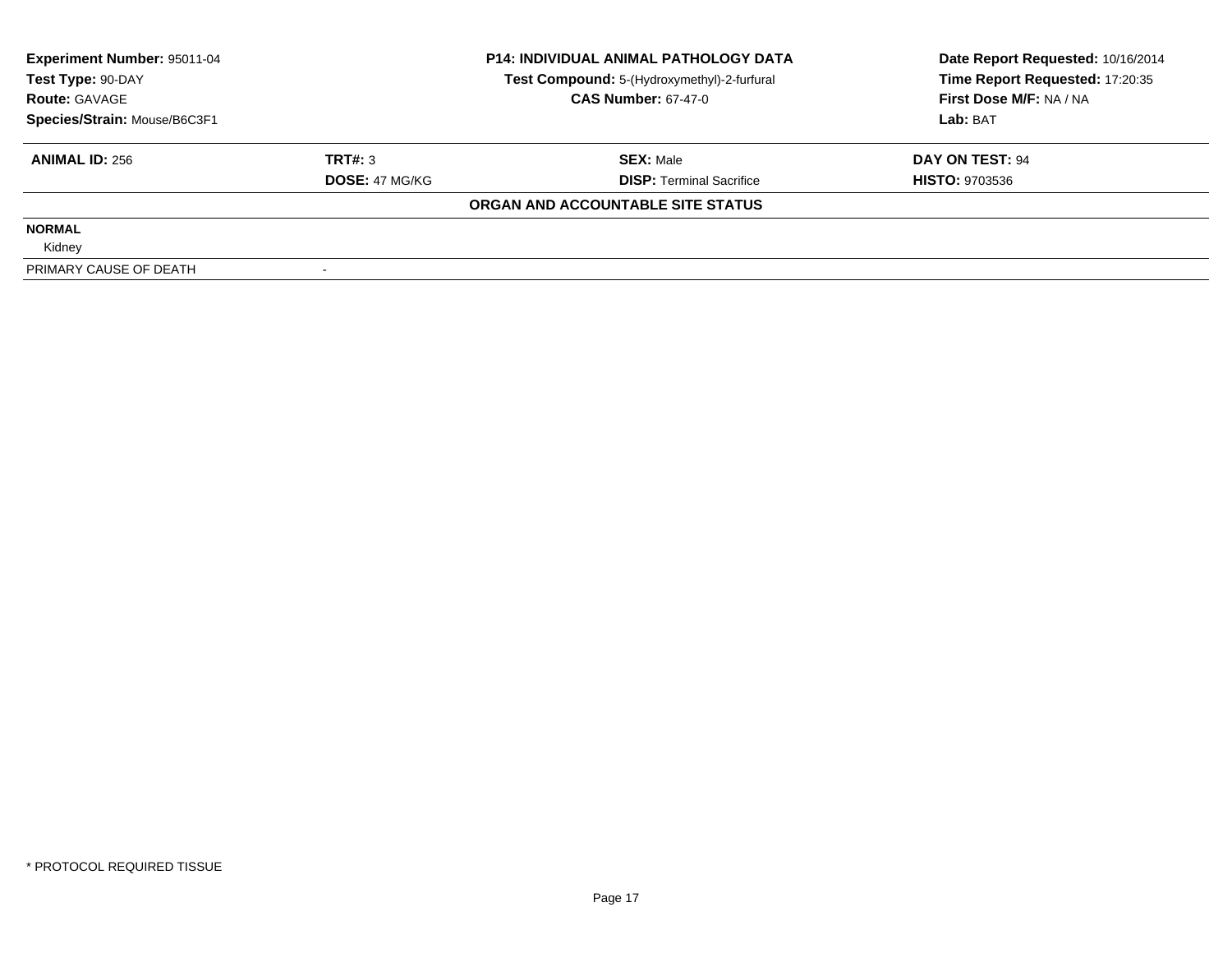**Experiment Number:** 95011-04
**Test Type:** 90-DAY
**Route:** GAVAGE
**Species/Strain:** Mouse/B6C3F1

**P14: INDIVIDUAL ANIMAL PATHOLOGY DATA**
**Test Compound:** 5-(Hydroxymethyl)-2-furfural
**CAS Number:** 67-47-0

**Date Report Requested:** 10/16/2014
**Time Report Requested:** 17:20:35
**First Dose M/F:** NA / NA
**Lab:** BAT

| **ANIMAL ID:** 256 | **TRT#:** 3 | **SEX:** Male | **DAY ON TEST:** 94 |
|---|---|---|---|
| | **DOSE:** 47 MG/KG | **DISP:** Terminal Sacrifice | **HISTO:** 9703536 |

**ORGAN AND ACCOUNTABLE SITE STATUS**

| | |
|---|---|
| **NORMAL** | |
| Kidney | |
| PRIMARY CAUSE OF DEATH | - |

* PROTOCOL REQUIRED TISSUE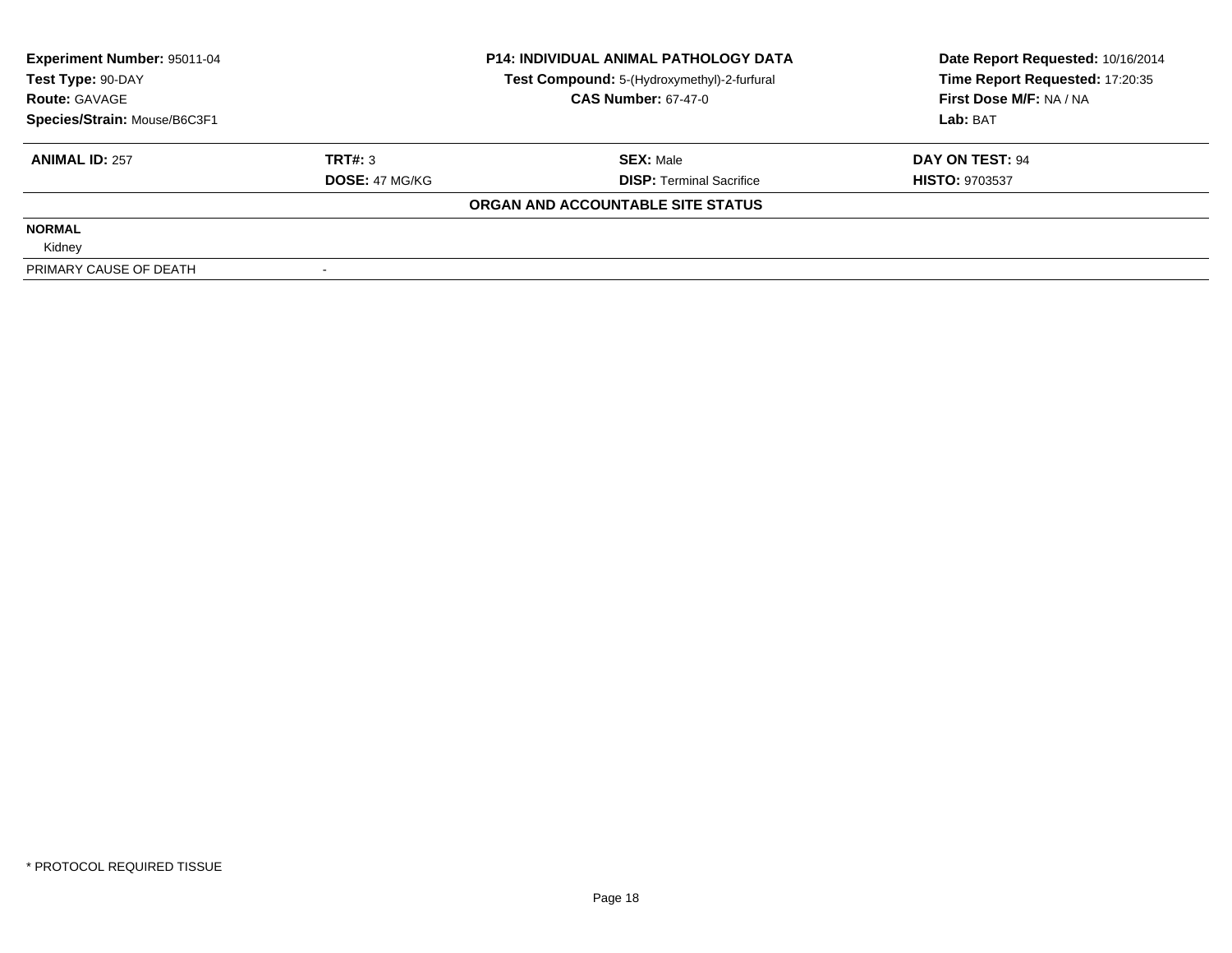| **Experiment Number:** 95011-04 | **P14: INDIVIDUAL ANIMAL PATHOLOGY DATA** | **Date Report Requested:** 10/16/2014 |
|---|---|---|
| **Test Type:** 90-DAY | **Test Compound:** 5-(Hydroxymethyl)-2-furfural | **Time Report Requested:** 17:20:35 |
| **Route:** GAVAGE | **CAS Number:** 67-47-0 | **First Dose M/F:** NA / NA |
| **Species/Strain:** Mouse/B6C3F1 | | **Lab:** BAT |

| **ANIMAL ID:** 257 | **TRT#:** 3 | **SEX:** Male | **DAY ON TEST:** 94 |
|---|---|---|---|
| | **DOSE:** 47 MG/KG | **DISP:** Terminal Sacrifice | **HISTO:** 9703537 |

**ORGAN AND ACCOUNTABLE SITE STATUS**

**NORMAL**

Kidney

| PRIMARY CAUSE OF DEATH | - |
|---|---|

\* PROTOCOL REQUIRED TISSUE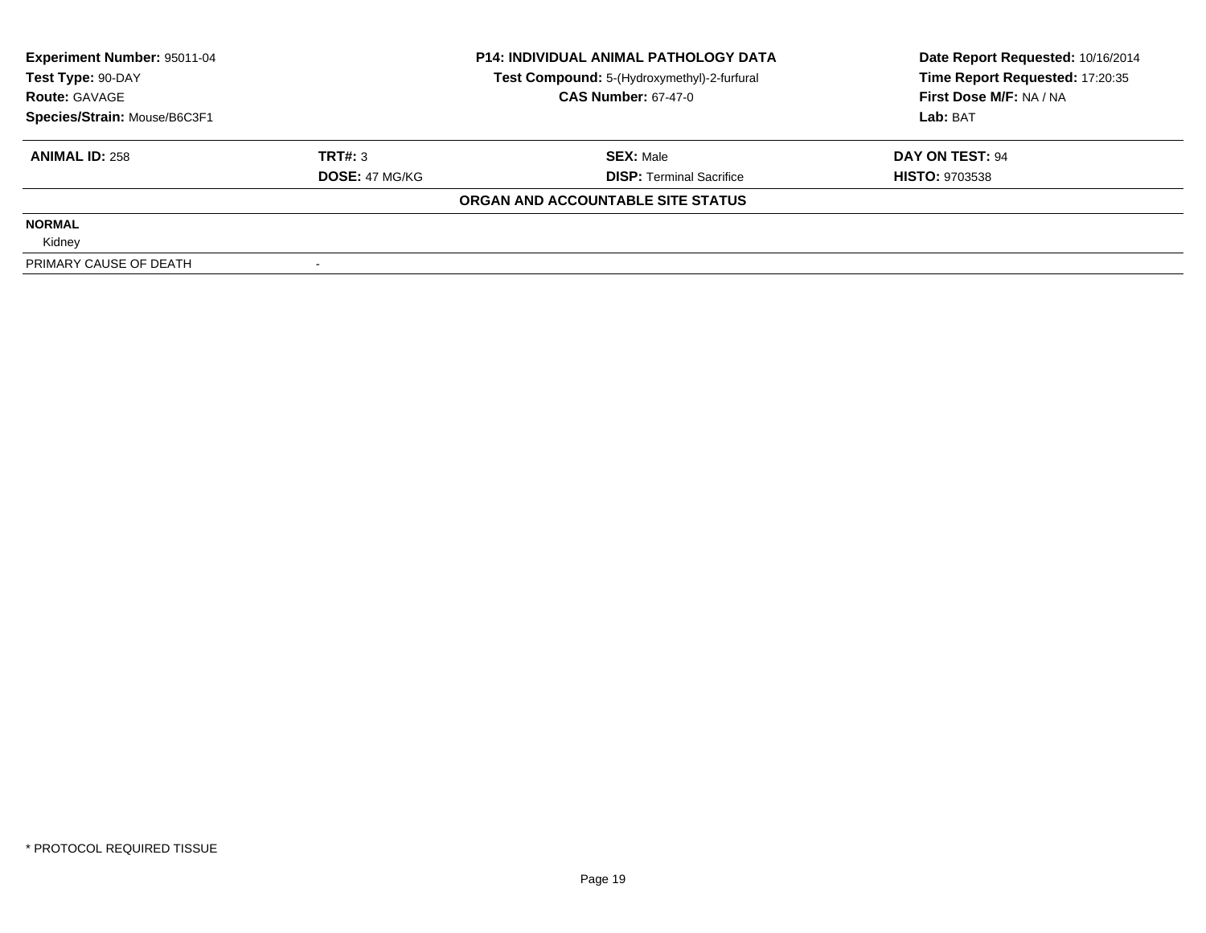| **Experiment Number:** 95011-04 | **P14: INDIVIDUAL ANIMAL PATHOLOGY DATA** | **Date Report Requested:** 10/16/2014 |
|---|---|---|
| **Test Type:** 90-DAY | **Test Compound:** 5-(Hydroxymethyl)-2-furfural | **Time Report Requested:** 17:20:35 |
| **Route:** GAVAGE | **CAS Number:** 67-47-0 | **First Dose M/F:** NA / NA |
| **Species/Strain:** Mouse/B6C3F1 | | **Lab:** BAT |

| **ANIMAL ID:** 258 | **TRT#:** 3 | **SEX:** Male | **DAY ON TEST:** 94 |
|---|---|---|---|
| | **DOSE:** 47 MG/KG | **DISP:** Terminal Sacrifice | **HISTO:** 9703538 |

**ORGAN AND ACCOUNTABLE SITE STATUS**

| | |
|---|---|
| **NORMAL** | |
| Kidney | |
| PRIMARY CAUSE OF DEATH | - |

* PROTOCOL REQUIRED TISSUE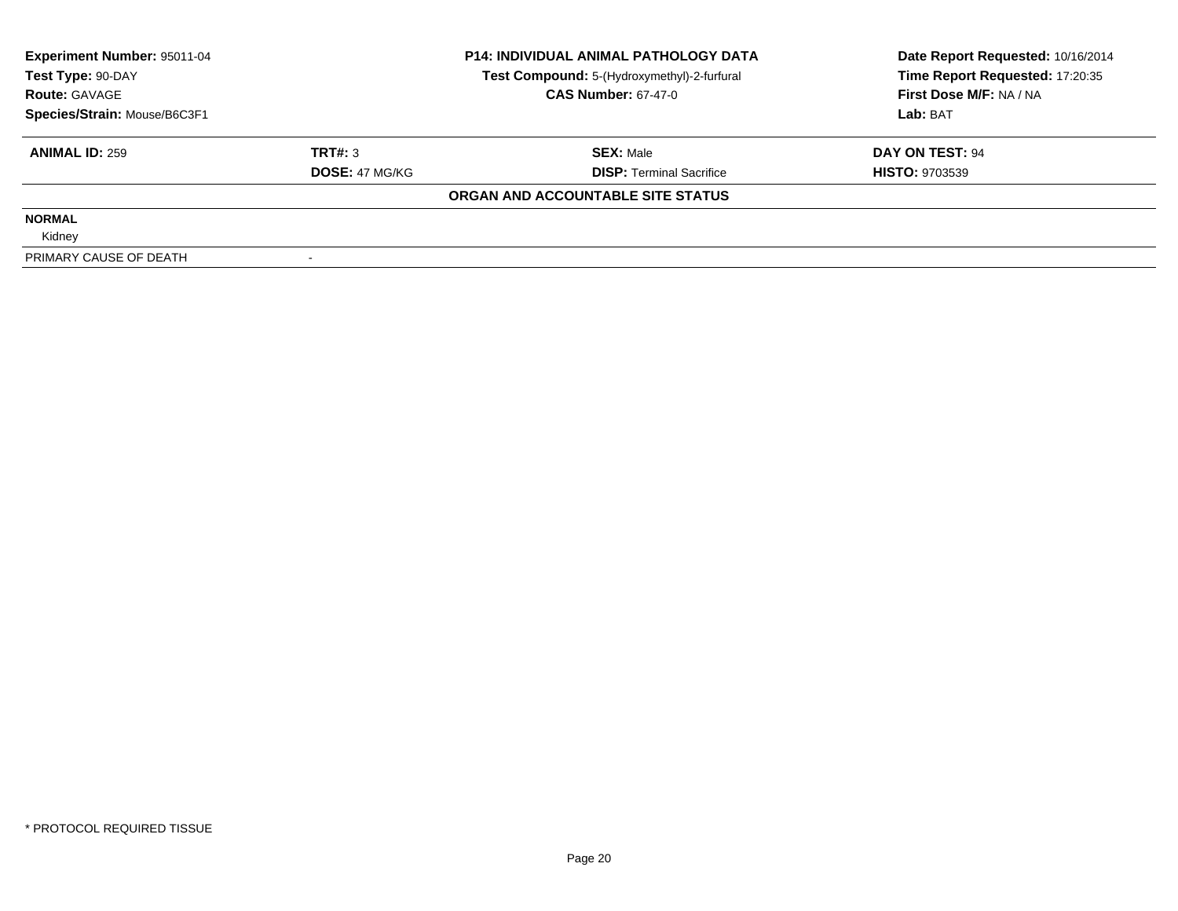**Experiment Number:** 95011-04
**Test Type:** 90-DAY
**Route:** GAVAGE
**Species/Strain:** Mouse/B6C3F1

**P14: INDIVIDUAL ANIMAL PATHOLOGY DATA**
**Test Compound:** 5-(Hydroxymethyl)-2-furfural
**CAS Number:** 67-47-0

**Date Report Requested:** 10/16/2014
**Time Report Requested:** 17:20:35
**First Dose M/F:** NA / NA
**Lab:** BAT

| **ANIMAL ID:** 259 | **TRT#:** 3 | **SEX:** Male | **DAY ON TEST:** 94 |
|---|---|---|---|
| | **DOSE:** 47 MG/KG | **DISP:** Terminal Sacrifice | **HISTO:** 9703539 |

**ORGAN AND ACCOUNTABLE SITE STATUS**

| | |
|---|---|
| **NORMAL** | |
| Kidney | |
| PRIMARY CAUSE OF DEATH | - |

\* PROTOCOL REQUIRED TISSUE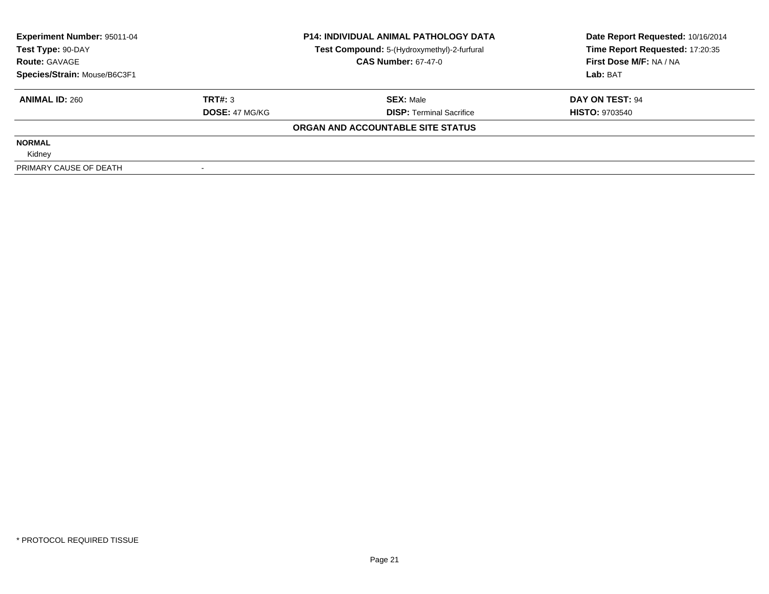**Experiment Number:** 95011-04
**Test Type:** 90-DAY
**Route:** GAVAGE
**Species/Strain:** Mouse/B6C3F1

**P14: INDIVIDUAL ANIMAL PATHOLOGY DATA**
**Test Compound:** 5-(Hydroxymethyl)-2-furfural
**CAS Number:** 67-47-0

**Date Report Requested:** 10/16/2014
**Time Report Requested:** 17:20:35
**First Dose M/F:** NA / NA
**Lab:** BAT

| **ANIMAL ID:** 260 | **TRT#:** 3 | **SEX:** Male | **DAY ON TEST:** 94 |
|---|---|---|---|
| | **DOSE:** 47 MG/KG | **DISP:** Terminal Sacrifice | **HISTO:** 9703540 |

**ORGAN AND ACCOUNTABLE SITE STATUS**

| | |
|---|---|
| **NORMAL** | |
| Kidney | |
| PRIMARY CAUSE OF DEATH | - |

* PROTOCOL REQUIRED TISSUE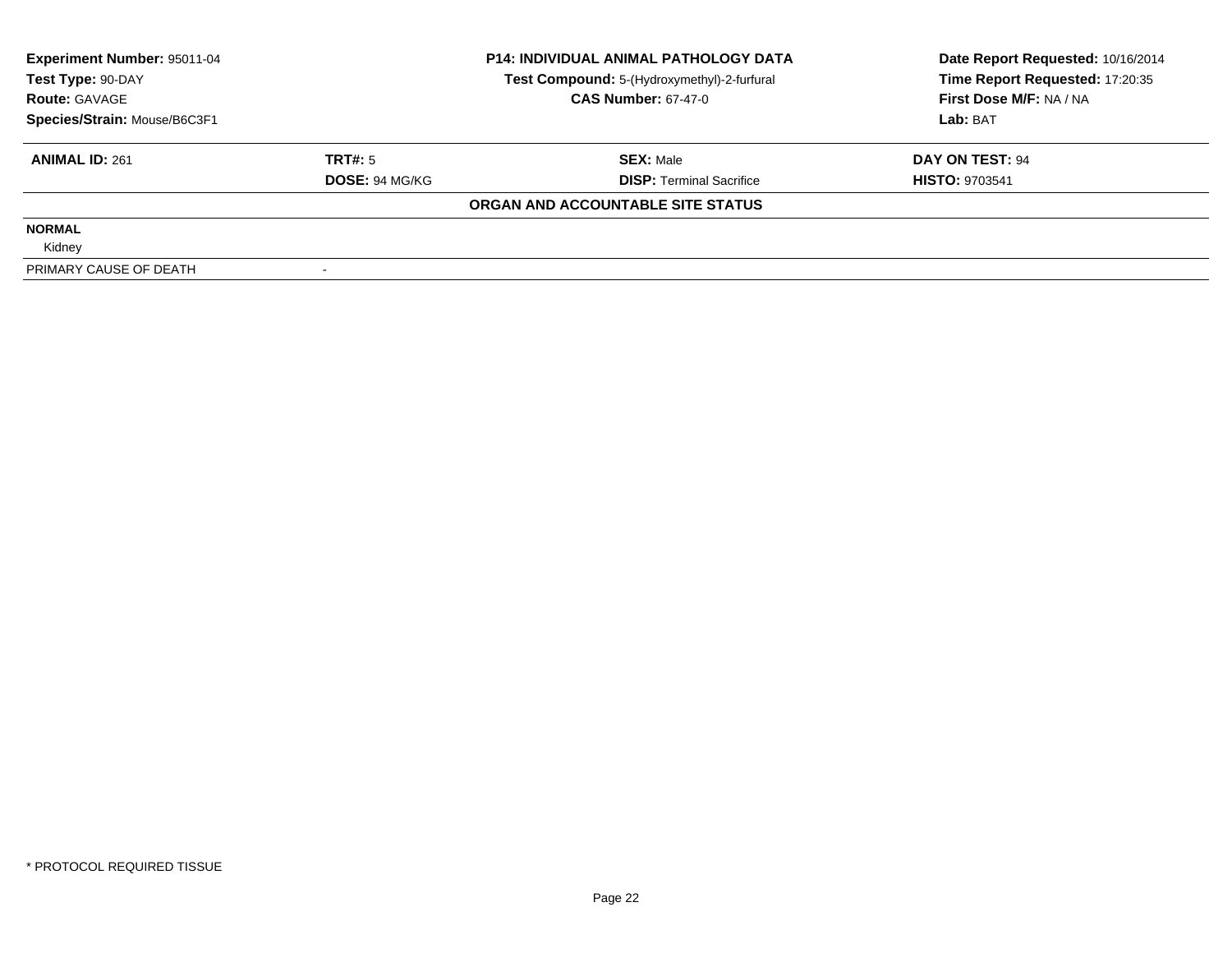| Experiment Number: 95011-04 | P14: INDIVIDUAL ANIMAL PATHOLOGY DATA | Date Report Requested: 10/16/2014 |
|---|---|---|
| Test Type: 90-DAY | Test Compound: 5-(Hydroxymethyl)-2-furfural | Time Report Requested: 17:20:35 |
| Route: GAVAGE | CAS Number: 67-47-0 | First Dose M/F: NA / NA |
| Species/Strain: Mouse/B6C3F1 | | Lab: BAT |

| ANIMAL ID: 261 | TRT#: 5 | SEX: Male | DAY ON TEST: 94 |
|---|---|---|---|
| | DOSE: 94 MG/KG | DISP: Terminal Sacrifice | HISTO: 9703541 |

**ORGAN AND ACCOUNTABLE SITE STATUS**

| | |
|---|---|
| **NORMAL** | |
| Kidney | |
| PRIMARY CAUSE OF DEATH | - |

* PROTOCOL REQUIRED TISSUE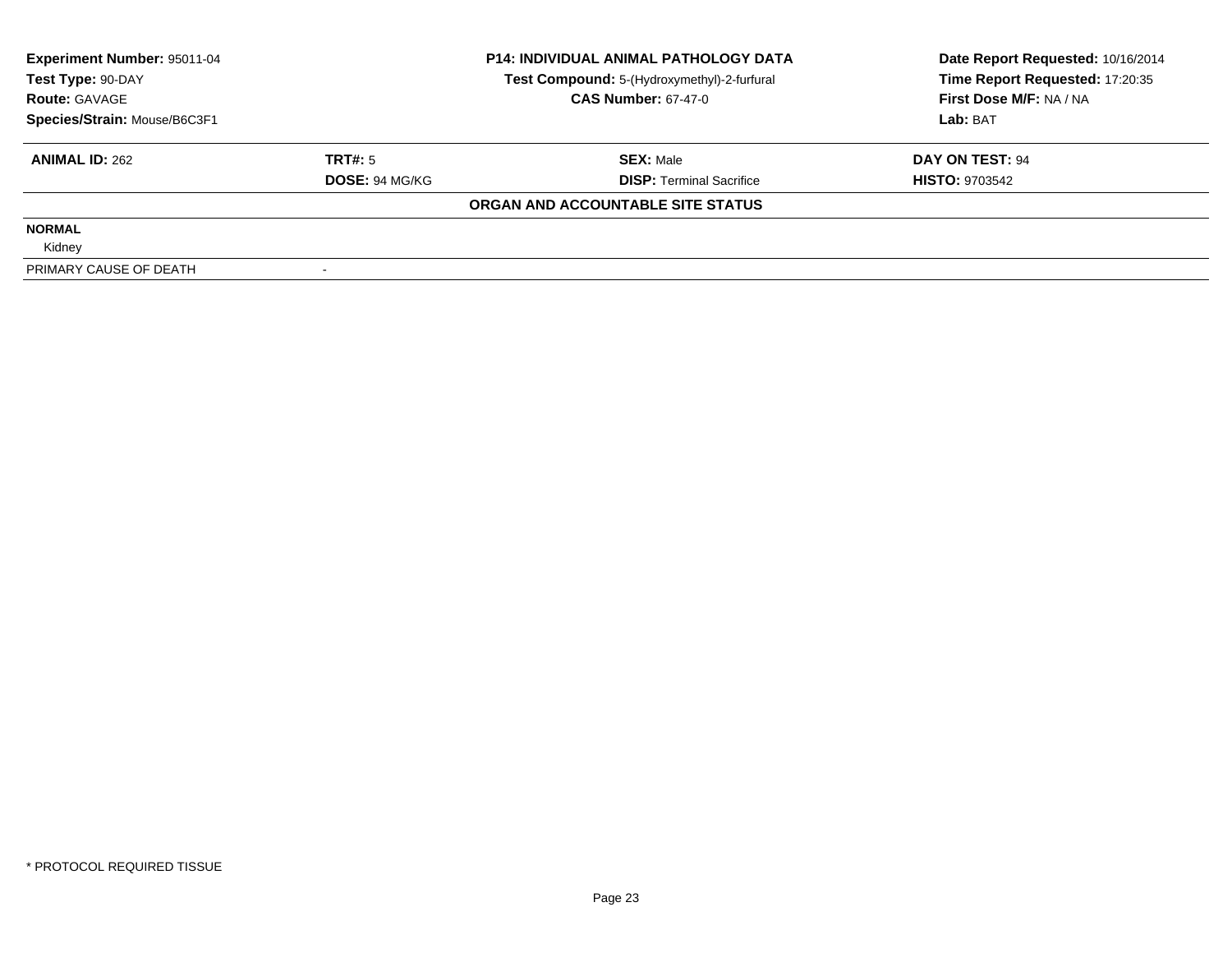| **Experiment Number:** 95011-04 | **P14: INDIVIDUAL ANIMAL PATHOLOGY DATA** | **Date Report Requested:** 10/16/2014 |
|---|---|---|
| **Test Type:** 90-DAY | **Test Compound:** 5-(Hydroxymethyl)-2-furfural | **Time Report Requested:** 17:20:35 |
| **Route:** GAVAGE | **CAS Number:** 67-47-0 | **First Dose M/F:** NA / NA |
| **Species/Strain:** Mouse/B6C3F1 | | **Lab:** BAT |

| **ANIMAL ID:** 262 | **TRT#:** 5 | **SEX:** Male | **DAY ON TEST:** 94 |
|---|---|---|---|
| | **DOSE:** 94 MG/KG | **DISP:** Terminal Sacrifice | **HISTO:** 9703542 |

**ORGAN AND ACCOUNTABLE SITE STATUS**

**NORMAL**

Kidney

PRIMARY CAUSE OF DEATH -

* PROTOCOL REQUIRED TISSUE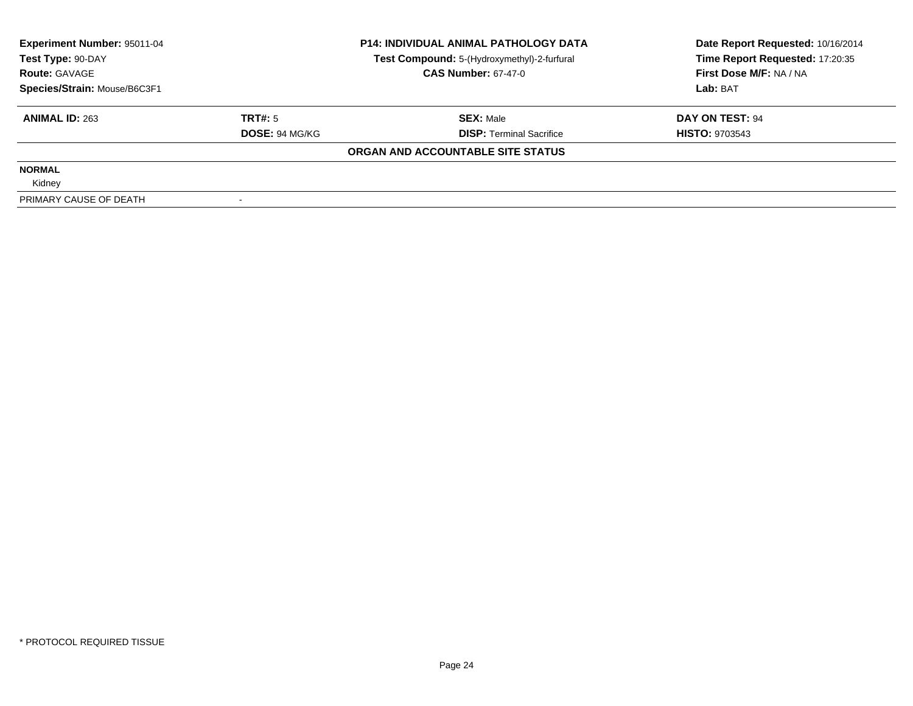| **Experiment Number:** 95011-04 | **P14: INDIVIDUAL ANIMAL PATHOLOGY DATA** | **Date Report Requested:** 10/16/2014 |
|---|---|---|
| **Test Type:** 90-DAY | **Test Compound:** 5-(Hydroxymethyl)-2-furfural | **Time Report Requested:** 17:20:35 |
| **Route:** GAVAGE | **CAS Number:** 67-47-0 | **First Dose M/F:** NA / NA |
| **Species/Strain:** Mouse/B6C3F1 | | **Lab:** BAT |

| **ANIMAL ID:** 263 | **TRT#:** 5 | **SEX:** Male | **DAY ON TEST:** 94 |
|---|---|---|---|
| | **DOSE:** 94 MG/KG | **DISP:** Terminal Sacrifice | **HISTO:** 9703543 |

**ORGAN AND ACCOUNTABLE SITE STATUS**

| | |
|---|---|
| **NORMAL** | |
| Kidney | |
| PRIMARY CAUSE OF DEATH | - |

* PROTOCOL REQUIRED TISSUE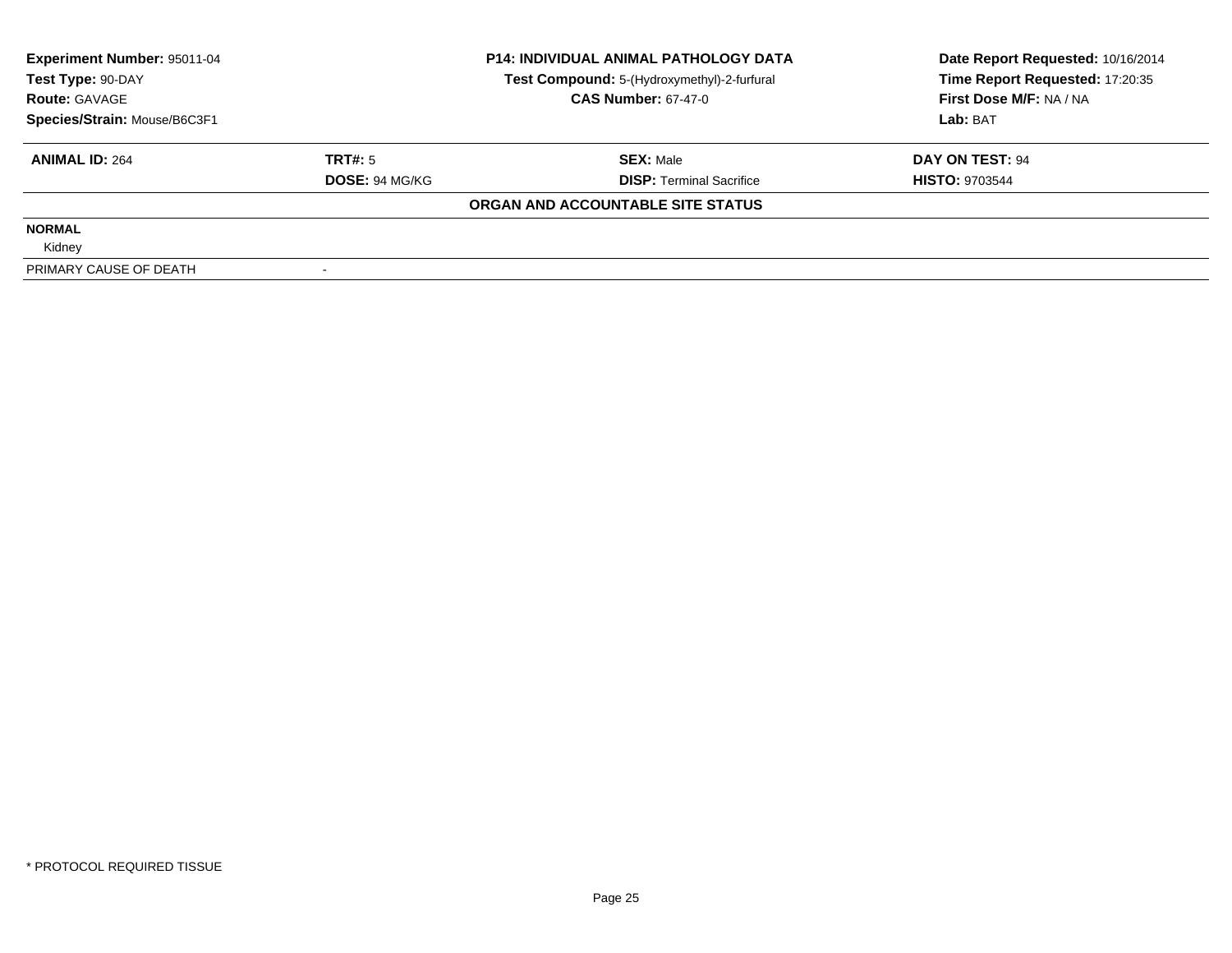| **Experiment Number:** 95011-04 | **P14: INDIVIDUAL ANIMAL PATHOLOGY DATA** | **Date Report Requested:** 10/16/2014 |
|---|---|---|
| **Test Type:** 90-DAY | **Test Compound:** 5-(Hydroxymethyl)-2-furfural | **Time Report Requested:** 17:20:35 |
| **Route:** GAVAGE | **CAS Number:** 67-47-0 | **First Dose M/F:** NA / NA |
| **Species/Strain:** Mouse/B6C3F1 | | **Lab:** BAT |

| **ANIMAL ID:** 264 | **TRT#:** 5 | **SEX:** Male | **DAY ON TEST:** 94 |
|---|---|---|---|
| | **DOSE:** 94 MG/KG | **DISP:** Terminal Sacrifice | **HISTO:** 9703544 |

**ORGAN AND ACCOUNTABLE SITE STATUS**

**NORMAL**

Kidney

| PRIMARY CAUSE OF DEATH | - |
|---|---|

\* PROTOCOL REQUIRED TISSUE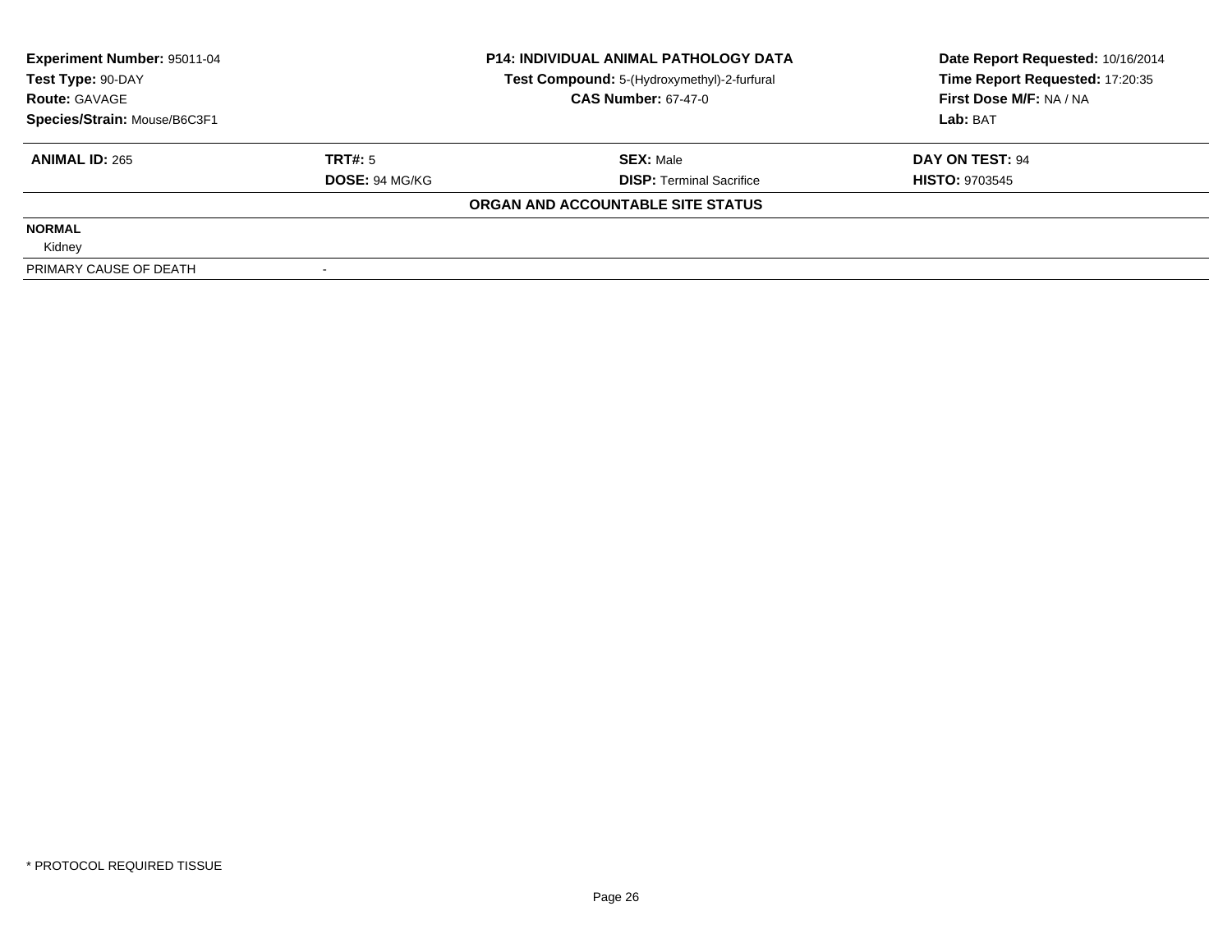| Experiment Number: 95011-04 | P14: INDIVIDUAL ANIMAL PATHOLOGY DATA | Date Report Requested: 10/16/2014 |
| --- | --- | --- |
| Test Type: 90-DAY | Test Compound: 5-(Hydroxymethyl)-2-furfural | Time Report Requested: 17:20:35 |
| Route: GAVAGE | CAS Number: 67-47-0 | First Dose M/F: NA / NA |
| Species/Strain: Mouse/B6C3F1 | | Lab: BAT |

| ANIMAL ID: 265 | TRT#: 5 | SEX: Male | DAY ON TEST: 94 |
| --- | --- | --- | --- |
| | DOSE: 94 MG/KG | DISP: Terminal Sacrifice | HISTO: 9703545 |

**ORGAN AND ACCOUNTABLE SITE STATUS**

**NORMAL**

Kidney

| PRIMARY CAUSE OF DEATH | - |
| --- | --- |

* PROTOCOL REQUIRED TISSUE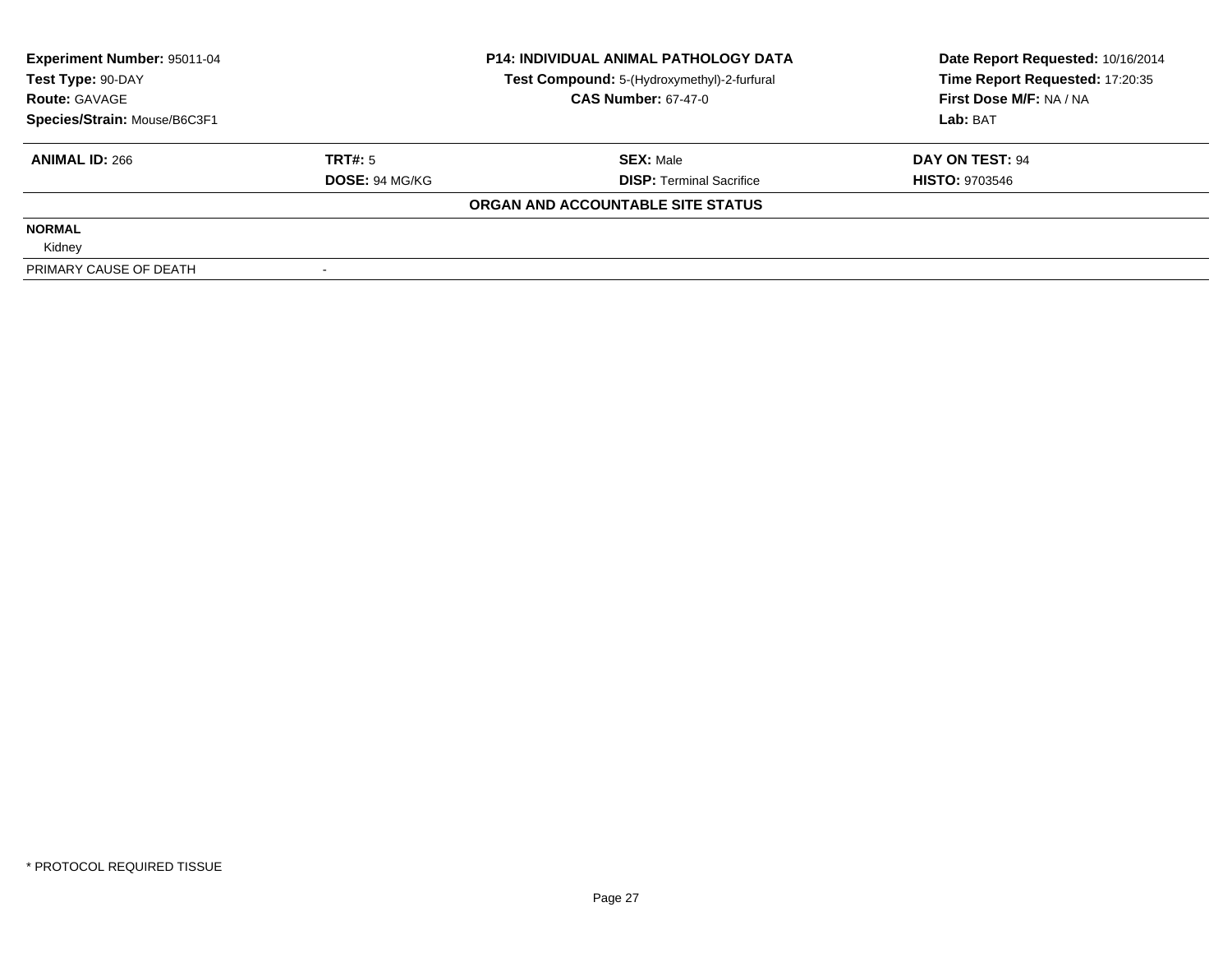| Experiment Number: 95011-04 | P14: INDIVIDUAL ANIMAL PATHOLOGY DATA | Date Report Requested: 10/16/2014 |
|---|---|---|
| Test Type: 90-DAY | Test Compound: 5-(Hydroxymethyl)-2-furfural | Time Report Requested: 17:20:35 |
| Route: GAVAGE | CAS Number: 67-47-0 | First Dose M/F: NA / NA |
| Species/Strain: Mouse/B6C3F1 | | Lab: BAT |

| ANIMAL ID: 266 | TRT#: 5 | SEX: Male | DAY ON TEST: 94 |
|---|---|---|---|
| | DOSE: 94 MG/KG | DISP: Terminal Sacrifice | HISTO: 9703546 |

**ORGAN AND ACCOUNTABLE SITE STATUS**

**NORMAL**

Kidney

| PRIMARY CAUSE OF DEATH | - |
|---|---|

\* PROTOCOL REQUIRED TISSUE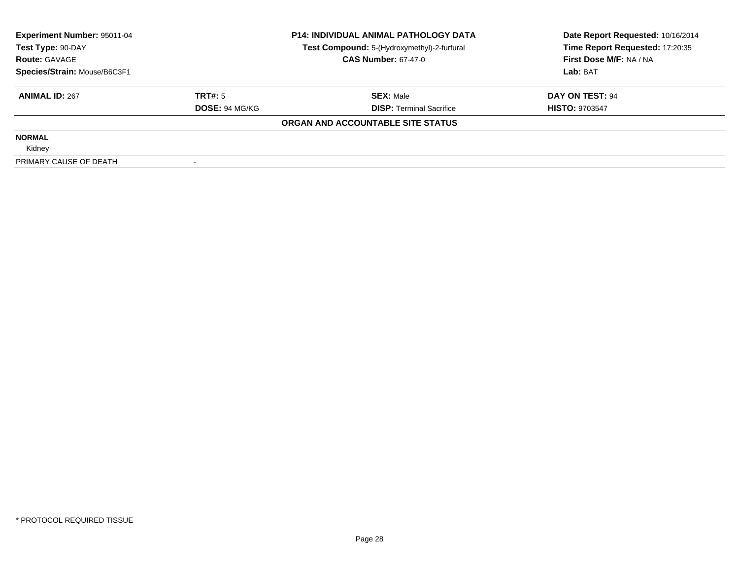**Experiment Number:** 95011-04
**Test Type:** 90-DAY
**Route:** GAVAGE
**Species/Strain:** Mouse/B6C3F1

**P14: INDIVIDUAL ANIMAL PATHOLOGY DATA**
**Test Compound:** 5-(Hydroxymethyl)-2-furfural
**CAS Number:** 67-47-0

**Date Report Requested:** 10/16/2014
**Time Report Requested:** 17:20:35
**First Dose M/F:** NA / NA
**Lab:** BAT

| **ANIMAL ID:** 267 | **TRT#:** 5 | **SEX:** Male | **DAY ON TEST:** 94 |
|---|---|---|---|
| | **DOSE:** 94 MG/KG | **DISP:** Terminal Sacrifice | **HISTO:** 9703547 |

**ORGAN AND ACCOUNTABLE SITE STATUS**

| | |
|---|---|
| **NORMAL** | |
| Kidney | |
| PRIMARY CAUSE OF DEATH | - |

* PROTOCOL REQUIRED TISSUE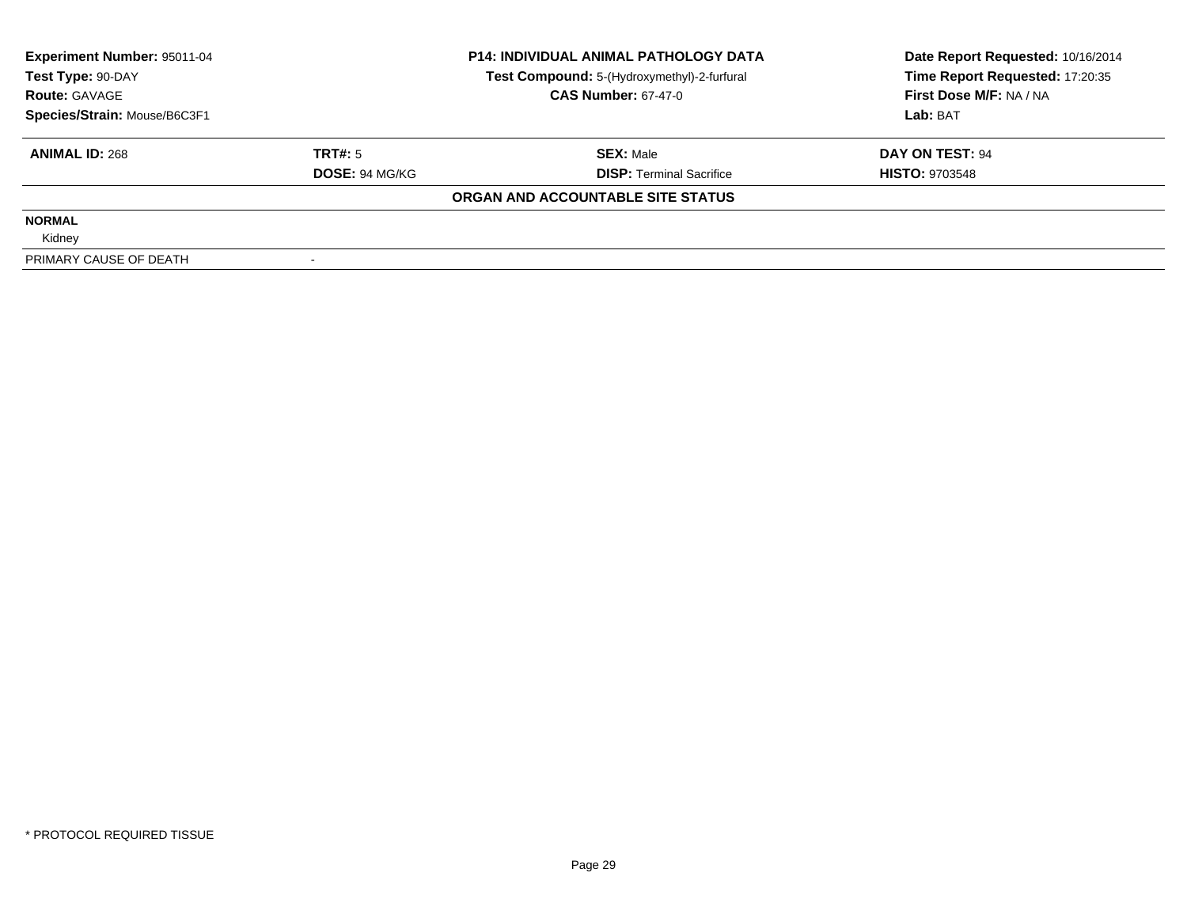| Experiment Number: 95011-04 | P14: INDIVIDUAL ANIMAL PATHOLOGY DATA | Date Report Requested: 10/16/2014 |
|---|---|---|
| Test Type: 90-DAY | Test Compound: 5-(Hydroxymethyl)-2-furfural | Time Report Requested: 17:20:35 |
| Route: GAVAGE | CAS Number: 67-47-0 | First Dose M/F: NA / NA |
| Species/Strain: Mouse/B6C3F1 | | Lab: BAT |

| ANIMAL ID: 268 | TRT#: 5 | SEX: Male | DAY ON TEST: 94 |
|---|---|---|---|
| | DOSE: 94 MG/KG | DISP: Terminal Sacrifice | HISTO: 9703548 |

**ORGAN AND ACCOUNTABLE SITE STATUS**

| | |
|---|---|
| **NORMAL** | |
| Kidney | |
| PRIMARY CAUSE OF DEATH | - |

\* PROTOCOL REQUIRED TISSUE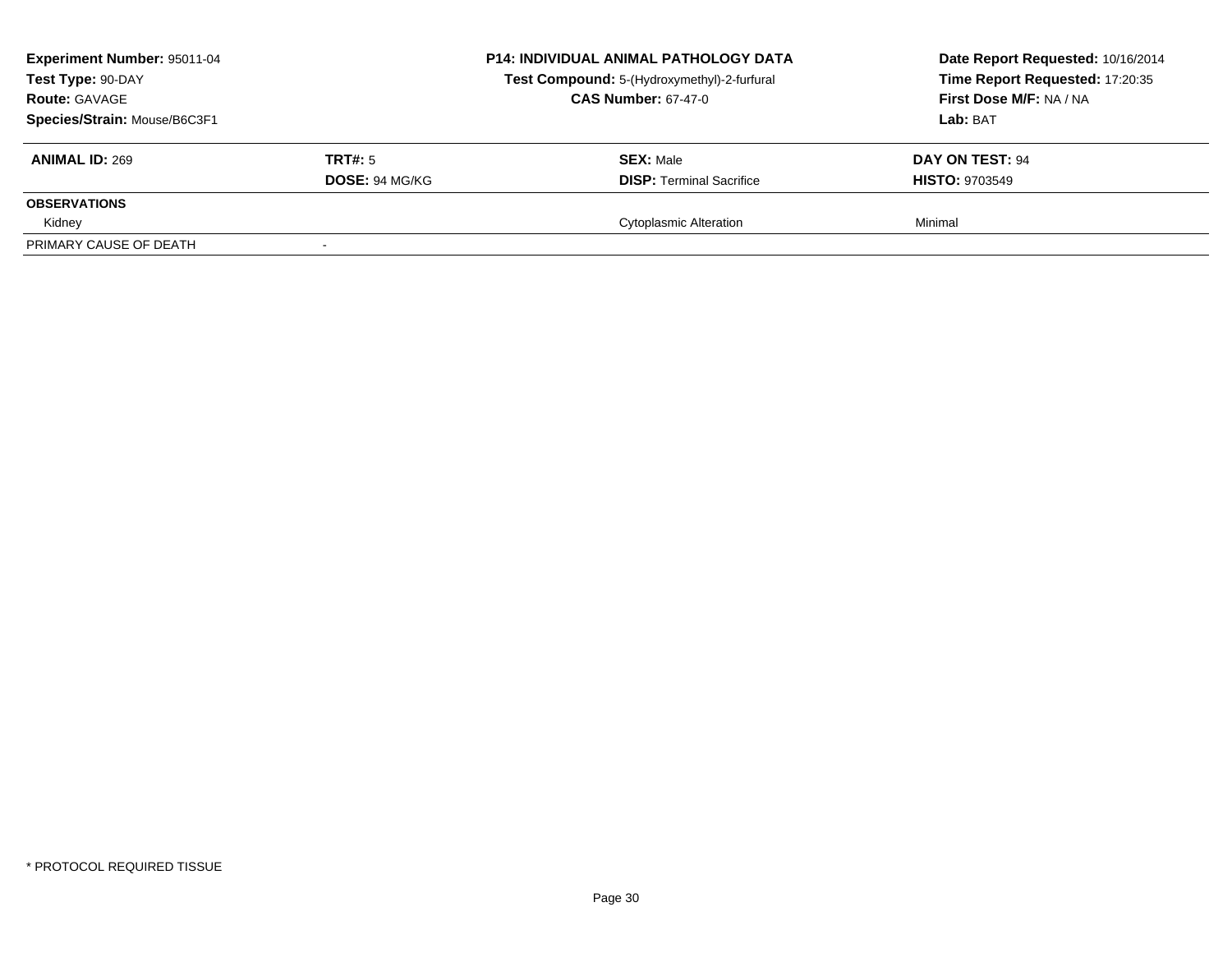**Experiment Number:** 95011-04
**Test Type:** 90-DAY
**Route:** GAVAGE
**Species/Strain:** Mouse/B6C3F1

**P14: INDIVIDUAL ANIMAL PATHOLOGY DATA**
**Test Compound:** 5-(Hydroxymethyl)-2-furfural
**CAS Number:** 67-47-0

**Date Report Requested:** 10/16/2014
**Time Report Requested:** 17:20:35
**First Dose M/F:** NA / NA
**Lab:** BAT

| **ANIMAL ID:** 269 | **TRT#:** 5 | **SEX:** Male | **DAY ON TEST:** 94 |
|---|---|---|---|
| | **DOSE:** 94 MG/KG | **DISP:** Terminal Sacrifice | **HISTO:** 9703549 |
| **OBSERVATIONS** | | | |
| Kidney | | Cytoplasmic Alteration | Minimal |
| PRIMARY CAUSE OF DEATH | - | | |

* PROTOCOL REQUIRED TISSUE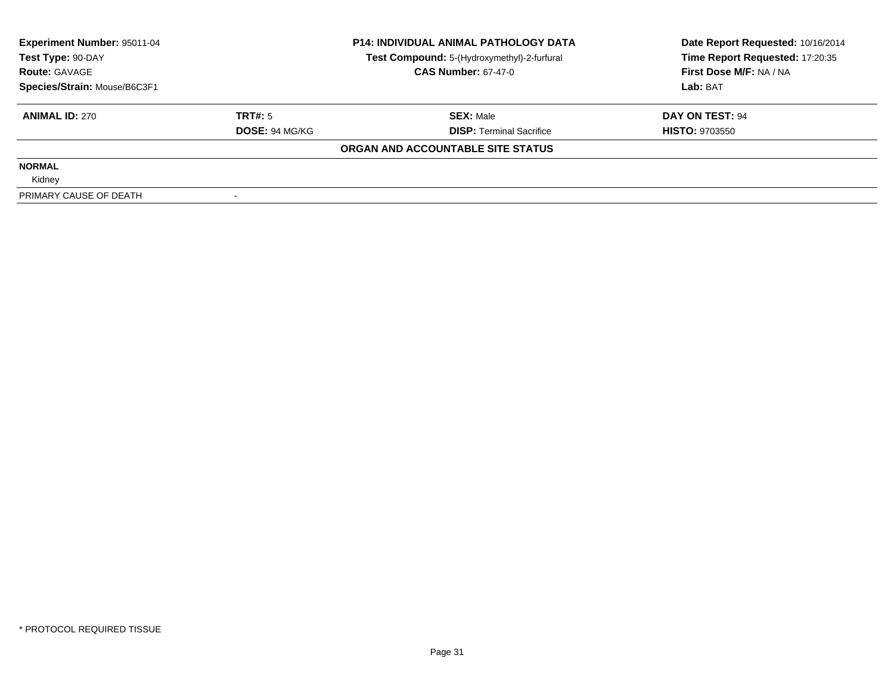| Experiment Number: 95011-04 | P14: INDIVIDUAL ANIMAL PATHOLOGY DATA | Date Report Requested: 10/16/2014 |
|---|---|---|
| Test Type: 90-DAY | Test Compound: 5-(Hydroxymethyl)-2-furfural | Time Report Requested: 17:20:35 |
| Route: GAVAGE | CAS Number: 67-47-0 | First Dose M/F: NA / NA |
| Species/Strain: Mouse/B6C3F1 | | Lab: BAT |

| ANIMAL ID: 270 | TRT#: 5 | SEX: Male | DAY ON TEST: 94 |
|---|---|---|---|
| | DOSE: 94 MG/KG | DISP: Terminal Sacrifice | HISTO: 9703550 |

**ORGAN AND ACCOUNTABLE SITE STATUS**

| | |
|---|---|
| **NORMAL** | |
| Kidney | |
| PRIMARY CAUSE OF DEATH | - |

* PROTOCOL REQUIRED TISSUE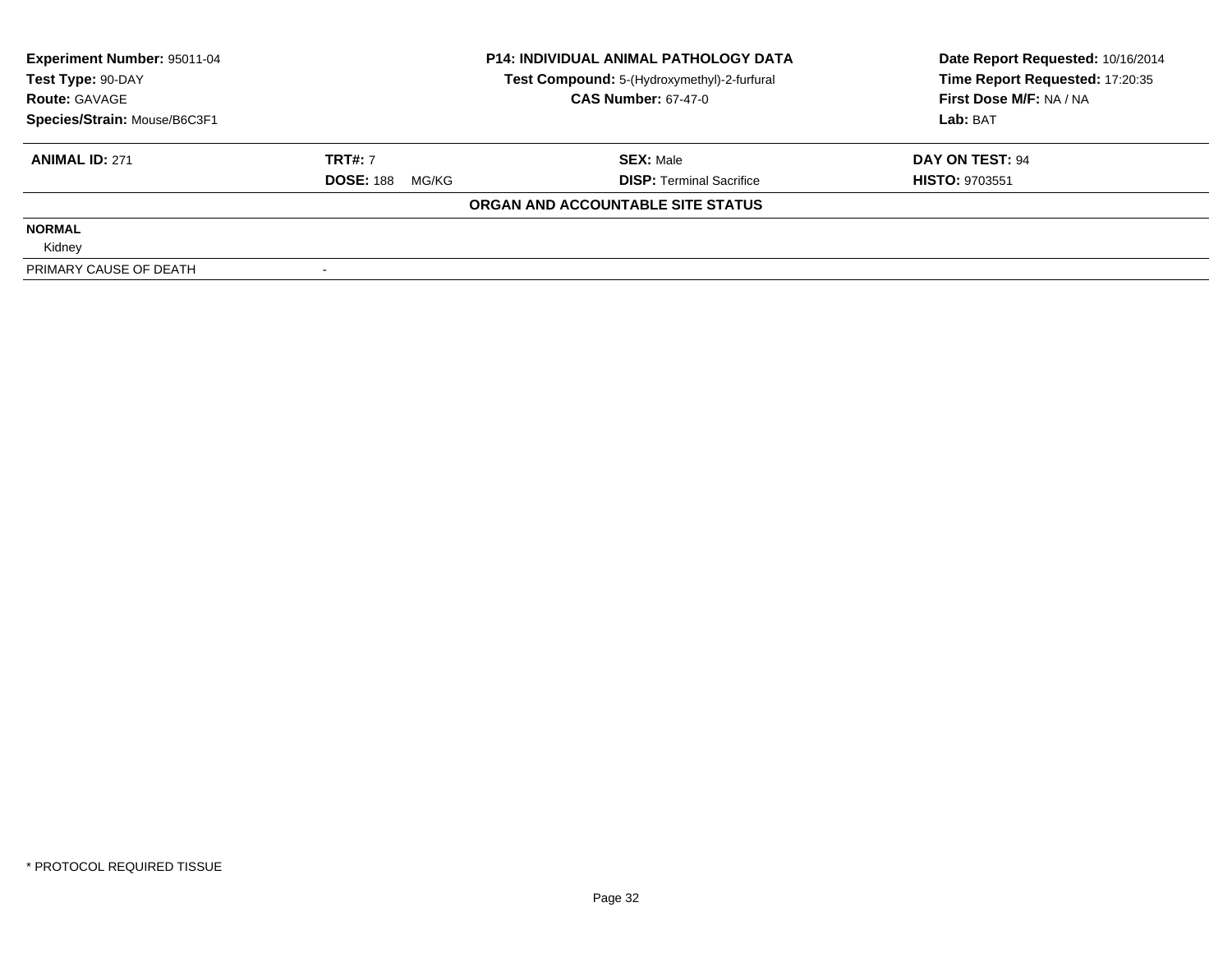**Experiment Number:** 95011-04
**Test Type:** 90-DAY
**Route:** GAVAGE
**Species/Strain:** Mouse/B6C3F1

**P14: INDIVIDUAL ANIMAL PATHOLOGY DATA**
**Test Compound:** 5-(Hydroxymethyl)-2-furfural
**CAS Number:** 67-47-0

**Date Report Requested:** 10/16/2014
**Time Report Requested:** 17:20:35
**First Dose M/F:** NA / NA
**Lab:** BAT

| **ANIMAL ID:** 271 | **TRT#:** 7 | **SEX:** Male | **DAY ON TEST:** 94 |
|---|---|---|---|
| | **DOSE:** 188 MG/KG | **DISP:** Terminal Sacrifice | **HISTO:** 9703551 |

**ORGAN AND ACCOUNTABLE SITE STATUS**

**NORMAL**
Kidney

PRIMARY CAUSE OF DEATH -

\* PROTOCOL REQUIRED TISSUE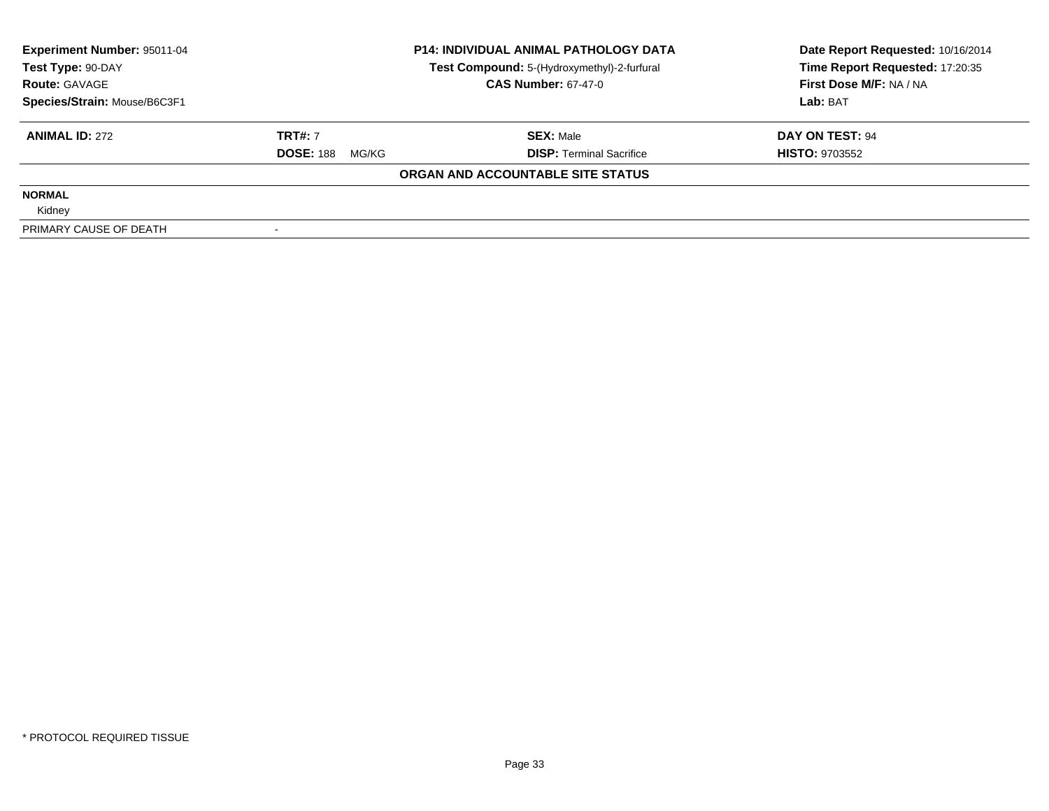| **Experiment Number:** 95011-04 | **P14: INDIVIDUAL ANIMAL PATHOLOGY DATA** | **Date Report Requested:** 10/16/2014 |
|---|---|---|
| **Test Type:** 90-DAY | **Test Compound:** 5-(Hydroxymethyl)-2-furfural | **Time Report Requested:** 17:20:35 |
| **Route:** GAVAGE | **CAS Number:** 67-47-0 | **First Dose M/F:** NA / NA |
| **Species/Strain:** Mouse/B6C3F1 | | **Lab:** BAT |

| **ANIMAL ID:** 272 | **TRT#:** 7 | **SEX:** Male | **DAY ON TEST:** 94 |
|---|---|---|---|
| | **DOSE:** 188 MG/KG | **DISP:** Terminal Sacrifice | **HISTO:** 9703552 |

**ORGAN AND ACCOUNTABLE SITE STATUS**

| | |
|---|---|
| **NORMAL** | |
| Kidney | |
| PRIMARY CAUSE OF DEATH | - |

* PROTOCOL REQUIRED TISSUE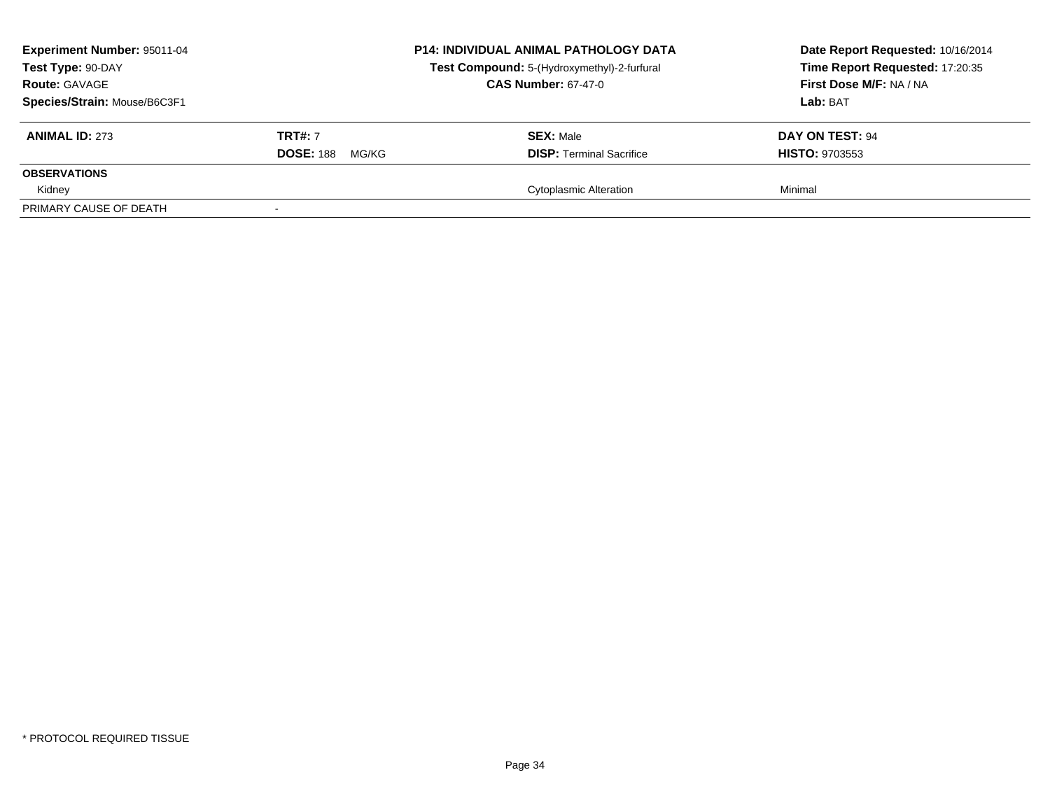**Experiment Number:** 95011-04
**Test Type:** 90-DAY
**Route:** GAVAGE
**Species/Strain:** Mouse/B6C3F1

**P14: INDIVIDUAL ANIMAL PATHOLOGY DATA**
**Test Compound:** 5-(Hydroxymethyl)-2-furfural
**CAS Number:** 67-47-0

**Date Report Requested:** 10/16/2014
**Time Report Requested:** 17:20:35
**First Dose M/F:** NA / NA
**Lab:** BAT

| **ANIMAL ID:** 273 | **TRT#:** 7 | **SEX:** Male | **DAY ON TEST:** 94 |
|---|---|---|---|
| | **DOSE:** 188 MG/KG | **DISP:** Terminal Sacrifice | **HISTO:** 9703553 |
| **OBSERVATIONS** | | | |
| Kidney | | Cytoplasmic Alteration | Minimal |
| PRIMARY CAUSE OF DEATH | - | | |

* PROTOCOL REQUIRED TISSUE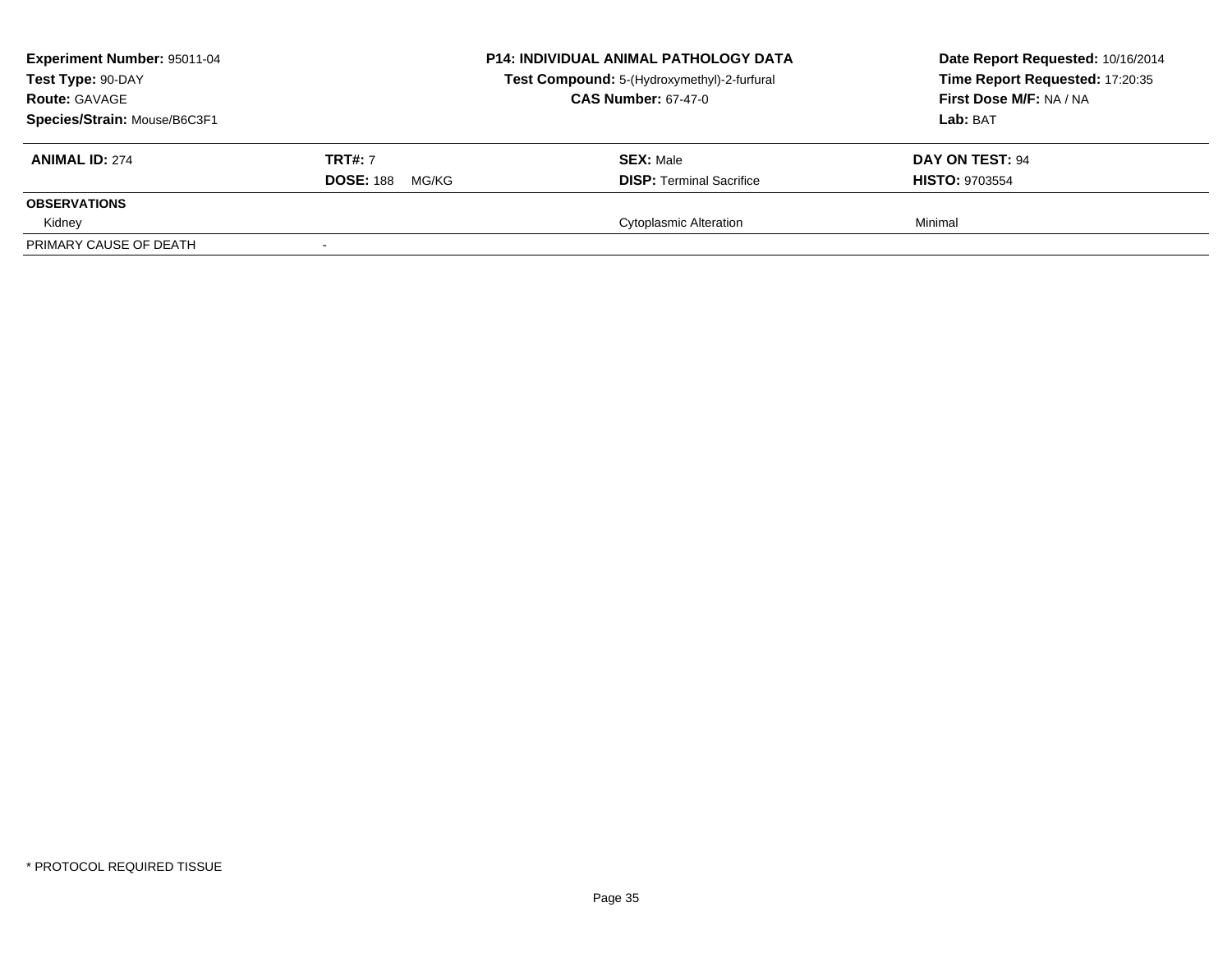**Experiment Number:** 95011-04
**Test Type:** 90-DAY
**Route:** GAVAGE
**Species/Strain:** Mouse/B6C3F1

**P14: INDIVIDUAL ANIMAL PATHOLOGY DATA**
**Test Compound:** 5-(Hydroxymethyl)-2-furfural
**CAS Number:** 67-47-0

**Date Report Requested:** 10/16/2014
**Time Report Requested:** 17:20:35
**First Dose M/F:** NA / NA
**Lab:** BAT

| **ANIMAL ID:** 274 | **TRT#:** 7 | **SEX:** Male | **DAY ON TEST:** 94 |
|---|---|---|---|
| | **DOSE:** 188 MG/KG | **DISP:** Terminal Sacrifice | **HISTO:** 9703554 |
| **OBSERVATIONS** | | | |
| Kidney | | Cytoplasmic Alteration | Minimal |
| PRIMARY CAUSE OF DEATH | - | | |

* PROTOCOL REQUIRED TISSUE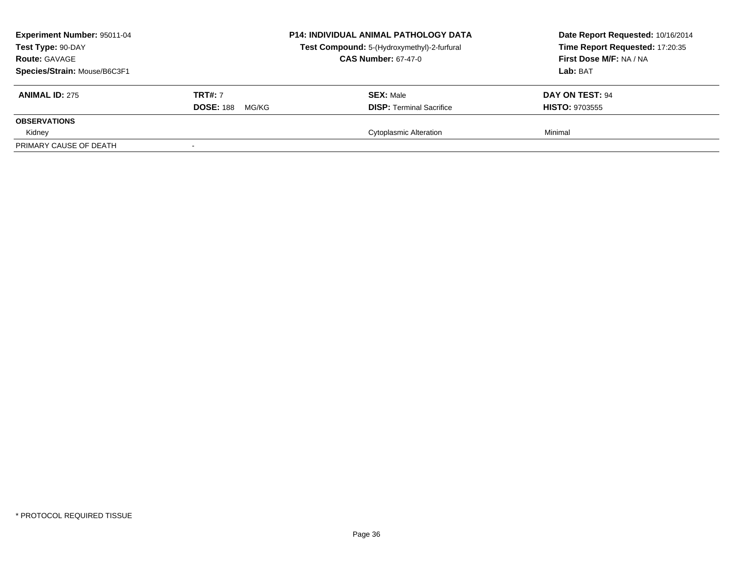**Experiment Number:** 95011-04
**Test Type:** 90-DAY
**Route:** GAVAGE
**Species/Strain:** Mouse/B6C3F1

**P14: INDIVIDUAL ANIMAL PATHOLOGY DATA**
**Test Compound:** 5-(Hydroxymethyl)-2-furfural
**CAS Number:** 67-47-0

**Date Report Requested:** 10/16/2014
**Time Report Requested:** 17:20:35
**First Dose M/F:** NA / NA
**Lab:** BAT

| **ANIMAL ID:** 275 | **TRT#:** 7 | **SEX:** Male | **DAY ON TEST:** 94 |
|---|---|---|---|
| | **DOSE:** 188 MG/KG | **DISP:** Terminal Sacrifice | **HISTO:** 9703555 |
| **OBSERVATIONS** | | | |
| Kidney | | Cytoplasmic Alteration | Minimal |
| PRIMARY CAUSE OF DEATH | - | | |

* PROTOCOL REQUIRED TISSUE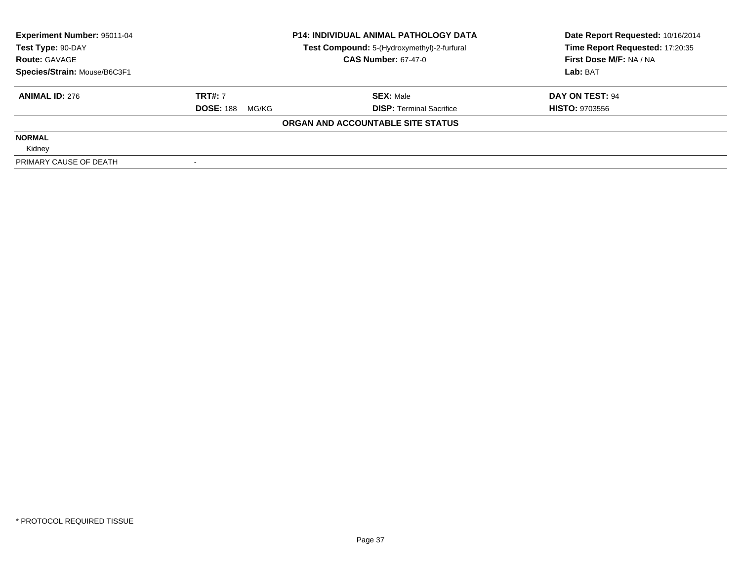| **Experiment Number:** 95011-04 | **P14: INDIVIDUAL ANIMAL PATHOLOGY DATA** | **Date Report Requested:** 10/16/2014 |
|---|---|---|
| **Test Type:** 90-DAY | **Test Compound:** 5-(Hydroxymethyl)-2-furfural | **Time Report Requested:** 17:20:35 |
| **Route:** GAVAGE | **CAS Number:** 67-47-0 | **First Dose M/F:** NA / NA |
| **Species/Strain:** Mouse/B6C3F1 | | **Lab:** BAT |

| **ANIMAL ID:** 276 | **TRT#:** 7 | **SEX:** Male | **DAY ON TEST:** 94 |
|---|---|---|---|
| | **DOSE:** 188 MG/KG | **DISP:** Terminal Sacrifice | **HISTO:** 9703556 |

**ORGAN AND ACCOUNTABLE SITE STATUS**

**NORMAL**

Kidney

| PRIMARY CAUSE OF DEATH | - |
|---|---|

* PROTOCOL REQUIRED TISSUE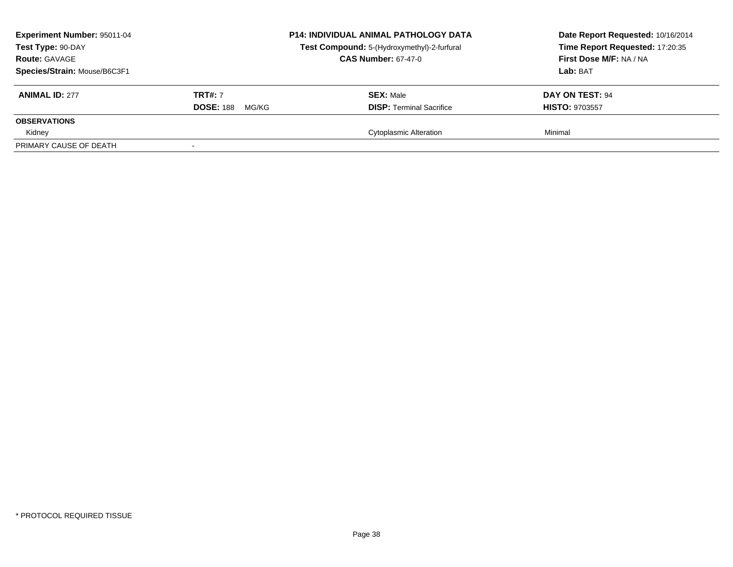**Experiment Number:** 95011-04
**Test Type:** 90-DAY
**Route:** GAVAGE
**Species/Strain:** Mouse/B6C3F1

**P14: INDIVIDUAL ANIMAL PATHOLOGY DATA**
**Test Compound:** 5-(Hydroxymethyl)-2-furfural
**CAS Number:** 67-47-0

**Date Report Requested:** 10/16/2014
**Time Report Requested:** 17:20:35
**First Dose M/F:** NA / NA
**Lab:** BAT

| **ANIMAL ID:** 277 | **TRT#:** 7 | **SEX:** Male | **DAY ON TEST:** 94 |
|---|---|---|---|
| | **DOSE:** 188 MG/KG | **DISP:** Terminal Sacrifice | **HISTO:** 9703557 |
| **OBSERVATIONS** | | | |
| Kidney | | Cytoplasmic Alteration | Minimal |
| PRIMARY CAUSE OF DEATH | - | | |

* PROTOCOL REQUIRED TISSUE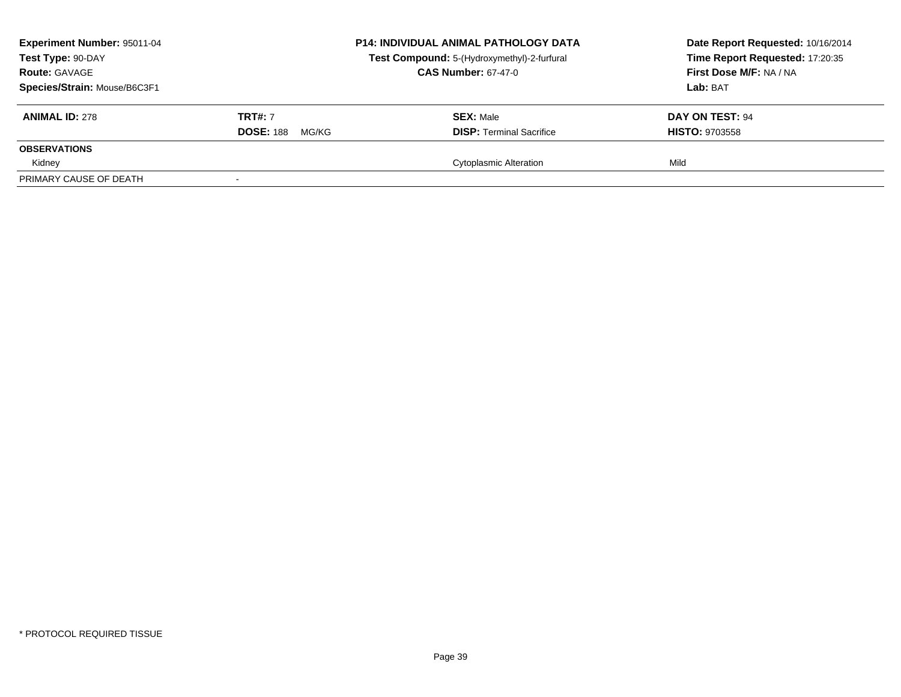**Experiment Number:** 95011-04
**Test Type:** 90-DAY
**Route:** GAVAGE
**Species/Strain:** Mouse/B6C3F1

**P14: INDIVIDUAL ANIMAL PATHOLOGY DATA**
**Test Compound:** 5-(Hydroxymethyl)-2-furfural
**CAS Number:** 67-47-0

**Date Report Requested:** 10/16/2014
**Time Report Requested:** 17:20:35
**First Dose M/F:** NA / NA
**Lab:** BAT

| **ANIMAL ID:** 278 | **TRT#:** 7 | **SEX:** Male | **DAY ON TEST:** 94 |
|---|---|---|---|
| | **DOSE:** 188 MG/KG | **DISP:** Terminal Sacrifice | **HISTO:** 9703558 |
| **OBSERVATIONS** | | | |
| Kidney | | Cytoplasmic Alteration | Mild |
| PRIMARY CAUSE OF DEATH | - | | |

\* PROTOCOL REQUIRED TISSUE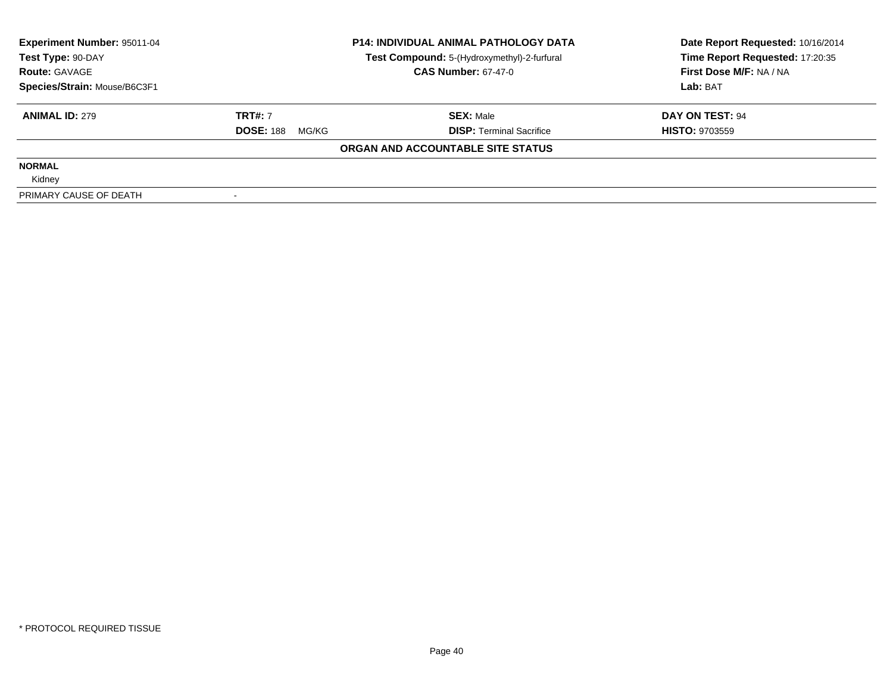| Experiment Number: 95011-04 | P14: INDIVIDUAL ANIMAL PATHOLOGY DATA | Date Report Requested: 10/16/2014 |
|---|---|---|
| Test Type: 90-DAY | Test Compound: 5-(Hydroxymethyl)-2-furfural | Time Report Requested: 17:20:35 |
| Route: GAVAGE | CAS Number: 67-47-0 | First Dose M/F: NA / NA |
| Species/Strain: Mouse/B6C3F1 | | Lab: BAT |

| ANIMAL ID: 279 | TRT#: 7 | SEX: Male | DAY ON TEST: 94 |
|---|---|---|---|
| | DOSE: 188 MG/KG | DISP: Terminal Sacrifice | HISTO: 9703559 |

**ORGAN AND ACCOUNTABLE SITE STATUS**

| | |
|---|---|
| **NORMAL** | |
| Kidney | |
| PRIMARY CAUSE OF DEATH | - |

* PROTOCOL REQUIRED TISSUE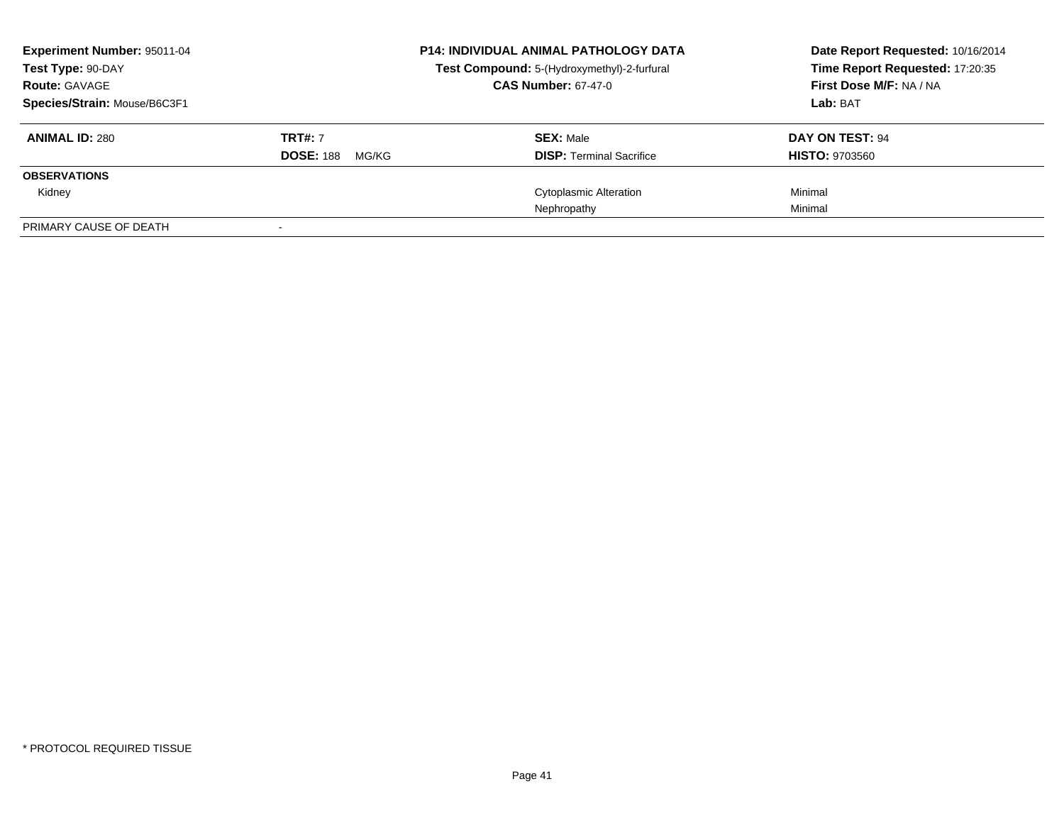**Experiment Number:** 95011-04
**Test Type:** 90-DAY
**Route:** GAVAGE
**Species/Strain:** Mouse/B6C3F1

**P14: INDIVIDUAL ANIMAL PATHOLOGY DATA**
**Test Compound:** 5-(Hydroxymethyl)-2-furfural
**CAS Number:** 67-47-0

**Date Report Requested:** 10/16/2014
**Time Report Requested:** 17:20:35
**First Dose M/F:** NA / NA
**Lab:** BAT

| **ANIMAL ID:** 280 | **TRT#:** 7 | **SEX:** Male | **DAY ON TEST:** 94 |
|---|---|---|---|
| | **DOSE:** 188 MG/KG | **DISP:** Terminal Sacrifice | **HISTO:** 9703560 |
| **OBSERVATIONS** | | | |
| Kidney | | Cytoplasmic Alteration | Minimal |
| | | Nephropathy | Minimal |
| PRIMARY CAUSE OF DEATH | - | | |

* PROTOCOL REQUIRED TISSUE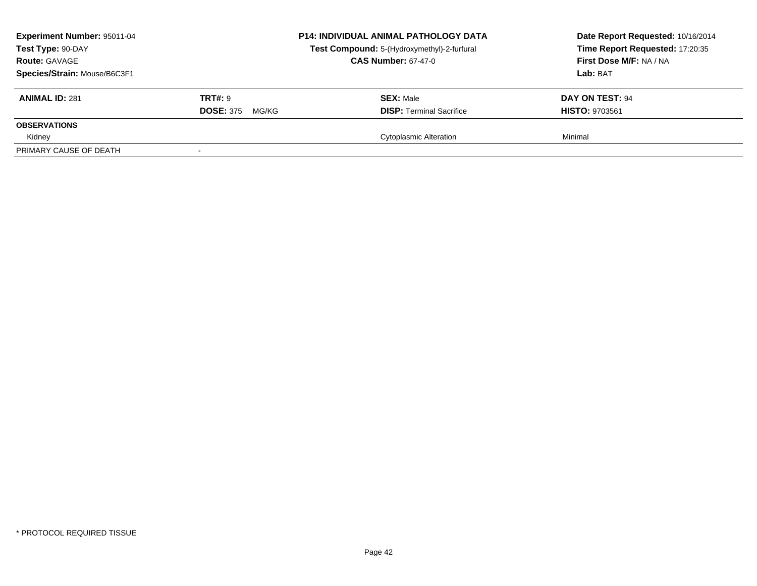**Experiment Number:** 95011-04
**Test Type:** 90-DAY
**Route:** GAVAGE
**Species/Strain:** Mouse/B6C3F1

**P14: INDIVIDUAL ANIMAL PATHOLOGY DATA**
**Test Compound:** 5-(Hydroxymethyl)-2-furfural
**CAS Number:** 67-47-0

**Date Report Requested:** 10/16/2014
**Time Report Requested:** 17:20:35
**First Dose M/F:** NA / NA
**Lab:** BAT

| **ANIMAL ID:** 281 | **TRT#:** 9 | **SEX:** Male | **DAY ON TEST:** 94 |
|---|---|---|---|
| | **DOSE:** 375 MG/KG | **DISP:** Terminal Sacrifice | **HISTO:** 9703561 |
| **OBSERVATIONS** | | | |
| Kidney | | Cytoplasmic Alteration | Minimal |
| PRIMARY CAUSE OF DEATH | - | | |

* PROTOCOL REQUIRED TISSUE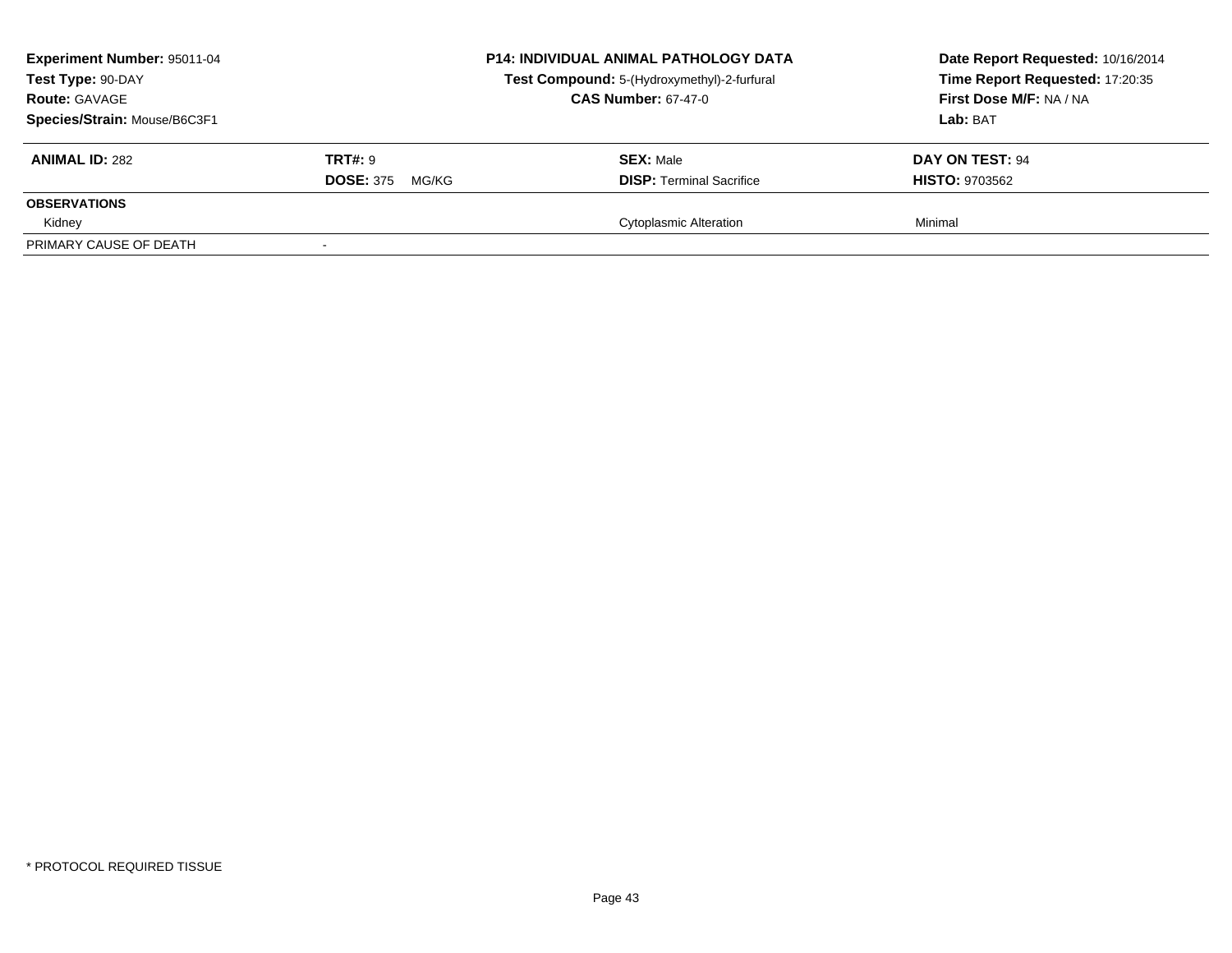**Experiment Number:** 95011-04
**Test Type:** 90-DAY
**Route:** GAVAGE
**Species/Strain:** Mouse/B6C3F1

**P14: INDIVIDUAL ANIMAL PATHOLOGY DATA**
**Test Compound:** 5-(Hydroxymethyl)-2-furfural
**CAS Number:** 67-47-0

**Date Report Requested:** 10/16/2014
**Time Report Requested:** 17:20:35
**First Dose M/F:** NA / NA
**Lab:** BAT

| **ANIMAL ID:** 282 | **TRT#:** 9 | **SEX:** Male | **DAY ON TEST:** 94 |
|---|---|---|---|
| | **DOSE:** 375 MG/KG | **DISP:** Terminal Sacrifice | **HISTO:** 9703562 |
| **OBSERVATIONS** | | | |
| Kidney | | Cytoplasmic Alteration | Minimal |
| PRIMARY CAUSE OF DEATH | - | | |

* PROTOCOL REQUIRED TISSUE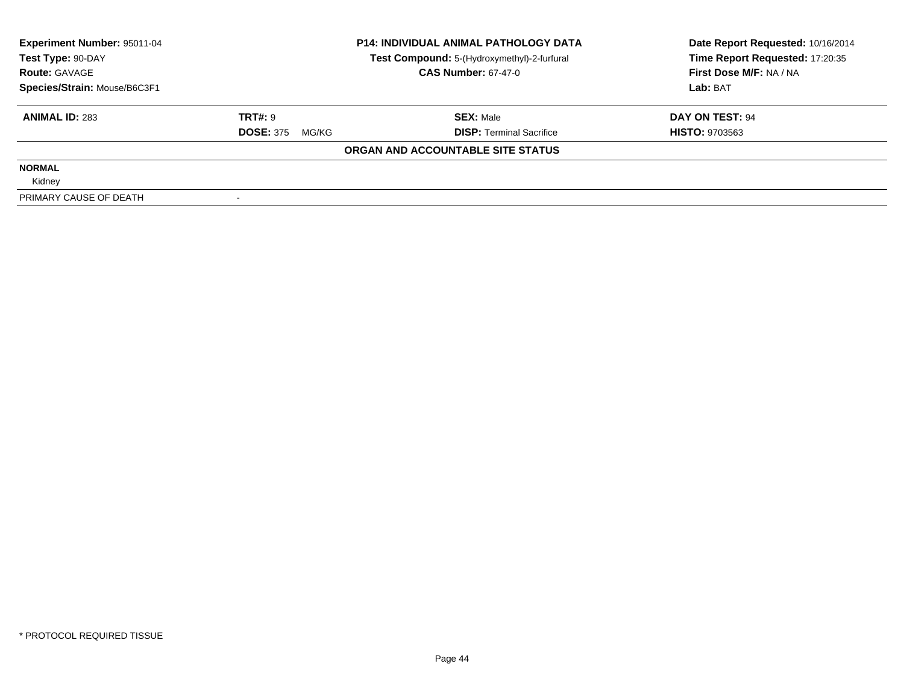| **Experiment Number:** 95011-04 | **P14: INDIVIDUAL ANIMAL PATHOLOGY DATA** | **Date Report Requested:** 10/16/2014 |
|---|---|---|
| **Test Type:** 90-DAY | **Test Compound:** 5-(Hydroxymethyl)-2-furfural | **Time Report Requested:** 17:20:35 |
| **Route:** GAVAGE | **CAS Number:** 67-47-0 | **First Dose M/F:** NA / NA |
| **Species/Strain:** Mouse/B6C3F1 | | **Lab:** BAT |

| **ANIMAL ID:** 283 | **TRT#:** 9 | **SEX:** Male | **DAY ON TEST:** 94 |
|---|---|---|---|
| | **DOSE:** 375 MG/KG | **DISP:** Terminal Sacrifice | **HISTO:** 9703563 |

**ORGAN AND ACCOUNTABLE SITE STATUS**

| | |
|---|---|
| **NORMAL** | |
| Kidney | |
| PRIMARY CAUSE OF DEATH | - |

\* PROTOCOL REQUIRED TISSUE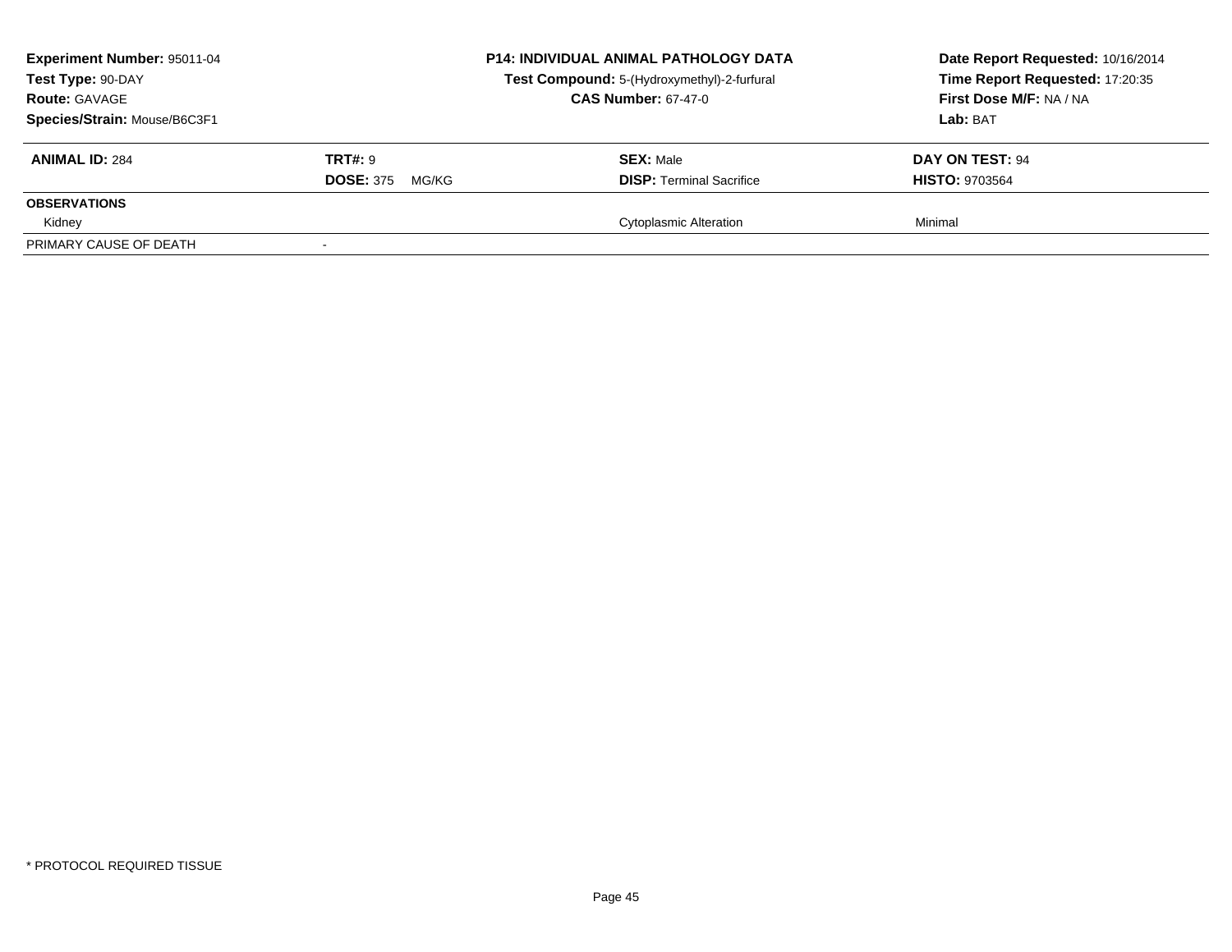**Experiment Number:** 95011-04
**Test Type:** 90-DAY
**Route:** GAVAGE
**Species/Strain:** Mouse/B6C3F1

**P14: INDIVIDUAL ANIMAL PATHOLOGY DATA**
**Test Compound:** 5-(Hydroxymethyl)-2-furfural
**CAS Number:** 67-47-0

**Date Report Requested:** 10/16/2014
**Time Report Requested:** 17:20:35
**First Dose M/F:** NA / NA
**Lab:** BAT

| **ANIMAL ID:** 284 | **TRT#:** 9 | **SEX:** Male | **DAY ON TEST:** 94 |
|---|---|---|---|
| | **DOSE:** 375 MG/KG | **DISP:** Terminal Sacrifice | **HISTO:** 9703564 |
| **OBSERVATIONS** | | | |
| Kidney | | Cytoplasmic Alteration | Minimal |
| PRIMARY CAUSE OF DEATH | - | | |

\* PROTOCOL REQUIRED TISSUE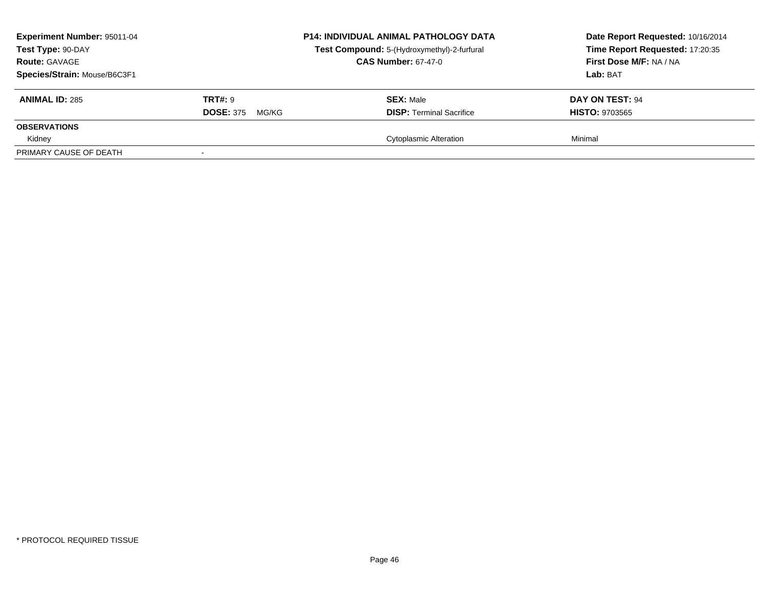| **Experiment Number:** 95011-04 | **P14: INDIVIDUAL ANIMAL PATHOLOGY DATA** | **Date Report Requested:** 10/16/2014 |
|---|---|---|
| **Test Type:** 90-DAY | **Test Compound:** 5-(Hydroxymethyl)-2-furfural | **Time Report Requested:** 17:20:35 |
| **Route:** GAVAGE | **CAS Number:** 67-47-0 | **First Dose M/F:** NA / NA |
| **Species/Strain:** Mouse/B6C3F1 | | **Lab:** BAT |

| **ANIMAL ID:** 285 | **TRT#:** 9 | **SEX:** Male | **DAY ON TEST:** 94 |
|---|---|---|---|
| | **DOSE:** 375 MG/KG | **DISP:** Terminal Sacrifice | **HISTO:** 9703565 |
| **OBSERVATIONS** | | | |
| Kidney | | Cytoplasmic Alteration | Minimal |
| PRIMARY CAUSE OF DEATH | - | | |

* PROTOCOL REQUIRED TISSUE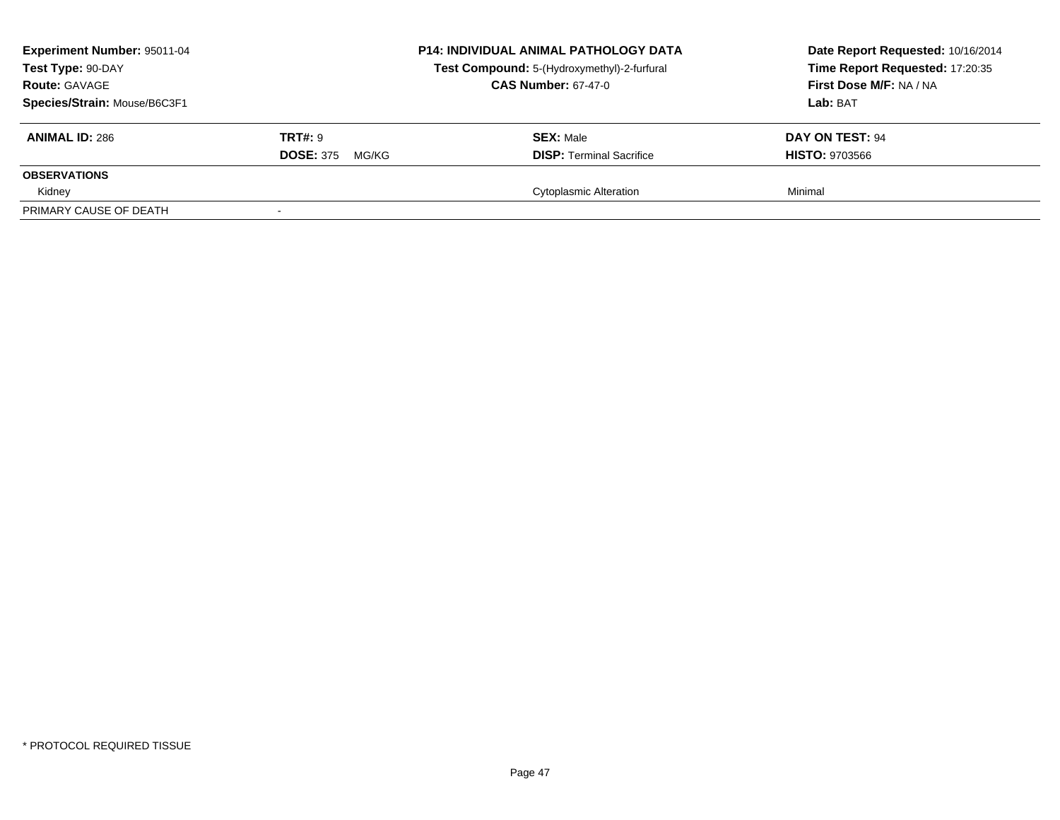**Experiment Number:** 95011-04
**Test Type:** 90-DAY
**Route:** GAVAGE
**Species/Strain:** Mouse/B6C3F1

**P14: INDIVIDUAL ANIMAL PATHOLOGY DATA**
**Test Compound:** 5-(Hydroxymethyl)-2-furfural
**CAS Number:** 67-47-0

**Date Report Requested:** 10/16/2014
**Time Report Requested:** 17:20:35
**First Dose M/F:** NA / NA
**Lab:** BAT

| **ANIMAL ID:** 286 | **TRT#:** 9 | **SEX:** Male | **DAY ON TEST:** 94 |
|---|---|---|---|
| | **DOSE:** 375 MG/KG | **DISP:** Terminal Sacrifice | **HISTO:** 9703566 |
| **OBSERVATIONS** | | | |
| Kidney | | Cytoplasmic Alteration | Minimal |
| PRIMARY CAUSE OF DEATH | - | | |

* PROTOCOL REQUIRED TISSUE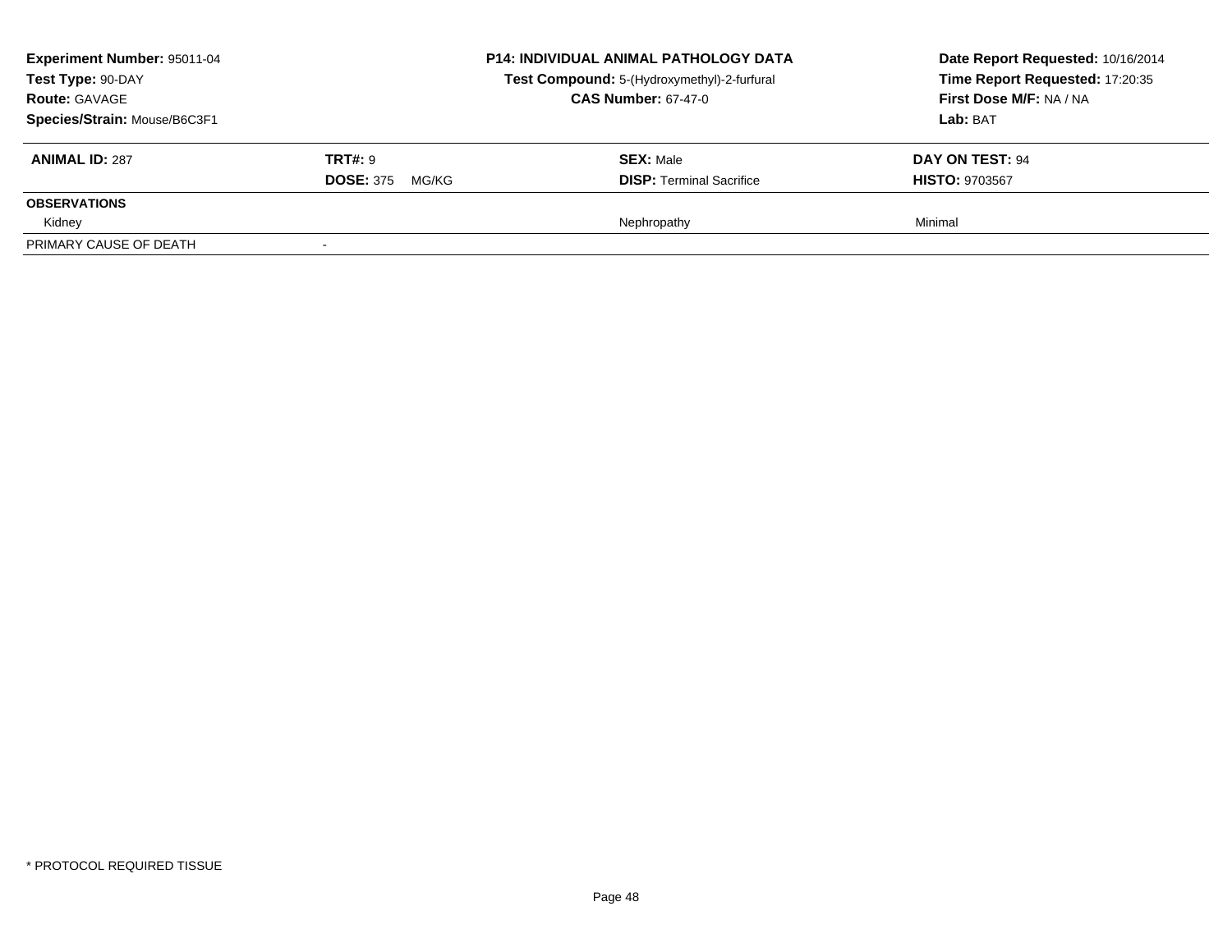| Experiment Number: 95011-04 | P14: INDIVIDUAL ANIMAL PATHOLOGY DATA | Date Report Requested: 10/16/2014 |
|---|---|---|
| Test Type: 90-DAY | Test Compound: 5-(Hydroxymethyl)-2-furfural | Time Report Requested: 17:20:35 |
| Route: GAVAGE | CAS Number: 67-47-0 | First Dose M/F: NA / NA |
| Species/Strain: Mouse/B6C3F1 | | Lab: BAT |

| ANIMAL ID: 287 | TRT#: 9 | SEX: Male | DAY ON TEST: 94 |
|---|---|---|---|
| | DOSE: 375 MG/KG | DISP: Terminal Sacrifice | HISTO: 9703567 |
| **OBSERVATIONS** | | | |
| Kidney | | Nephropathy | Minimal |
| PRIMARY CAUSE OF DEATH | - | | |

* PROTOCOL REQUIRED TISSUE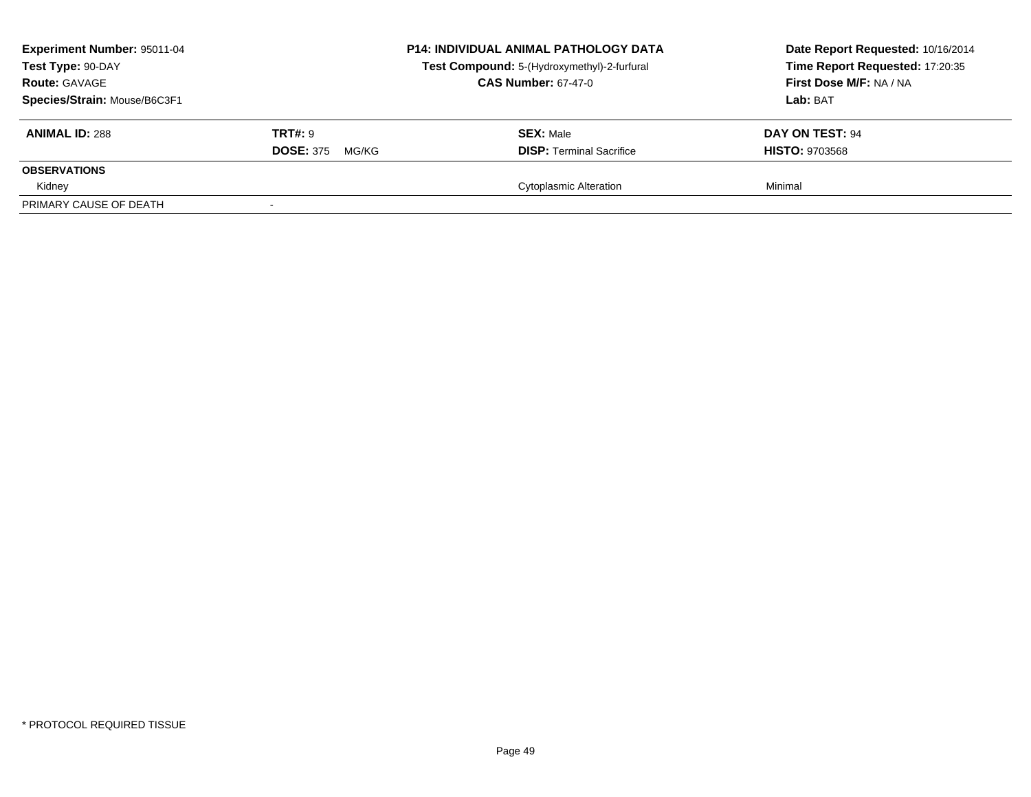**Experiment Number:** 95011-04
**Test Type:** 90-DAY
**Route:** GAVAGE
**Species/Strain:** Mouse/B6C3F1

**P14: INDIVIDUAL ANIMAL PATHOLOGY DATA**
**Test Compound:** 5-(Hydroxymethyl)-2-furfural
**CAS Number:** 67-47-0

**Date Report Requested:** 10/16/2014
**Time Report Requested:** 17:20:35
**First Dose M/F:** NA / NA
**Lab:** BAT

| **ANIMAL ID:** 288 | **TRT#:** 9 | **SEX:** Male | **DAY ON TEST:** 94 |
|---|---|---|---|
| | **DOSE:** 375 MG/KG | **DISP:** Terminal Sacrifice | **HISTO:** 9703568 |
| **OBSERVATIONS** | | | |
| Kidney | | Cytoplasmic Alteration | Minimal |
| PRIMARY CAUSE OF DEATH | - | | |

* PROTOCOL REQUIRED TISSUE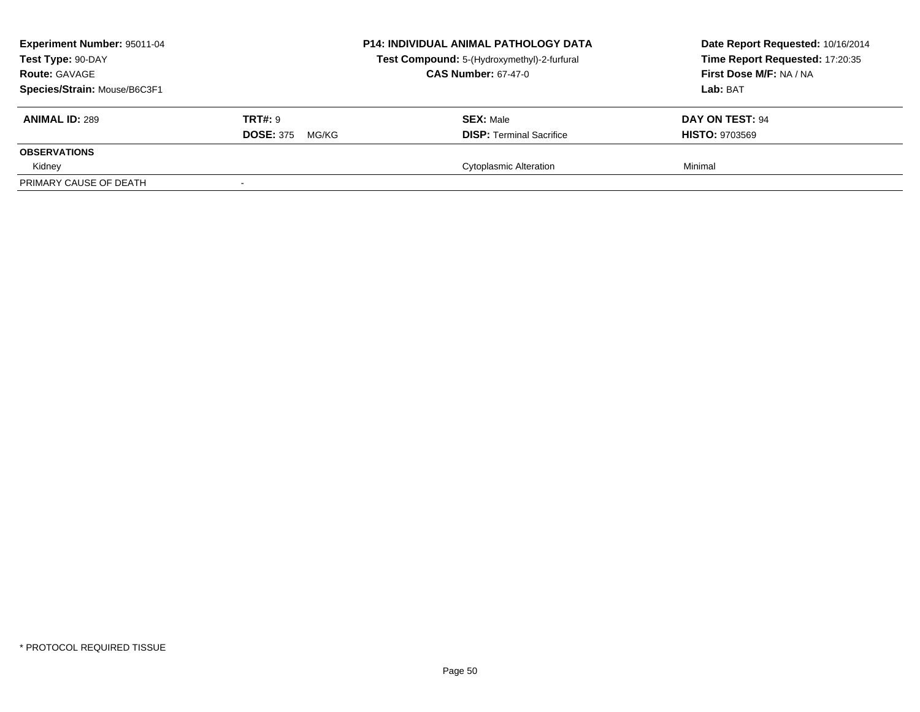| **Experiment Number:** 95011-04 | **P14: INDIVIDUAL ANIMAL PATHOLOGY DATA** | **Date Report Requested:** 10/16/2014 |
|---|---|---|
| **Test Type:** 90-DAY | **Test Compound:** 5-(Hydroxymethyl)-2-furfural | **Time Report Requested:** 17:20:35 |
| **Route:** GAVAGE | **CAS Number:** 67-47-0 | **First Dose M/F:** NA / NA |
| **Species/Strain:** Mouse/B6C3F1 | | **Lab:** BAT |

| **ANIMAL ID:** 289 | **TRT#:** 9 | **SEX:** Male | **DAY ON TEST:** 94 |
|---|---|---|---|
| | **DOSE:** 375 MG/KG | **DISP:** Terminal Sacrifice | **HISTO:** 9703569 |
| **OBSERVATIONS** | | | |
| Kidney | | Cytoplasmic Alteration | Minimal |
| PRIMARY CAUSE OF DEATH | - | | |

\* PROTOCOL REQUIRED TISSUE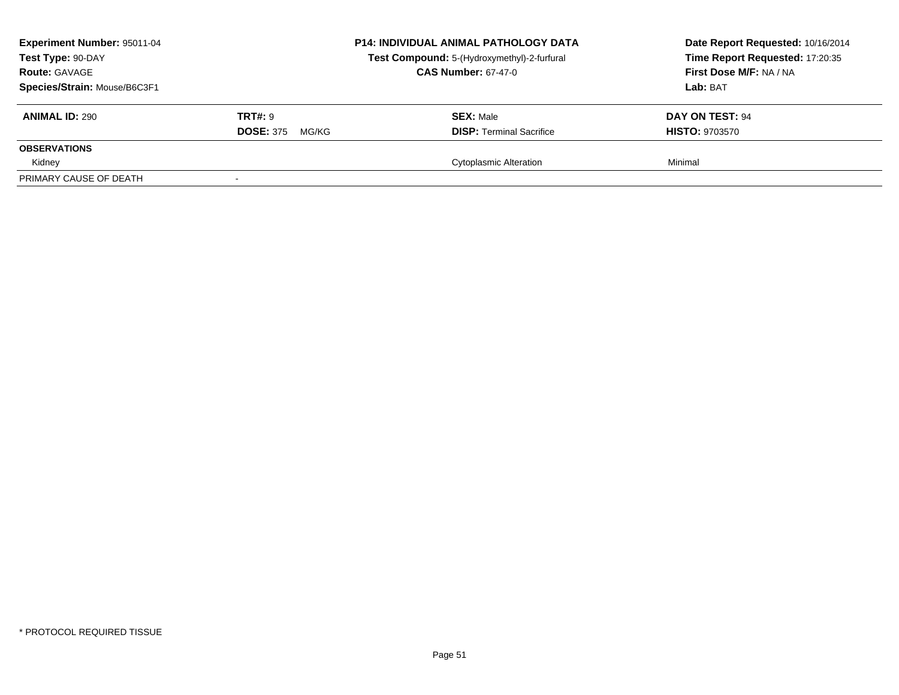**Experiment Number:** 95011-04
**Test Type:** 90-DAY
**Route:** GAVAGE
**Species/Strain:** Mouse/B6C3F1

**P14: INDIVIDUAL ANIMAL PATHOLOGY DATA**
**Test Compound:** 5-(Hydroxymethyl)-2-furfural
**CAS Number:** 67-47-0

**Date Report Requested:** 10/16/2014
**Time Report Requested:** 17:20:35
**First Dose M/F:** NA / NA
**Lab:** BAT

| **ANIMAL ID:** 290 | **TRT#:** 9 | **SEX:** Male | **DAY ON TEST:** 94 |
|---|---|---|---|
| | **DOSE:** 375 MG/KG | **DISP:** Terminal Sacrifice | **HISTO:** 9703570 |
| **OBSERVATIONS** | | | |
| Kidney | | Cytoplasmic Alteration | Minimal |
| PRIMARY CAUSE OF DEATH | - | | |

* PROTOCOL REQUIRED TISSUE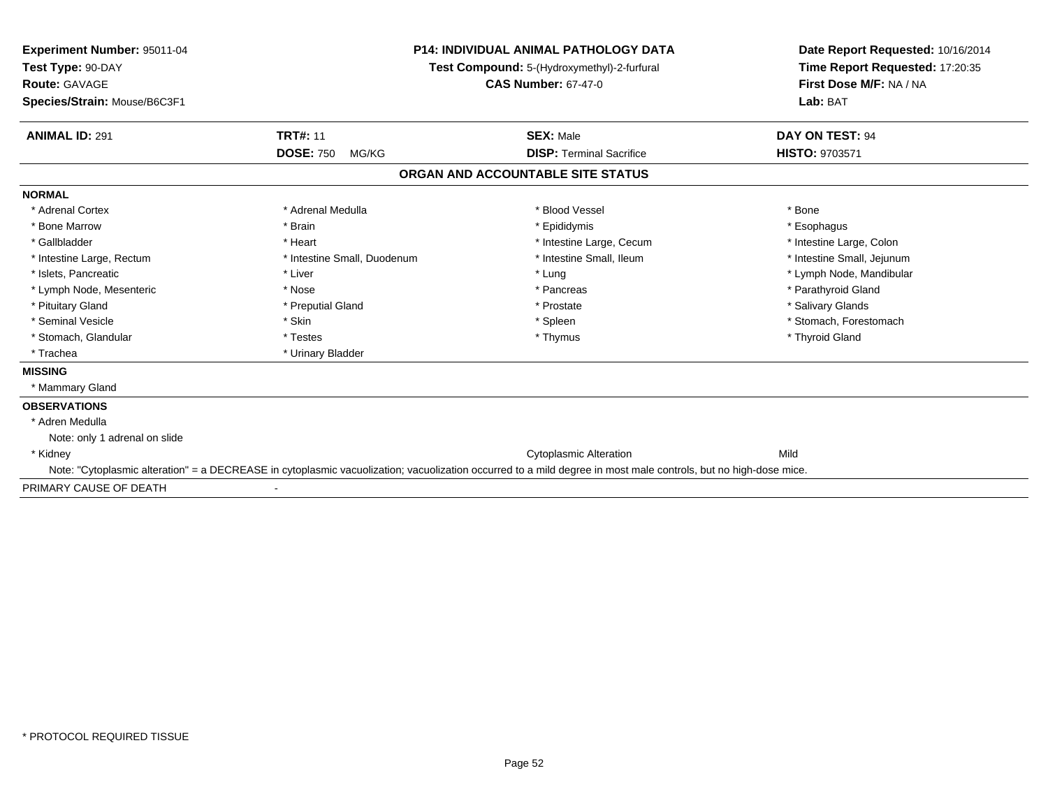**Experiment Number:** 95011-04
**Test Type:** 90-DAY
**Route:** GAVAGE
**Species/Strain:** Mouse/B6C3F1

**P14: INDIVIDUAL ANIMAL PATHOLOGY DATA**
**Test Compound:** 5-(Hydroxymethyl)-2-furfural
**CAS Number:** 67-47-0

**Date Report Requested:** 10/16/2014
**Time Report Requested:** 17:20:35
**First Dose M/F:** NA / NA
**Lab:** BAT

| **ANIMAL ID:** 291 | **TRT#:** 11 | **SEX:** Male | **DAY ON TEST:** 94 |
|---|---|---|---|
| | **DOSE:** 750 MG/KG | **DISP:** Terminal Sacrifice | **HISTO:** 9703571 |

## ORGAN AND ACCOUNTABLE SITE STATUS

**NORMAL**

| | | | |
|---|---|---|---|
| * Adrenal Cortex | * Adrenal Medulla | * Blood Vessel | * Bone |
| * Bone Marrow | * Brain | * Epididymis | * Esophagus |
| * Gallbladder | * Heart | * Intestine Large, Cecum | * Intestine Large, Colon |
| * Intestine Large, Rectum | * Intestine Small, Duodenum | * Intestine Small, Ileum | * Intestine Small, Jejunum |
| * Islets, Pancreatic | * Liver | * Lung | * Lymph Node, Mandibular |
| * Lymph Node, Mesenteric | * Nose | * Pancreas | * Parathyroid Gland |
| * Pituitary Gland | * Preputial Gland | * Prostate | * Salivary Glands |
| * Seminal Vesicle | * Skin | * Spleen | * Stomach, Forestomach |
| * Stomach, Glandular | * Testes | * Thymus | * Thyroid Gland |
| * Trachea | * Urinary Bladder | | |

**MISSING**

* Mammary Gland

**OBSERVATIONS**

* Adren Medulla
  Note: only 1 adrenal on slide
* Kidney — Cytoplasmic Alteration — Mild
  Note: "Cytoplasmic alteration" = a DECREASE in cytoplasmic vacuolization; vacuolization occurred to a mild degree in most male controls, but no high-dose mice.

PRIMARY CAUSE OF DEATH -

* PROTOCOL REQUIRED TISSUE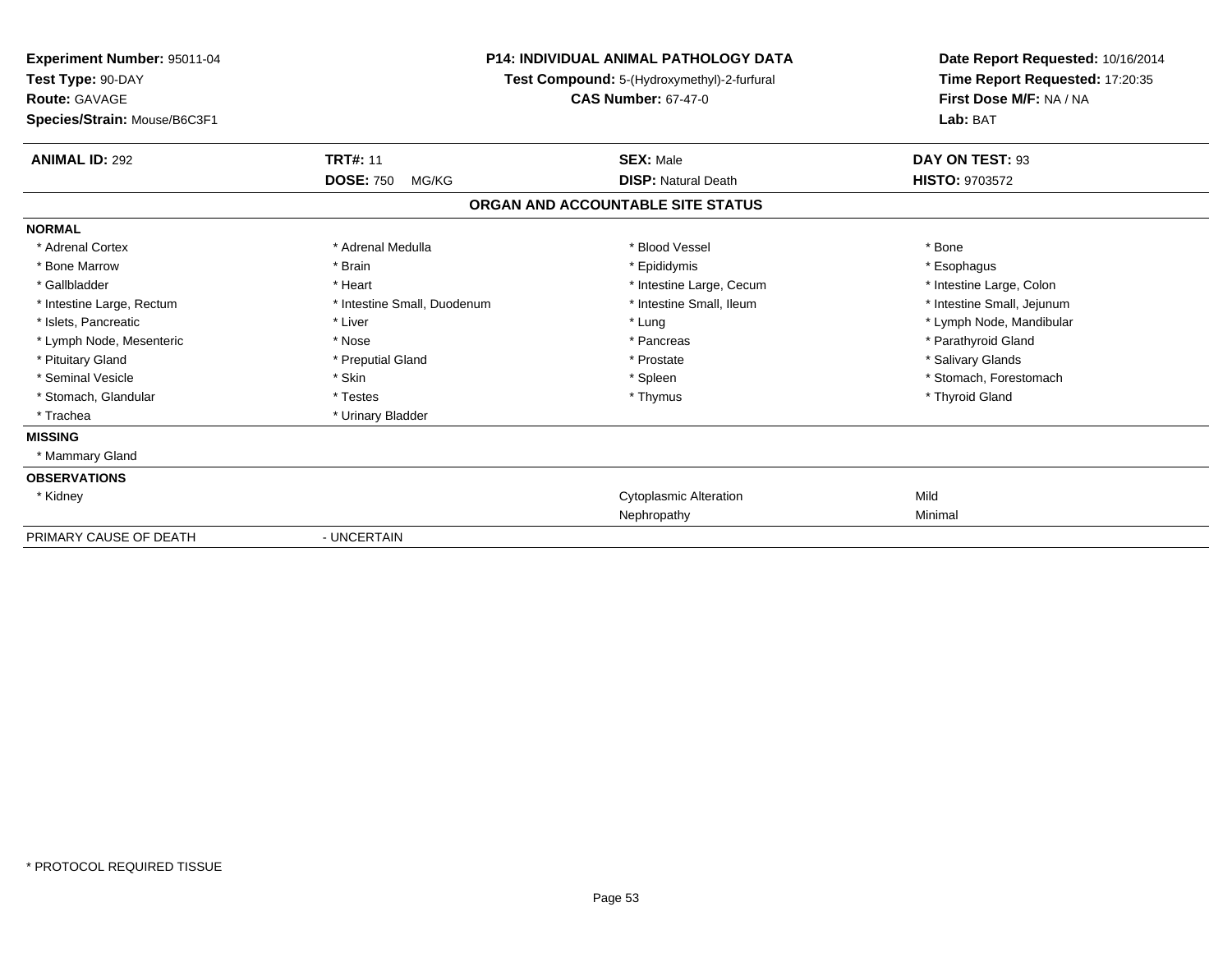**Experiment Number:** 95011-04
**Test Type:** 90-DAY
**Route:** GAVAGE
**Species/Strain:** Mouse/B6C3F1

**P14: INDIVIDUAL ANIMAL PATHOLOGY DATA**
**Test Compound:** 5-(Hydroxymethyl)-2-furfural
**CAS Number:** 67-47-0

**Date Report Requested:** 10/16/2014
**Time Report Requested:** 17:20:35
**First Dose M/F:** NA / NA
**Lab:** BAT

| **ANIMAL ID:** 292 | **TRT#:** 11 | **SEX:** Male | **DAY ON TEST:** 93 |
|---|---|---|---|
| | **DOSE:** 750 MG/KG | **DISP:** Natural Death | **HISTO:** 9703572 |

## ORGAN AND ACCOUNTABLE SITE STATUS

| | | | |
|---|---|---|---|
| **NORMAL** | | | |
| * Adrenal Cortex | * Adrenal Medulla | * Blood Vessel | * Bone |
| * Bone Marrow | * Brain | * Epididymis | * Esophagus |
| * Gallbladder | * Heart | * Intestine Large, Cecum | * Intestine Large, Colon |
| * Intestine Large, Rectum | * Intestine Small, Duodenum | * Intestine Small, Ileum | * Intestine Small, Jejunum |
| * Islets, Pancreatic | * Liver | * Lung | * Lymph Node, Mandibular |
| * Lymph Node, Mesenteric | * Nose | * Pancreas | * Parathyroid Gland |
| * Pituitary Gland | * Preputial Gland | * Prostate | * Salivary Glands |
| * Seminal Vesicle | * Skin | * Spleen | * Stomach, Forestomach |
| * Stomach, Glandular | * Testes | * Thymus | * Thyroid Gland |
| * Trachea | * Urinary Bladder | | |
| **MISSING** | | | |
| * Mammary Gland | | | |
| **OBSERVATIONS** | | | |
| * Kidney | | Cytoplasmic Alteration | Mild |
| | | Nephropathy | Minimal |
| PRIMARY CAUSE OF DEATH | - UNCERTAIN | | |

* PROTOCOL REQUIRED TISSUE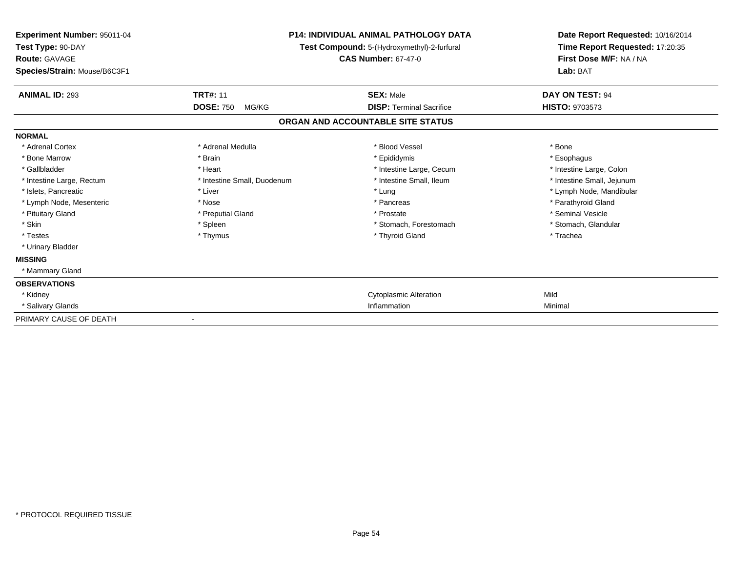**Experiment Number:** 95011-04
**Test Type:** 90-DAY
**Route:** GAVAGE
**Species/Strain:** Mouse/B6C3F1

**P14: INDIVIDUAL ANIMAL PATHOLOGY DATA**
**Test Compound:** 5-(Hydroxymethyl)-2-furfural
**CAS Number:** 67-47-0

**Date Report Requested:** 10/16/2014
**Time Report Requested:** 17:20:35
**First Dose M/F:** NA / NA
**Lab:** BAT

| **ANIMAL ID:** 293 | **TRT#:** 11 | **SEX:** Male | **DAY ON TEST:** 94 |
|---|---|---|---|
| | **DOSE:** 750 MG/KG | **DISP:** Terminal Sacrifice | **HISTO:** 9703573 |

**ORGAN AND ACCOUNTABLE SITE STATUS**

**NORMAL**

| | | | |
|---|---|---|---|
| * Adrenal Cortex | * Adrenal Medulla | * Blood Vessel | * Bone |
| * Bone Marrow | * Brain | * Epididymis | * Esophagus |
| * Gallbladder | * Heart | * Intestine Large, Cecum | * Intestine Large, Colon |
| * Intestine Large, Rectum | * Intestine Small, Duodenum | * Intestine Small, Ileum | * Intestine Small, Jejunum |
| * Islets, Pancreatic | * Liver | * Lung | * Lymph Node, Mandibular |
| * Lymph Node, Mesenteric | * Nose | * Pancreas | * Parathyroid Gland |
| * Pituitary Gland | * Preputial Gland | * Prostate | * Seminal Vesicle |
| * Skin | * Spleen | * Stomach, Forestomach | * Stomach, Glandular |
| * Testes | * Thymus | * Thyroid Gland | * Trachea |
| * Urinary Bladder | | | |

**MISSING**

* Mammary Gland

**OBSERVATIONS**

| | | |
|---|---|---|
| * Kidney | Cytoplasmic Alteration | Mild |
| * Salivary Glands | Inflammation | Minimal |

PRIMARY CAUSE OF DEATH -

* PROTOCOL REQUIRED TISSUE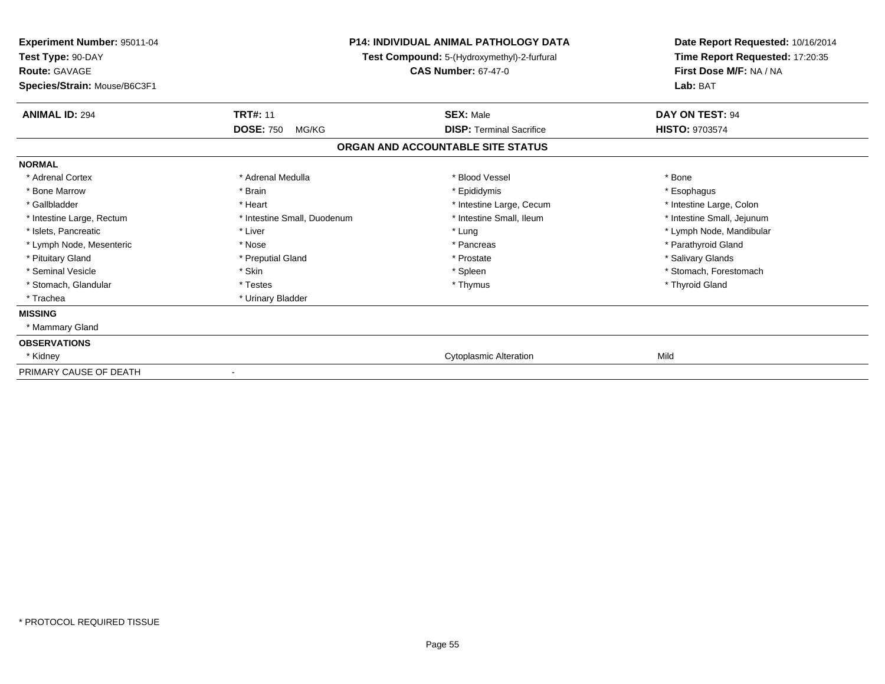**Experiment Number:** 95011-04
**Test Type:** 90-DAY
**Route:** GAVAGE
**Species/Strain:** Mouse/B6C3F1

**P14: INDIVIDUAL ANIMAL PATHOLOGY DATA**
**Test Compound:** 5-(Hydroxymethyl)-2-furfural
**CAS Number:** 67-47-0

**Date Report Requested:** 10/16/2014
**Time Report Requested:** 17:20:35
**First Dose M/F:** NA / NA
**Lab:** BAT

| **ANIMAL ID:** 294 | **TRT#:** 11 | **SEX:** Male | **DAY ON TEST:** 94 |
|---|---|---|---|
| | **DOSE:** 750 MG/KG | **DISP:** Terminal Sacrifice | **HISTO:** 9703574 |

## ORGAN AND ACCOUNTABLE SITE STATUS

**NORMAL**

| | | | |
|---|---|---|---|
| * Adrenal Cortex | * Adrenal Medulla | * Blood Vessel | * Bone |
| * Bone Marrow | * Brain | * Epididymis | * Esophagus |
| * Gallbladder | * Heart | * Intestine Large, Cecum | * Intestine Large, Colon |
| * Intestine Large, Rectum | * Intestine Small, Duodenum | * Intestine Small, Ileum | * Intestine Small, Jejunum |
| * Islets, Pancreatic | * Liver | * Lung | * Lymph Node, Mandibular |
| * Lymph Node, Mesenteric | * Nose | * Pancreas | * Parathyroid Gland |
| * Pituitary Gland | * Preputial Gland | * Prostate | * Salivary Glands |
| * Seminal Vesicle | * Skin | * Spleen | * Stomach, Forestomach |
| * Stomach, Glandular | * Testes | * Thymus | * Thyroid Gland |
| * Trachea | * Urinary Bladder | | |

**MISSING**

* Mammary Gland

**OBSERVATIONS**

| | | |
|---|---|---|
| * Kidney | Cytoplasmic Alteration | Mild |

PRIMARY CAUSE OF DEATH -

* PROTOCOL REQUIRED TISSUE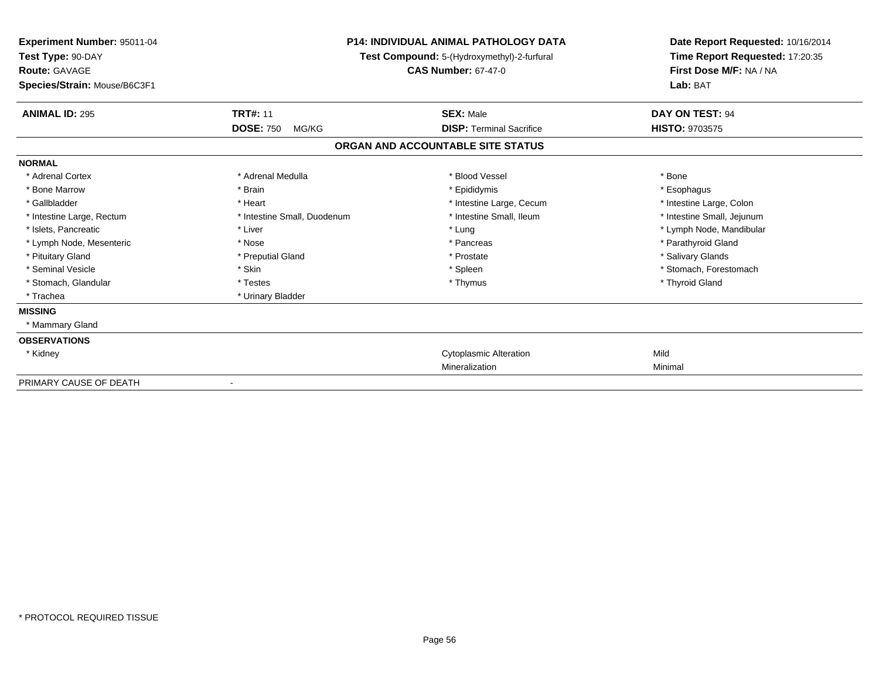**Experiment Number:** 95011-04
**Test Type:** 90-DAY
**Route:** GAVAGE
**Species/Strain:** Mouse/B6C3F1

**P14: INDIVIDUAL ANIMAL PATHOLOGY DATA**
**Test Compound:** 5-(Hydroxymethyl)-2-furfural
**CAS Number:** 67-47-0

**Date Report Requested:** 10/16/2014
**Time Report Requested:** 17:20:35
**First Dose M/F:** NA / NA
**Lab:** BAT

| **ANIMAL ID:** 295 | **TRT#:** 11 | **SEX:** Male | **DAY ON TEST:** 94 |
|---|---|---|---|
| | **DOSE:** 750 MG/KG | **DISP:** Terminal Sacrifice | **HISTO:** 9703575 |

## ORGAN AND ACCOUNTABLE SITE STATUS

| | | | |
|---|---|---|---|
| **NORMAL** | | | |
| * Adrenal Cortex | * Adrenal Medulla | * Blood Vessel | * Bone |
| * Bone Marrow | * Brain | * Epididymis | * Esophagus |
| * Gallbladder | * Heart | * Intestine Large, Cecum | * Intestine Large, Colon |
| * Intestine Large, Rectum | * Intestine Small, Duodenum | * Intestine Small, Ileum | * Intestine Small, Jejunum |
| * Islets, Pancreatic | * Liver | * Lung | * Lymph Node, Mandibular |
| * Lymph Node, Mesenteric | * Nose | * Pancreas | * Parathyroid Gland |
| * Pituitary Gland | * Preputial Gland | * Prostate | * Salivary Glands |
| * Seminal Vesicle | * Skin | * Spleen | * Stomach, Forestomach |
| * Stomach, Glandular | * Testes | * Thymus | * Thyroid Gland |
| * Trachea | * Urinary Bladder | | |
| **MISSING** | | | |
| * Mammary Gland | | | |
| **OBSERVATIONS** | | | |
| * Kidney | | Cytoplasmic Alteration | Mild |
| | | Mineralization | Minimal |
| PRIMARY CAUSE OF DEATH | - | | |

\* PROTOCOL REQUIRED TISSUE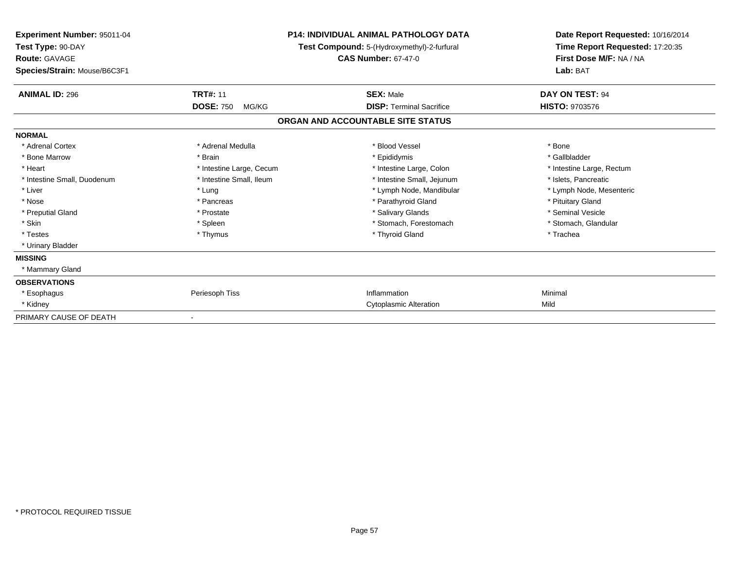**Experiment Number:** 95011-04
**Test Type:** 90-DAY
**Route:** GAVAGE
**Species/Strain:** Mouse/B6C3F1

**P14: INDIVIDUAL ANIMAL PATHOLOGY DATA**
**Test Compound:** 5-(Hydroxymethyl)-2-furfural
**CAS Number:** 67-47-0

**Date Report Requested:** 10/16/2014
**Time Report Requested:** 17:20:35
**First Dose M/F:** NA / NA
**Lab:** BAT

| **ANIMAL ID:** 296 | **TRT#:** 11 | **SEX:** Male | **DAY ON TEST:** 94 |
|---|---|---|---|
| | **DOSE:** 750 MG/KG | **DISP:** Terminal Sacrifice | **HISTO:** 9703576 |

**ORGAN AND ACCOUNTABLE SITE STATUS**

**NORMAL**

| | | | |
|---|---|---|---|
| * Adrenal Cortex | * Adrenal Medulla | * Blood Vessel | * Bone |
| * Bone Marrow | * Brain | * Epididymis | * Gallbladder |
| * Heart | * Intestine Large, Cecum | * Intestine Large, Colon | * Intestine Large, Rectum |
| * Intestine Small, Duodenum | * Intestine Small, Ileum | * Intestine Small, Jejunum | * Islets, Pancreatic |
| * Liver | * Lung | * Lymph Node, Mandibular | * Lymph Node, Mesenteric |
| * Nose | * Pancreas | * Parathyroid Gland | * Pituitary Gland |
| * Preputial Gland | * Prostate | * Salivary Glands | * Seminal Vesicle |
| * Skin | * Spleen | * Stomach, Forestomach | * Stomach, Glandular |
| * Testes | * Thymus | * Thyroid Gland | * Trachea |
| * Urinary Bladder | | | |

**MISSING**

* Mammary Gland

**OBSERVATIONS**

| | | | |
|---|---|---|---|
| * Esophagus | Periesoph Tiss | Inflammation | Minimal |
| * Kidney | | Cytoplasmic Alteration | Mild |

PRIMARY CAUSE OF DEATH -

\* PROTOCOL REQUIRED TISSUE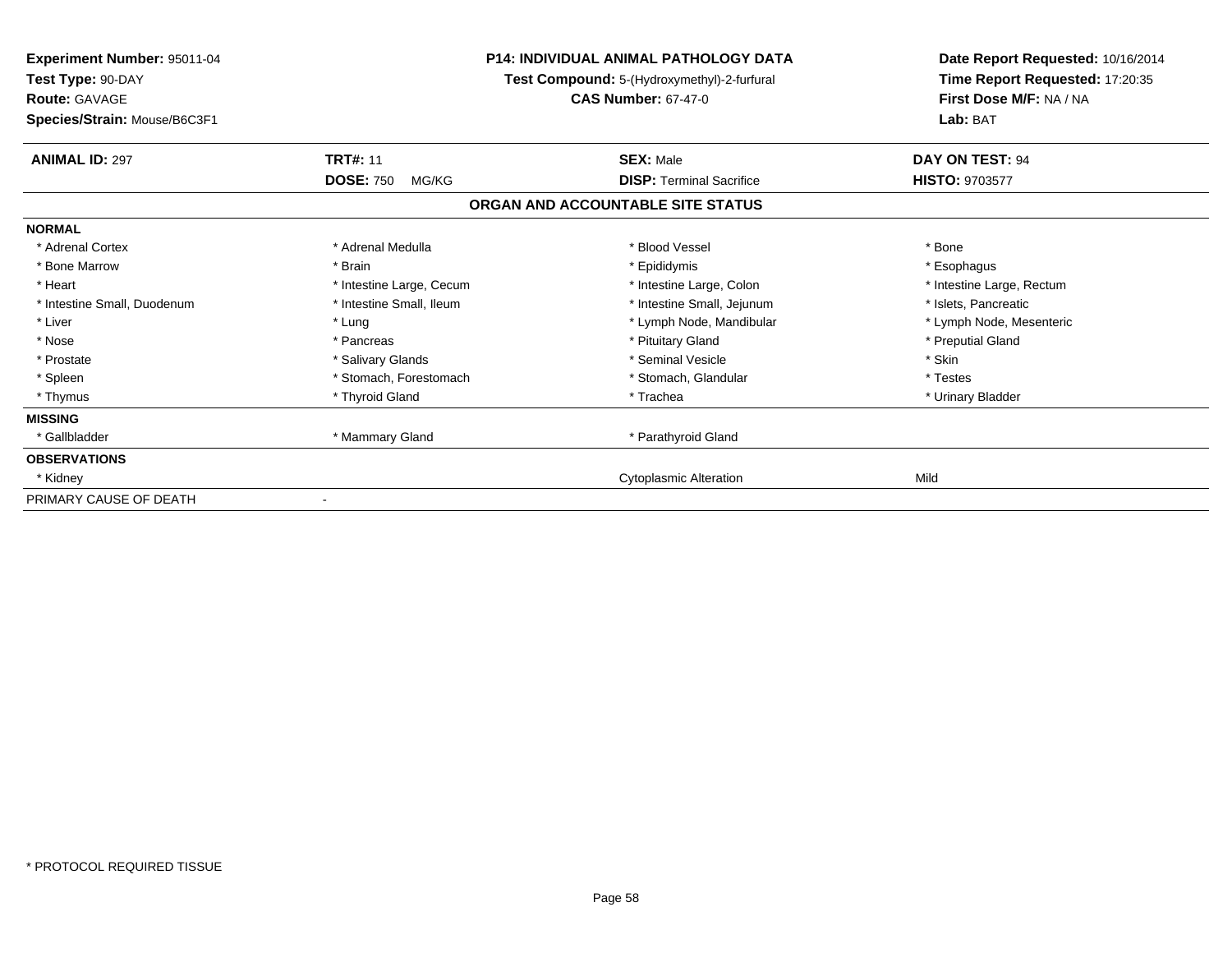**Experiment Number:** 95011-04
**Test Type:** 90-DAY
**Route:** GAVAGE
**Species/Strain:** Mouse/B6C3F1

**P14: INDIVIDUAL ANIMAL PATHOLOGY DATA**
**Test Compound:** 5-(Hydroxymethyl)-2-furfural
**CAS Number:** 67-47-0

**Date Report Requested:** 10/16/2014
**Time Report Requested:** 17:20:35
**First Dose M/F:** NA / NA
**Lab:** BAT

| **ANIMAL ID:** 297 | **TRT#:** 11 | **SEX:** Male | **DAY ON TEST:** 94 |
|---|---|---|---|
| | **DOSE:** 750 MG/KG | **DISP:** Terminal Sacrifice | **HISTO:** 9703577 |

**ORGAN AND ACCOUNTABLE SITE STATUS**

| | | | |
|---|---|---|---|
| **NORMAL** | | | |
| * Adrenal Cortex | * Adrenal Medulla | * Blood Vessel | * Bone |
| * Bone Marrow | * Brain | * Epididymis | * Esophagus |
| * Heart | * Intestine Large, Cecum | * Intestine Large, Colon | * Intestine Large, Rectum |
| * Intestine Small, Duodenum | * Intestine Small, Ileum | * Intestine Small, Jejunum | * Islets, Pancreatic |
| * Liver | * Lung | * Lymph Node, Mandibular | * Lymph Node, Mesenteric |
| * Nose | * Pancreas | * Pituitary Gland | * Preputial Gland |
| * Prostate | * Salivary Glands | * Seminal Vesicle | * Skin |
| * Spleen | * Stomach, Forestomach | * Stomach, Glandular | * Testes |
| * Thymus | * Thyroid Gland | * Trachea | * Urinary Bladder |
| **MISSING** | | | |
| * Gallbladder | * Mammary Gland | * Parathyroid Gland | |
| **OBSERVATIONS** | | | |
| * Kidney | | Cytoplasmic Alteration | Mild |
| PRIMARY CAUSE OF DEATH | - | | |

* PROTOCOL REQUIRED TISSUE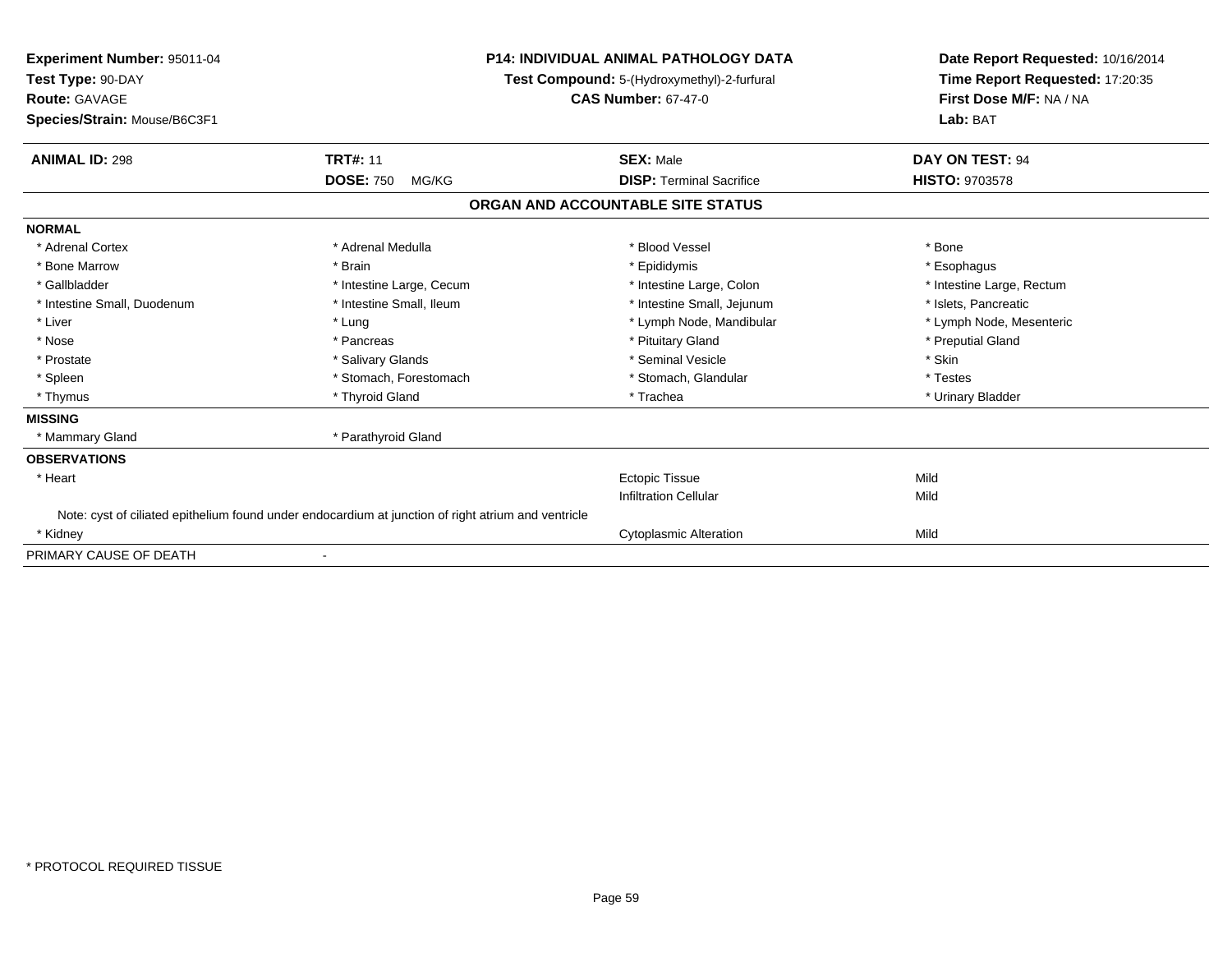**Experiment Number:** 95011-04
**Test Type:** 90-DAY
**Route:** GAVAGE
**Species/Strain:** Mouse/B6C3F1

**P14: INDIVIDUAL ANIMAL PATHOLOGY DATA**
**Test Compound:** 5-(Hydroxymethyl)-2-furfural
**CAS Number:** 67-47-0

**Date Report Requested:** 10/16/2014
**Time Report Requested:** 17:20:35
**First Dose M/F:** NA / NA
**Lab:** BAT

| **ANIMAL ID:** 298 | **TRT#:** 11 | **SEX:** Male | **DAY ON TEST:** 94 |
|---|---|---|---|
| | **DOSE:** 750 MG/KG | **DISP:** Terminal Sacrifice | **HISTO:** 9703578 |

## ORGAN AND ACCOUNTABLE SITE STATUS

| | | | |
|---|---|---|---|
| **NORMAL** | | | |
| * Adrenal Cortex | * Adrenal Medulla | * Blood Vessel | * Bone |
| * Bone Marrow | * Brain | * Epididymis | * Esophagus |
| * Gallbladder | * Intestine Large, Cecum | * Intestine Large, Colon | * Intestine Large, Rectum |
| * Intestine Small, Duodenum | * Intestine Small, Ileum | * Intestine Small, Jejunum | * Islets, Pancreatic |
| * Liver | * Lung | * Lymph Node, Mandibular | * Lymph Node, Mesenteric |
| * Nose | * Pancreas | * Pituitary Gland | * Preputial Gland |
| * Prostate | * Salivary Glands | * Seminal Vesicle | * Skin |
| * Spleen | * Stomach, Forestomach | * Stomach, Glandular | * Testes |
| * Thymus | * Thyroid Gland | * Trachea | * Urinary Bladder |
| **MISSING** | | | |
| * Mammary Gland | * Parathyroid Gland | | |
| **OBSERVATIONS** | | | |
| * Heart | | Ectopic Tissue | Mild |
| | | Infiltration Cellular | Mild |
| Note: cyst of ciliated epithelium found under endocardium at junction of right atrium and ventricle | | | |
| * Kidney | | Cytoplasmic Alteration | Mild |
| PRIMARY CAUSE OF DEATH | - | | |

* PROTOCOL REQUIRED TISSUE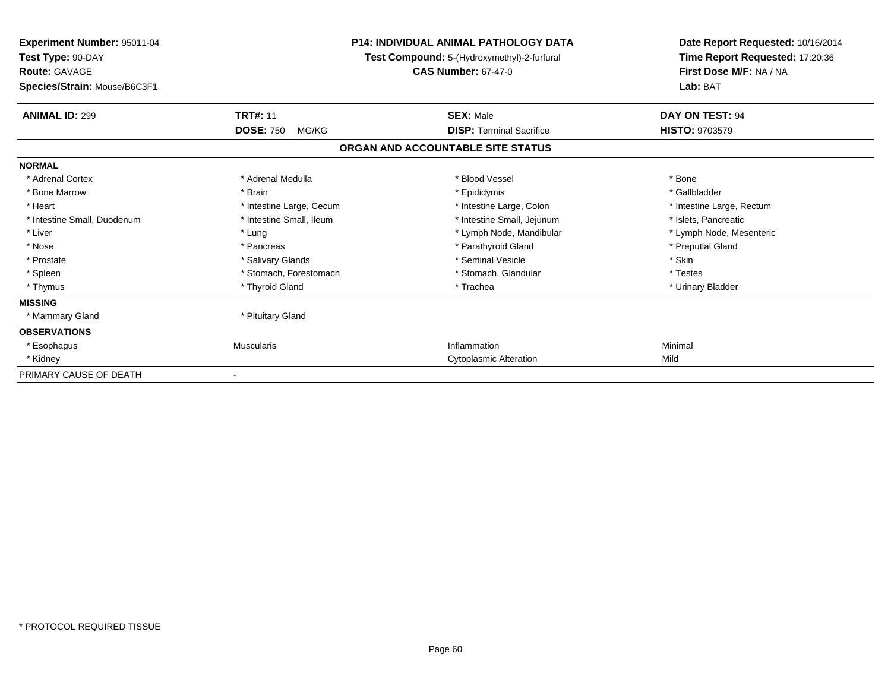**Experiment Number:** 95011-04
**Test Type:** 90-DAY
**Route:** GAVAGE
**Species/Strain:** Mouse/B6C3F1

**P14: INDIVIDUAL ANIMAL PATHOLOGY DATA**
**Test Compound:** 5-(Hydroxymethyl)-2-furfural
**CAS Number:** 67-47-0

**Date Report Requested:** 10/16/2014
**Time Report Requested:** 17:20:36
**First Dose M/F:** NA / NA
**Lab:** BAT

| **ANIMAL ID:** 299 | **TRT#:** 11 | **SEX:** Male | **DAY ON TEST:** 94 |
|---|---|---|---|
| | **DOSE:** 750 MG/KG | **DISP:** Terminal Sacrifice | **HISTO:** 9703579 |

## ORGAN AND ACCOUNTABLE SITE STATUS

| | | | |
|---|---|---|---|
| **NORMAL** | | | |
| * Adrenal Cortex | * Adrenal Medulla | * Blood Vessel | * Bone |
| * Bone Marrow | * Brain | * Epididymis | * Gallbladder |
| * Heart | * Intestine Large, Cecum | * Intestine Large, Colon | * Intestine Large, Rectum |
| * Intestine Small, Duodenum | * Intestine Small, Ileum | * Intestine Small, Jejunum | * Islets, Pancreatic |
| * Liver | * Lung | * Lymph Node, Mandibular | * Lymph Node, Mesenteric |
| * Nose | * Pancreas | * Parathyroid Gland | * Preputial Gland |
| * Prostate | * Salivary Glands | * Seminal Vesicle | * Skin |
| * Spleen | * Stomach, Forestomach | * Stomach, Glandular | * Testes |
| * Thymus | * Thyroid Gland | * Trachea | * Urinary Bladder |
| **MISSING** | | | |
| * Mammary Gland | * Pituitary Gland | | |
| **OBSERVATIONS** | | | |
| * Esophagus | Muscularis | Inflammation | Minimal |
| * Kidney | | Cytoplasmic Alteration | Mild |
| PRIMARY CAUSE OF DEATH | - | | |

\* PROTOCOL REQUIRED TISSUE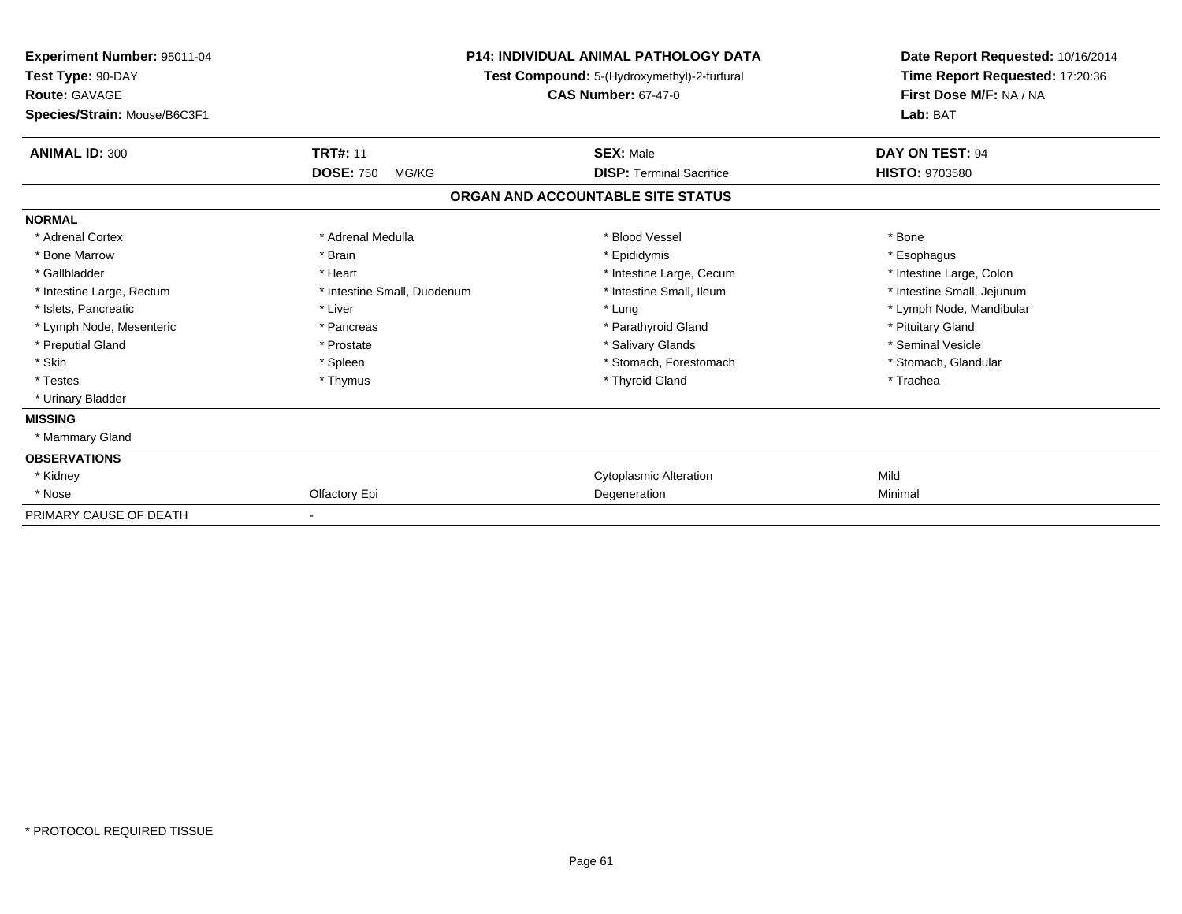**Experiment Number:** 95011-04
**Test Type:** 90-DAY
**Route:** GAVAGE
**Species/Strain:** Mouse/B6C3F1

**P14: INDIVIDUAL ANIMAL PATHOLOGY DATA**
**Test Compound:** 5-(Hydroxymethyl)-2-furfural
**CAS Number:** 67-47-0

**Date Report Requested:** 10/16/2014
**Time Report Requested:** 17:20:36
**First Dose M/F:** NA / NA
**Lab:** BAT

| **ANIMAL ID:** 300 | **TRT#:** 11 | **SEX:** Male | **DAY ON TEST:** 94 |
|---|---|---|---|
| | **DOSE:** 750 MG/KG | **DISP:** Terminal Sacrifice | **HISTO:** 9703580 |

## ORGAN AND ACCOUNTABLE SITE STATUS

| | | | |
|---|---|---|---|
| **NORMAL** | | | |
| * Adrenal Cortex | * Adrenal Medulla | * Blood Vessel | * Bone |
| * Bone Marrow | * Brain | * Epididymis | * Esophagus |
| * Gallbladder | * Heart | * Intestine Large, Cecum | * Intestine Large, Colon |
| * Intestine Large, Rectum | * Intestine Small, Duodenum | * Intestine Small, Ileum | * Intestine Small, Jejunum |
| * Islets, Pancreatic | * Liver | * Lung | * Lymph Node, Mandibular |
| * Lymph Node, Mesenteric | * Pancreas | * Parathyroid Gland | * Pituitary Gland |
| * Preputial Gland | * Prostate | * Salivary Glands | * Seminal Vesicle |
| * Skin | * Spleen | * Stomach, Forestomach | * Stomach, Glandular |
| * Testes | * Thymus | * Thyroid Gland | * Trachea |
| * Urinary Bladder | | | |
| **MISSING** | | | |
| * Mammary Gland | | | |
| **OBSERVATIONS** | | | |
| * Kidney | | Cytoplasmic Alteration | Mild |
| * Nose | Olfactory Epi | Degeneration | Minimal |
| PRIMARY CAUSE OF DEATH | - | | |

* PROTOCOL REQUIRED TISSUE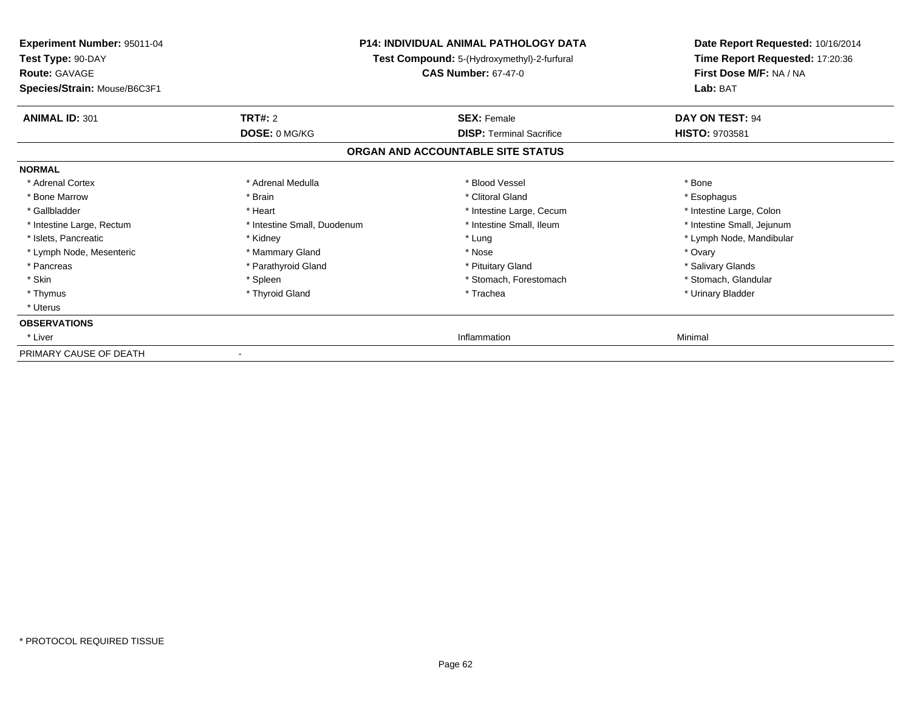**Experiment Number:** 95011-04
**Test Type:** 90-DAY
**Route:** GAVAGE
**Species/Strain:** Mouse/B6C3F1

**P14: INDIVIDUAL ANIMAL PATHOLOGY DATA**
**Test Compound:** 5-(Hydroxymethyl)-2-furfural
**CAS Number:** 67-47-0

**Date Report Requested:** 10/16/2014
**Time Report Requested:** 17:20:36
**First Dose M/F:** NA / NA
**Lab:** BAT

| **ANIMAL ID:** 301 | **TRT#:** 2 | **SEX:** Female | **DAY ON TEST:** 94 |
|---|---|---|---|
| | **DOSE:** 0 MG/KG | **DISP:** Terminal Sacrifice | **HISTO:** 9703581 |

**ORGAN AND ACCOUNTABLE SITE STATUS**

| | | | |
|---|---|---|---|
| **NORMAL** | | | |
| * Adrenal Cortex | * Adrenal Medulla | * Blood Vessel | * Bone |
| * Bone Marrow | * Brain | * Clitoral Gland | * Esophagus |
| * Gallbladder | * Heart | * Intestine Large, Cecum | * Intestine Large, Colon |
| * Intestine Large, Rectum | * Intestine Small, Duodenum | * Intestine Small, Ileum | * Intestine Small, Jejunum |
| * Islets, Pancreatic | * Kidney | * Lung | * Lymph Node, Mandibular |
| * Lymph Node, Mesenteric | * Mammary Gland | * Nose | * Ovary |
| * Pancreas | * Parathyroid Gland | * Pituitary Gland | * Salivary Glands |
| * Skin | * Spleen | * Stomach, Forestomach | * Stomach, Glandular |
| * Thymus | * Thyroid Gland | * Trachea | * Urinary Bladder |
| * Uterus | | | |
| **OBSERVATIONS** | | | |
| * Liver | | Inflammation | Minimal |
| PRIMARY CAUSE OF DEATH | - | | |

* PROTOCOL REQUIRED TISSUE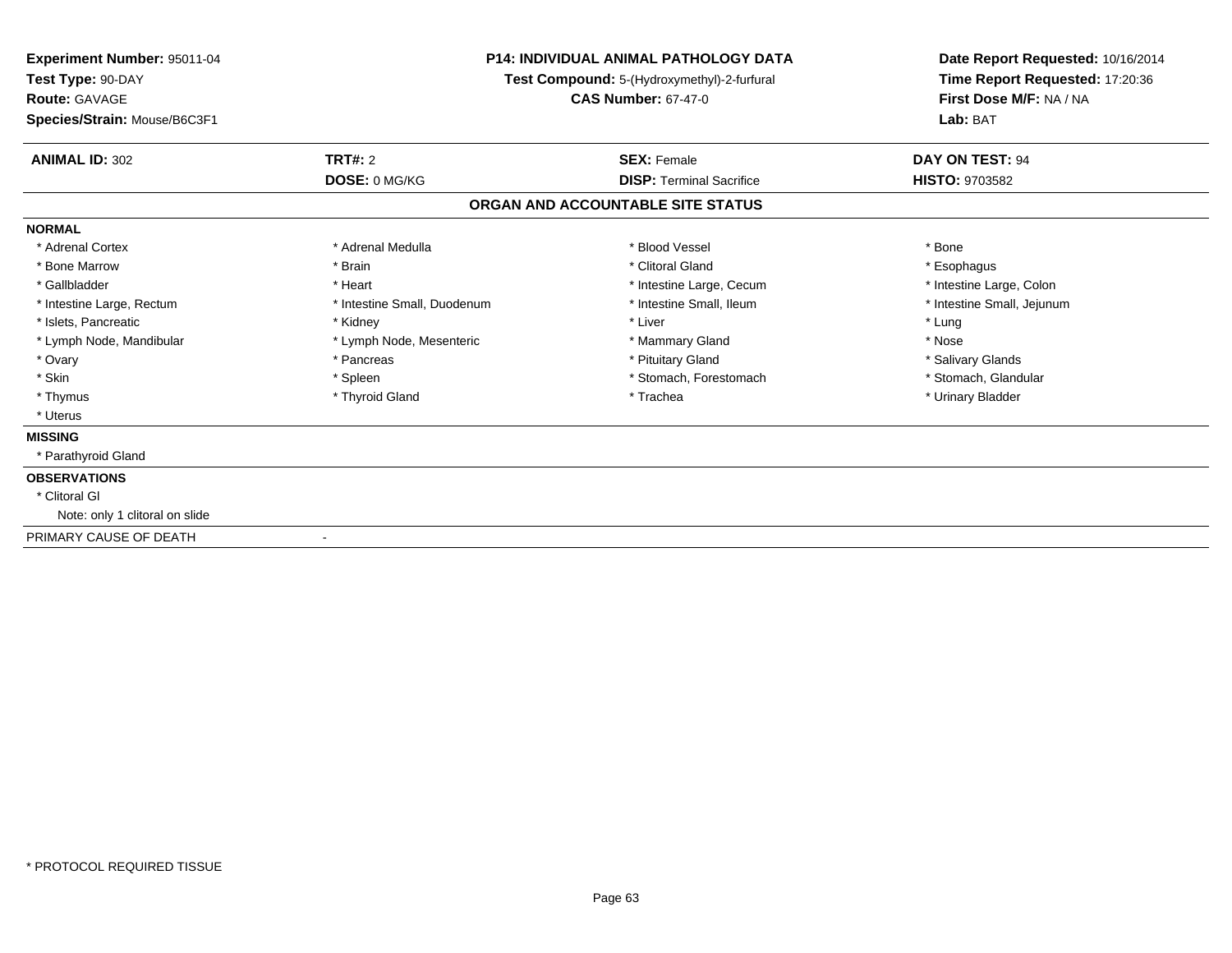**Experiment Number:** 95011-04
**Test Type:** 90-DAY
**Route:** GAVAGE
**Species/Strain:** Mouse/B6C3F1

**P14: INDIVIDUAL ANIMAL PATHOLOGY DATA**
**Test Compound:** 5-(Hydroxymethyl)-2-furfural
**CAS Number:** 67-47-0

**Date Report Requested:** 10/16/2014
**Time Report Requested:** 17:20:36
**First Dose M/F:** NA / NA
**Lab:** BAT

| **ANIMAL ID:** 302 | **TRT#:** 2 | **SEX:** Female | **DAY ON TEST:** 94 |
|---|---|---|---|
| | **DOSE:** 0 MG/KG | **DISP:** Terminal Sacrifice | **HISTO:** 9703582 |

## ORGAN AND ACCOUNTABLE SITE STATUS

**NORMAL**

| | | | |
|---|---|---|---|
| * Adrenal Cortex | * Adrenal Medulla | * Blood Vessel | * Bone |
| * Bone Marrow | * Brain | * Clitoral Gland | * Esophagus |
| * Gallbladder | * Heart | * Intestine Large, Cecum | * Intestine Large, Colon |
| * Intestine Large, Rectum | * Intestine Small, Duodenum | * Intestine Small, Ileum | * Intestine Small, Jejunum |
| * Islets, Pancreatic | * Kidney | * Liver | * Lung |
| * Lymph Node, Mandibular | * Lymph Node, Mesenteric | * Mammary Gland | * Nose |
| * Ovary | * Pancreas | * Pituitary Gland | * Salivary Glands |
| * Skin | * Spleen | * Stomach, Forestomach | * Stomach, Glandular |
| * Thymus | * Thyroid Gland | * Trachea | * Urinary Bladder |
| * Uterus | | | |

**MISSING**

* Parathyroid Gland

**OBSERVATIONS**

* Clitoral Gl
  Note: only 1 clitoral on slide

PRIMARY CAUSE OF DEATH -

* PROTOCOL REQUIRED TISSUE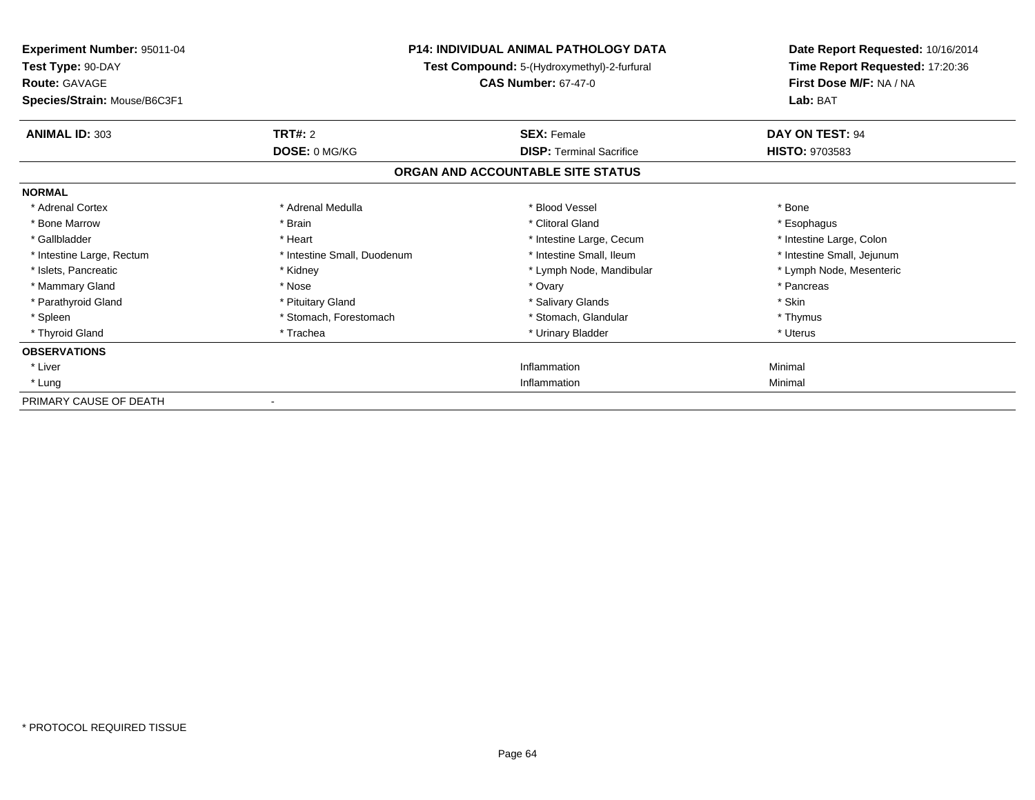**Experiment Number:** 95011-04
**Test Type:** 90-DAY
**Route:** GAVAGE
**Species/Strain:** Mouse/B6C3F1

**P14: INDIVIDUAL ANIMAL PATHOLOGY DATA**
**Test Compound:** 5-(Hydroxymethyl)-2-furfural
**CAS Number:** 67-47-0

**Date Report Requested:** 10/16/2014
**Time Report Requested:** 17:20:36
**First Dose M/F:** NA / NA
**Lab:** BAT

| **ANIMAL ID:** 303 | **TRT#:** 2 | **SEX:** Female | **DAY ON TEST:** 94 |
|---|---|---|---|
| | **DOSE:** 0 MG/KG | **DISP:** Terminal Sacrifice | **HISTO:** 9703583 |

**ORGAN AND ACCOUNTABLE SITE STATUS**

**NORMAL**

| | | | |
|---|---|---|---|
| * Adrenal Cortex | * Adrenal Medulla | * Blood Vessel | * Bone |
| * Bone Marrow | * Brain | * Clitoral Gland | * Esophagus |
| * Gallbladder | * Heart | * Intestine Large, Cecum | * Intestine Large, Colon |
| * Intestine Large, Rectum | * Intestine Small, Duodenum | * Intestine Small, Ileum | * Intestine Small, Jejunum |
| * Islets, Pancreatic | * Kidney | * Lymph Node, Mandibular | * Lymph Node, Mesenteric |
| * Mammary Gland | * Nose | * Ovary | * Pancreas |
| * Parathyroid Gland | * Pituitary Gland | * Salivary Glands | * Skin |
| * Spleen | * Stomach, Forestomach | * Stomach, Glandular | * Thymus |
| * Thyroid Gland | * Trachea | * Urinary Bladder | * Uterus |

**OBSERVATIONS**

| | | | |
|---|---|---|---|
| * Liver | | Inflammation | Minimal |
| * Lung | | Inflammation | Minimal |

PRIMARY CAUSE OF DEATH -

\* PROTOCOL REQUIRED TISSUE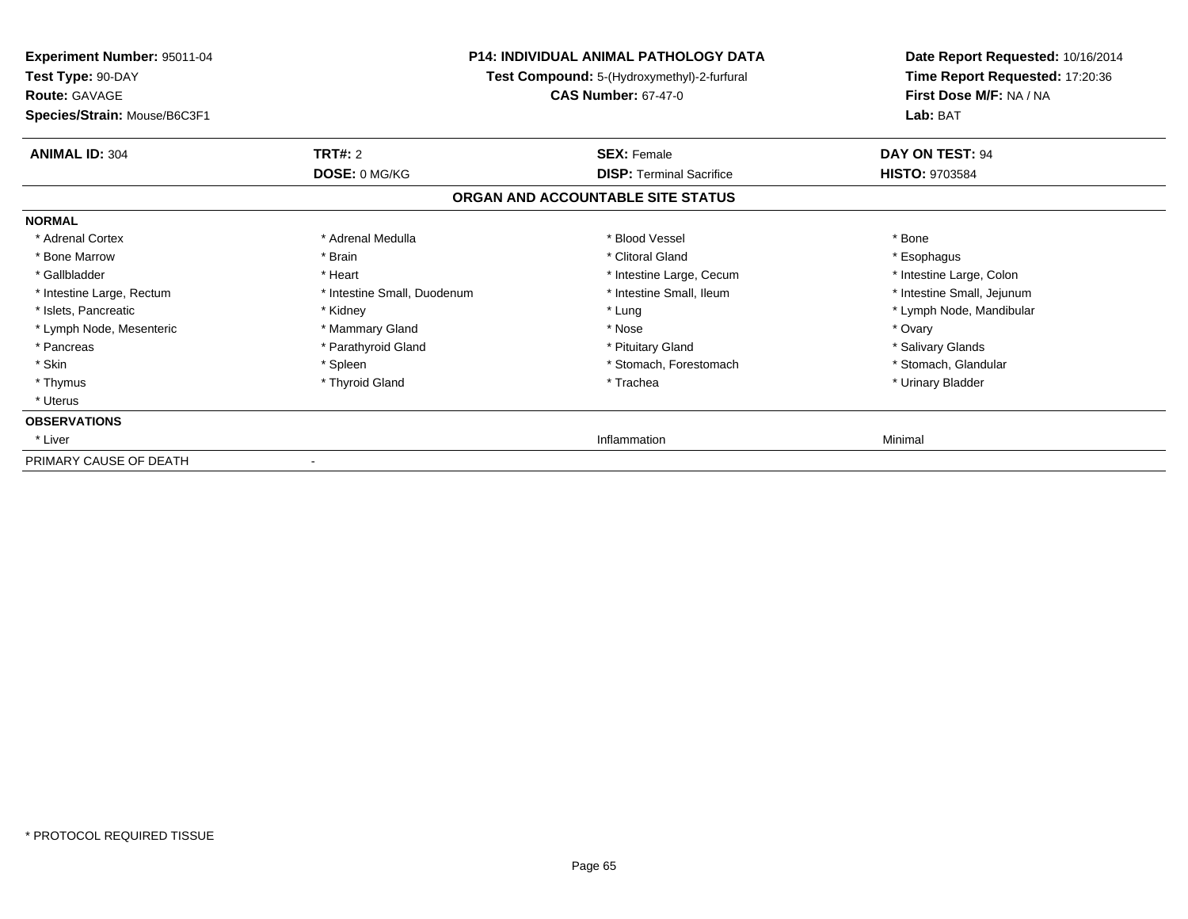**Experiment Number:** 95011-04
**Test Type:** 90-DAY
**Route:** GAVAGE
**Species/Strain:** Mouse/B6C3F1

**P14: INDIVIDUAL ANIMAL PATHOLOGY DATA**
**Test Compound:** 5-(Hydroxymethyl)-2-furfural
**CAS Number:** 67-47-0

**Date Report Requested:** 10/16/2014
**Time Report Requested:** 17:20:36
**First Dose M/F:** NA / NA
**Lab:** BAT

| **ANIMAL ID:** 304 | **TRT#:** 2 | **SEX:** Female | **DAY ON TEST:** 94 |
|---|---|---|---|
| | **DOSE:** 0 MG/KG | **DISP:** Terminal Sacrifice | **HISTO:** 9703584 |

**ORGAN AND ACCOUNTABLE SITE STATUS**

**NORMAL**

| | | | |
|---|---|---|---|
| * Adrenal Cortex | * Adrenal Medulla | * Blood Vessel | * Bone |
| * Bone Marrow | * Brain | * Clitoral Gland | * Esophagus |
| * Gallbladder | * Heart | * Intestine Large, Cecum | * Intestine Large, Colon |
| * Intestine Large, Rectum | * Intestine Small, Duodenum | * Intestine Small, Ileum | * Intestine Small, Jejunum |
| * Islets, Pancreatic | * Kidney | * Lung | * Lymph Node, Mandibular |
| * Lymph Node, Mesenteric | * Mammary Gland | * Nose | * Ovary |
| * Pancreas | * Parathyroid Gland | * Pituitary Gland | * Salivary Glands |
| * Skin | * Spleen | * Stomach, Forestomach | * Stomach, Glandular |
| * Thymus | * Thyroid Gland | * Trachea | * Urinary Bladder |
| * Uterus | | | |

**OBSERVATIONS**

| | | | |
|---|---|---|---|
| * Liver | | Inflammation | Minimal |

PRIMARY CAUSE OF DEATH -

* PROTOCOL REQUIRED TISSUE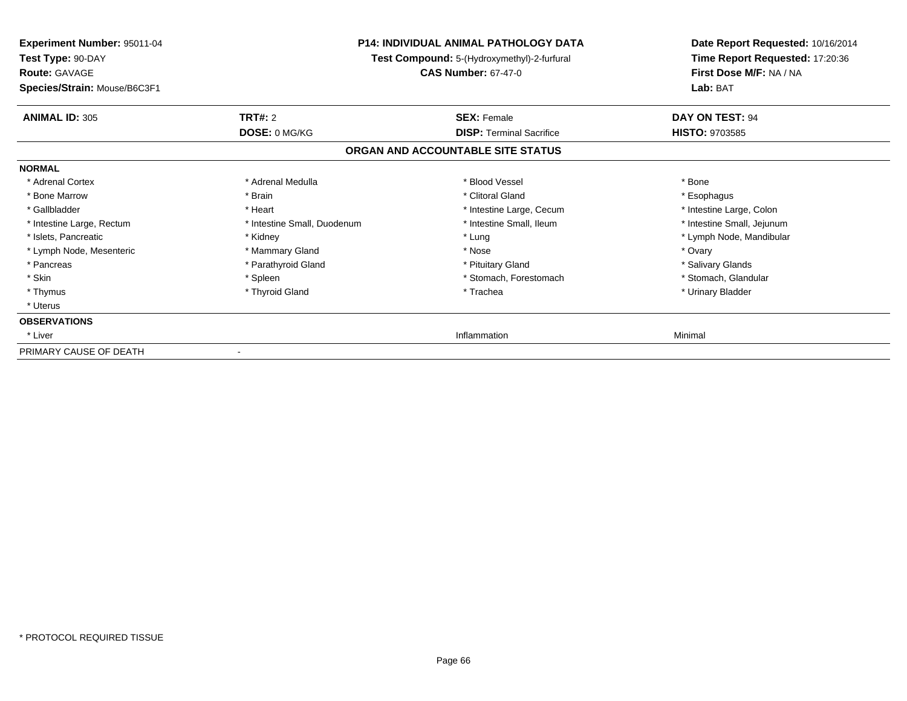**Experiment Number:** 95011-04
**Test Type:** 90-DAY
**Route:** GAVAGE
**Species/Strain:** Mouse/B6C3F1

**P14: INDIVIDUAL ANIMAL PATHOLOGY DATA**
**Test Compound:** 5-(Hydroxymethyl)-2-furfural
**CAS Number:** 67-47-0

**Date Report Requested:** 10/16/2014
**Time Report Requested:** 17:20:36
**First Dose M/F:** NA / NA
**Lab:** BAT

| **ANIMAL ID:** 305 | **TRT#:** 2 | **SEX:** Female | **DAY ON TEST:** 94 |
|---|---|---|---|
| | **DOSE:** 0 MG/KG | **DISP:** Terminal Sacrifice | **HISTO:** 9703585 |

## ORGAN AND ACCOUNTABLE SITE STATUS

**NORMAL**

| | | | |
|---|---|---|---|
| * Adrenal Cortex | * Adrenal Medulla | * Blood Vessel | * Bone |
| * Bone Marrow | * Brain | * Clitoral Gland | * Esophagus |
| * Gallbladder | * Heart | * Intestine Large, Cecum | * Intestine Large, Colon |
| * Intestine Large, Rectum | * Intestine Small, Duodenum | * Intestine Small, Ileum | * Intestine Small, Jejunum |
| * Islets, Pancreatic | * Kidney | * Lung | * Lymph Node, Mandibular |
| * Lymph Node, Mesenteric | * Mammary Gland | * Nose | * Ovary |
| * Pancreas | * Parathyroid Gland | * Pituitary Gland | * Salivary Glands |
| * Skin | * Spleen | * Stomach, Forestomach | * Stomach, Glandular |
| * Thymus | * Thyroid Gland | * Trachea | * Urinary Bladder |
| * Uterus | | | |

**OBSERVATIONS**

| | | | |
|---|---|---|---|
| * Liver | | Inflammation | Minimal |

PRIMARY CAUSE OF DEATH -

* PROTOCOL REQUIRED TISSUE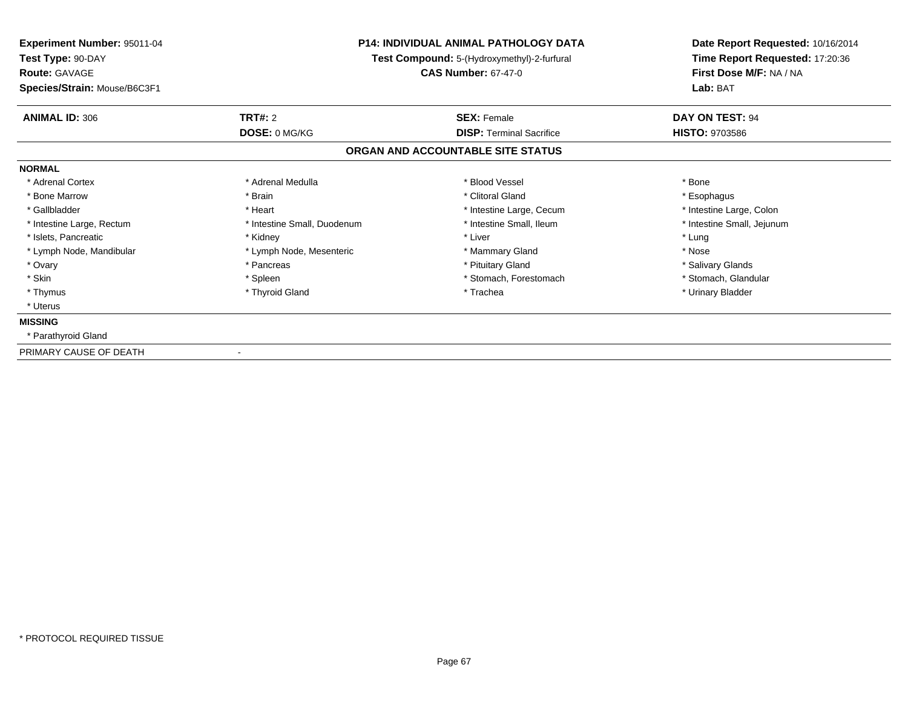**Experiment Number:** 95011-04
**Test Type:** 90-DAY
**Route:** GAVAGE
**Species/Strain:** Mouse/B6C3F1

**P14: INDIVIDUAL ANIMAL PATHOLOGY DATA**
**Test Compound:** 5-(Hydroxymethyl)-2-furfural
**CAS Number:** 67-47-0

**Date Report Requested:** 10/16/2014
**Time Report Requested:** 17:20:36
**First Dose M/F:** NA / NA
**Lab:** BAT

| **ANIMAL ID:** 306 | **TRT#:** 2 | **SEX:** Female | **DAY ON TEST:** 94 |
|---|---|---|---|
| | **DOSE:** 0 MG/KG | **DISP:** Terminal Sacrifice | **HISTO:** 9703586 |

## ORGAN AND ACCOUNTABLE SITE STATUS

**NORMAL**

| | | | |
|---|---|---|---|
| * Adrenal Cortex | * Adrenal Medulla | * Blood Vessel | * Bone |
| * Bone Marrow | * Brain | * Clitoral Gland | * Esophagus |
| * Gallbladder | * Heart | * Intestine Large, Cecum | * Intestine Large, Colon |
| * Intestine Large, Rectum | * Intestine Small, Duodenum | * Intestine Small, Ileum | * Intestine Small, Jejunum |
| * Islets, Pancreatic | * Kidney | * Liver | * Lung |
| * Lymph Node, Mandibular | * Lymph Node, Mesenteric | * Mammary Gland | * Nose |
| * Ovary | * Pancreas | * Pituitary Gland | * Salivary Glands |
| * Skin | * Spleen | * Stomach, Forestomach | * Stomach, Glandular |
| * Thymus | * Thyroid Gland | * Trachea | * Urinary Bladder |
| * Uterus | | | |

**MISSING**

* Parathyroid Gland

PRIMARY CAUSE OF DEATH -

* PROTOCOL REQUIRED TISSUE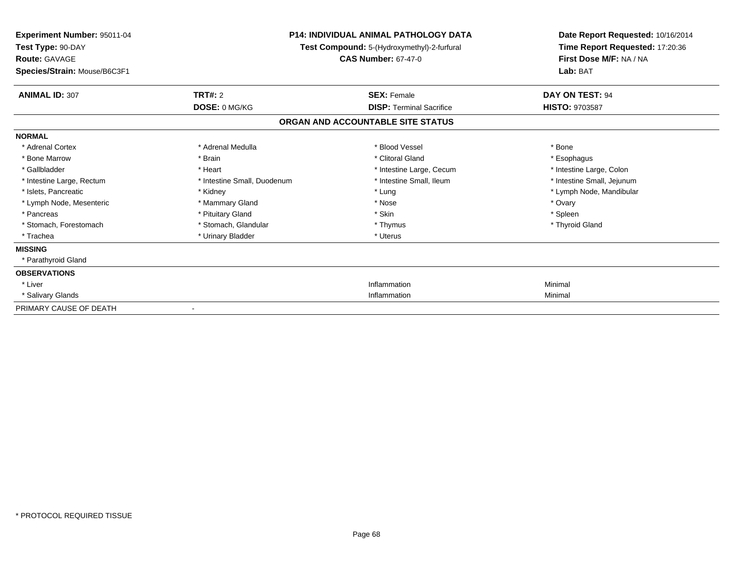**Experiment Number:** 95011-04
**Test Type:** 90-DAY
**Route:** GAVAGE
**Species/Strain:** Mouse/B6C3F1

**P14: INDIVIDUAL ANIMAL PATHOLOGY DATA**
**Test Compound:** 5-(Hydroxymethyl)-2-furfural
**CAS Number:** 67-47-0

**Date Report Requested:** 10/16/2014
**Time Report Requested:** 17:20:36
**First Dose M/F:** NA / NA
**Lab:** BAT

| **ANIMAL ID:** 307 | **TRT#:** 2 | **SEX:** Female | **DAY ON TEST:** 94 |
|---|---|---|---|
| | **DOSE:** 0 MG/KG | **DISP:** Terminal Sacrifice | **HISTO:** 9703587 |

## ORGAN AND ACCOUNTABLE SITE STATUS

**NORMAL**

| | | | |
|---|---|---|---|
| * Adrenal Cortex | * Adrenal Medulla | * Blood Vessel | * Bone |
| * Bone Marrow | * Brain | * Clitoral Gland | * Esophagus |
| * Gallbladder | * Heart | * Intestine Large, Cecum | * Intestine Large, Colon |
| * Intestine Large, Rectum | * Intestine Small, Duodenum | * Intestine Small, Ileum | * Intestine Small, Jejunum |
| * Islets, Pancreatic | * Kidney | * Lung | * Lymph Node, Mandibular |
| * Lymph Node, Mesenteric | * Mammary Gland | * Nose | * Ovary |
| * Pancreas | * Pituitary Gland | * Skin | * Spleen |
| * Stomach, Forestomach | * Stomach, Glandular | * Thymus | * Thyroid Gland |
| * Trachea | * Urinary Bladder | * Uterus | |

**MISSING**

* Parathyroid Gland

**OBSERVATIONS**

| | | |
|---|---|---|
| * Liver | Inflammation | Minimal |
| * Salivary Glands | Inflammation | Minimal |

PRIMARY CAUSE OF DEATH -

* PROTOCOL REQUIRED TISSUE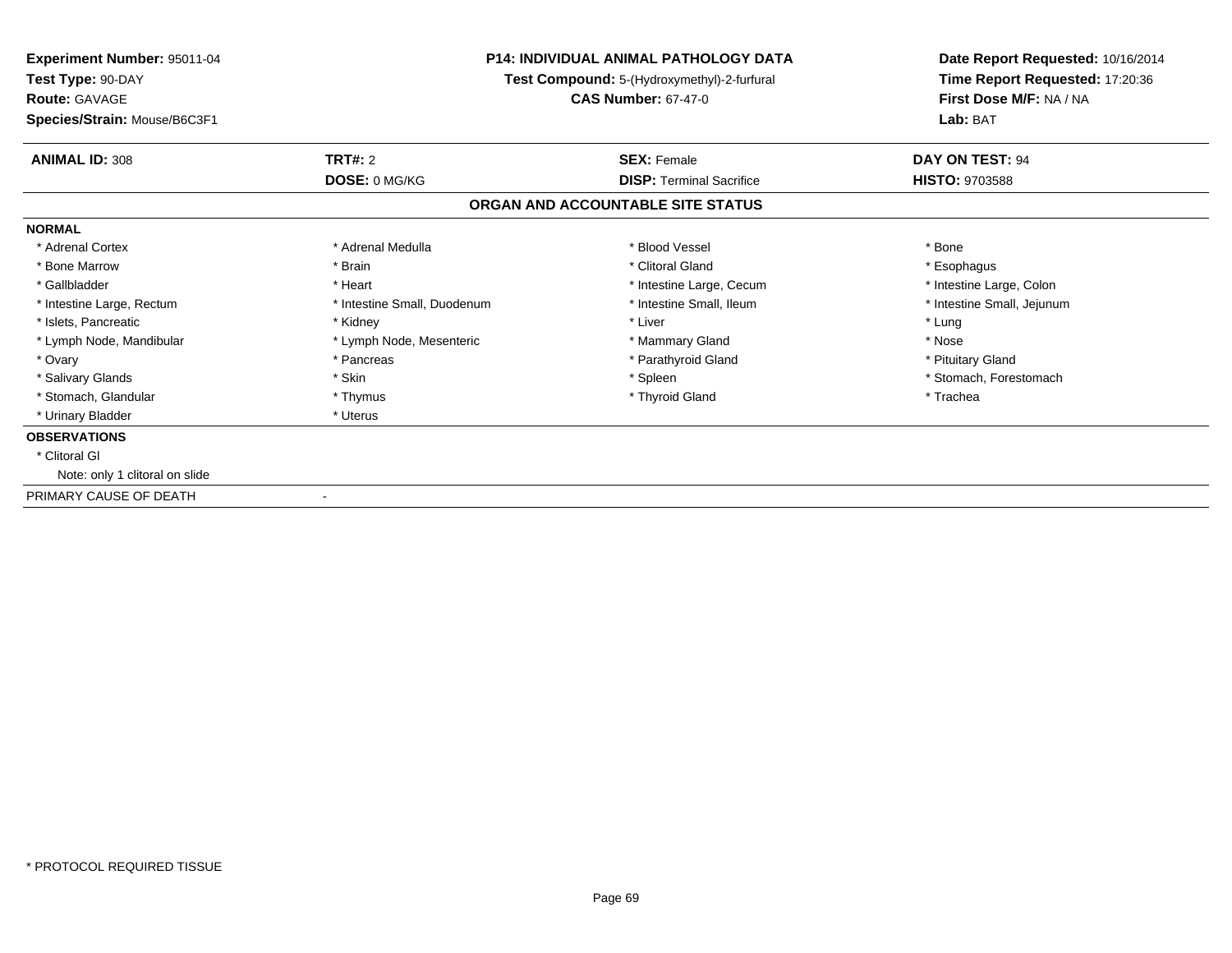**Experiment Number:** 95011-04
**Test Type:** 90-DAY
**Route:** GAVAGE
**Species/Strain:** Mouse/B6C3F1

**P14: INDIVIDUAL ANIMAL PATHOLOGY DATA**
**Test Compound:** 5-(Hydroxymethyl)-2-furfural
**CAS Number:** 67-47-0

**Date Report Requested:** 10/16/2014
**Time Report Requested:** 17:20:36
**First Dose M/F:** NA / NA
**Lab:** BAT

| **ANIMAL ID:** 308 | **TRT#:** 2 | **SEX:** Female | **DAY ON TEST:** 94 |
|---|---|---|---|
| | **DOSE:** 0 MG/KG | **DISP:** Terminal Sacrifice | **HISTO:** 9703588 |

## ORGAN AND ACCOUNTABLE SITE STATUS

**NORMAL**

| | | | |
|---|---|---|---|
| * Adrenal Cortex | * Adrenal Medulla | * Blood Vessel | * Bone |
| * Bone Marrow | * Brain | * Clitoral Gland | * Esophagus |
| * Gallbladder | * Heart | * Intestine Large, Cecum | * Intestine Large, Colon |
| * Intestine Large, Rectum | * Intestine Small, Duodenum | * Intestine Small, Ileum | * Intestine Small, Jejunum |
| * Islets, Pancreatic | * Kidney | * Liver | * Lung |
| * Lymph Node, Mandibular | * Lymph Node, Mesenteric | * Mammary Gland | * Nose |
| * Ovary | * Pancreas | * Parathyroid Gland | * Pituitary Gland |
| * Salivary Glands | * Skin | * Spleen | * Stomach, Forestomach |
| * Stomach, Glandular | * Thymus | * Thyroid Gland | * Trachea |
| * Urinary Bladder | * Uterus | | |

**OBSERVATIONS**

* Clitoral Gl
  Note: only 1 clitoral on slide

PRIMARY CAUSE OF DEATH -

* PROTOCOL REQUIRED TISSUE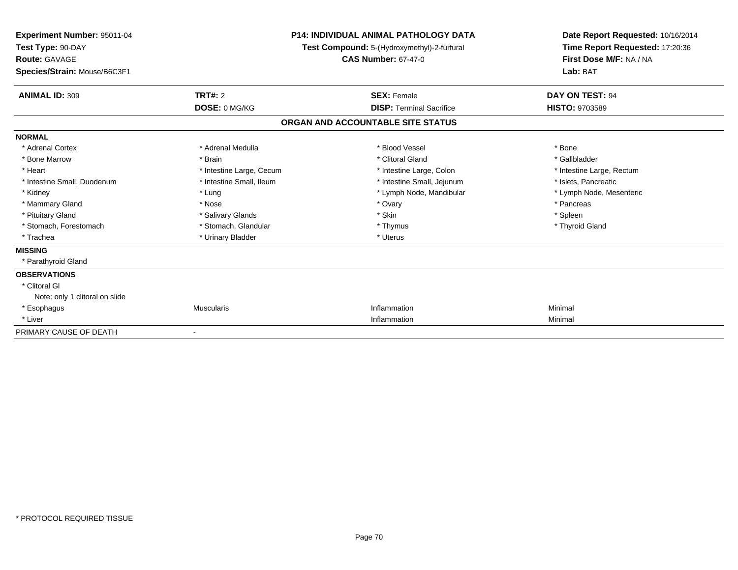**Experiment Number:** 95011-04
**Test Type:** 90-DAY
**Route:** GAVAGE
**Species/Strain:** Mouse/B6C3F1

**P14: INDIVIDUAL ANIMAL PATHOLOGY DATA**
**Test Compound:** 5-(Hydroxymethyl)-2-furfural
**CAS Number:** 67-47-0

**Date Report Requested:** 10/16/2014
**Time Report Requested:** 17:20:36
**First Dose M/F:** NA / NA
**Lab:** BAT

| **ANIMAL ID:** 309 | **TRT#:** 2 | **SEX:** Female | **DAY ON TEST:** 94 |
|---|---|---|---|
| | **DOSE:** 0 MG/KG | **DISP:** Terminal Sacrifice | **HISTO:** 9703589 |

## ORGAN AND ACCOUNTABLE SITE STATUS

**NORMAL**

| | | | |
|---|---|---|---|
| * Adrenal Cortex | * Adrenal Medulla | * Blood Vessel | * Bone |
| * Bone Marrow | * Brain | * Clitoral Gland | * Gallbladder |
| * Heart | * Intestine Large, Cecum | * Intestine Large, Colon | * Intestine Large, Rectum |
| * Intestine Small, Duodenum | * Intestine Small, Ileum | * Intestine Small, Jejunum | * Islets, Pancreatic |
| * Kidney | * Lung | * Lymph Node, Mandibular | * Lymph Node, Mesenteric |
| * Mammary Gland | * Nose | * Ovary | * Pancreas |
| * Pituitary Gland | * Salivary Glands | * Skin | * Spleen |
| * Stomach, Forestomach | * Stomach, Glandular | * Thymus | * Thyroid Gland |
| * Trachea | * Urinary Bladder | * Uterus | |

**MISSING**

* Parathyroid Gland

**OBSERVATIONS**

| | | | |
|---|---|---|---|
| * Clitoral Gl | | | |
| Note: only 1 clitoral on slide | | | |
| * Esophagus | Muscularis | Inflammation | Minimal |
| * Liver | | Inflammation | Minimal |

PRIMARY CAUSE OF DEATH -

\* PROTOCOL REQUIRED TISSUE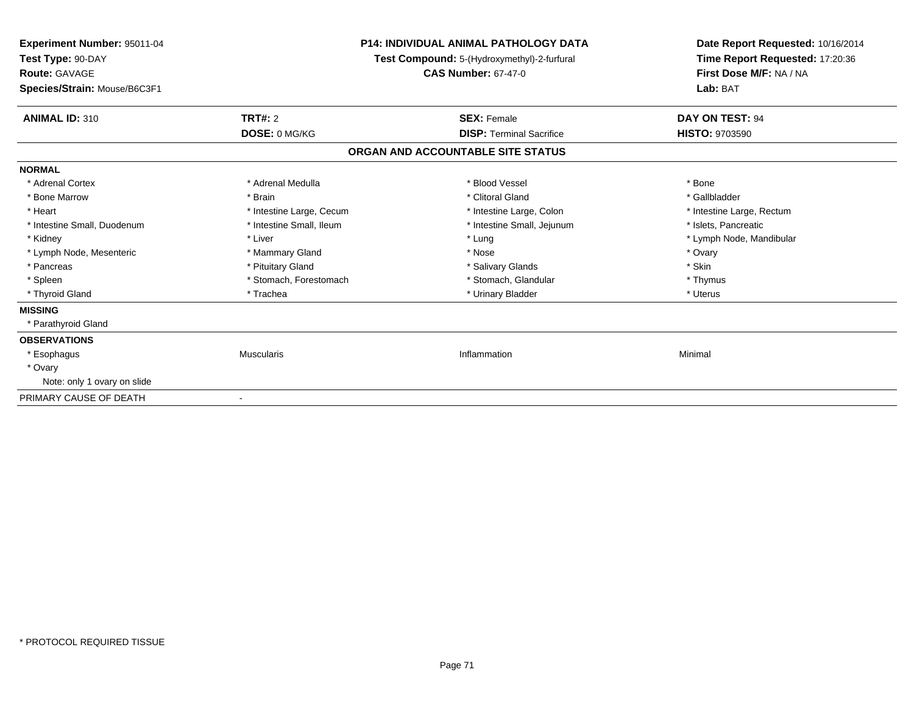**Experiment Number:** 95011-04
**Test Type:** 90-DAY
**Route:** GAVAGE
**Species/Strain:** Mouse/B6C3F1

**P14: INDIVIDUAL ANIMAL PATHOLOGY DATA**
**Test Compound:** 5-(Hydroxymethyl)-2-furfural
**CAS Number:** 67-47-0

**Date Report Requested:** 10/16/2014
**Time Report Requested:** 17:20:36
**First Dose M/F:** NA / NA
**Lab:** BAT

| **ANIMAL ID:** 310 | **TRT#:** 2 | **SEX:** Female | **DAY ON TEST:** 94 |
|---|---|---|---|
| | **DOSE:** 0 MG/KG | **DISP:** Terminal Sacrifice | **HISTO:** 9703590 |

**ORGAN AND ACCOUNTABLE SITE STATUS**

| | | | |
|---|---|---|---|
| **NORMAL** | | | |
| * Adrenal Cortex | * Adrenal Medulla | * Blood Vessel | * Bone |
| * Bone Marrow | * Brain | * Clitoral Gland | * Gallbladder |
| * Heart | * Intestine Large, Cecum | * Intestine Large, Colon | * Intestine Large, Rectum |
| * Intestine Small, Duodenum | * Intestine Small, Ileum | * Intestine Small, Jejunum | * Islets, Pancreatic |
| * Kidney | * Liver | * Lung | * Lymph Node, Mandibular |
| * Lymph Node, Mesenteric | * Mammary Gland | * Nose | * Ovary |
| * Pancreas | * Pituitary Gland | * Salivary Glands | * Skin |
| * Spleen | * Stomach, Forestomach | * Stomach, Glandular | * Thymus |
| * Thyroid Gland | * Trachea | * Urinary Bladder | * Uterus |
| **MISSING** | | | |
| * Parathyroid Gland | | | |
| **OBSERVATIONS** | | | |
| * Esophagus | Muscularis | Inflammation | Minimal |
| * Ovary | | | |
| Note: only 1 ovary on slide | | | |
| PRIMARY CAUSE OF DEATH | - | | |

\* PROTOCOL REQUIRED TISSUE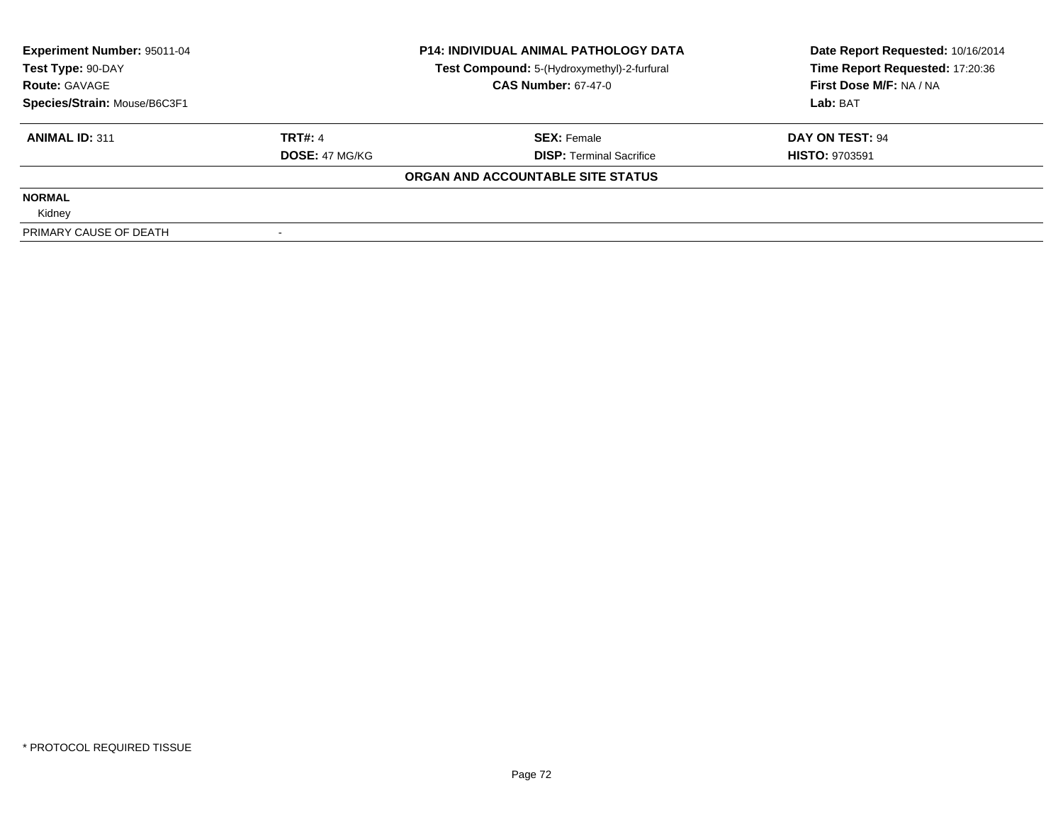| Experiment Number: 95011-04 | P14: INDIVIDUAL ANIMAL PATHOLOGY DATA | Date Report Requested: 10/16/2014 |
|---|---|---|
| Test Type: 90-DAY | Test Compound: 5-(Hydroxymethyl)-2-furfural | Time Report Requested: 17:20:36 |
| Route: GAVAGE | CAS Number: 67-47-0 | First Dose M/F: NA / NA |
| Species/Strain: Mouse/B6C3F1 | | Lab: BAT |

| ANIMAL ID: 311 | TRT#: 4 | SEX: Female | DAY ON TEST: 94 |
|---|---|---|---|
| | DOSE: 47 MG/KG | DISP: Terminal Sacrifice | HISTO: 9703591 |

**ORGAN AND ACCOUNTABLE SITE STATUS**

| | |
|---|---|
| **NORMAL** | |
| Kidney | |
| PRIMARY CAUSE OF DEATH | - |

\* PROTOCOL REQUIRED TISSUE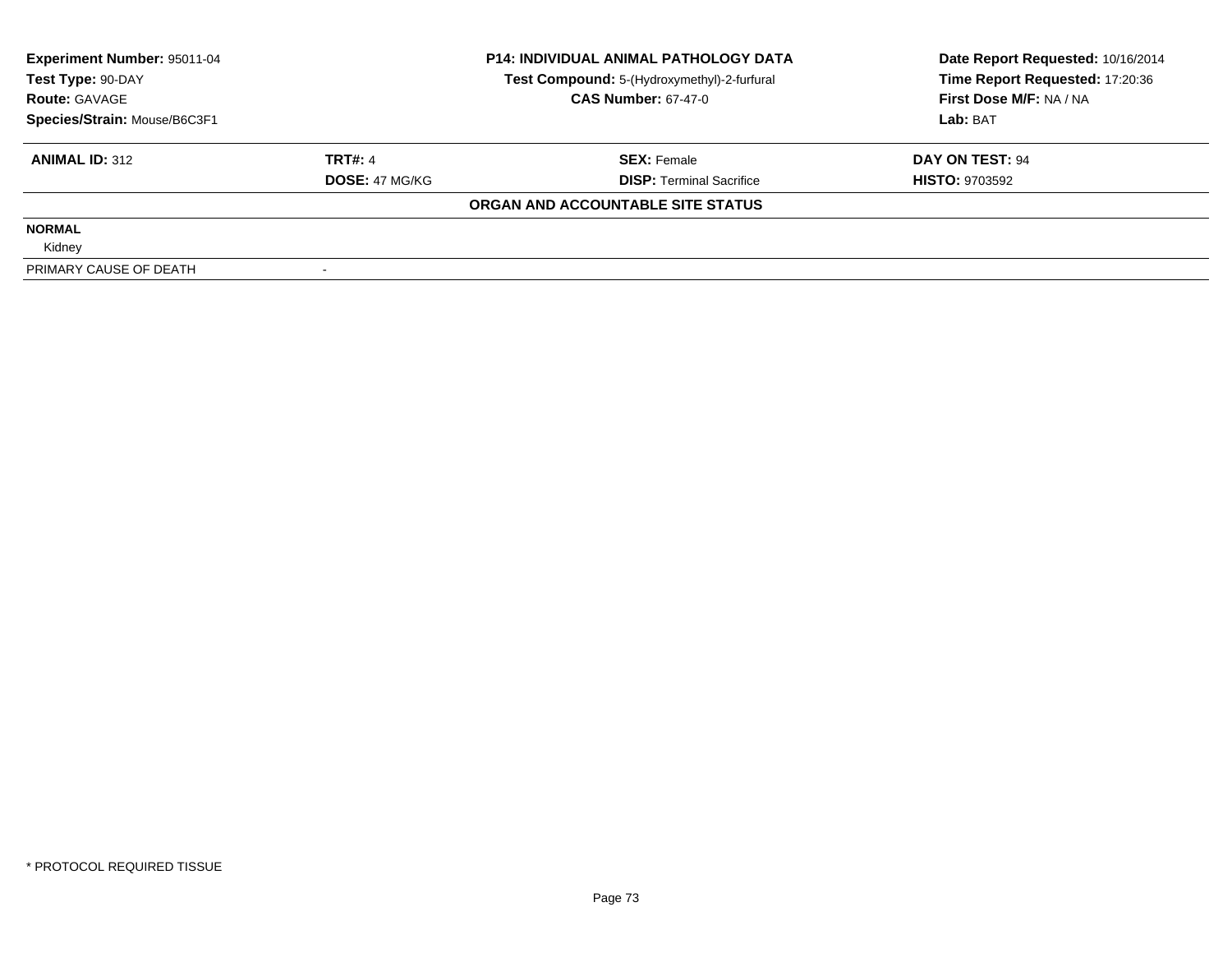| Experiment Number: 95011-04 | P14: INDIVIDUAL ANIMAL PATHOLOGY DATA | Date Report Requested: 10/16/2014 |
|---|---|---|
| Test Type: 90-DAY | Test Compound: 5-(Hydroxymethyl)-2-furfural | Time Report Requested: 17:20:36 |
| Route: GAVAGE | CAS Number: 67-47-0 | First Dose M/F: NA / NA |
| Species/Strain: Mouse/B6C3F1 | | Lab: BAT |

| ANIMAL ID: 312 | TRT#: 4 | SEX: Female | DAY ON TEST: 94 |
|---|---|---|---|
| | DOSE: 47 MG/KG | DISP: Terminal Sacrifice | HISTO: 9703592 |

**ORGAN AND ACCOUNTABLE SITE STATUS**

| | |
|---|---|
| **NORMAL** | |
| Kidney | |
| PRIMARY CAUSE OF DEATH | - |

* PROTOCOL REQUIRED TISSUE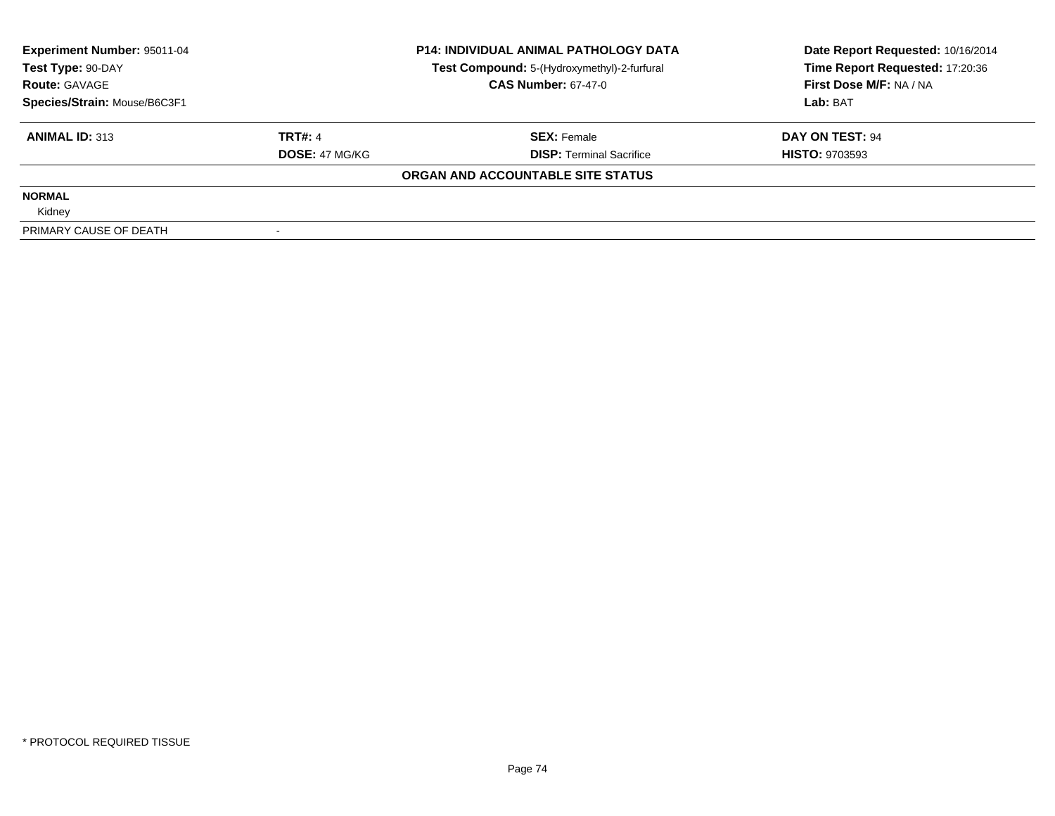| Experiment Number: 95011-04 | P14: INDIVIDUAL ANIMAL PATHOLOGY DATA | Date Report Requested: 10/16/2014 |
|---|---|---|
| Test Type: 90-DAY | Test Compound: 5-(Hydroxymethyl)-2-furfural | Time Report Requested: 17:20:36 |
| Route: GAVAGE | CAS Number: 67-47-0 | First Dose M/F: NA / NA |
| Species/Strain: Mouse/B6C3F1 | | Lab: BAT |

| ANIMAL ID: 313 | TRT#: 4 | SEX: Female | DAY ON TEST: 94 |
|---|---|---|---|
| | DOSE: 47 MG/KG | DISP: Terminal Sacrifice | HISTO: 9703593 |

**ORGAN AND ACCOUNTABLE SITE STATUS**

| | |
|---|---|
| **NORMAL** | |
| Kidney | |
| PRIMARY CAUSE OF DEATH | - |

* PROTOCOL REQUIRED TISSUE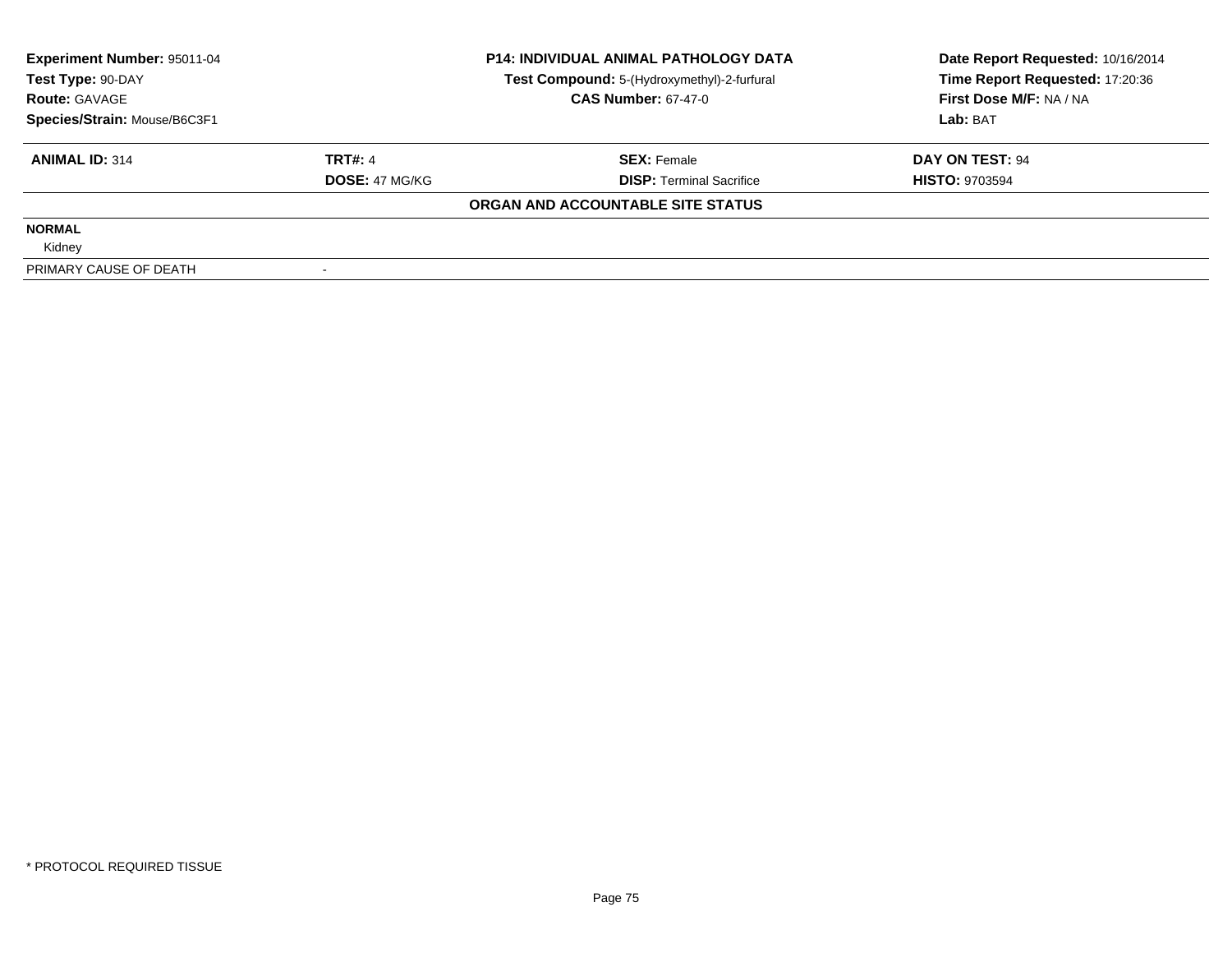| Experiment Number: 95011-04 | P14: INDIVIDUAL ANIMAL PATHOLOGY DATA | Date Report Requested: 10/16/2014 |
|---|---|---|
| Test Type: 90-DAY | Test Compound: 5-(Hydroxymethyl)-2-furfural | Time Report Requested: 17:20:36 |
| Route: GAVAGE | CAS Number: 67-47-0 | First Dose M/F: NA / NA |
| Species/Strain: Mouse/B6C3F1 | | Lab: BAT |

| ANIMAL ID: 314 | TRT#: 4 | SEX: Female | DAY ON TEST: 94 |
|---|---|---|---|
| | DOSE: 47 MG/KG | DISP: Terminal Sacrifice | HISTO: 9703594 |

**ORGAN AND ACCOUNTABLE SITE STATUS**

| | |
|---|---|
| **NORMAL** | |
| Kidney | |
| PRIMARY CAUSE OF DEATH | - |

* PROTOCOL REQUIRED TISSUE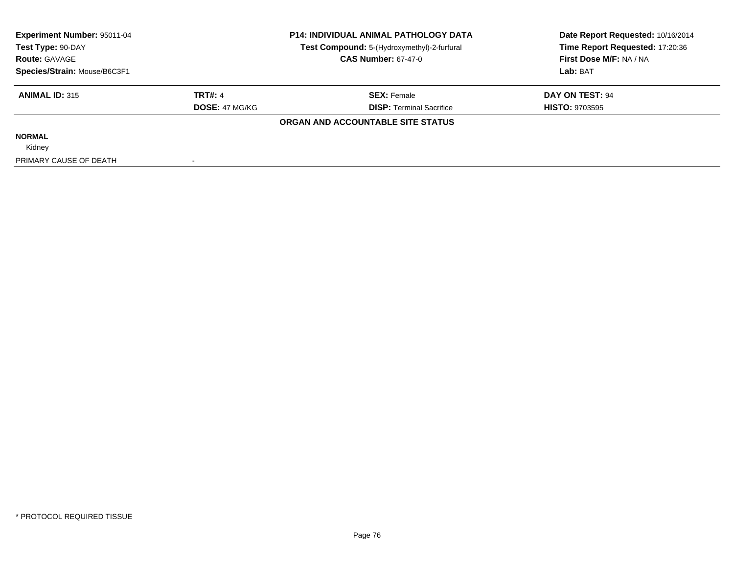| Experiment Number: 95011-04 | P14: INDIVIDUAL ANIMAL PATHOLOGY DATA | Date Report Requested: 10/16/2014 |
|---|---|---|
| Test Type: 90-DAY | Test Compound: 5-(Hydroxymethyl)-2-furfural | Time Report Requested: 17:20:36 |
| Route: GAVAGE | CAS Number: 67-47-0 | First Dose M/F: NA / NA |
| Species/Strain: Mouse/B6C3F1 | | Lab: BAT |

| ANIMAL ID: 315 | TRT#: 4 | SEX: Female | DAY ON TEST: 94 |
|---|---|---|---|
| | DOSE: 47 MG/KG | DISP: Terminal Sacrifice | HISTO: 9703595 |

**ORGAN AND ACCOUNTABLE SITE STATUS**

**NORMAL**

Kidney

| PRIMARY CAUSE OF DEATH | - |
|---|---|

* PROTOCOL REQUIRED TISSUE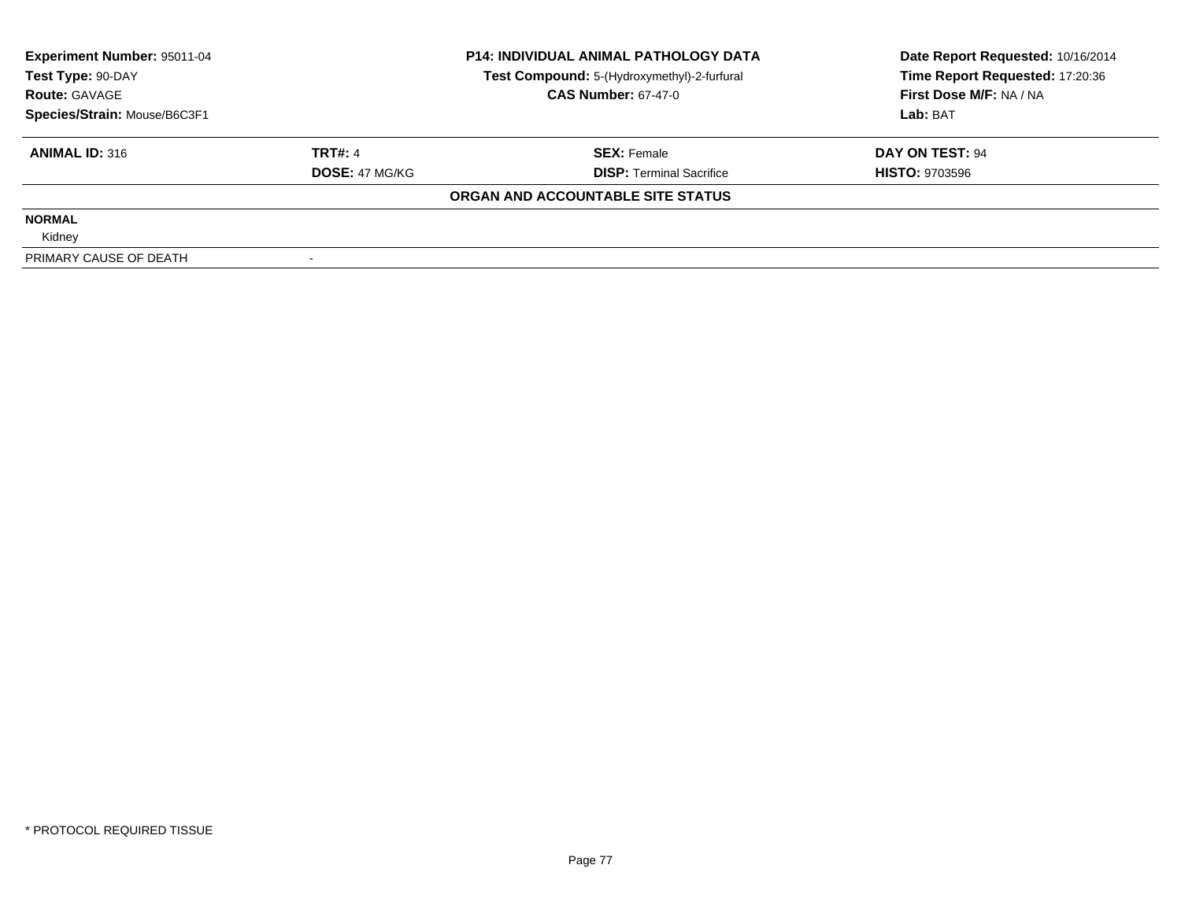| **Experiment Number:** 95011-04 | **P14: INDIVIDUAL ANIMAL PATHOLOGY DATA** | **Date Report Requested:** 10/16/2014 |
|---|---|---|
| **Test Type:** 90-DAY | **Test Compound:** 5-(Hydroxymethyl)-2-furfural | **Time Report Requested:** 17:20:36 |
| **Route:** GAVAGE | **CAS Number:** 67-47-0 | **First Dose M/F:** NA / NA |
| **Species/Strain:** Mouse/B6C3F1 | | **Lab:** BAT |

| **ANIMAL ID:** 316 | **TRT#:** 4 | **SEX:** Female | **DAY ON TEST:** 94 |
|---|---|---|---|
| | **DOSE:** 47 MG/KG | **DISP:** Terminal Sacrifice | **HISTO:** 9703596 |

**ORGAN AND ACCOUNTABLE SITE STATUS**

**NORMAL**

Kidney

| PRIMARY CAUSE OF DEATH | - |
|---|---|

* PROTOCOL REQUIRED TISSUE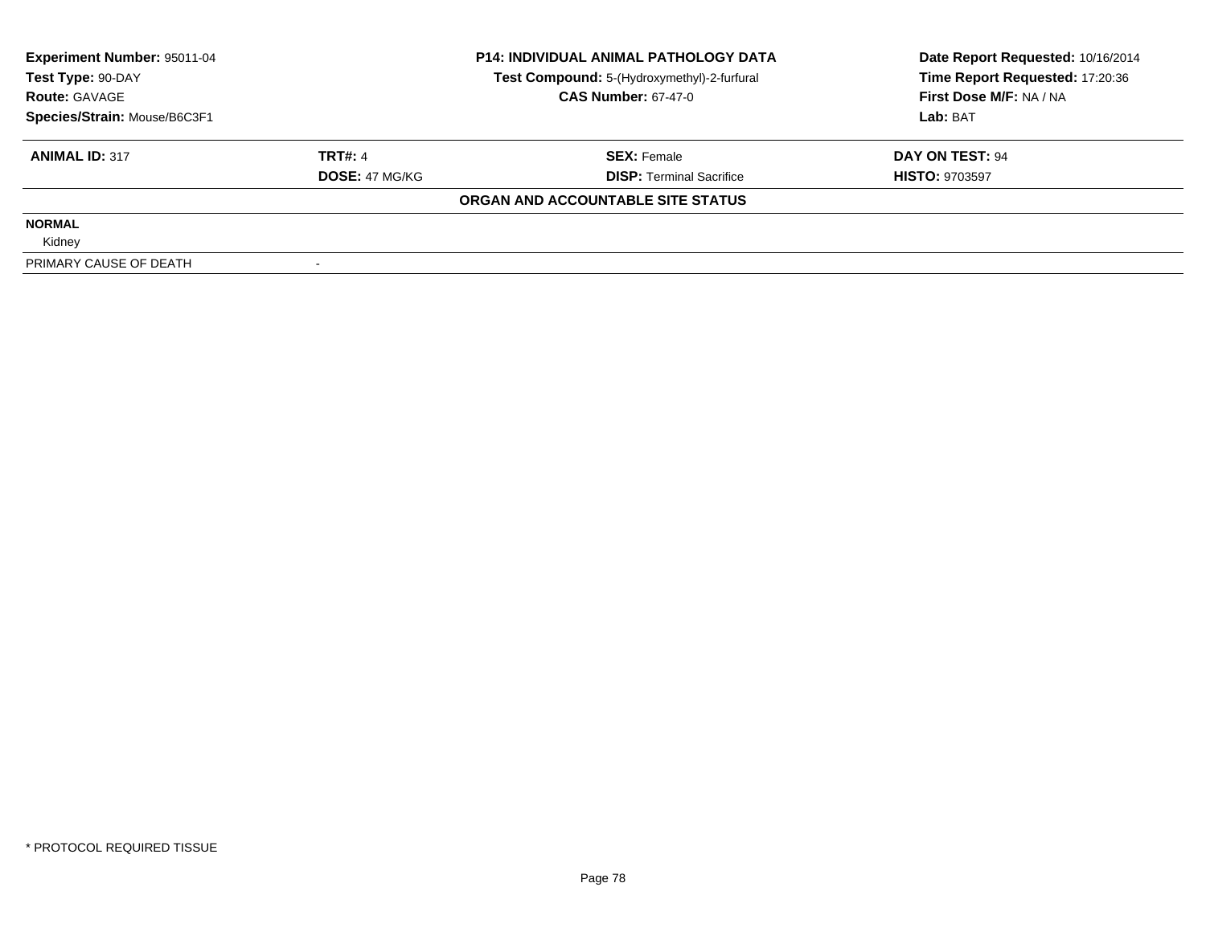| **Experiment Number:** 95011-04 | **P14: INDIVIDUAL ANIMAL PATHOLOGY DATA** | **Date Report Requested:** 10/16/2014 |
|---|---|---|
| **Test Type:** 90-DAY | **Test Compound:** 5-(Hydroxymethyl)-2-furfural | **Time Report Requested:** 17:20:36 |
| **Route:** GAVAGE | **CAS Number:** 67-47-0 | **First Dose M/F:** NA / NA |
| **Species/Strain:** Mouse/B6C3F1 | | **Lab:** BAT |

| **ANIMAL ID:** 317 | **TRT#:** 4 | **SEX:** Female | **DAY ON TEST:** 94 |
|---|---|---|---|
| | **DOSE:** 47 MG/KG | **DISP:** Terminal Sacrifice | **HISTO:** 9703597 |

**ORGAN AND ACCOUNTABLE SITE STATUS**

| | |
|---|---|
| **NORMAL** | |
| Kidney | |
| PRIMARY CAUSE OF DEATH | - |

* PROTOCOL REQUIRED TISSUE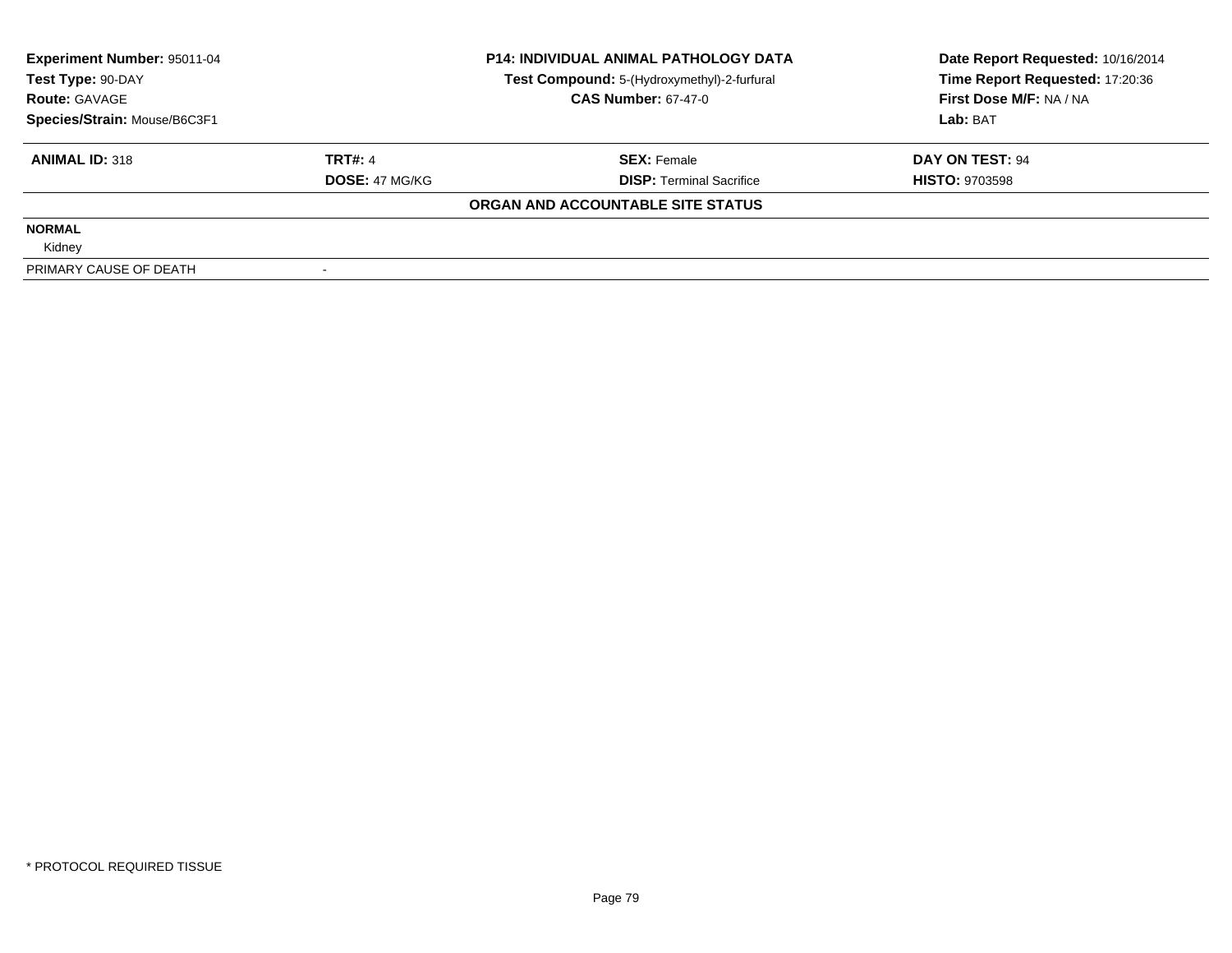**Experiment Number:** 95011-04
**Test Type:** 90-DAY
**Route:** GAVAGE
**Species/Strain:** Mouse/B6C3F1

**P14: INDIVIDUAL ANIMAL PATHOLOGY DATA**
**Test Compound:** 5-(Hydroxymethyl)-2-furfural
**CAS Number:** 67-47-0

**Date Report Requested:** 10/16/2014
**Time Report Requested:** 17:20:36
**First Dose M/F:** NA / NA
**Lab:** BAT

| **ANIMAL ID:** 318 | **TRT#:** 4 | **SEX:** Female | **DAY ON TEST:** 94 |
|---|---|---|---|
| | **DOSE:** 47 MG/KG | **DISP:** Terminal Sacrifice | **HISTO:** 9703598 |

**ORGAN AND ACCOUNTABLE SITE STATUS**

| | |
|---|---|
| **NORMAL** | |
| Kidney | |
| PRIMARY CAUSE OF DEATH | - |

\* PROTOCOL REQUIRED TISSUE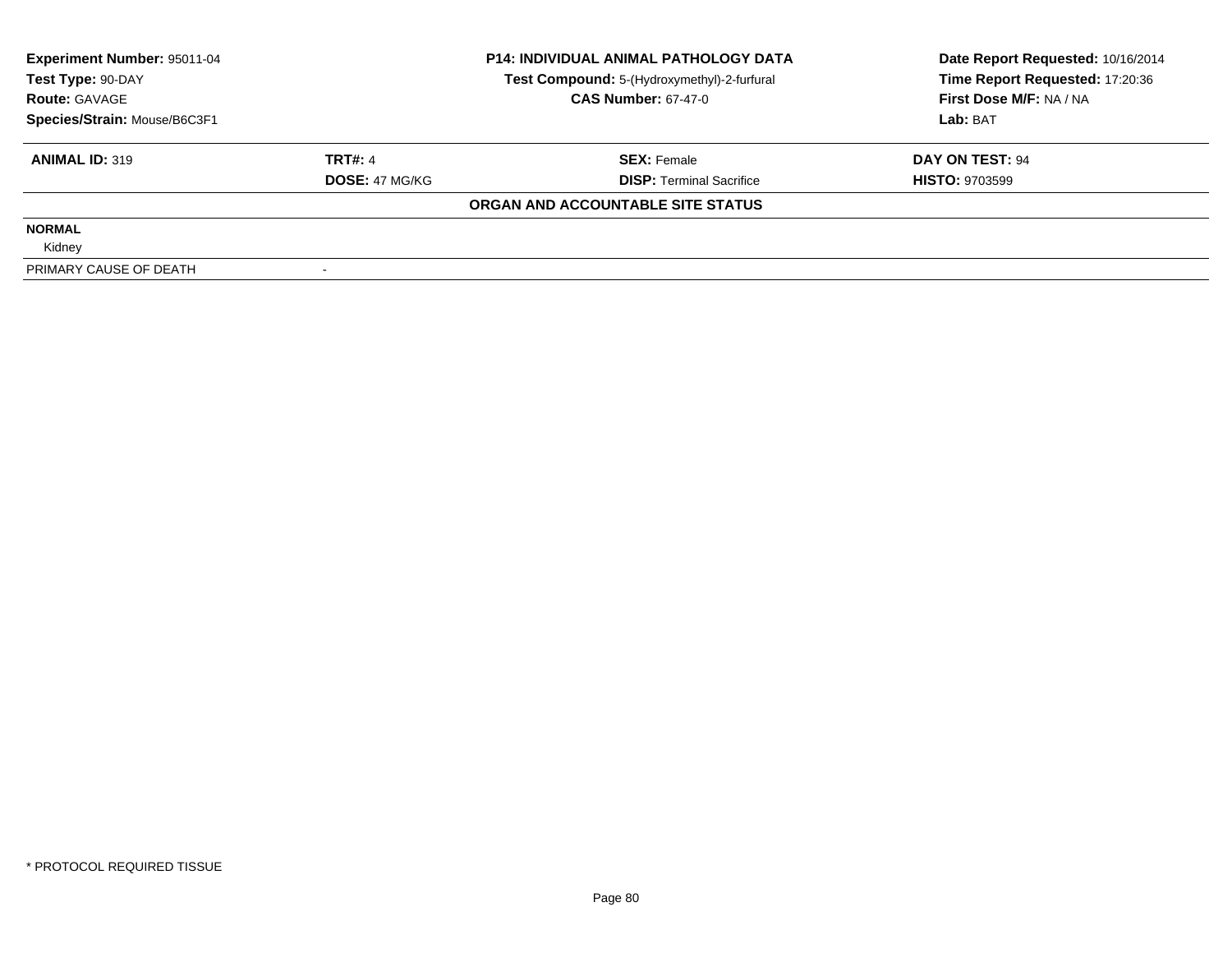| Experiment Number: 95011-04 | P14: INDIVIDUAL ANIMAL PATHOLOGY DATA | Date Report Requested: 10/16/2014 |
|---|---|---|
| Test Type: 90-DAY | Test Compound: 5-(Hydroxymethyl)-2-furfural | Time Report Requested: 17:20:36 |
| Route: GAVAGE | CAS Number: 67-47-0 | First Dose M/F: NA / NA |
| Species/Strain: Mouse/B6C3F1 | | Lab: BAT |

| ANIMAL ID: 319 | TRT#: 4 | SEX: Female | DAY ON TEST: 94 |
|---|---|---|---|
| | DOSE: 47 MG/KG | DISP: Terminal Sacrifice | HISTO: 9703599 |

**ORGAN AND ACCOUNTABLE SITE STATUS**

| | |
|---|---|
| **NORMAL** | |
| Kidney | |
| PRIMARY CAUSE OF DEATH | - |

\* PROTOCOL REQUIRED TISSUE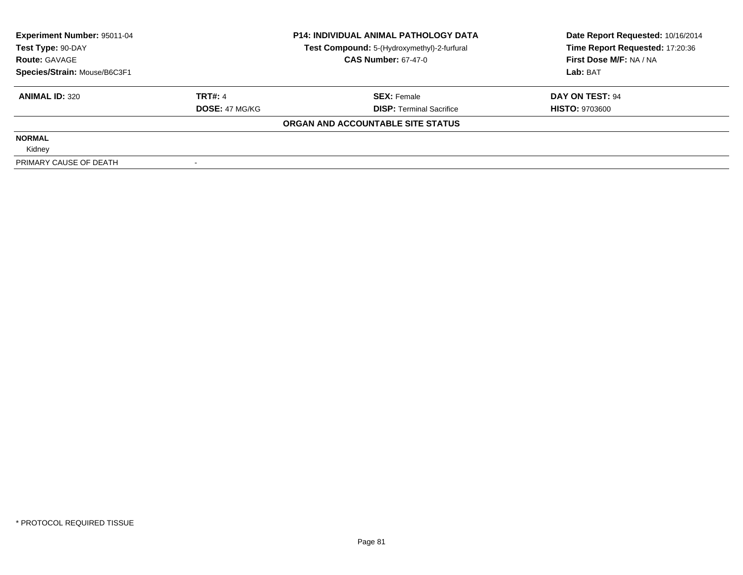| **Experiment Number:** 95011-04 | **P14: INDIVIDUAL ANIMAL PATHOLOGY DATA** | **Date Report Requested:** 10/16/2014 |
|---|---|---|
| **Test Type:** 90-DAY | **Test Compound:** 5-(Hydroxymethyl)-2-furfural | **Time Report Requested:** 17:20:36 |
| **Route:** GAVAGE | **CAS Number:** 67-47-0 | **First Dose M/F:** NA / NA |
| **Species/Strain:** Mouse/B6C3F1 | | **Lab:** BAT |

| **ANIMAL ID:** 320 | **TRT#:** 4 | **SEX:** Female | **DAY ON TEST:** 94 |
|---|---|---|---|
| | **DOSE:** 47 MG/KG | **DISP:** Terminal Sacrifice | **HISTO:** 9703600 |

**ORGAN AND ACCOUNTABLE SITE STATUS**

**NORMAL**

Kidney

| PRIMARY CAUSE OF DEATH | - |
|---|---|

* PROTOCOL REQUIRED TISSUE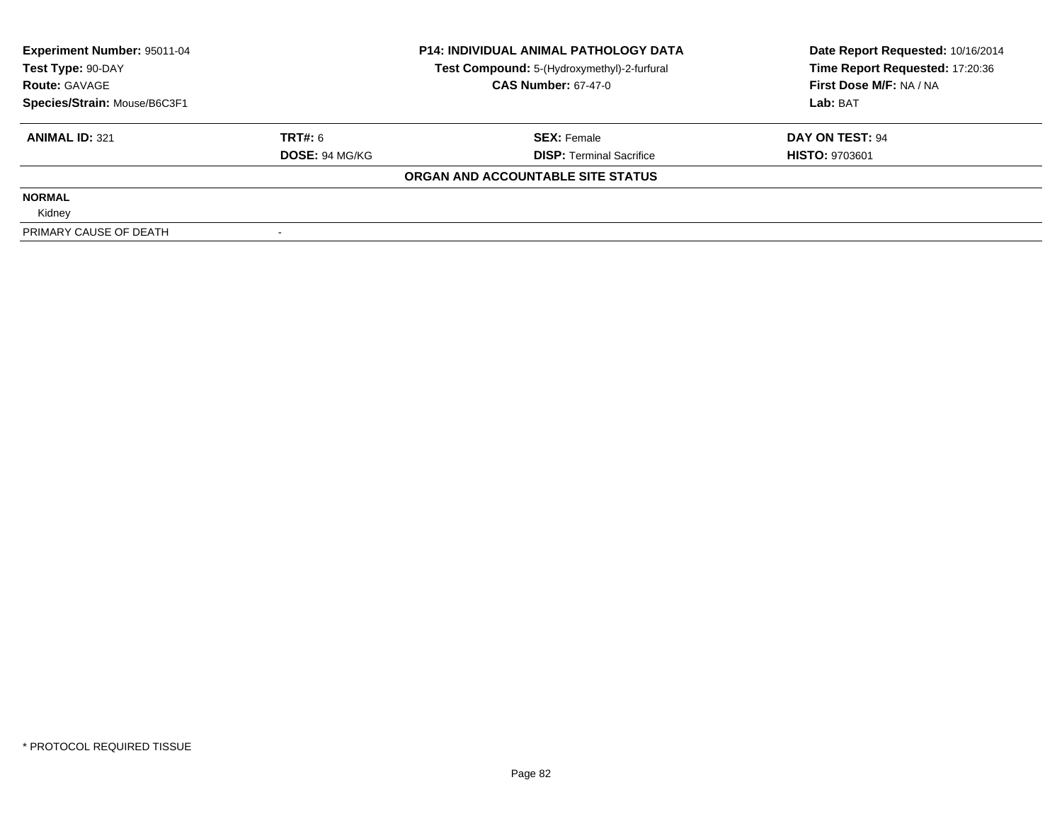| Experiment Number: 95011-04 | P14: INDIVIDUAL ANIMAL PATHOLOGY DATA | Date Report Requested: 10/16/2014 |
|---|---|---|
| Test Type: 90-DAY | Test Compound: 5-(Hydroxymethyl)-2-furfural | Time Report Requested: 17:20:36 |
| Route: GAVAGE | CAS Number: 67-47-0 | First Dose M/F: NA / NA |
| Species/Strain: Mouse/B6C3F1 | | Lab: BAT |

| ANIMAL ID: 321 | TRT#: 6 | SEX: Female | DAY ON TEST: 94 |
|---|---|---|---|
| | DOSE: 94 MG/KG | DISP: Terminal Sacrifice | HISTO: 9703601 |

**ORGAN AND ACCOUNTABLE SITE STATUS**

| | |
|---|---|
| **NORMAL** | |
| Kidney | |
| PRIMARY CAUSE OF DEATH | - |

* PROTOCOL REQUIRED TISSUE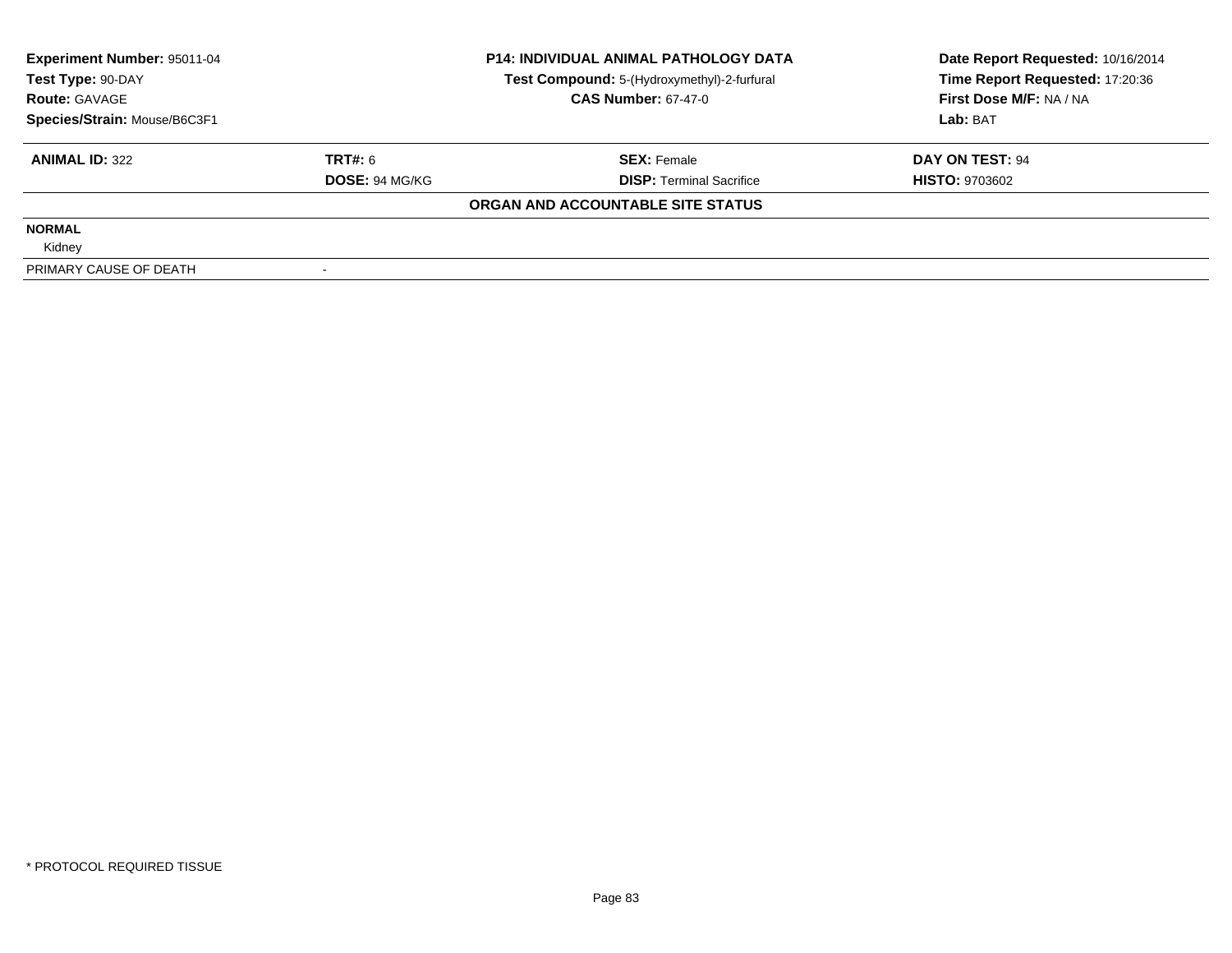| **Experiment Number:** 95011-04 | **P14: INDIVIDUAL ANIMAL PATHOLOGY DATA** | **Date Report Requested:** 10/16/2014 |
|---|---|---|
| **Test Type:** 90-DAY | **Test Compound:** 5-(Hydroxymethyl)-2-furfural | **Time Report Requested:** 17:20:36 |
| **Route:** GAVAGE | **CAS Number:** 67-47-0 | **First Dose M/F:** NA / NA |
| **Species/Strain:** Mouse/B6C3F1 | | **Lab:** BAT |

| **ANIMAL ID:** 322 | **TRT#:** 6 | **SEX:** Female | **DAY ON TEST:** 94 |
|---|---|---|---|
| | **DOSE:** 94 MG/KG | **DISP:** Terminal Sacrifice | **HISTO:** 9703602 |

**ORGAN AND ACCOUNTABLE SITE STATUS**

| | |
|---|---|
| **NORMAL** | |
| Kidney | |
| PRIMARY CAUSE OF DEATH | - |

\* PROTOCOL REQUIRED TISSUE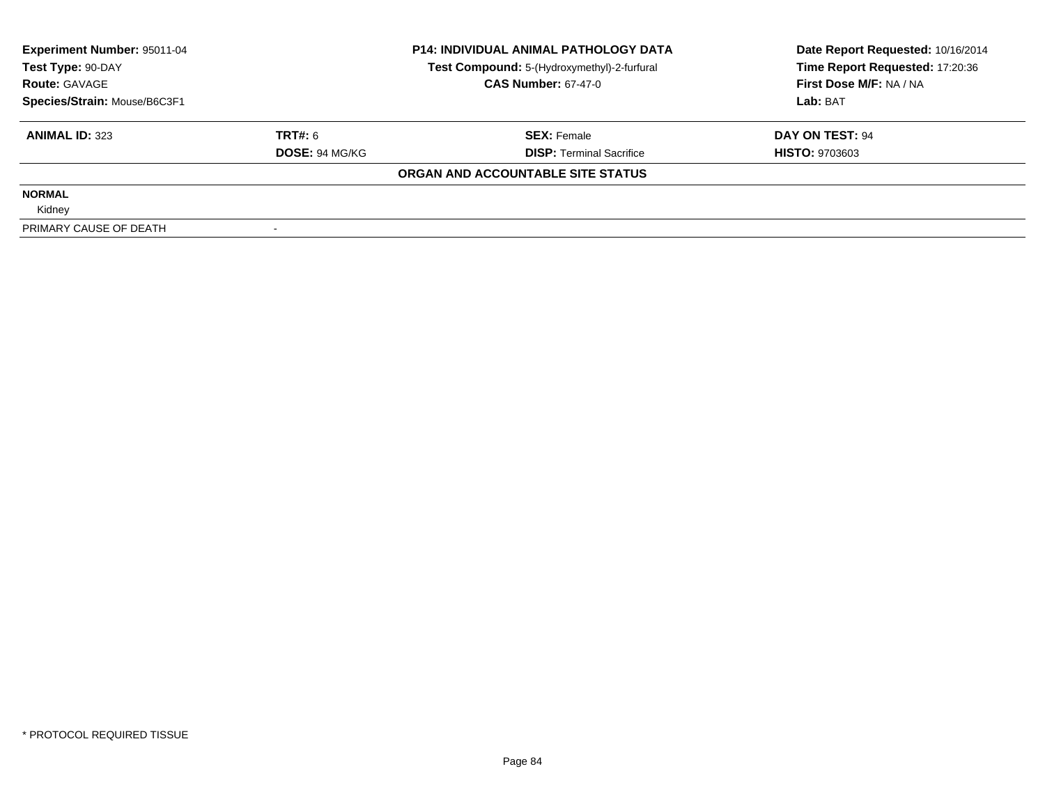| **Experiment Number:** 95011-04 | **P14: INDIVIDUAL ANIMAL PATHOLOGY DATA** | **Date Report Requested:** 10/16/2014 |
|---|---|---|
| **Test Type:** 90-DAY | **Test Compound:** 5-(Hydroxymethyl)-2-furfural | **Time Report Requested:** 17:20:36 |
| **Route:** GAVAGE | **CAS Number:** 67-47-0 | **First Dose M/F:** NA / NA |
| **Species/Strain:** Mouse/B6C3F1 | | **Lab:** BAT |

| **ANIMAL ID:** 323 | **TRT#:** 6 | **SEX:** Female | **DAY ON TEST:** 94 |
|---|---|---|---|
| | **DOSE:** 94 MG/KG | **DISP:** Terminal Sacrifice | **HISTO:** 9703603 |

**ORGAN AND ACCOUNTABLE SITE STATUS**

| | |
|---|---|
| **NORMAL** | |
| Kidney | |
| PRIMARY CAUSE OF DEATH | - |

* PROTOCOL REQUIRED TISSUE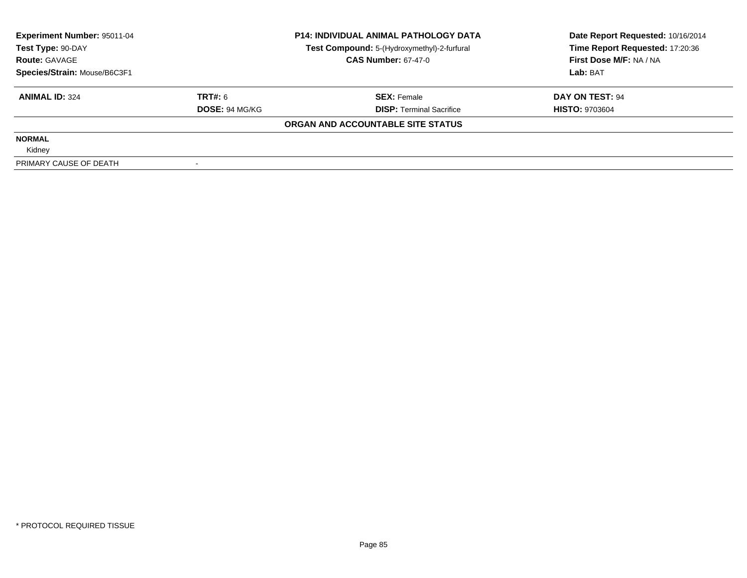| **Experiment Number:** 95011-04 | **P14: INDIVIDUAL ANIMAL PATHOLOGY DATA** | **Date Report Requested:** 10/16/2014 |
|---|---|---|
| **Test Type:** 90-DAY | **Test Compound:** 5-(Hydroxymethyl)-2-furfural | **Time Report Requested:** 17:20:36 |
| **Route:** GAVAGE | **CAS Number:** 67-47-0 | **First Dose M/F:** NA / NA |
| **Species/Strain:** Mouse/B6C3F1 | | **Lab:** BAT |

| **ANIMAL ID:** 324 | **TRT#:** 6 | **SEX:** Female | **DAY ON TEST:** 94 |
|---|---|---|---|
| | **DOSE:** 94 MG/KG | **DISP:** Terminal Sacrifice | **HISTO:** 9703604 |

**ORGAN AND ACCOUNTABLE SITE STATUS**

**NORMAL**

Kidney

| PRIMARY CAUSE OF DEATH | - |
|---|---|

\* PROTOCOL REQUIRED TISSUE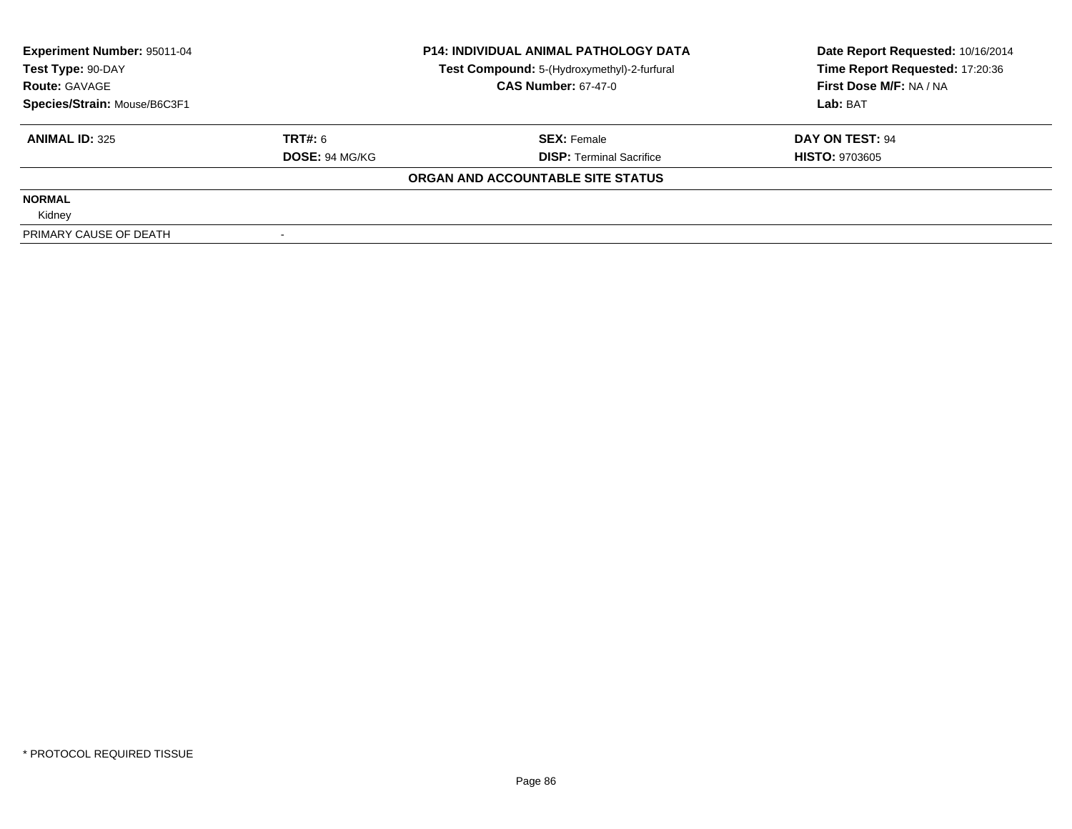| Experiment Number: 95011-04 | P14: INDIVIDUAL ANIMAL PATHOLOGY DATA | Date Report Requested: 10/16/2014 |
|---|---|---|
| Test Type: 90-DAY | Test Compound: 5-(Hydroxymethyl)-2-furfural | Time Report Requested: 17:20:36 |
| Route: GAVAGE | CAS Number: 67-47-0 | First Dose M/F: NA / NA |
| Species/Strain: Mouse/B6C3F1 | | Lab: BAT |

| ANIMAL ID: 325 | TRT#: 6 | SEX: Female | DAY ON TEST: 94 |
|---|---|---|---|
| | DOSE: 94 MG/KG | DISP: Terminal Sacrifice | HISTO: 9703605 |

**ORGAN AND ACCOUNTABLE SITE STATUS**

**NORMAL**

Kidney

| PRIMARY CAUSE OF DEATH | - |
|---|---|

* PROTOCOL REQUIRED TISSUE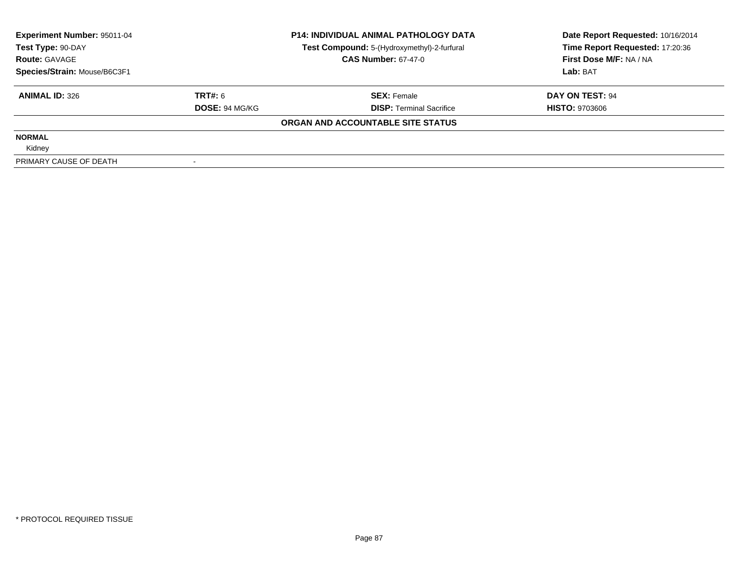| Experiment Number: 95011-04 | P14: INDIVIDUAL ANIMAL PATHOLOGY DATA | Date Report Requested: 10/16/2014 |
| --- | --- | --- |
| Test Type: 90-DAY | Test Compound: 5-(Hydroxymethyl)-2-furfural | Time Report Requested: 17:20:36 |
| Route: GAVAGE | CAS Number: 67-47-0 | First Dose M/F: NA / NA |
| Species/Strain: Mouse/B6C3F1 | | Lab: BAT |

| ANIMAL ID: 326 | TRT#: 6 | SEX: Female | DAY ON TEST: 94 |
| --- | --- | --- | --- |
| | DOSE: 94 MG/KG | DISP: Terminal Sacrifice | HISTO: 9703606 |

**ORGAN AND ACCOUNTABLE SITE STATUS**

| NORMAL | |
| --- | --- |
| Kidney | |
| PRIMARY CAUSE OF DEATH | - |

* PROTOCOL REQUIRED TISSUE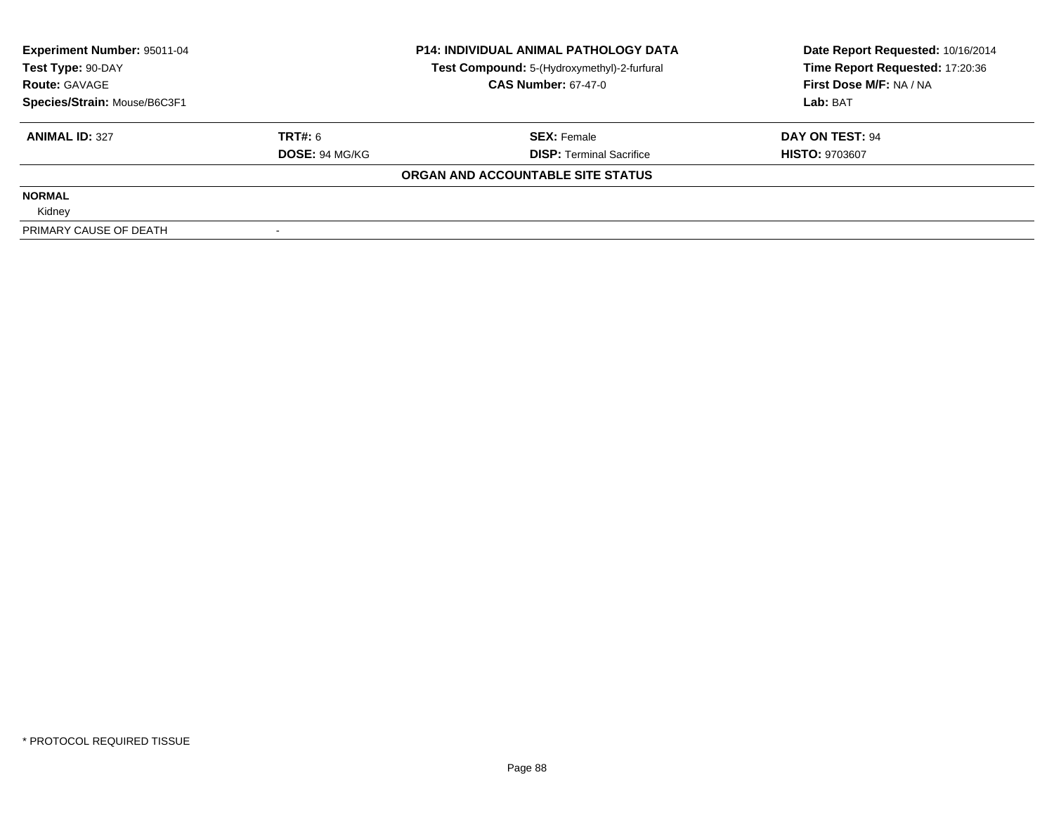| Experiment Number: 95011-04 | P14: INDIVIDUAL ANIMAL PATHOLOGY DATA | Date Report Requested: 10/16/2014 |
|---|---|---|
| Test Type: 90-DAY | Test Compound: 5-(Hydroxymethyl)-2-furfural | Time Report Requested: 17:20:36 |
| Route: GAVAGE | CAS Number: 67-47-0 | First Dose M/F: NA / NA |
| Species/Strain: Mouse/B6C3F1 | | Lab: BAT |

| ANIMAL ID: 327 | TRT#: 6 | SEX: Female | DAY ON TEST: 94 |
|---|---|---|---|
| | DOSE: 94 MG/KG | DISP: Terminal Sacrifice | HISTO: 9703607 |

**ORGAN AND ACCOUNTABLE SITE STATUS**

| | |
|---|---|
| **NORMAL** | |
| Kidney | |
| PRIMARY CAUSE OF DEATH | - |

\* PROTOCOL REQUIRED TISSUE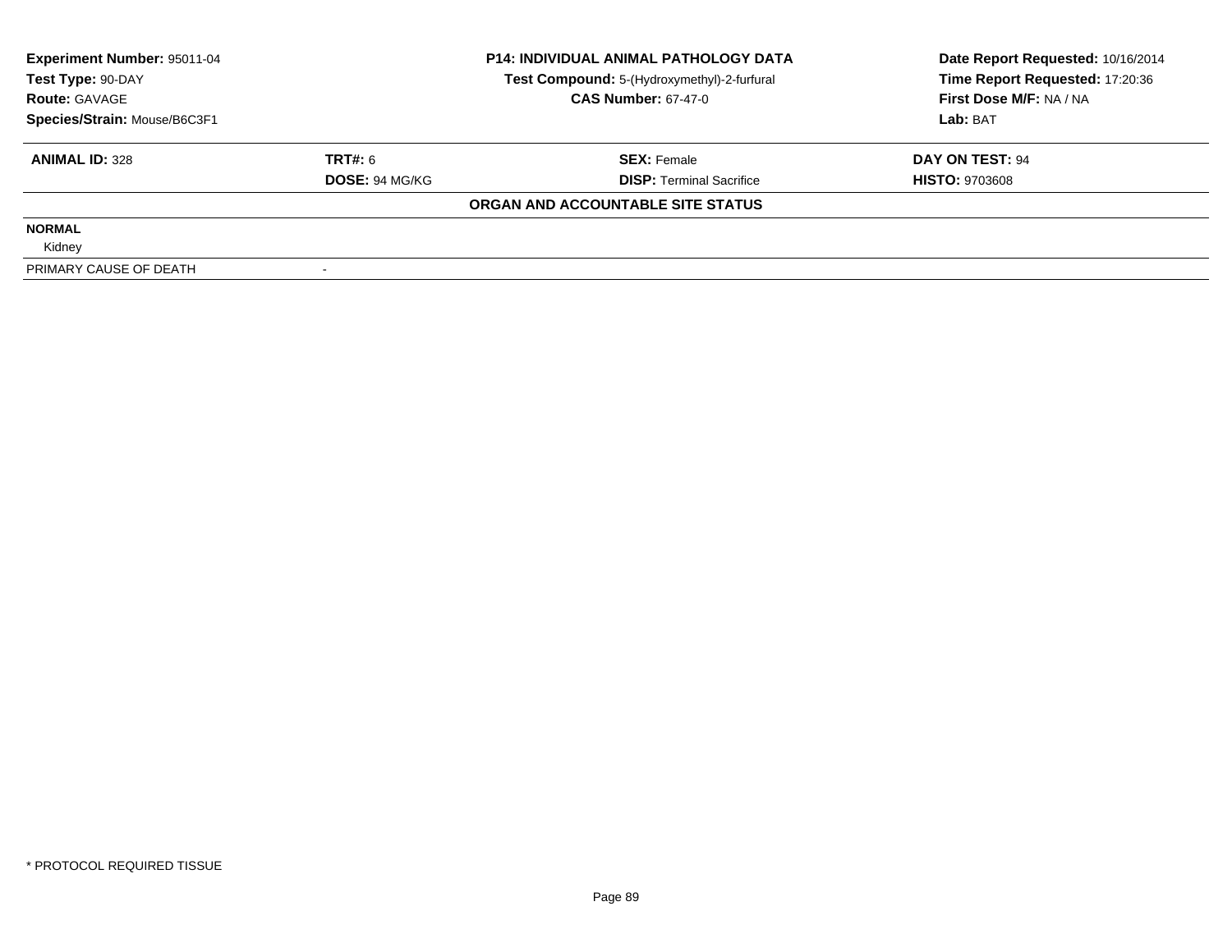| Experiment Number: 95011-04 | P14: INDIVIDUAL ANIMAL PATHOLOGY DATA | Date Report Requested: 10/16/2014 |
|---|---|---|
| Test Type: 90-DAY | Test Compound: 5-(Hydroxymethyl)-2-furfural | Time Report Requested: 17:20:36 |
| Route: GAVAGE | CAS Number: 67-47-0 | First Dose M/F: NA / NA |
| Species/Strain: Mouse/B6C3F1 | | Lab: BAT |

| ANIMAL ID: 328 | TRT#: 6 | SEX: Female | DAY ON TEST: 94 |
|---|---|---|---|
| | DOSE: 94 MG/KG | DISP: Terminal Sacrifice | HISTO: 9703608 |

**ORGAN AND ACCOUNTABLE SITE STATUS**

**NORMAL**

Kidney

| PRIMARY CAUSE OF DEATH | - |
|---|---|

* PROTOCOL REQUIRED TISSUE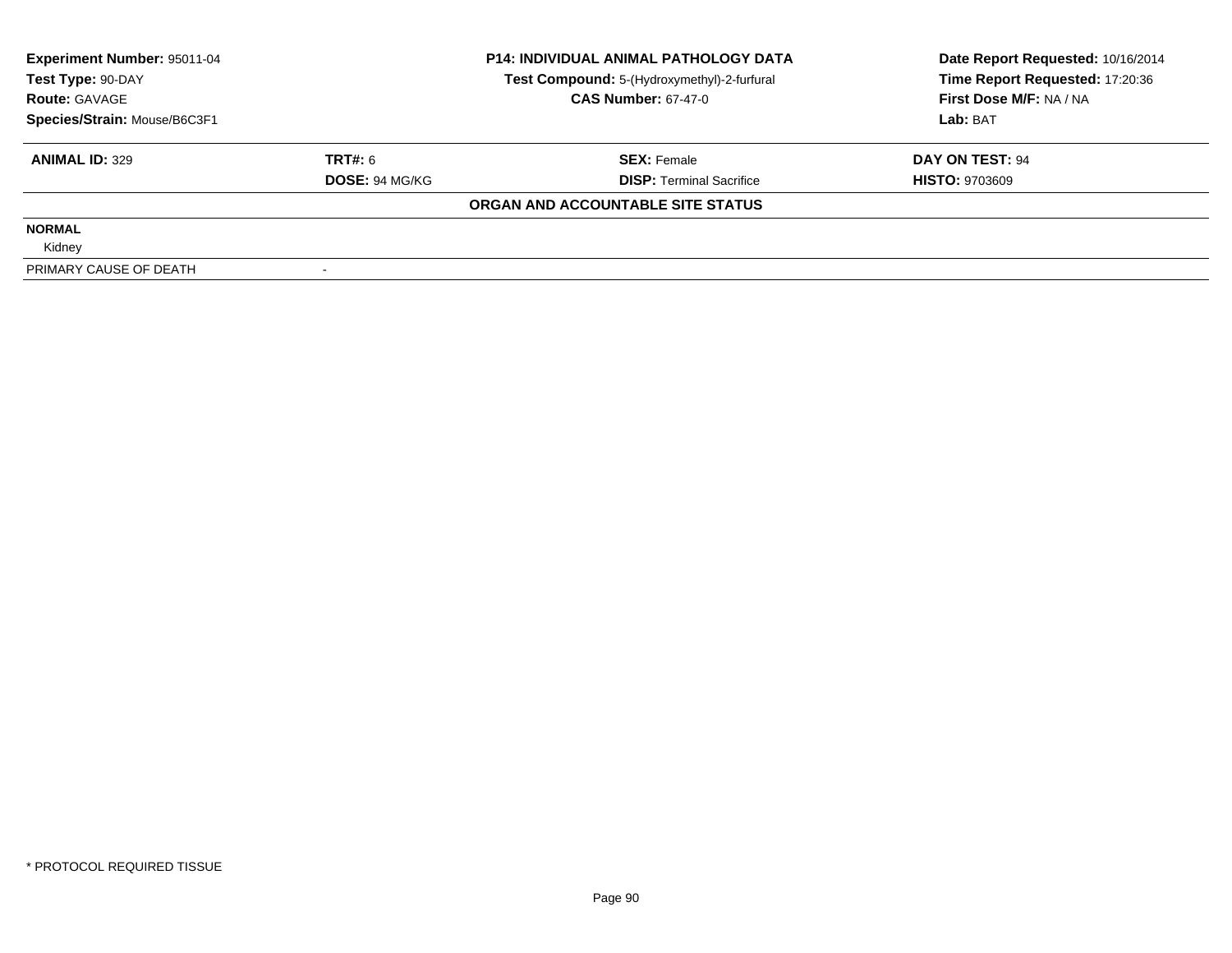**Experiment Number:** 95011-04
**Test Type:** 90-DAY
**Route:** GAVAGE
**Species/Strain:** Mouse/B6C3F1

**P14: INDIVIDUAL ANIMAL PATHOLOGY DATA**
**Test Compound:** 5-(Hydroxymethyl)-2-furfural
**CAS Number:** 67-47-0

**Date Report Requested:** 10/16/2014
**Time Report Requested:** 17:20:36
**First Dose M/F:** NA / NA
**Lab:** BAT

| **ANIMAL ID:** 329 | **TRT#:** 6 | **SEX:** Female | **DAY ON TEST:** 94 |
|---|---|---|---|
| | **DOSE:** 94 MG/KG | **DISP:** Terminal Sacrifice | **HISTO:** 9703609 |

**ORGAN AND ACCOUNTABLE SITE STATUS**

| | |
|---|---|
| **NORMAL** | |
| Kidney | |
| PRIMARY CAUSE OF DEATH | - |

* PROTOCOL REQUIRED TISSUE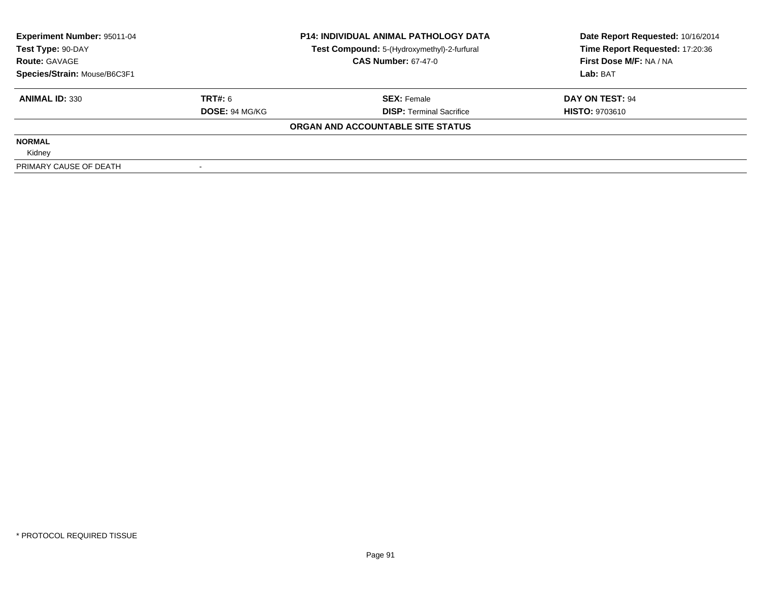**Experiment Number:** 95011-04
**Test Type:** 90-DAY
**Route:** GAVAGE
**Species/Strain:** Mouse/B6C3F1

**P14: INDIVIDUAL ANIMAL PATHOLOGY DATA**
**Test Compound:** 5-(Hydroxymethyl)-2-furfural
**CAS Number:** 67-47-0

**Date Report Requested:** 10/16/2014
**Time Report Requested:** 17:20:36
**First Dose M/F:** NA / NA
**Lab:** BAT

| **ANIMAL ID:** 330 | **TRT#:** 6 | **SEX:** Female | **DAY ON TEST:** 94 |
|---|---|---|---|
| | **DOSE:** 94 MG/KG | **DISP:** Terminal Sacrifice | **HISTO:** 9703610 |

**ORGAN AND ACCOUNTABLE SITE STATUS**

**NORMAL**
Kidney

PRIMARY CAUSE OF DEATH -

* PROTOCOL REQUIRED TISSUE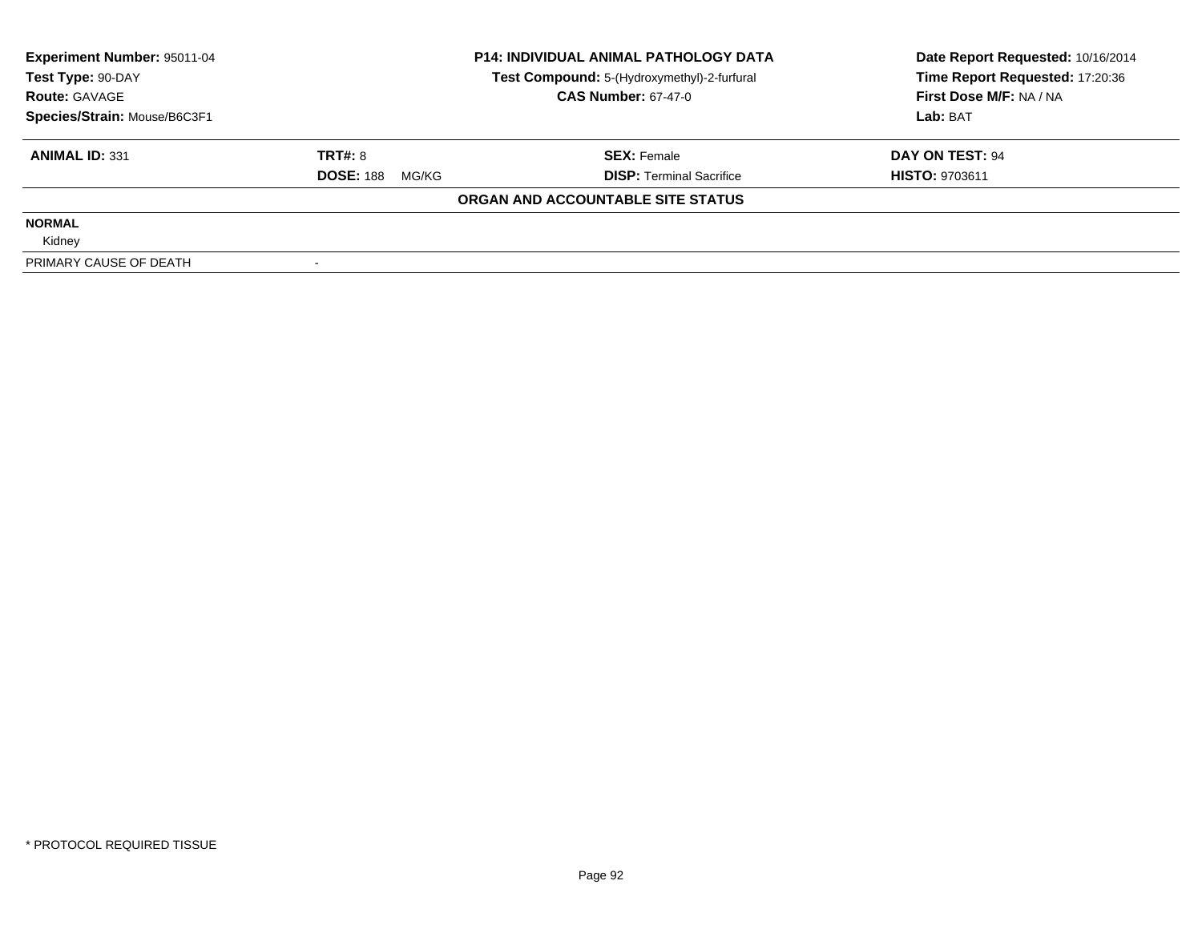| **Experiment Number:** 95011-04 | **P14: INDIVIDUAL ANIMAL PATHOLOGY DATA** | **Date Report Requested:** 10/16/2014 |
|---|---|---|
| **Test Type:** 90-DAY | **Test Compound:** 5-(Hydroxymethyl)-2-furfural | **Time Report Requested:** 17:20:36 |
| **Route:** GAVAGE | **CAS Number:** 67-47-0 | **First Dose M/F:** NA / NA |
| **Species/Strain:** Mouse/B6C3F1 | | **Lab:** BAT |

| **ANIMAL ID:** 331 | **TRT#:** 8 | **SEX:** Female | **DAY ON TEST:** 94 |
|---|---|---|---|
| | **DOSE:** 188 MG/KG | **DISP:** Terminal Sacrifice | **HISTO:** 9703611 |

**ORGAN AND ACCOUNTABLE SITE STATUS**

**NORMAL**

Kidney

| PRIMARY CAUSE OF DEATH | - |
|---|---|

* PROTOCOL REQUIRED TISSUE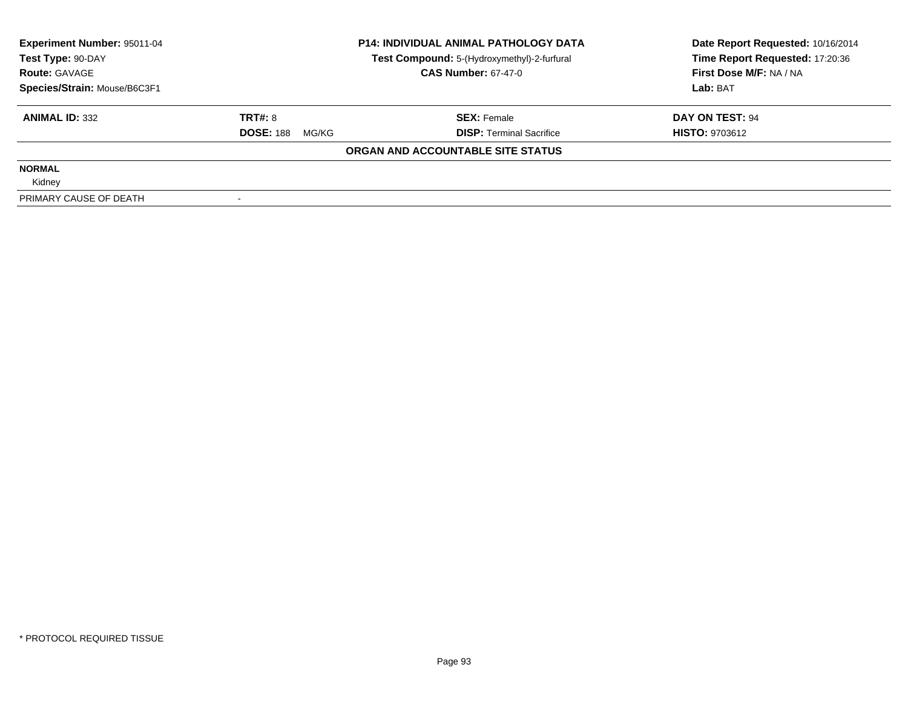**Experiment Number:** 95011-04
**Test Type:** 90-DAY
**Route:** GAVAGE
**Species/Strain:** Mouse/B6C3F1

**P14: INDIVIDUAL ANIMAL PATHOLOGY DATA**
**Test Compound:** 5-(Hydroxymethyl)-2-furfural
**CAS Number:** 67-47-0

**Date Report Requested:** 10/16/2014
**Time Report Requested:** 17:20:36
**First Dose M/F:** NA / NA
**Lab:** BAT

| **ANIMAL ID:** 332 | **TRT#:** 8 | **SEX:** Female | **DAY ON TEST:** 94 |
|---|---|---|---|
| | **DOSE:** 188 MG/KG | **DISP:** Terminal Sacrifice | **HISTO:** 9703612 |

**ORGAN AND ACCOUNTABLE SITE STATUS**

| | |
|---|---|
| **NORMAL** | |
| Kidney | |
| PRIMARY CAUSE OF DEATH | - |

* PROTOCOL REQUIRED TISSUE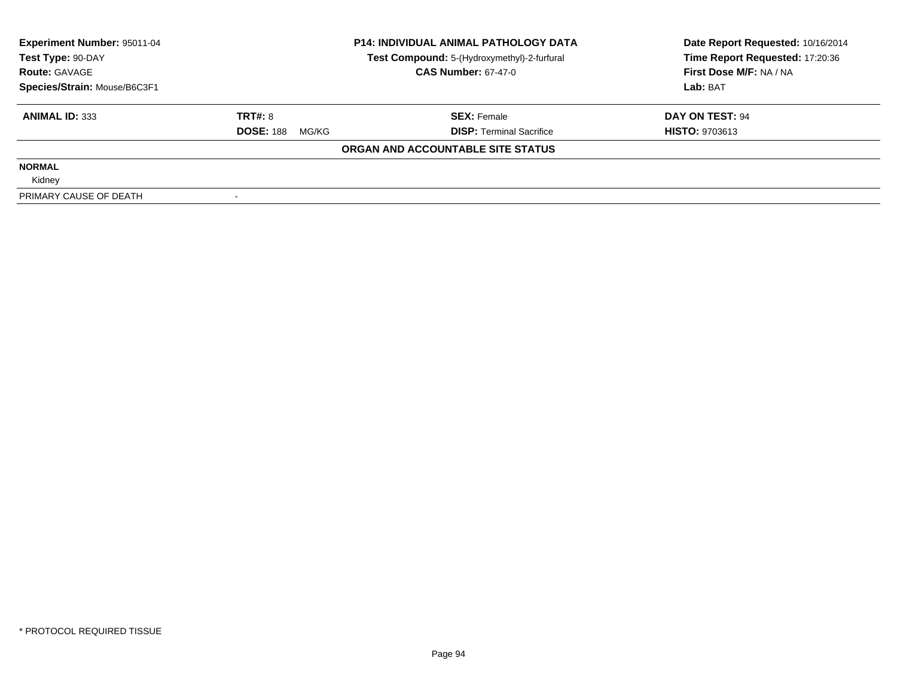| Experiment Number: 95011-04 | P14: INDIVIDUAL ANIMAL PATHOLOGY DATA | Date Report Requested: 10/16/2014 |
|---|---|---|
| Test Type: 90-DAY | Test Compound: 5-(Hydroxymethyl)-2-furfural | Time Report Requested: 17:20:36 |
| Route: GAVAGE | CAS Number: 67-47-0 | First Dose M/F: NA / NA |
| Species/Strain: Mouse/B6C3F1 | | Lab: BAT |

| ANIMAL ID: 333 | TRT#: 8 | SEX: Female | DAY ON TEST: 94 |
|---|---|---|---|
| | DOSE: 188 MG/KG | DISP: Terminal Sacrifice | HISTO: 9703613 |

**ORGAN AND ACCOUNTABLE SITE STATUS**

**NORMAL**

Kidney

| PRIMARY CAUSE OF DEATH | - |
|---|---|

* PROTOCOL REQUIRED TISSUE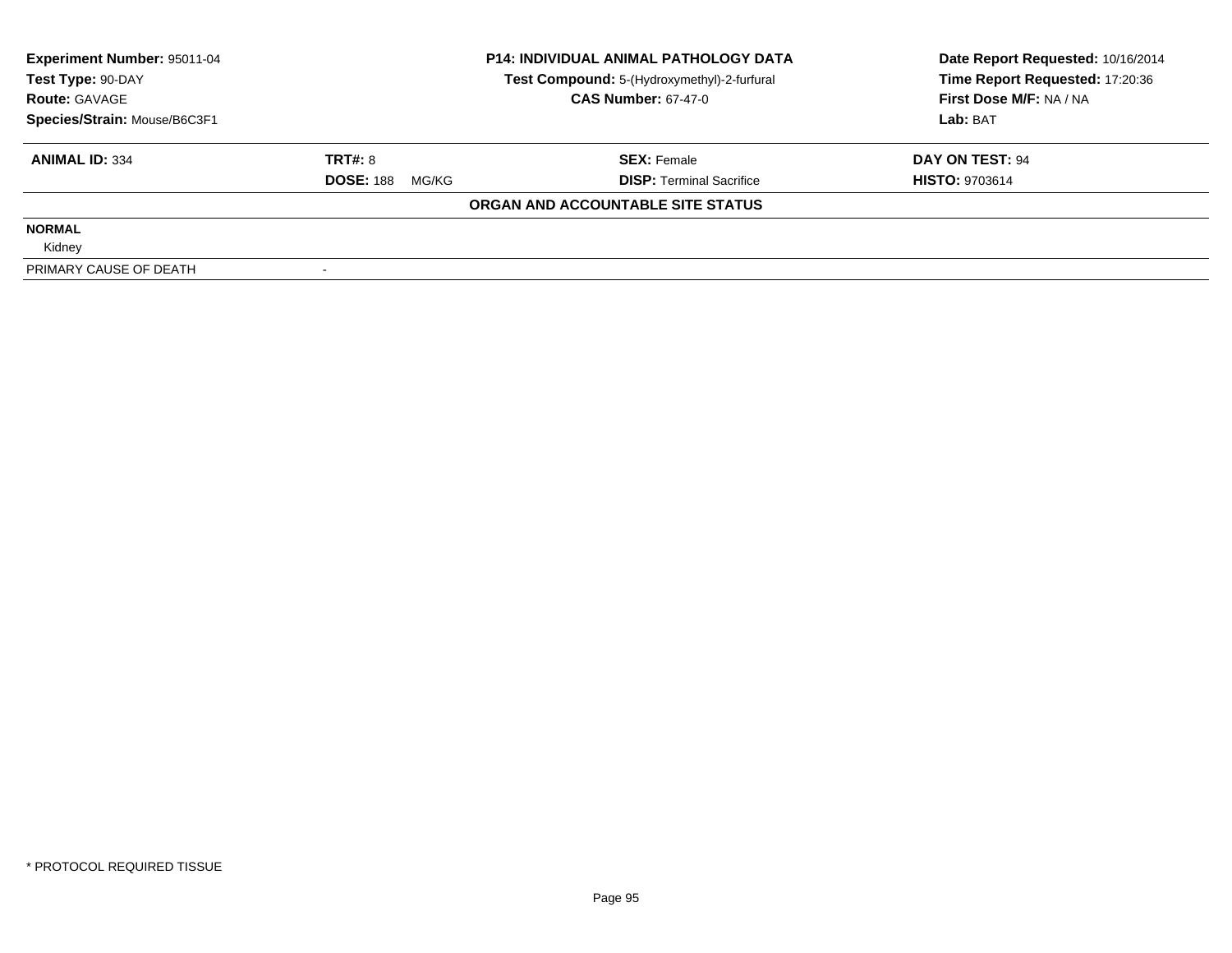**Experiment Number:** 95011-04
**Test Type:** 90-DAY
**Route:** GAVAGE
**Species/Strain:** Mouse/B6C3F1

**P14: INDIVIDUAL ANIMAL PATHOLOGY DATA**
**Test Compound:** 5-(Hydroxymethyl)-2-furfural
**CAS Number:** 67-47-0

**Date Report Requested:** 10/16/2014
**Time Report Requested:** 17:20:36
**First Dose M/F:** NA / NA
**Lab:** BAT

| **ANIMAL ID:** 334 | **TRT#:** 8 | **SEX:** Female | **DAY ON TEST:** 94 |
|---|---|---|---|
| | **DOSE:** 188 MG/KG | **DISP:** Terminal Sacrifice | **HISTO:** 9703614 |

**ORGAN AND ACCOUNTABLE SITE STATUS**

| | |
|---|---|
| **NORMAL** | |
| Kidney | |
| PRIMARY CAUSE OF DEATH | - |

* PROTOCOL REQUIRED TISSUE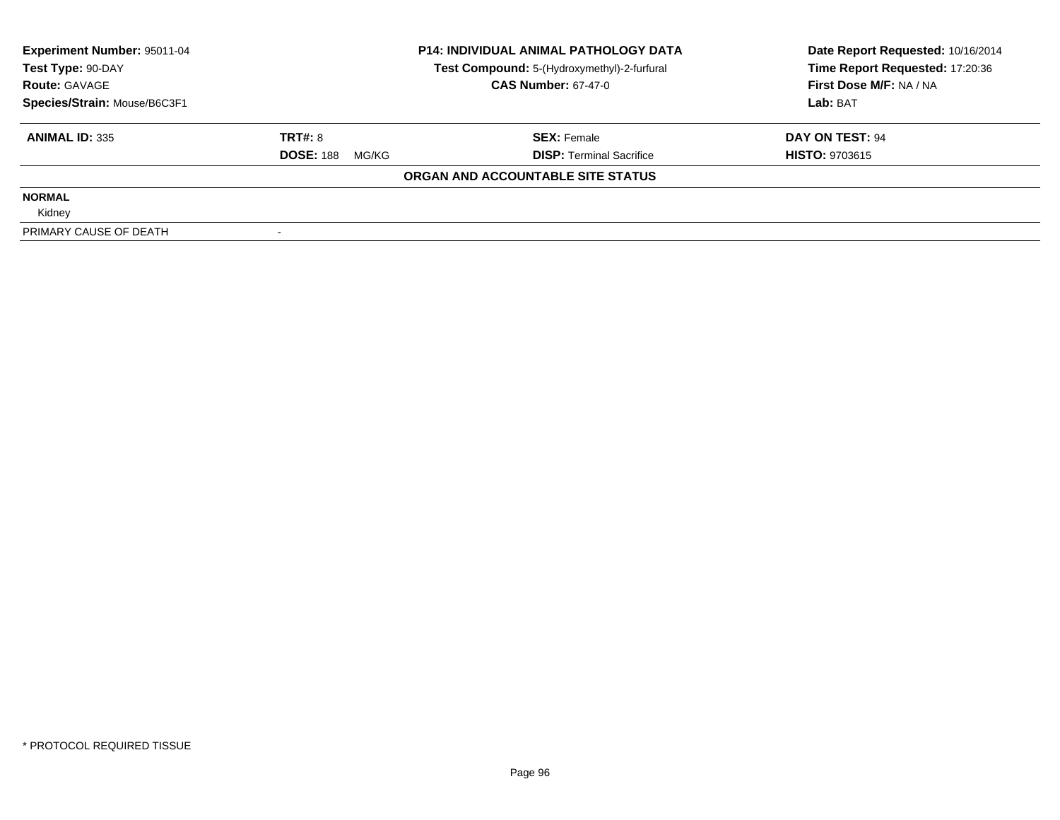| Experiment Number: 95011-04 | P14: INDIVIDUAL ANIMAL PATHOLOGY DATA | Date Report Requested: 10/16/2014 |
|---|---|---|
| Test Type: 90-DAY | Test Compound: 5-(Hydroxymethyl)-2-furfural | Time Report Requested: 17:20:36 |
| Route: GAVAGE | CAS Number: 67-47-0 | First Dose M/F: NA / NA |
| Species/Strain: Mouse/B6C3F1 | | Lab: BAT |

| ANIMAL ID: 335 | TRT#: 8 | SEX: Female | DAY ON TEST: 94 |
|---|---|---|---|
| | DOSE: 188 MG/KG | DISP: Terminal Sacrifice | HISTO: 9703615 |

**ORGAN AND ACCOUNTABLE SITE STATUS**

**NORMAL**

Kidney

| PRIMARY CAUSE OF DEATH | - |
|---|---|

* PROTOCOL REQUIRED TISSUE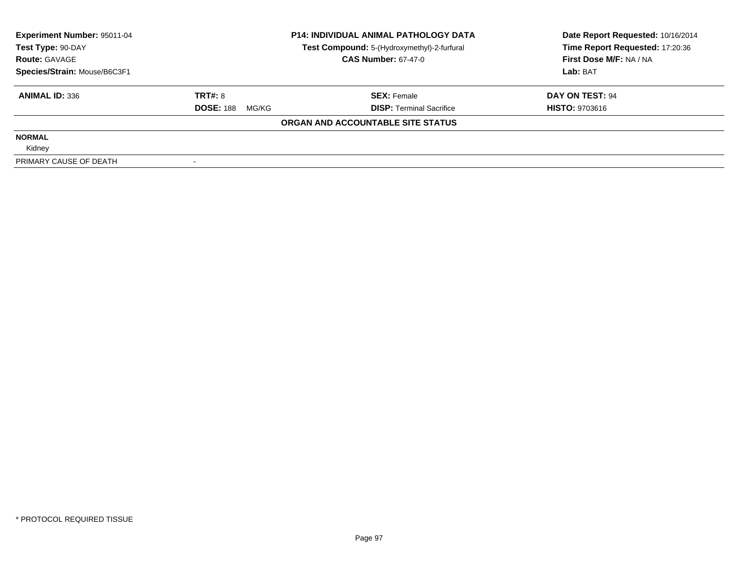| **Experiment Number:** 95011-04 | **P14: INDIVIDUAL ANIMAL PATHOLOGY DATA** | **Date Report Requested:** 10/16/2014 |
|---|---|---|
| **Test Type:** 90-DAY | **Test Compound:** 5-(Hydroxymethyl)-2-furfural | **Time Report Requested:** 17:20:36 |
| **Route:** GAVAGE | **CAS Number:** 67-47-0 | **First Dose M/F:** NA / NA |
| **Species/Strain:** Mouse/B6C3F1 | | **Lab:** BAT |

| **ANIMAL ID:** 336 | **TRT#:** 8 | **SEX:** Female | **DAY ON TEST:** 94 |
|---|---|---|---|
| | **DOSE:** 188 MG/KG | **DISP:** Terminal Sacrifice | **HISTO:** 9703616 |

**ORGAN AND ACCOUNTABLE SITE STATUS**

| | |
|---|---|
| **NORMAL** | |
| Kidney | |
| PRIMARY CAUSE OF DEATH | - |

\* PROTOCOL REQUIRED TISSUE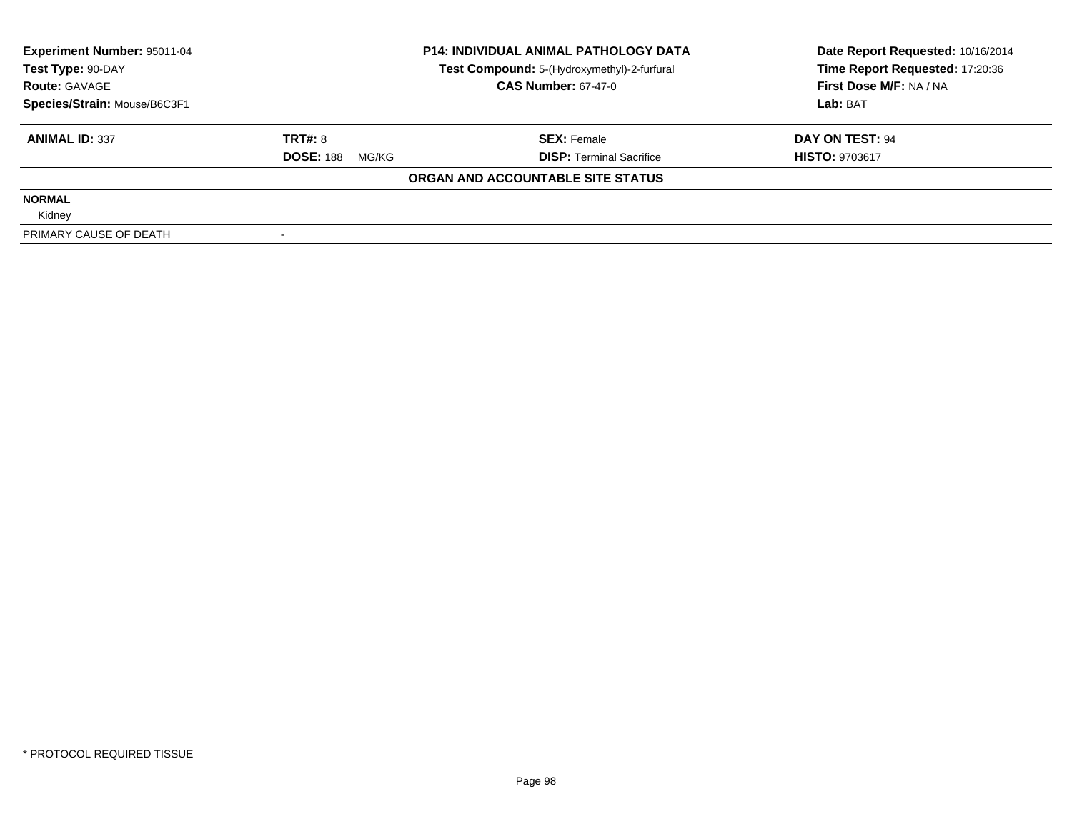**Experiment Number:** 95011-04
**Test Type:** 90-DAY
**Route:** GAVAGE
**Species/Strain:** Mouse/B6C3F1

**P14: INDIVIDUAL ANIMAL PATHOLOGY DATA**
**Test Compound:** 5-(Hydroxymethyl)-2-furfural
**CAS Number:** 67-47-0

**Date Report Requested:** 10/16/2014
**Time Report Requested:** 17:20:36
**First Dose M/F:** NA / NA
**Lab:** BAT

| **ANIMAL ID:** 337 | **TRT#:** 8 | **SEX:** Female | **DAY ON TEST:** 94 |
|---|---|---|---|
| | **DOSE:** 188 MG/KG | **DISP:** Terminal Sacrifice | **HISTO:** 9703617 |

**ORGAN AND ACCOUNTABLE SITE STATUS**

| | |
|---|---|
| **NORMAL** | |
| Kidney | |
| PRIMARY CAUSE OF DEATH | - |

* PROTOCOL REQUIRED TISSUE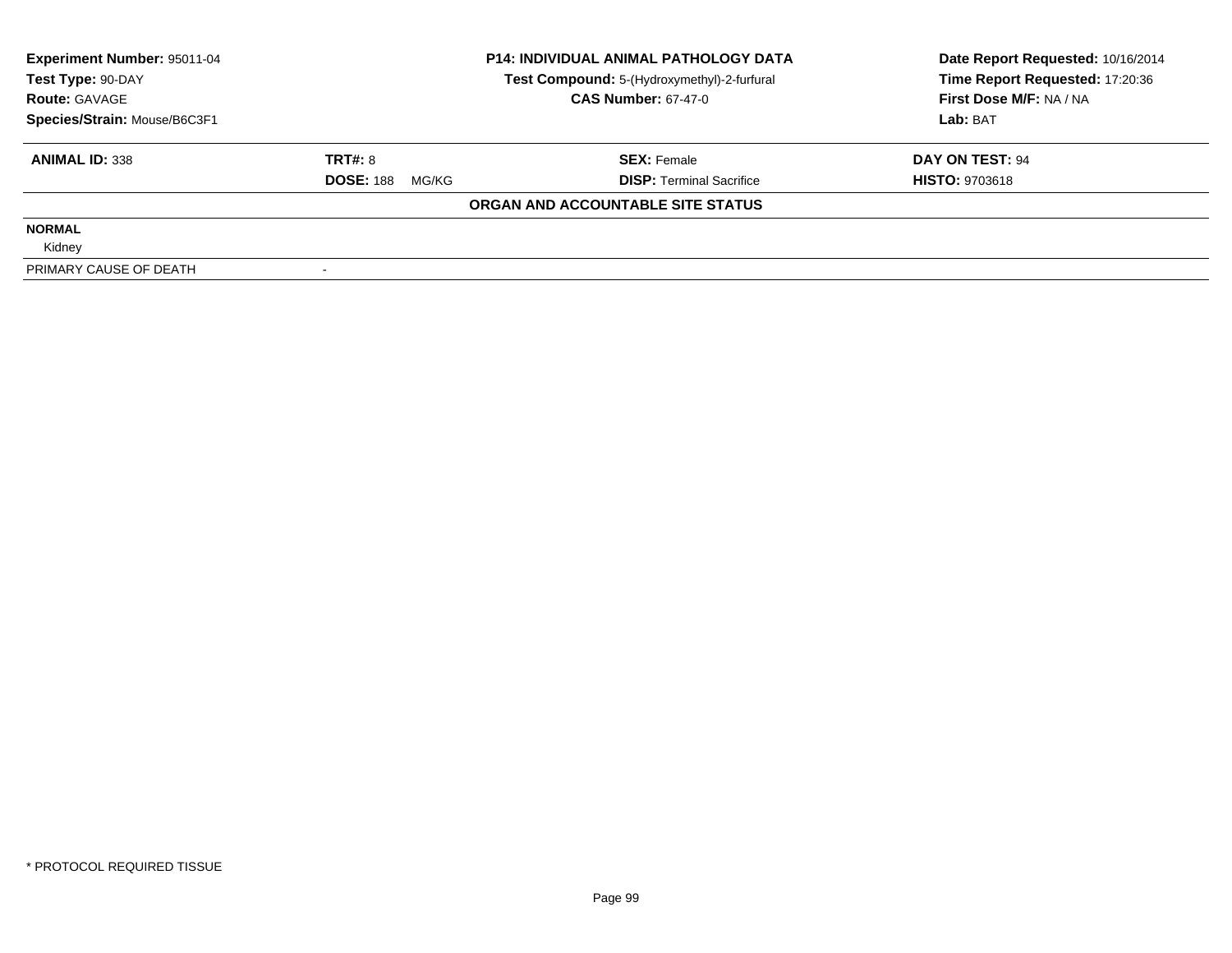| Experiment Number: 95011-04 | P14: INDIVIDUAL ANIMAL PATHOLOGY DATA | Date Report Requested: 10/16/2014 |
|---|---|---|
| Test Type: 90-DAY | Test Compound: 5-(Hydroxymethyl)-2-furfural | Time Report Requested: 17:20:36 |
| Route: GAVAGE | CAS Number: 67-47-0 | First Dose M/F: NA / NA |
| Species/Strain: Mouse/B6C3F1 | | Lab: BAT |

| ANIMAL ID: 338 | TRT#: 8 | SEX: Female | DAY ON TEST: 94 |
|---|---|---|---|
| | DOSE: 188 MG/KG | DISP: Terminal Sacrifice | HISTO: 9703618 |

**ORGAN AND ACCOUNTABLE SITE STATUS**

| | |
|---|---|
| **NORMAL** | |
| Kidney | |
| PRIMARY CAUSE OF DEATH | - |

* PROTOCOL REQUIRED TISSUE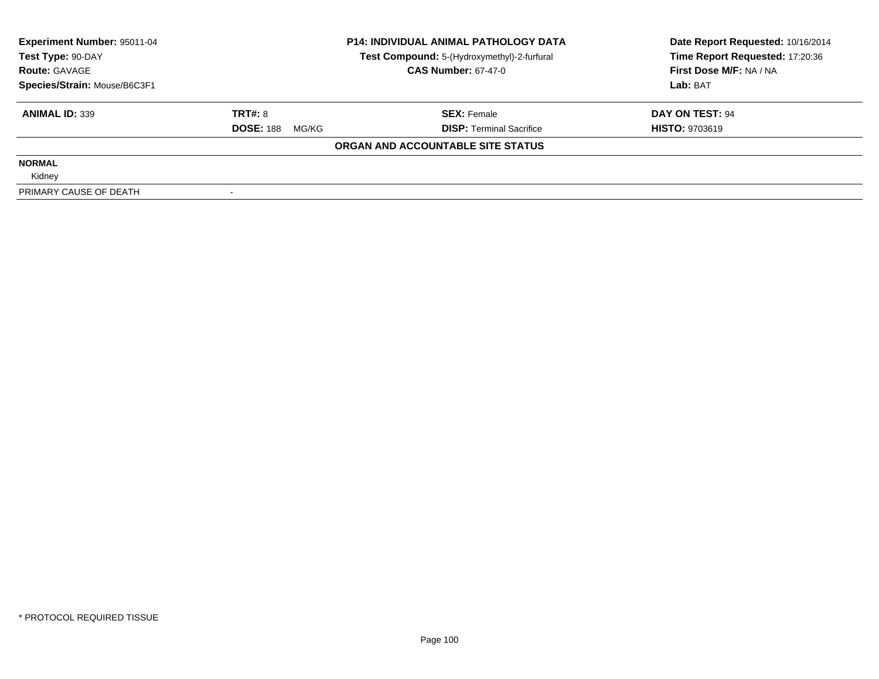| Experiment Number: 95011-04 | P14: INDIVIDUAL ANIMAL PATHOLOGY DATA | Date Report Requested: 10/16/2014 |
|---|---|---|
| Test Type: 90-DAY | Test Compound: 5-(Hydroxymethyl)-2-furfural | Time Report Requested: 17:20:36 |
| Route: GAVAGE | CAS Number: 67-47-0 | First Dose M/F: NA / NA |
| Species/Strain: Mouse/B6C3F1 | | Lab: BAT |

| ANIMAL ID: 339 | TRT#: 8 | SEX: Female | DAY ON TEST: 94 |
|---|---|---|---|
| | DOSE: 188 MG/KG | DISP: Terminal Sacrifice | HISTO: 9703619 |

**ORGAN AND ACCOUNTABLE SITE STATUS**

**NORMAL**

Kidney

| PRIMARY CAUSE OF DEATH | - |
|---|---|

* PROTOCOL REQUIRED TISSUE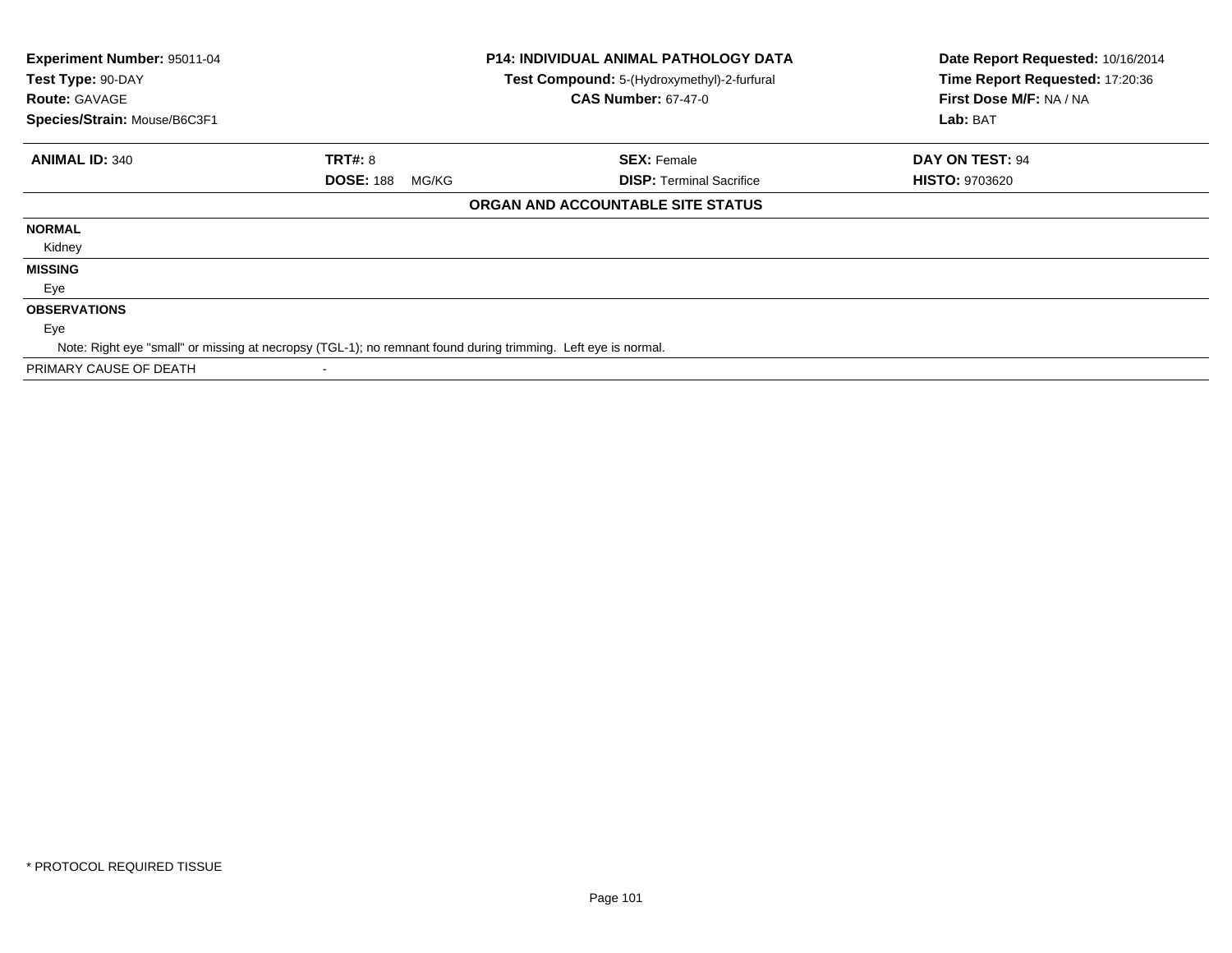**Experiment Number:** 95011-04
**Test Type:** 90-DAY
**Route:** GAVAGE
**Species/Strain:** Mouse/B6C3F1

**P14: INDIVIDUAL ANIMAL PATHOLOGY DATA**
**Test Compound:** 5-(Hydroxymethyl)-2-furfural
**CAS Number:** 67-47-0

**Date Report Requested:** 10/16/2014
**Time Report Requested:** 17:20:36
**First Dose M/F:** NA / NA
**Lab:** BAT

| **ANIMAL ID:** 340 | **TRT#:** 8 | **SEX:** Female | **DAY ON TEST:** 94 |
|---|---|---|---|
| | **DOSE:** 188 MG/KG | **DISP:** Terminal Sacrifice | **HISTO:** 9703620 |

**ORGAN AND ACCOUNTABLE SITE STATUS**

**NORMAL**

Kidney

**MISSING**

Eye

**OBSERVATIONS**

Eye

Note: Right eye "small" or missing at necropsy (TGL-1); no remnant found during trimming. Left eye is normal.

PRIMARY CAUSE OF DEATH -

* PROTOCOL REQUIRED TISSUE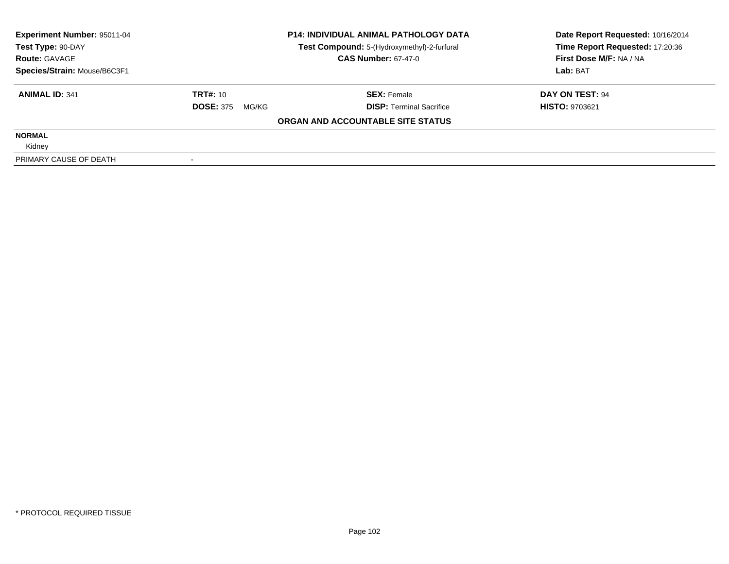**Experiment Number:** 95011-04
**Test Type:** 90-DAY
**Route:** GAVAGE
**Species/Strain:** Mouse/B6C3F1

**P14: INDIVIDUAL ANIMAL PATHOLOGY DATA**
**Test Compound:** 5-(Hydroxymethyl)-2-furfural
**CAS Number:** 67-47-0

**Date Report Requested:** 10/16/2014
**Time Report Requested:** 17:20:36
**First Dose M/F:** NA / NA
**Lab:** BAT

| **ANIMAL ID:** 341 | **TRT#:** 10 | **SEX:** Female | **DAY ON TEST:** 94 |
|---|---|---|---|
| | **DOSE:** 375 MG/KG | **DISP:** Terminal Sacrifice | **HISTO:** 9703621 |

**ORGAN AND ACCOUNTABLE SITE STATUS**

| | |
|---|---|
| **NORMAL** | |
| Kidney | |
| PRIMARY CAUSE OF DEATH | - |

* PROTOCOL REQUIRED TISSUE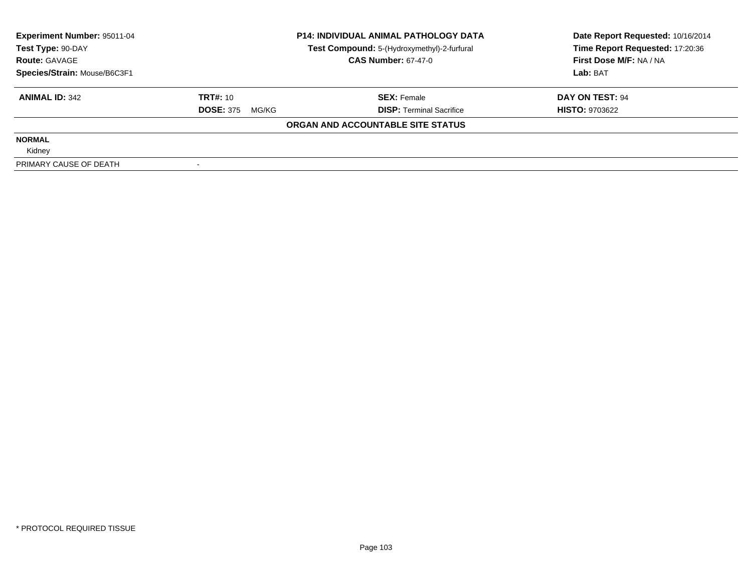| Experiment Number: 95011-04 | P14: INDIVIDUAL ANIMAL PATHOLOGY DATA | Date Report Requested: 10/16/2014 |
|---|---|---|
| Test Type: 90-DAY | Test Compound: 5-(Hydroxymethyl)-2-furfural | Time Report Requested: 17:20:36 |
| Route: GAVAGE | CAS Number: 67-47-0 | First Dose M/F: NA / NA |
| Species/Strain: Mouse/B6C3F1 | | Lab: BAT |

| **ANIMAL ID:** 342 | **TRT#:** 10 | **SEX:** Female | **DAY ON TEST:** 94 |
|---|---|---|---|
| | **DOSE:** 375 MG/KG | **DISP:** Terminal Sacrifice | **HISTO:** 9703622 |

**ORGAN AND ACCOUNTABLE SITE STATUS**

**NORMAL**

Kidney

| PRIMARY CAUSE OF DEATH | - |
|---|---|

* PROTOCOL REQUIRED TISSUE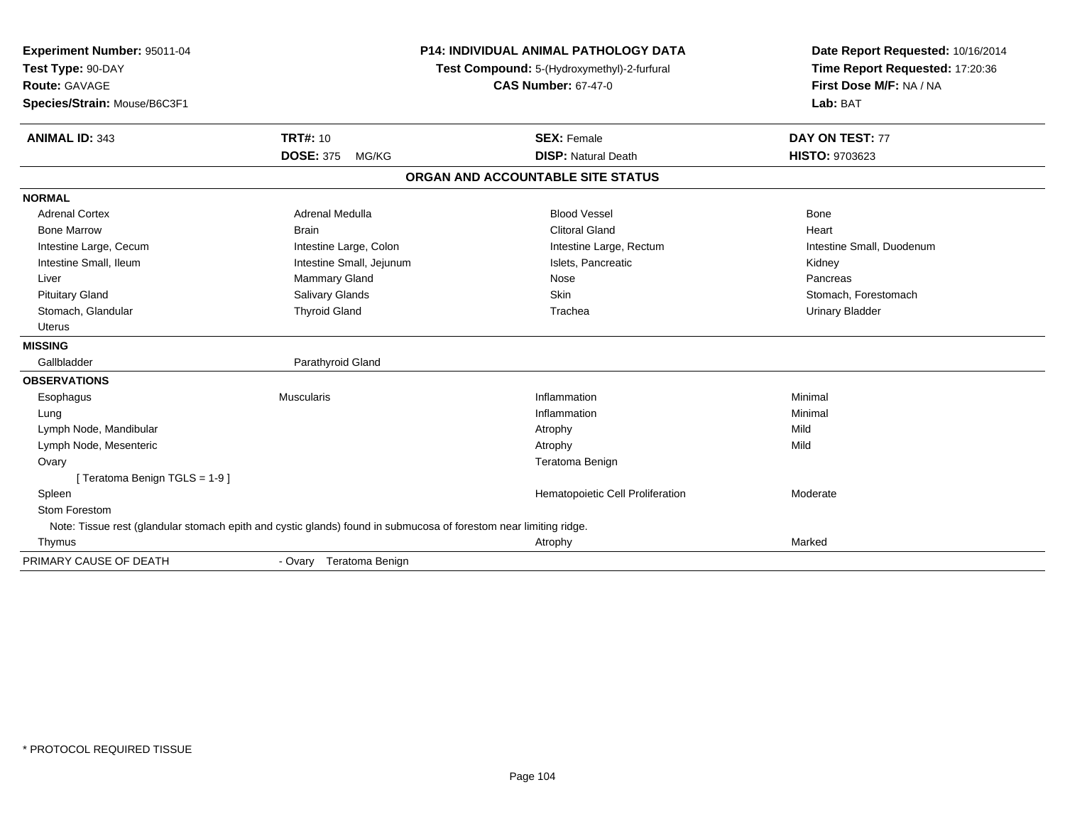**Experiment Number:** 95011-04
**Test Type:** 90-DAY
**Route:** GAVAGE
**Species/Strain:** Mouse/B6C3F1

**P14: INDIVIDUAL ANIMAL PATHOLOGY DATA**
**Test Compound:** 5-(Hydroxymethyl)-2-furfural
**CAS Number:** 67-47-0

**Date Report Requested:** 10/16/2014
**Time Report Requested:** 17:20:36
**First Dose M/F:** NA / NA
**Lab:** BAT

| **ANIMAL ID:** 343 | **TRT#:** 10 | **SEX:** Female | **DAY ON TEST:** 77 |
|---|---|---|---|
| | **DOSE:** 375 MG/KG | **DISP:** Natural Death | **HISTO:** 9703623 |

## ORGAN AND ACCOUNTABLE SITE STATUS

**NORMAL**

| | | | |
|---|---|---|---|
| Adrenal Cortex | Adrenal Medulla | Blood Vessel | Bone |
| Bone Marrow | Brain | Clitoral Gland | Heart |
| Intestine Large, Cecum | Intestine Large, Colon | Intestine Large, Rectum | Intestine Small, Duodenum |
| Intestine Small, Ileum | Intestine Small, Jejunum | Islets, Pancreatic | Kidney |
| Liver | Mammary Gland | Nose | Pancreas |
| Pituitary Gland | Salivary Glands | Skin | Stomach, Forestomach |
| Stomach, Glandular | Thyroid Gland | Trachea | Urinary Bladder |
| Uterus | | | |

**MISSING**

| | |
|---|---|
| Gallbladder | Parathyroid Gland |

**OBSERVATIONS**

| | | | |
|---|---|---|---|
| Esophagus | Muscularis | Inflammation | Minimal |
| Lung | | Inflammation | Minimal |
| Lymph Node, Mandibular | | Atrophy | Mild |
| Lymph Node, Mesenteric | | Atrophy | Mild |
| Ovary | | Teratoma Benign | |
| [ Teratoma Benign TGLS = 1-9 ] | | | |
| Spleen | | Hematopoietic Cell Proliferation | Moderate |
| Stom Forestom | | | |
| Thymus | | Atrophy | Marked |

Note (Stom Forestom): Tissue rest (glandular stomach epith and cystic glands) found in submucosa of forestom near limiting ridge.

PRIMARY CAUSE OF DEATH - Ovary Teratoma Benign

\* PROTOCOL REQUIRED TISSUE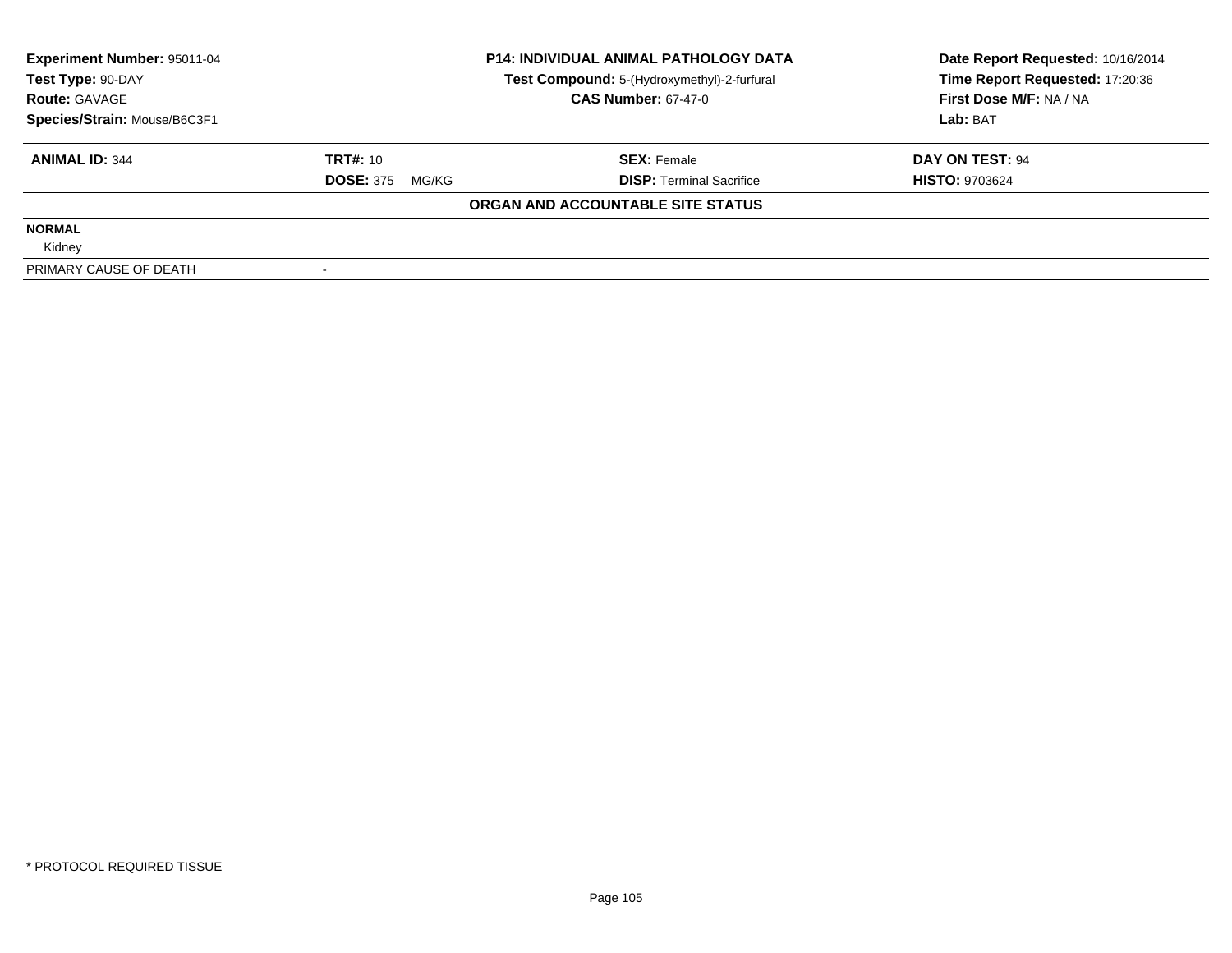| **Experiment Number:** 95011-04 | **P14: INDIVIDUAL ANIMAL PATHOLOGY DATA** | **Date Report Requested:** 10/16/2014 |
|---|---|---|
| **Test Type:** 90-DAY | **Test Compound:** 5-(Hydroxymethyl)-2-furfural | **Time Report Requested:** 17:20:36 |
| **Route:** GAVAGE | **CAS Number:** 67-47-0 | **First Dose M/F:** NA / NA |
| **Species/Strain:** Mouse/B6C3F1 | | **Lab:** BAT |

| **ANIMAL ID:** 344 | **TRT#:** 10 | **SEX:** Female | **DAY ON TEST:** 94 |
|---|---|---|---|
| | **DOSE:** 375 MG/KG | **DISP:** Terminal Sacrifice | **HISTO:** 9703624 |

**ORGAN AND ACCOUNTABLE SITE STATUS**

| | |
|---|---|
| **NORMAL** | |
| Kidney | |
| PRIMARY CAUSE OF DEATH | - |

* PROTOCOL REQUIRED TISSUE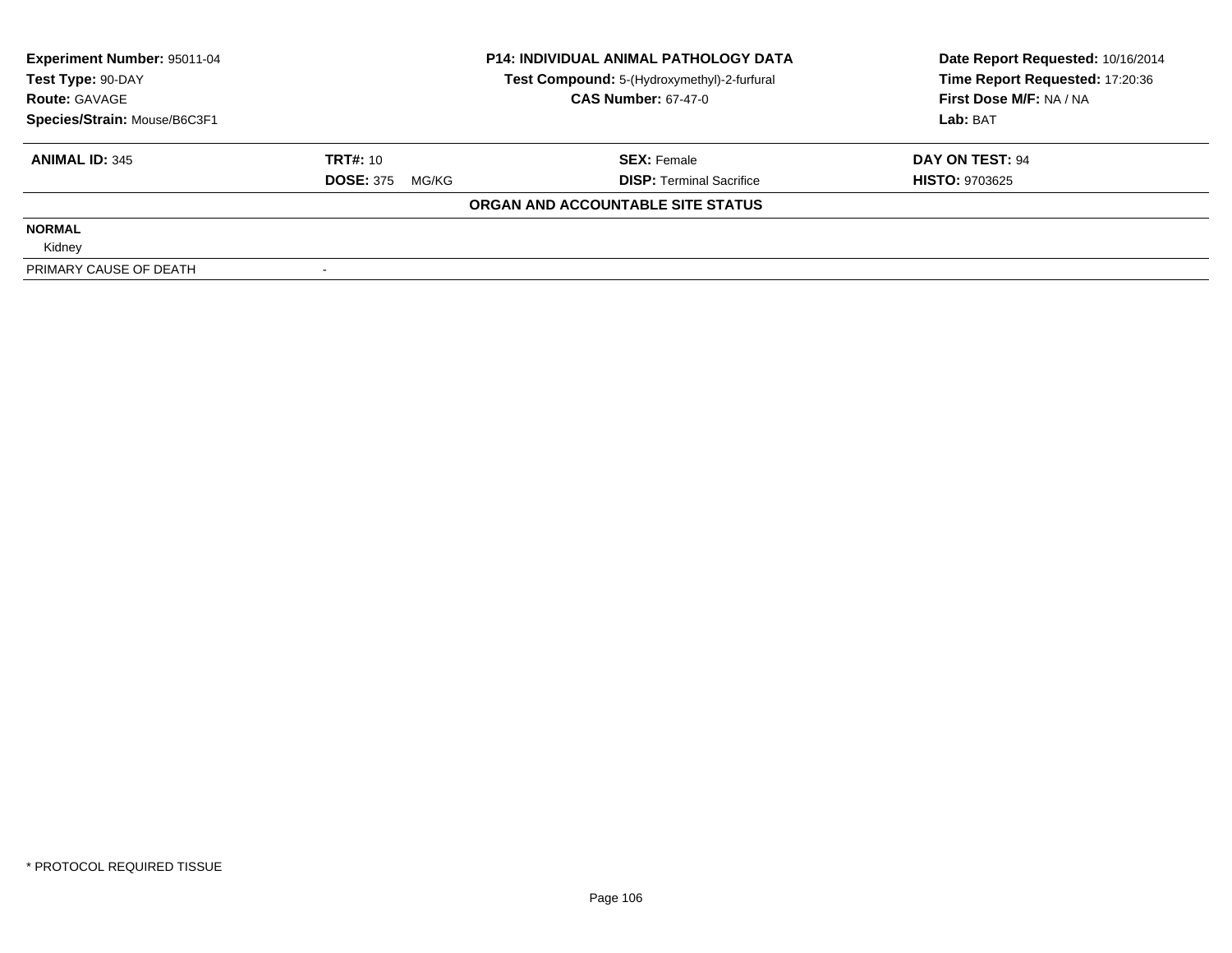**Experiment Number:** 95011-04
**Test Type:** 90-DAY
**Route:** GAVAGE
**Species/Strain:** Mouse/B6C3F1

**P14: INDIVIDUAL ANIMAL PATHOLOGY DATA**
**Test Compound:** 5-(Hydroxymethyl)-2-furfural
**CAS Number:** 67-47-0

**Date Report Requested:** 10/16/2014
**Time Report Requested:** 17:20:36
**First Dose M/F:** NA / NA
**Lab:** BAT

| **ANIMAL ID:** 345 | **TRT#:** 10 | **SEX:** Female | **DAY ON TEST:** 94 |
|---|---|---|---|
| | **DOSE:** 375 MG/KG | **DISP:** Terminal Sacrifice | **HISTO:** 9703625 |

**ORGAN AND ACCOUNTABLE SITE STATUS**

**NORMAL**

Kidney

PRIMARY CAUSE OF DEATH -

* PROTOCOL REQUIRED TISSUE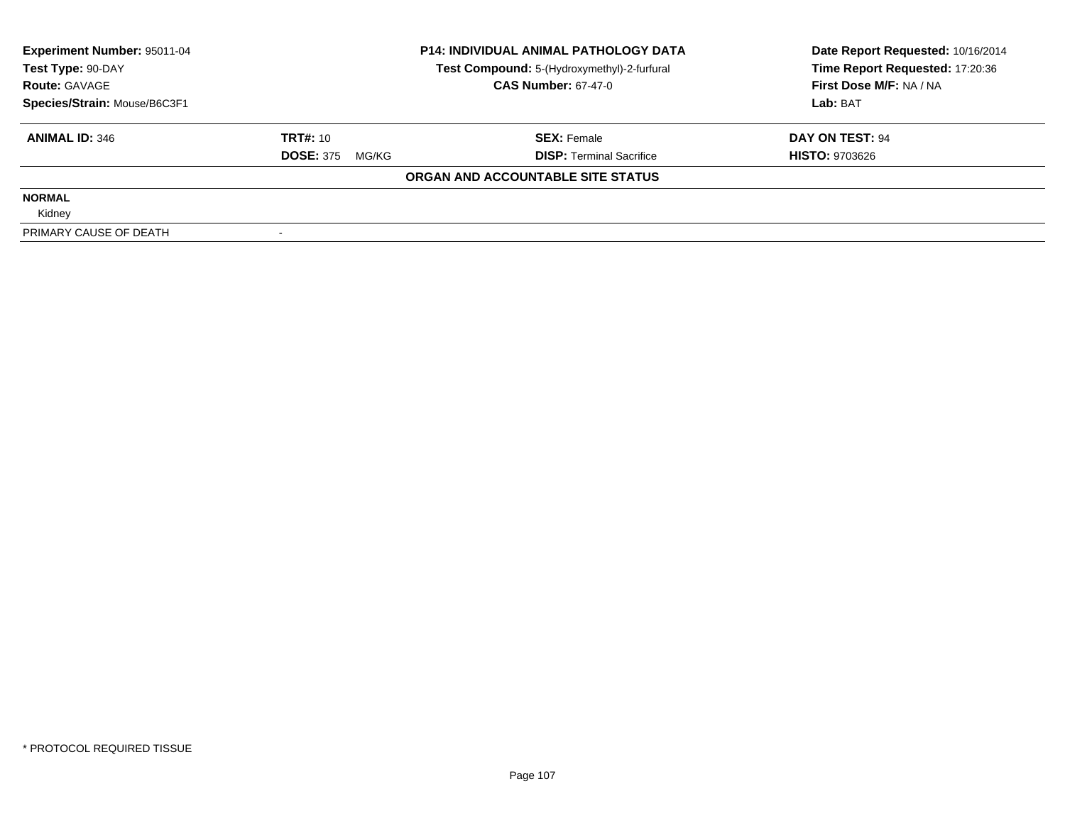| **Experiment Number:** 95011-04 | **P14: INDIVIDUAL ANIMAL PATHOLOGY DATA** | **Date Report Requested:** 10/16/2014 |
|---|---|---|
| **Test Type:** 90-DAY | **Test Compound:** 5-(Hydroxymethyl)-2-furfural | **Time Report Requested:** 17:20:36 |
| **Route:** GAVAGE | **CAS Number:** 67-47-0 | **First Dose M/F:** NA / NA |
| **Species/Strain:** Mouse/B6C3F1 | | **Lab:** BAT |

| **ANIMAL ID:** 346 | **TRT#:** 10 | **SEX:** Female | **DAY ON TEST:** 94 |
|---|---|---|---|
| | **DOSE:** 375 MG/KG | **DISP:** Terminal Sacrifice | **HISTO:** 9703626 |

**ORGAN AND ACCOUNTABLE SITE STATUS**

| | |
|---|---|
| **NORMAL** | |
| Kidney | |
| PRIMARY CAUSE OF DEATH | - |

\* PROTOCOL REQUIRED TISSUE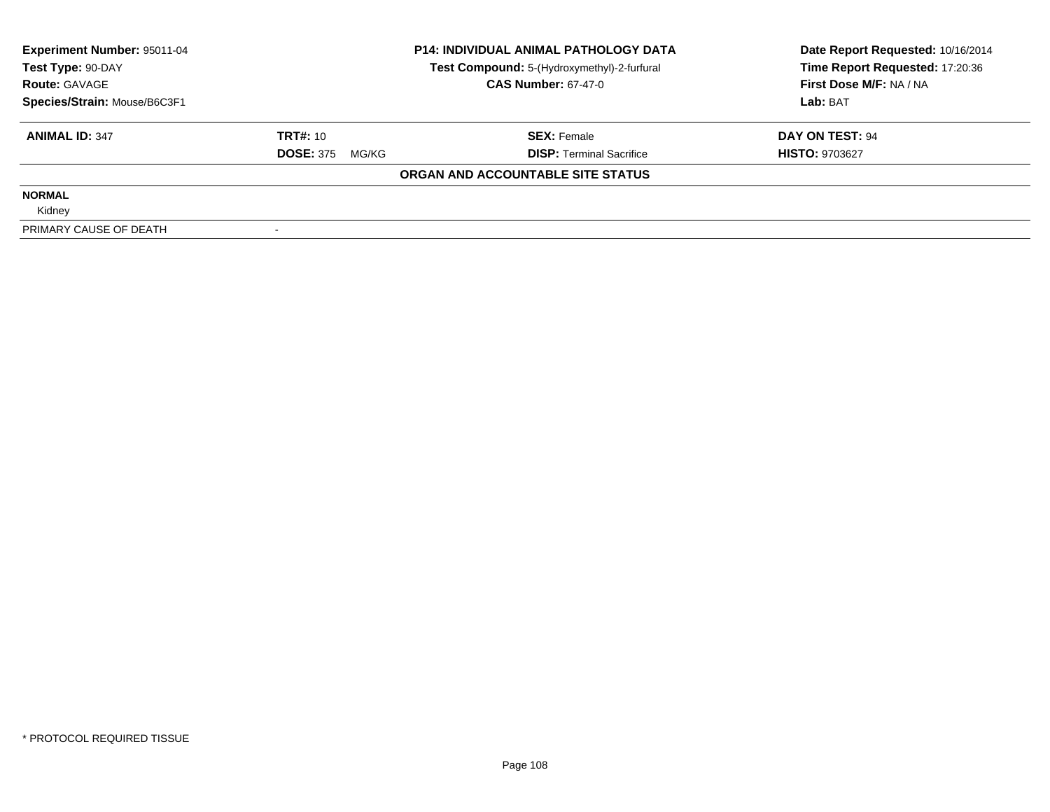**Experiment Number:** 95011-04
**Test Type:** 90-DAY
**Route:** GAVAGE
**Species/Strain:** Mouse/B6C3F1

**P14: INDIVIDUAL ANIMAL PATHOLOGY DATA**
**Test Compound:** 5-(Hydroxymethyl)-2-furfural
**CAS Number:** 67-47-0

**Date Report Requested:** 10/16/2014
**Time Report Requested:** 17:20:36
**First Dose M/F:** NA / NA
**Lab:** BAT

| **ANIMAL ID:** 347 | **TRT#:** 10 | **SEX:** Female | **DAY ON TEST:** 94 |
|---|---|---|---|
| | **DOSE:** 375 MG/KG | **DISP:** Terminal Sacrifice | **HISTO:** 9703627 |

**ORGAN AND ACCOUNTABLE SITE STATUS**

| | |
|---|---|
| **NORMAL** | |
| Kidney | |
| PRIMARY CAUSE OF DEATH | - |

\* PROTOCOL REQUIRED TISSUE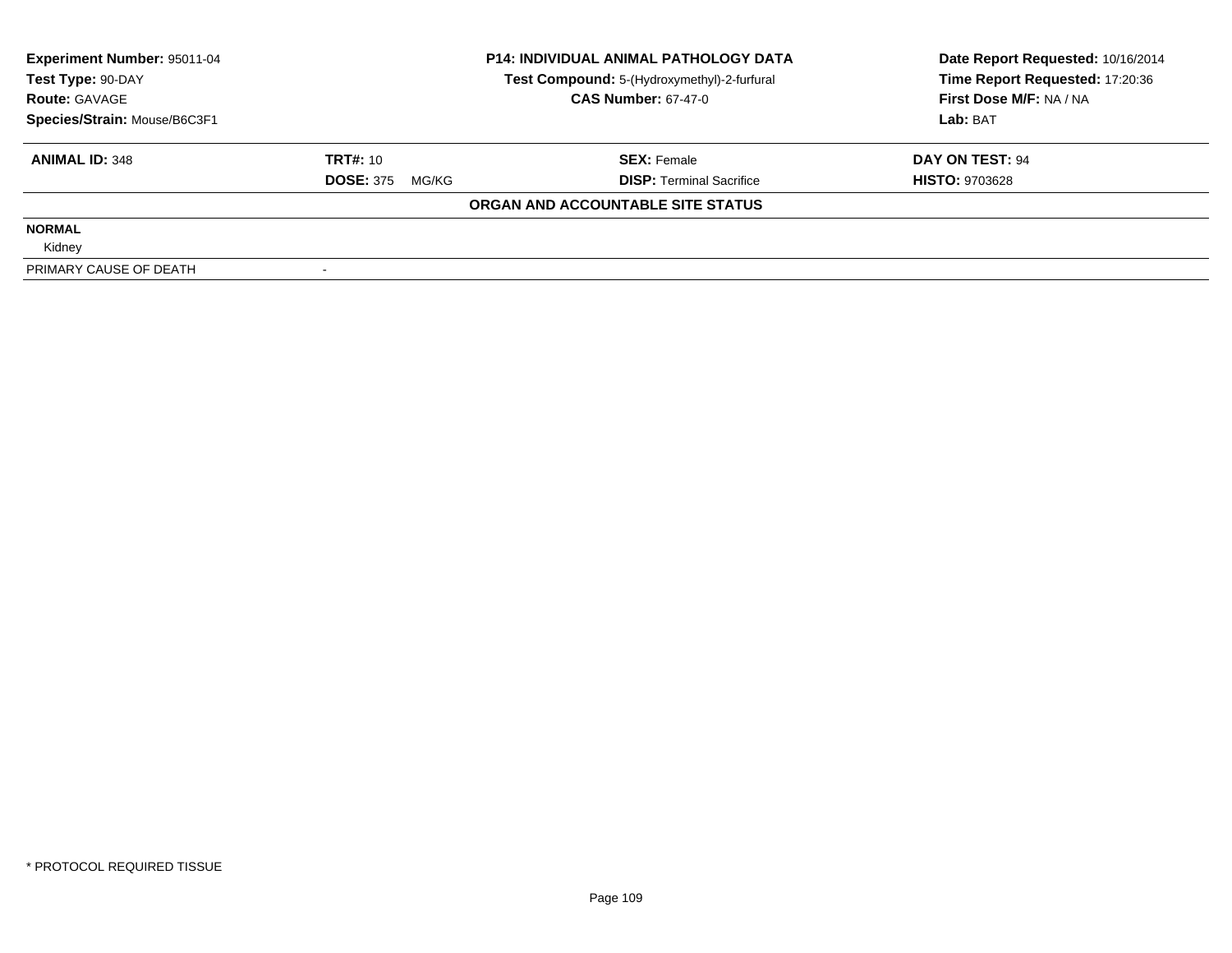**Experiment Number:** 95011-04
**Test Type:** 90-DAY
**Route:** GAVAGE
**Species/Strain:** Mouse/B6C3F1

**P14: INDIVIDUAL ANIMAL PATHOLOGY DATA**
**Test Compound:** 5-(Hydroxymethyl)-2-furfural
**CAS Number:** 67-47-0

**Date Report Requested:** 10/16/2014
**Time Report Requested:** 17:20:36
**First Dose M/F:** NA / NA
**Lab:** BAT

| **ANIMAL ID:** 348 | **TRT#:** 10 | **SEX:** Female | **DAY ON TEST:** 94 |
|---|---|---|---|
| | **DOSE:** 375 MG/KG | **DISP:** Terminal Sacrifice | **HISTO:** 9703628 |

**ORGAN AND ACCOUNTABLE SITE STATUS**

| | |
|---|---|
| **NORMAL** | |
| Kidney | |
| PRIMARY CAUSE OF DEATH | - |

* PROTOCOL REQUIRED TISSUE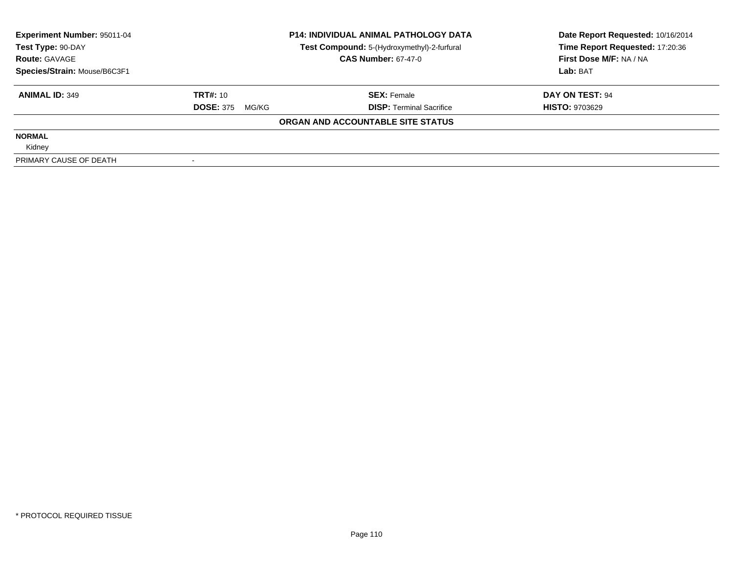**Experiment Number:** 95011-04
**Test Type:** 90-DAY
**Route:** GAVAGE
**Species/Strain:** Mouse/B6C3F1

**P14: INDIVIDUAL ANIMAL PATHOLOGY DATA**
**Test Compound:** 5-(Hydroxymethyl)-2-furfural
**CAS Number:** 67-47-0

**Date Report Requested:** 10/16/2014
**Time Report Requested:** 17:20:36
**First Dose M/F:** NA / NA
**Lab:** BAT

| **ANIMAL ID:** 349 | **TRT#:** 10 | **SEX:** Female | **DAY ON TEST:** 94 |
|---|---|---|---|
| | **DOSE:** 375 MG/KG | **DISP:** Terminal Sacrifice | **HISTO:** 9703629 |

**ORGAN AND ACCOUNTABLE SITE STATUS**

| | |
|---|---|
| **NORMAL** | |
| Kidney | |
| PRIMARY CAUSE OF DEATH | - |

* PROTOCOL REQUIRED TISSUE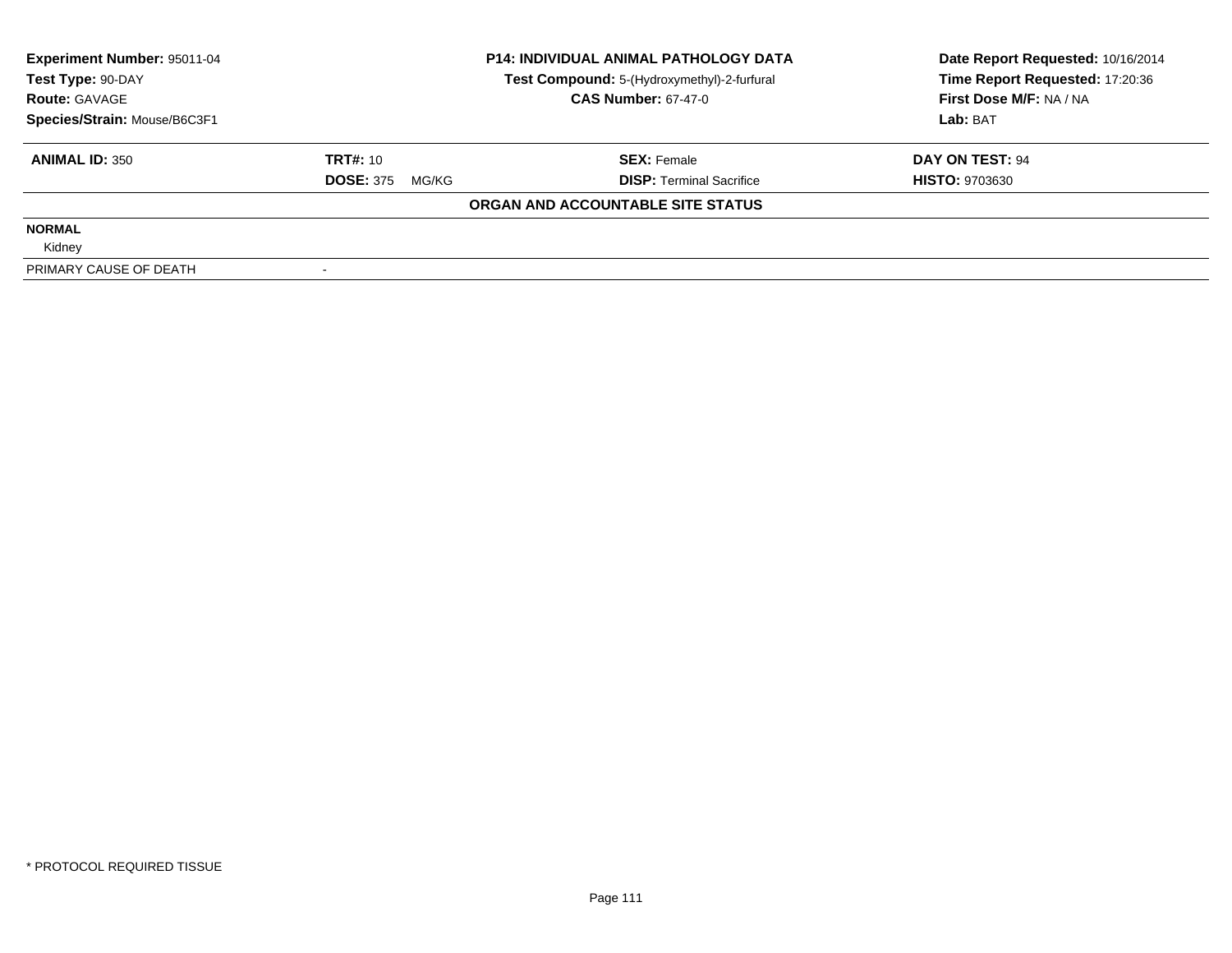| **Experiment Number:** 95011-04 | **P14: INDIVIDUAL ANIMAL PATHOLOGY DATA** | **Date Report Requested:** 10/16/2014 |
|---|---|---|
| **Test Type:** 90-DAY | **Test Compound:** 5-(Hydroxymethyl)-2-furfural | **Time Report Requested:** 17:20:36 |
| **Route:** GAVAGE | **CAS Number:** 67-47-0 | **First Dose M/F:** NA / NA |
| **Species/Strain:** Mouse/B6C3F1 | | **Lab:** BAT |

| **ANIMAL ID:** 350 | **TRT#:** 10 | **SEX:** Female | **DAY ON TEST:** 94 |
|---|---|---|---|
| | **DOSE:** 375 MG/KG | **DISP:** Terminal Sacrifice | **HISTO:** 9703630 |

**ORGAN AND ACCOUNTABLE SITE STATUS**

**NORMAL**

Kidney

| PRIMARY CAUSE OF DEATH | - |
|---|---|

\* PROTOCOL REQUIRED TISSUE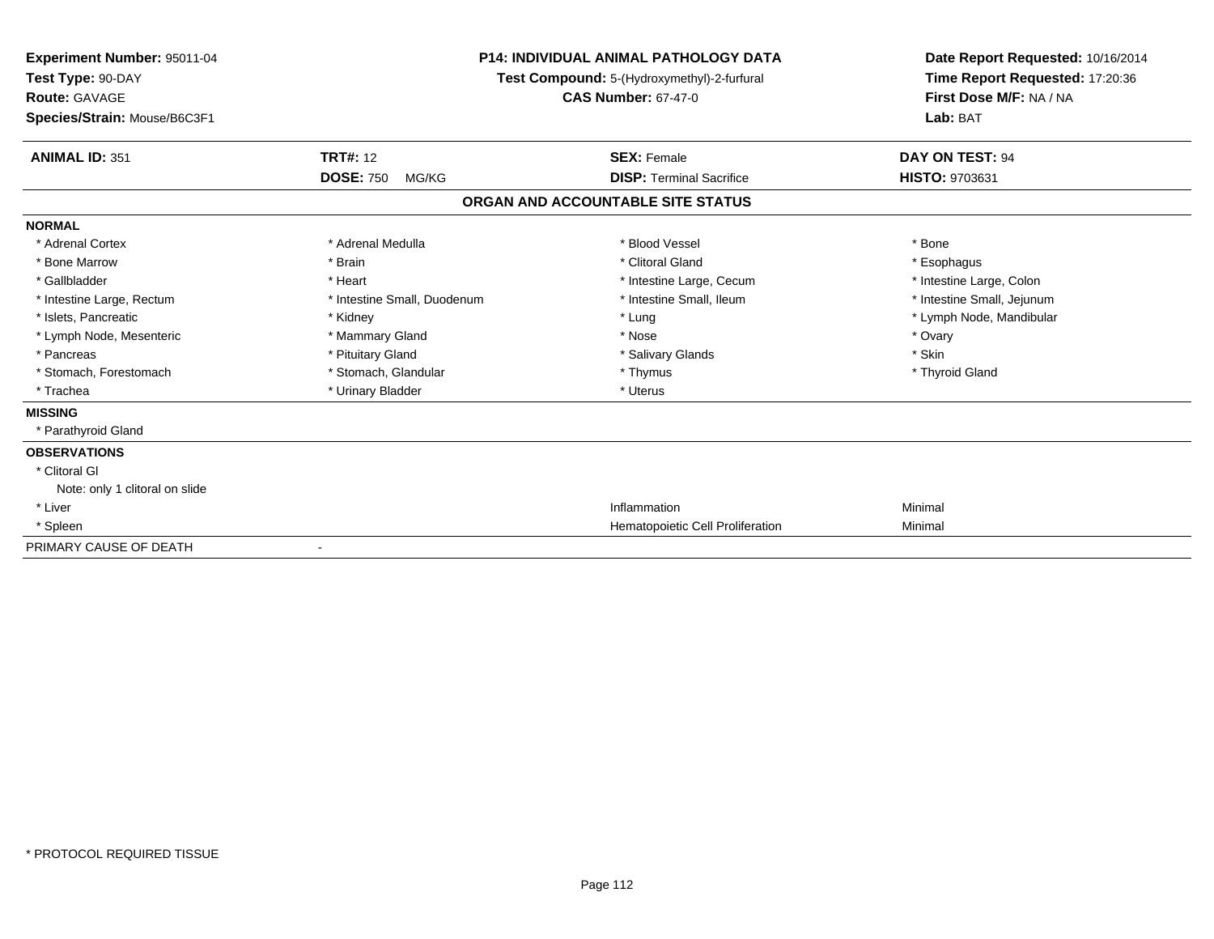**Experiment Number:** 95011-04
**Test Type:** 90-DAY
**Route:** GAVAGE
**Species/Strain:** Mouse/B6C3F1

**P14: INDIVIDUAL ANIMAL PATHOLOGY DATA**
**Test Compound:** 5-(Hydroxymethyl)-2-furfural
**CAS Number:** 67-47-0

**Date Report Requested:** 10/16/2014
**Time Report Requested:** 17:20:36
**First Dose M/F:** NA / NA
**Lab:** BAT

| **ANIMAL ID:** 351 | **TRT#:** 12 | **SEX:** Female | **DAY ON TEST:** 94 |
|---|---|---|---|
| | **DOSE:** 750 MG/KG | **DISP:** Terminal Sacrifice | **HISTO:** 9703631 |

## ORGAN AND ACCOUNTABLE SITE STATUS

**NORMAL**

| | | | |
|---|---|---|---|
| * Adrenal Cortex | * Adrenal Medulla | * Blood Vessel | * Bone |
| * Bone Marrow | * Brain | * Clitoral Gland | * Esophagus |
| * Gallbladder | * Heart | * Intestine Large, Cecum | * Intestine Large, Colon |
| * Intestine Large, Rectum | * Intestine Small, Duodenum | * Intestine Small, Ileum | * Intestine Small, Jejunum |
| * Islets, Pancreatic | * Kidney | * Lung | * Lymph Node, Mandibular |
| * Lymph Node, Mesenteric | * Mammary Gland | * Nose | * Ovary |
| * Pancreas | * Pituitary Gland | * Salivary Glands | * Skin |
| * Stomach, Forestomach | * Stomach, Glandular | * Thymus | * Thyroid Gland |
| * Trachea | * Urinary Bladder | * Uterus | |

**MISSING**

* Parathyroid Gland

**OBSERVATIONS**

| | | |
|---|---|---|
| * Clitoral Gl | | |
| Note: only 1 clitoral on slide | | |
| * Liver | Inflammation | Minimal |
| * Spleen | Hematopoietic Cell Proliferation | Minimal |

PRIMARY CAUSE OF DEATH -

* PROTOCOL REQUIRED TISSUE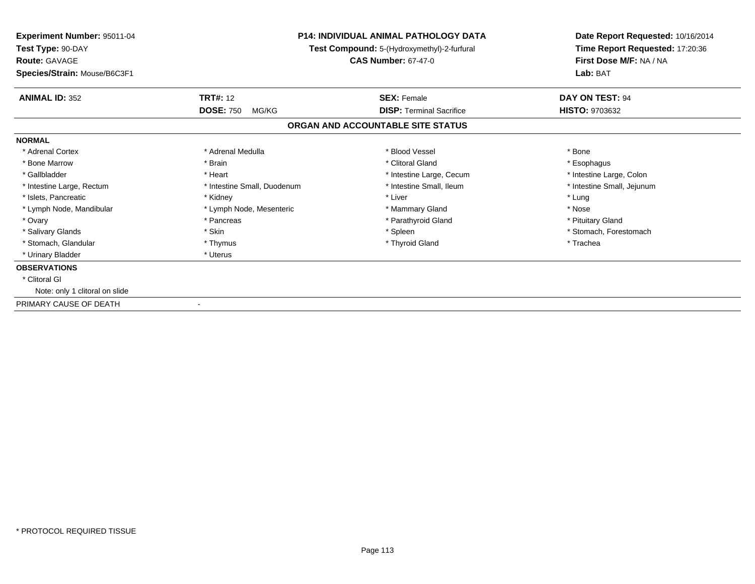**Experiment Number:** 95011-04
**Test Type:** 90-DAY
**Route:** GAVAGE
**Species/Strain:** Mouse/B6C3F1

**P14: INDIVIDUAL ANIMAL PATHOLOGY DATA**
**Test Compound:** 5-(Hydroxymethyl)-2-furfural
**CAS Number:** 67-47-0

**Date Report Requested:** 10/16/2014
**Time Report Requested:** 17:20:36
**First Dose M/F:** NA / NA
**Lab:** BAT

| **ANIMAL ID:** 352 | **TRT#:** 12 | **SEX:** Female | **DAY ON TEST:** 94 |
|---|---|---|---|
| | **DOSE:** 750 MG/KG | **DISP:** Terminal Sacrifice | **HISTO:** 9703632 |

## ORGAN AND ACCOUNTABLE SITE STATUS

**NORMAL**

| | | | |
|---|---|---|---|
| * Adrenal Cortex | * Adrenal Medulla | * Blood Vessel | * Bone |
| * Bone Marrow | * Brain | * Clitoral Gland | * Esophagus |
| * Gallbladder | * Heart | * Intestine Large, Cecum | * Intestine Large, Colon |
| * Intestine Large, Rectum | * Intestine Small, Duodenum | * Intestine Small, Ileum | * Intestine Small, Jejunum |
| * Islets, Pancreatic | * Kidney | * Liver | * Lung |
| * Lymph Node, Mandibular | * Lymph Node, Mesenteric | * Mammary Gland | * Nose |
| * Ovary | * Pancreas | * Parathyroid Gland | * Pituitary Gland |
| * Salivary Glands | * Skin | * Spleen | * Stomach, Forestomach |
| * Stomach, Glandular | * Thymus | * Thyroid Gland | * Trachea |
| * Urinary Bladder | * Uterus | | |

**OBSERVATIONS**

* Clitoral Gl
  Note: only 1 clitoral on slide

PRIMARY CAUSE OF DEATH -

* PROTOCOL REQUIRED TISSUE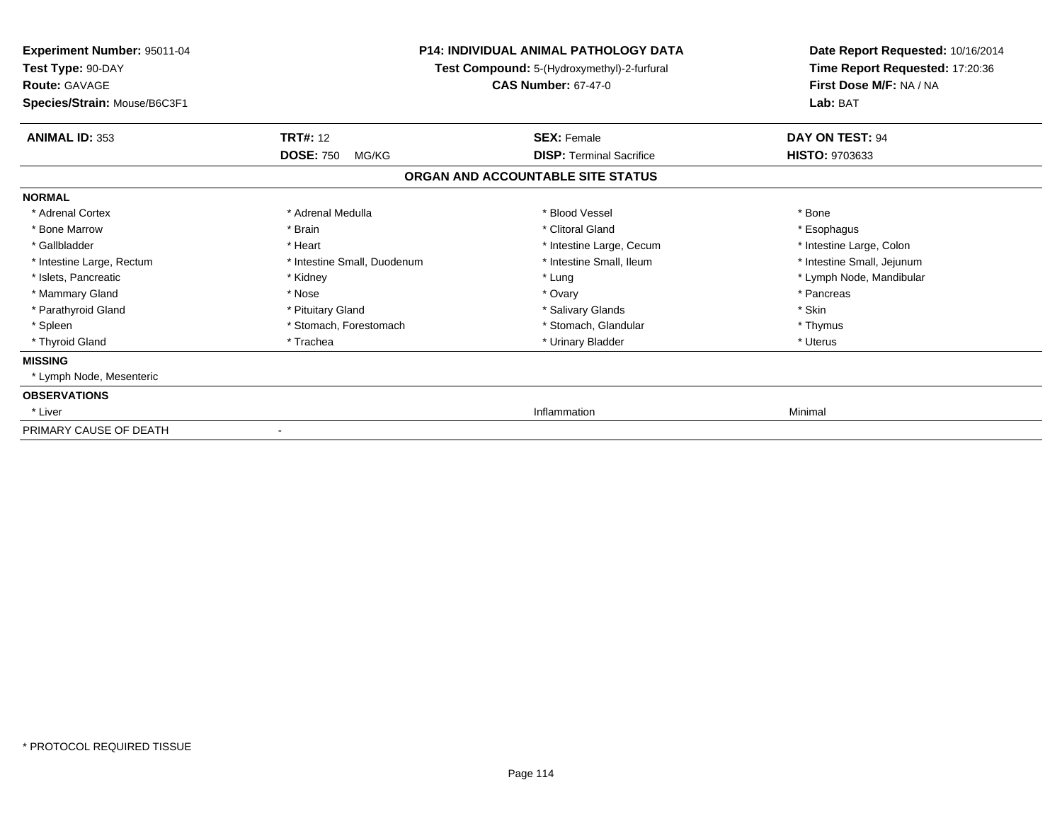**Experiment Number:** 95011-04
**Test Type:** 90-DAY
**Route:** GAVAGE
**Species/Strain:** Mouse/B6C3F1

**P14: INDIVIDUAL ANIMAL PATHOLOGY DATA**
**Test Compound:** 5-(Hydroxymethyl)-2-furfural
**CAS Number:** 67-47-0

**Date Report Requested:** 10/16/2014
**Time Report Requested:** 17:20:36
**First Dose M/F:** NA / NA
**Lab:** BAT

| **ANIMAL ID:** 353 | **TRT#:** 12 | **SEX:** Female | **DAY ON TEST:** 94 |
|---|---|---|---|
| | **DOSE:** 750 MG/KG | **DISP:** Terminal Sacrifice | **HISTO:** 9703633 |

## ORGAN AND ACCOUNTABLE SITE STATUS

| | | | |
|---|---|---|---|
| **NORMAL** | | | |
| * Adrenal Cortex | * Adrenal Medulla | * Blood Vessel | * Bone |
| * Bone Marrow | * Brain | * Clitoral Gland | * Esophagus |
| * Gallbladder | * Heart | * Intestine Large, Cecum | * Intestine Large, Colon |
| * Intestine Large, Rectum | * Intestine Small, Duodenum | * Intestine Small, Ileum | * Intestine Small, Jejunum |
| * Islets, Pancreatic | * Kidney | * Lung | * Lymph Node, Mandibular |
| * Mammary Gland | * Nose | * Ovary | * Pancreas |
| * Parathyroid Gland | * Pituitary Gland | * Salivary Glands | * Skin |
| * Spleen | * Stomach, Forestomach | * Stomach, Glandular | * Thymus |
| * Thyroid Gland | * Trachea | * Urinary Bladder | * Uterus |
| **MISSING** | | | |
| * Lymph Node, Mesenteric | | | |
| **OBSERVATIONS** | | | |
| * Liver | | Inflammation | Minimal |
| PRIMARY CAUSE OF DEATH | - | | |

* PROTOCOL REQUIRED TISSUE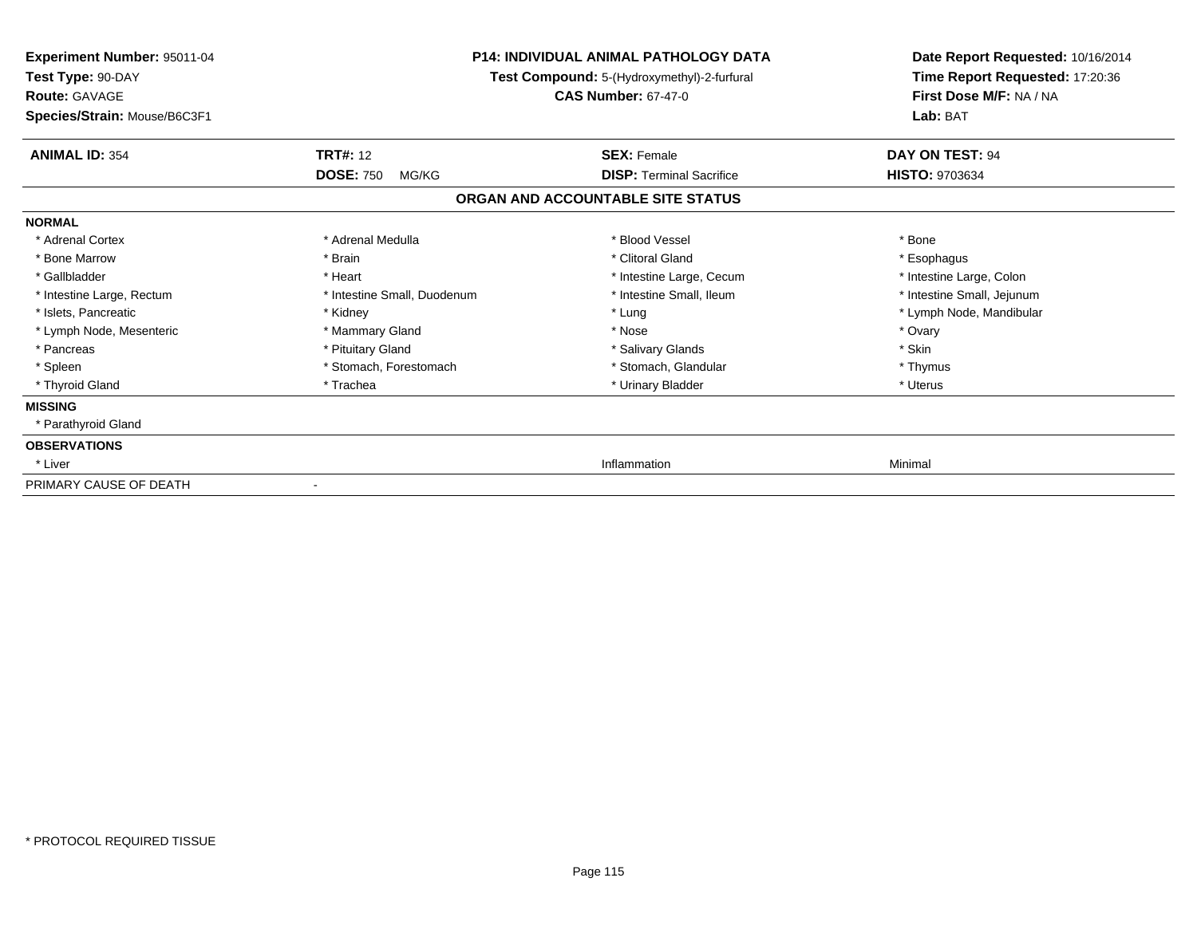**Experiment Number:** 95011-04
**Test Type:** 90-DAY
**Route:** GAVAGE
**Species/Strain:** Mouse/B6C3F1

**P14: INDIVIDUAL ANIMAL PATHOLOGY DATA**
**Test Compound:** 5-(Hydroxymethyl)-2-furfural
**CAS Number:** 67-47-0

**Date Report Requested:** 10/16/2014
**Time Report Requested:** 17:20:36
**First Dose M/F:** NA / NA
**Lab:** BAT

| **ANIMAL ID:** 354 | **TRT#:** 12 | **SEX:** Female | **DAY ON TEST:** 94 |
|---|---|---|---|
| | **DOSE:** 750 MG/KG | **DISP:** Terminal Sacrifice | **HISTO:** 9703634 |

**ORGAN AND ACCOUNTABLE SITE STATUS**

**NORMAL**

| | | | |
|---|---|---|---|
| * Adrenal Cortex | * Adrenal Medulla | * Blood Vessel | * Bone |
| * Bone Marrow | * Brain | * Clitoral Gland | * Esophagus |
| * Gallbladder | * Heart | * Intestine Large, Cecum | * Intestine Large, Colon |
| * Intestine Large, Rectum | * Intestine Small, Duodenum | * Intestine Small, Ileum | * Intestine Small, Jejunum |
| * Islets, Pancreatic | * Kidney | * Lung | * Lymph Node, Mandibular |
| * Lymph Node, Mesenteric | * Mammary Gland | * Nose | * Ovary |
| * Pancreas | * Pituitary Gland | * Salivary Glands | * Skin |
| * Spleen | * Stomach, Forestomach | * Stomach, Glandular | * Thymus |
| * Thyroid Gland | * Trachea | * Urinary Bladder | * Uterus |

**MISSING**

* Parathyroid Gland

**OBSERVATIONS**

| | | | |
|---|---|---|---|
| * Liver | | Inflammation | Minimal |

PRIMARY CAUSE OF DEATH -

\* PROTOCOL REQUIRED TISSUE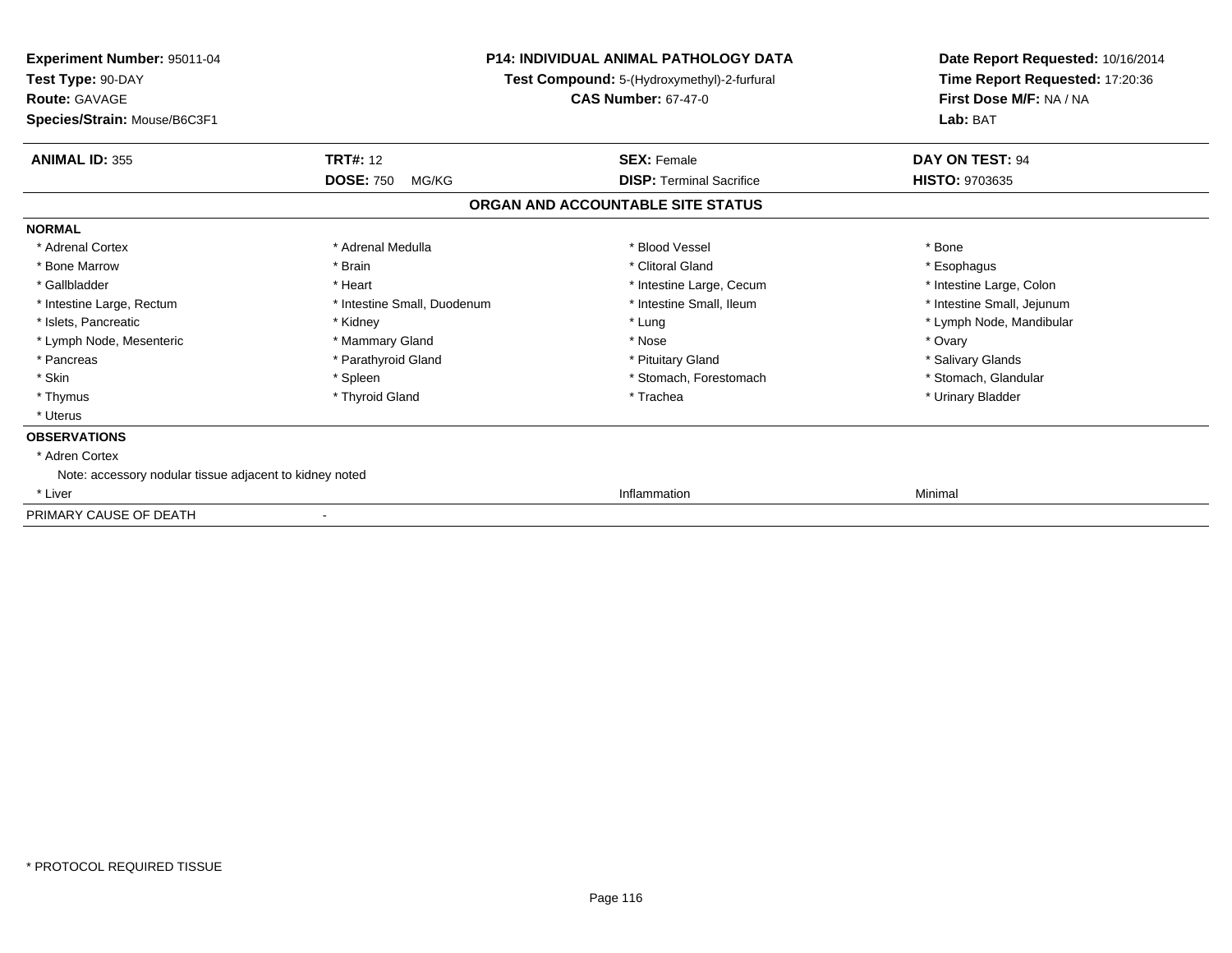**Experiment Number:** 95011-04
**Test Type:** 90-DAY
**Route:** GAVAGE
**Species/Strain:** Mouse/B6C3F1

**P14: INDIVIDUAL ANIMAL PATHOLOGY DATA**
**Test Compound:** 5-(Hydroxymethyl)-2-furfural
**CAS Number:** 67-47-0

**Date Report Requested:** 10/16/2014
**Time Report Requested:** 17:20:36
**First Dose M/F:** NA / NA
**Lab:** BAT

| **ANIMAL ID:** 355 | **TRT#:** 12 | **SEX:** Female | **DAY ON TEST:** 94 |
|---|---|---|---|
| | **DOSE:** 750 MG/KG | **DISP:** Terminal Sacrifice | **HISTO:** 9703635 |

## ORGAN AND ACCOUNTABLE SITE STATUS

**NORMAL**

| | | | |
|---|---|---|---|
| * Adrenal Cortex | * Adrenal Medulla | * Blood Vessel | * Bone |
| * Bone Marrow | * Brain | * Clitoral Gland | * Esophagus |
| * Gallbladder | * Heart | * Intestine Large, Cecum | * Intestine Large, Colon |
| * Intestine Large, Rectum | * Intestine Small, Duodenum | * Intestine Small, Ileum | * Intestine Small, Jejunum |
| * Islets, Pancreatic | * Kidney | * Lung | * Lymph Node, Mandibular |
| * Lymph Node, Mesenteric | * Mammary Gland | * Nose | * Ovary |
| * Pancreas | * Parathyroid Gland | * Pituitary Gland | * Salivary Glands |
| * Skin | * Spleen | * Stomach, Forestomach | * Stomach, Glandular |
| * Thymus | * Thyroid Gland | * Trachea | * Urinary Bladder |
| * Uterus | | | |

**OBSERVATIONS**

* Adren Cortex
  Note: accessory nodular tissue adjacent to kidney noted

| | | |
|---|---|---|
| * Liver | Inflammation | Minimal |

PRIMARY CAUSE OF DEATH -

* PROTOCOL REQUIRED TISSUE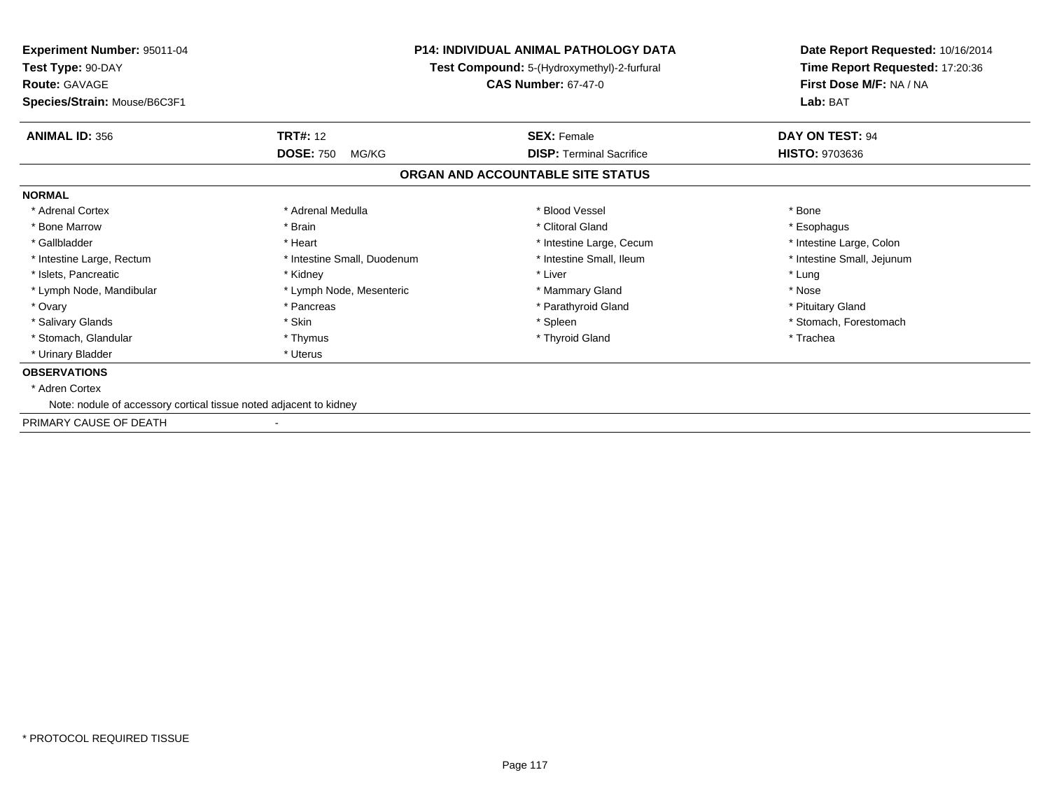**Experiment Number:** 95011-04
**Test Type:** 90-DAY
**Route:** GAVAGE
**Species/Strain:** Mouse/B6C3F1

**P14: INDIVIDUAL ANIMAL PATHOLOGY DATA**
**Test Compound:** 5-(Hydroxymethyl)-2-furfural
**CAS Number:** 67-47-0

**Date Report Requested:** 10/16/2014
**Time Report Requested:** 17:20:36
**First Dose M/F:** NA / NA
**Lab:** BAT

| **ANIMAL ID:** 356 | **TRT#:** 12 | **SEX:** Female | **DAY ON TEST:** 94 |
|---|---|---|---|
| | **DOSE:** 750 MG/KG | **DISP:** Terminal Sacrifice | **HISTO:** 9703636 |

## ORGAN AND ACCOUNTABLE SITE STATUS

**NORMAL**

| | | | |
|---|---|---|---|
| * Adrenal Cortex | * Adrenal Medulla | * Blood Vessel | * Bone |
| * Bone Marrow | * Brain | * Clitoral Gland | * Esophagus |
| * Gallbladder | * Heart | * Intestine Large, Cecum | * Intestine Large, Colon |
| * Intestine Large, Rectum | * Intestine Small, Duodenum | * Intestine Small, Ileum | * Intestine Small, Jejunum |
| * Islets, Pancreatic | * Kidney | * Liver | * Lung |
| * Lymph Node, Mandibular | * Lymph Node, Mesenteric | * Mammary Gland | * Nose |
| * Ovary | * Pancreas | * Parathyroid Gland | * Pituitary Gland |
| * Salivary Glands | * Skin | * Spleen | * Stomach, Forestomach |
| * Stomach, Glandular | * Thymus | * Thyroid Gland | * Trachea |
| * Urinary Bladder | * Uterus | | |

**OBSERVATIONS**

* Adren Cortex

Note: nodule of accessory cortical tissue noted adjacent to kidney

PRIMARY CAUSE OF DEATH -

* PROTOCOL REQUIRED TISSUE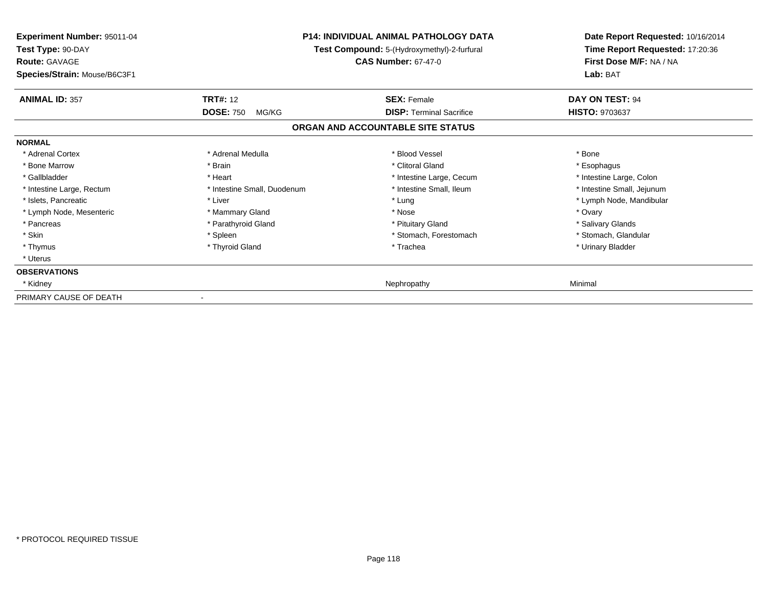**Experiment Number:** 95011-04
**Test Type:** 90-DAY
**Route:** GAVAGE
**Species/Strain:** Mouse/B6C3F1

**P14: INDIVIDUAL ANIMAL PATHOLOGY DATA**
**Test Compound:** 5-(Hydroxymethyl)-2-furfural
**CAS Number:** 67-47-0

**Date Report Requested:** 10/16/2014
**Time Report Requested:** 17:20:36
**First Dose M/F:** NA / NA
**Lab:** BAT

| **ANIMAL ID:** 357 | **TRT#:** 12 | **SEX:** Female | **DAY ON TEST:** 94 |
|---|---|---|---|
| | **DOSE:** 750 MG/KG | **DISP:** Terminal Sacrifice | **HISTO:** 9703637 |

## ORGAN AND ACCOUNTABLE SITE STATUS

| | | | |
|---|---|---|---|
| **NORMAL** | | | |
| * Adrenal Cortex | * Adrenal Medulla | * Blood Vessel | * Bone |
| * Bone Marrow | * Brain | * Clitoral Gland | * Esophagus |
| * Gallbladder | * Heart | * Intestine Large, Cecum | * Intestine Large, Colon |
| * Intestine Large, Rectum | * Intestine Small, Duodenum | * Intestine Small, Ileum | * Intestine Small, Jejunum |
| * Islets, Pancreatic | * Liver | * Lung | * Lymph Node, Mandibular |
| * Lymph Node, Mesenteric | * Mammary Gland | * Nose | * Ovary |
| * Pancreas | * Parathyroid Gland | * Pituitary Gland | * Salivary Glands |
| * Skin | * Spleen | * Stomach, Forestomach | * Stomach, Glandular |
| * Thymus | * Thyroid Gland | * Trachea | * Urinary Bladder |
| * Uterus | | | |
| **OBSERVATIONS** | | | |
| * Kidney | | Nephropathy | Minimal |
| PRIMARY CAUSE OF DEATH | - | | |

* PROTOCOL REQUIRED TISSUE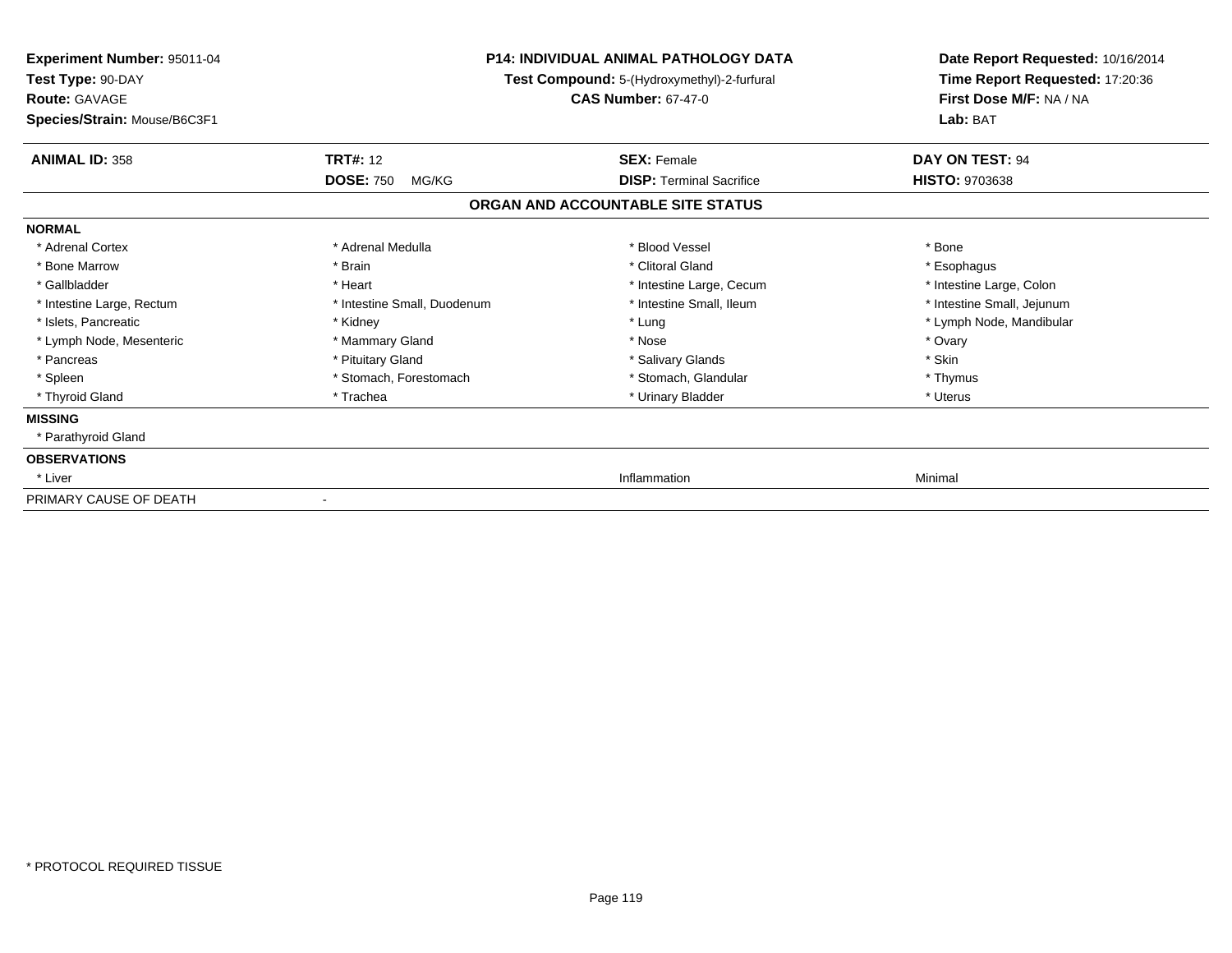**Experiment Number:** 95011-04
**Test Type:** 90-DAY
**Route:** GAVAGE
**Species/Strain:** Mouse/B6C3F1

**P14: INDIVIDUAL ANIMAL PATHOLOGY DATA**
**Test Compound:** 5-(Hydroxymethyl)-2-furfural
**CAS Number:** 67-47-0

**Date Report Requested:** 10/16/2014
**Time Report Requested:** 17:20:36
**First Dose M/F:** NA / NA
**Lab:** BAT

| **ANIMAL ID:** 358 | **TRT#:** 12 | **SEX:** Female | **DAY ON TEST:** 94 |
|---|---|---|---|
| | **DOSE:** 750 MG/KG | **DISP:** Terminal Sacrifice | **HISTO:** 9703638 |

## ORGAN AND ACCOUNTABLE SITE STATUS

| | | | |
|---|---|---|---|
| **NORMAL** | | | |
| * Adrenal Cortex | * Adrenal Medulla | * Blood Vessel | * Bone |
| * Bone Marrow | * Brain | * Clitoral Gland | * Esophagus |
| * Gallbladder | * Heart | * Intestine Large, Cecum | * Intestine Large, Colon |
| * Intestine Large, Rectum | * Intestine Small, Duodenum | * Intestine Small, Ileum | * Intestine Small, Jejunum |
| * Islets, Pancreatic | * Kidney | * Lung | * Lymph Node, Mandibular |
| * Lymph Node, Mesenteric | * Mammary Gland | * Nose | * Ovary |
| * Pancreas | * Pituitary Gland | * Salivary Glands | * Skin |
| * Spleen | * Stomach, Forestomach | * Stomach, Glandular | * Thymus |
| * Thyroid Gland | * Trachea | * Urinary Bladder | * Uterus |
| **MISSING** | | | |
| * Parathyroid Gland | | | |
| **OBSERVATIONS** | | | |
| * Liver | | Inflammation | Minimal |
| PRIMARY CAUSE OF DEATH | - | | |

* PROTOCOL REQUIRED TISSUE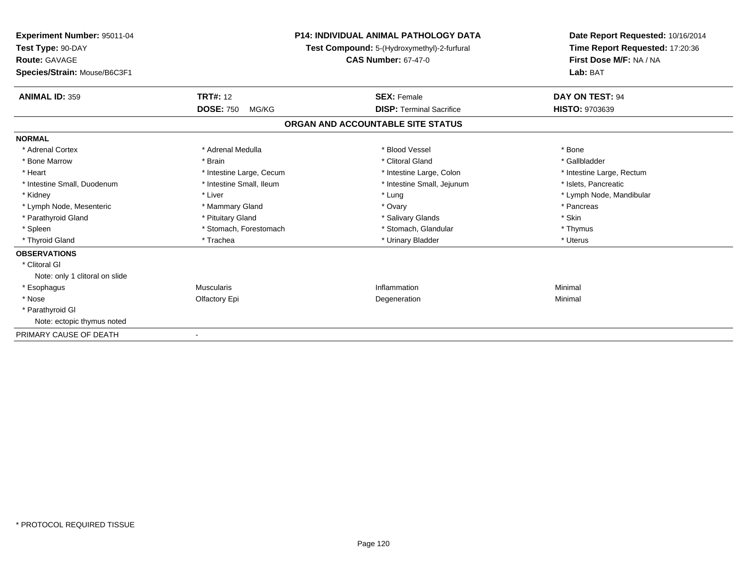**Experiment Number:** 95011-04
**Test Type:** 90-DAY
**Route:** GAVAGE
**Species/Strain:** Mouse/B6C3F1

**P14: INDIVIDUAL ANIMAL PATHOLOGY DATA**
**Test Compound:** 5-(Hydroxymethyl)-2-furfural
**CAS Number:** 67-47-0

**Date Report Requested:** 10/16/2014
**Time Report Requested:** 17:20:36
**First Dose M/F:** NA / NA
**Lab:** BAT

| **ANIMAL ID:** 359 | **TRT#:** 12 | **SEX:** Female | **DAY ON TEST:** 94 |
|---|---|---|---|
| | **DOSE:** 750 MG/KG | **DISP:** Terminal Sacrifice | **HISTO:** 9703639 |

## ORGAN AND ACCOUNTABLE SITE STATUS

**NORMAL**

| | | | |
|---|---|---|---|
| * Adrenal Cortex | * Adrenal Medulla | * Blood Vessel | * Bone |
| * Bone Marrow | * Brain | * Clitoral Gland | * Gallbladder |
| * Heart | * Intestine Large, Cecum | * Intestine Large, Colon | * Intestine Large, Rectum |
| * Intestine Small, Duodenum | * Intestine Small, Ileum | * Intestine Small, Jejunum | * Islets, Pancreatic |
| * Kidney | * Liver | * Lung | * Lymph Node, Mandibular |
| * Lymph Node, Mesenteric | * Mammary Gland | * Ovary | * Pancreas |
| * Parathyroid Gland | * Pituitary Gland | * Salivary Glands | * Skin |
| * Spleen | * Stomach, Forestomach | * Stomach, Glandular | * Thymus |
| * Thyroid Gland | * Trachea | * Urinary Bladder | * Uterus |

**OBSERVATIONS**

| | | | |
|---|---|---|---|
| * Clitoral Gl | | | |
| Note: only 1 clitoral on slide | | | |
| * Esophagus | Muscularis | Inflammation | Minimal |
| * Nose | Olfactory Epi | Degeneration | Minimal |
| * Parathyroid Gl | | | |
| Note: ectopic thymus noted | | | |

PRIMARY CAUSE OF DEATH -

* PROTOCOL REQUIRED TISSUE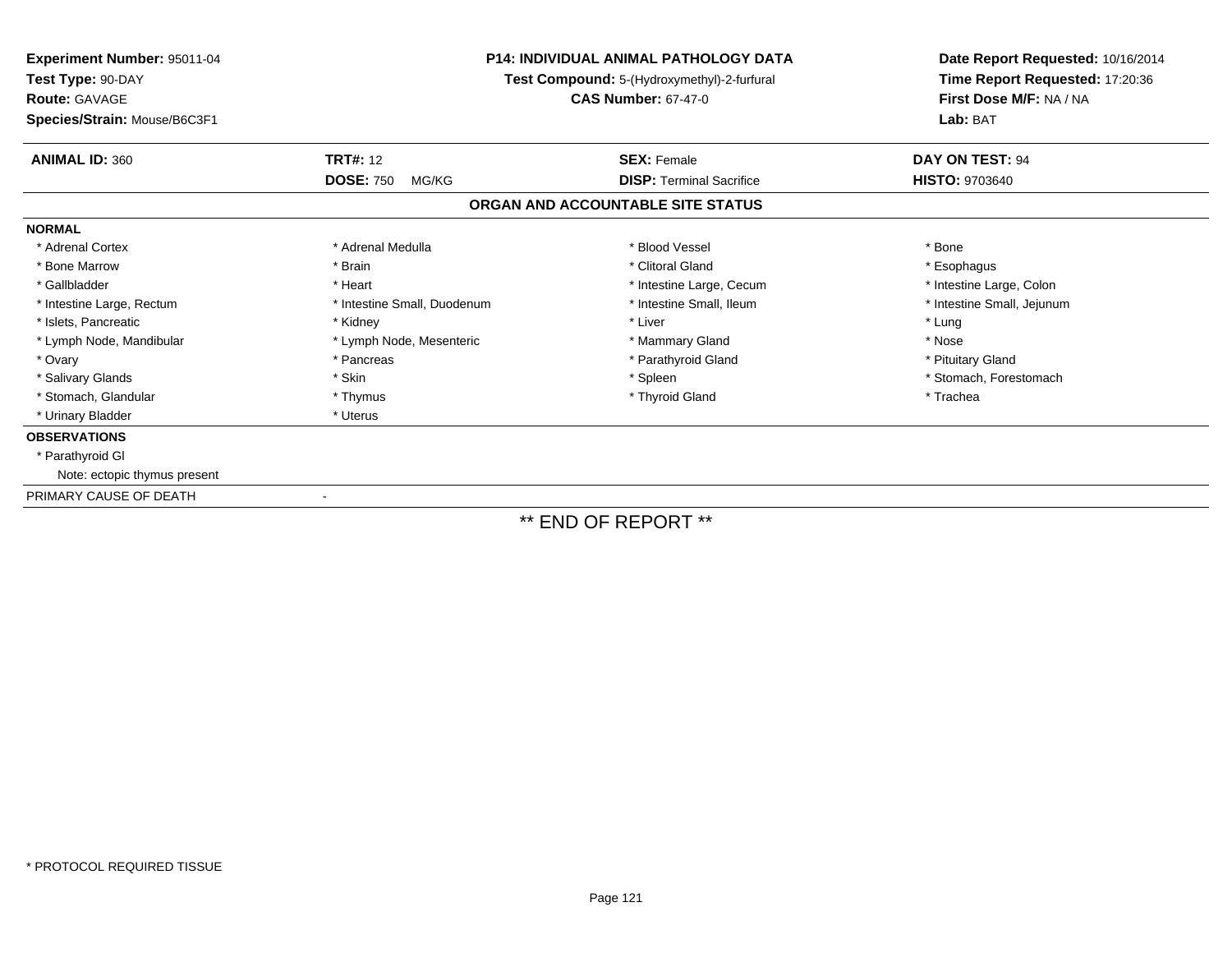**Experiment Number:** 95011-04
**Test Type:** 90-DAY
**Route:** GAVAGE
**Species/Strain:** Mouse/B6C3F1

**P14: INDIVIDUAL ANIMAL PATHOLOGY DATA**
**Test Compound:** 5-(Hydroxymethyl)-2-furfural
**CAS Number:** 67-47-0

**Date Report Requested:** 10/16/2014
**Time Report Requested:** 17:20:36
**First Dose M/F:** NA / NA
**Lab:** BAT

| | | | |
|---|---|---|---|
| **ANIMAL ID:** 360 | **TRT#:** 12 | **SEX:** Female | **DAY ON TEST:** 94 |
| | **DOSE:** 750 MG/KG | **DISP:** Terminal Sacrifice | **HISTO:** 9703640 |

**ORGAN AND ACCOUNTABLE SITE STATUS**

**NORMAL**

| | | | |
|---|---|---|---|
| * Adrenal Cortex | * Adrenal Medulla | * Blood Vessel | * Bone |
| * Bone Marrow | * Brain | * Clitoral Gland | * Esophagus |
| * Gallbladder | * Heart | * Intestine Large, Cecum | * Intestine Large, Colon |
| * Intestine Large, Rectum | * Intestine Small, Duodenum | * Intestine Small, Ileum | * Intestine Small, Jejunum |
| * Islets, Pancreatic | * Kidney | * Liver | * Lung |
| * Lymph Node, Mandibular | * Lymph Node, Mesenteric | * Mammary Gland | * Nose |
| * Ovary | * Pancreas | * Parathyroid Gland | * Pituitary Gland |
| * Salivary Glands | * Skin | * Spleen | * Stomach, Forestomach |
| * Stomach, Glandular | * Thymus | * Thyroid Gland | * Trachea |
| * Urinary Bladder | * Uterus | | |

**OBSERVATIONS**

* Parathyroid Gl
  Note: ectopic thymus present

PRIMARY CAUSE OF DEATH -

** END OF REPORT **

* PROTOCOL REQUIRED TISSUE